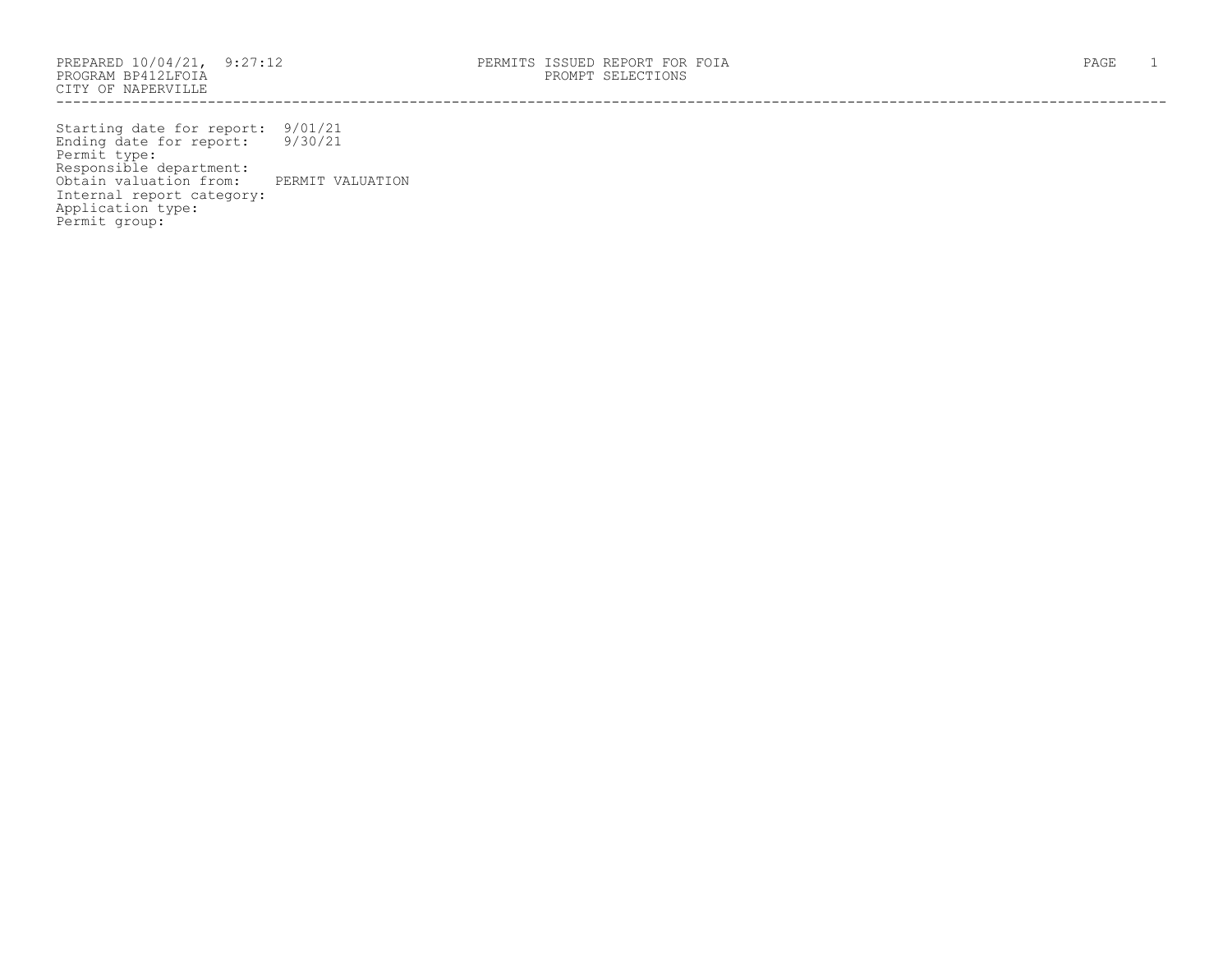PREPARED 10/04/21, 9:27:12
PROGRAM BP412LFOIA
CITY OF NAPERVILLE

PERMITS ISSUED REPORT FOR FOIA
PROMPT SELECTIONS

Starting date for report: 9/01/21
Ending date for report: 9/30/21
Permit type:
Responsible department:
Obtain valuation from: PERMIT VALUATION
Internal report category:
Application type:
Permit group: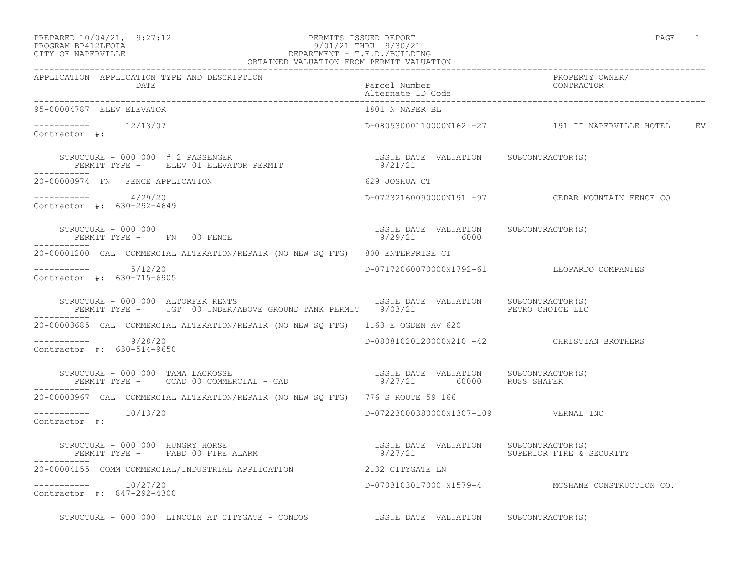PREPARED 10/04/21, 9:27:12
PROGRAM BP412LFOIA
CITY OF NAPERVILLE

PERMITS ISSUED REPORT
9/01/21 THRU 9/30/21
DEPARTMENT - T.E.D./BUILDING
OBTAINED VALUATION FROM PERMIT VALUATION

```
APPLICATION  APPLICATION TYPE AND DESCRIPTION                                                                    PROPERTY OWNER/
             DATE                                                     Parcel Number                              CONTRACTOR
                                                                      Alternate ID Code
-----------------------------------------------------------------------------------------------------------------------------------
95-00004787  ELEV ELEVATOR                                            1801 N NAPER BL

-----------       12/13/07                                            D-08053000110000N162 -27          191 II NAPERVILLE HOTEL     EV
Contractor  #:

     STRUCTURE - 000 000  # 2 PASSENGER                               ISSUE DATE  VALUATION     SUBCONTRACTOR(S)
        PERMIT TYPE -      ELEV 01 ELEVATOR PERMIT                     9/21/21
-----------
20-00000974  FN   FENCE APPLICATION                                   629 JOSHUA CT

-----------       4/29/20                                             D-07232160090000N191 -97          CEDAR MOUNTAIN FENCE CO
Contractor  #:  630-292-4649

     STRUCTURE - 000 000                                              ISSUE DATE  VALUATION     SUBCONTRACTOR(S)
        PERMIT TYPE -      FN   00 FENCE                               9/29/21        6000
-----------
20-00001200  CAL  COMMERCIAL ALTERATION/REPAIR (NO NEW SQ FTG)   800 ENTERPRISE CT

-----------       5/12/20                                             D-07172060070000N1792-61          LEOPARDO COMPANIES
Contractor  #:  630-715-6905

     STRUCTURE - 000 000  ALTORFER RENTS                              ISSUE DATE  VALUATION     SUBCONTRACTOR(S)
        PERMIT TYPE -      UGT  00 UNDER/ABOVE GROUND TANK PERMIT     9/03/21                   PETRO CHOICE LLC
-----------
20-00003685  CAL  COMMERCIAL ALTERATION/REPAIR (NO NEW SQ FTG)   1163 E OGDEN AV 620

-----------       9/28/20                                             D-08081020120000N210 -42          CHRISTIAN BROTHERS
Contractor  #:  630-514-9650

     STRUCTURE - 000 000  TAMA LACROSSE                               ISSUE DATE  VALUATION     SUBCONTRACTOR(S)
        PERMIT TYPE -      CCAD 00 COMMERCIAL - CAD                    9/27/21       60000      RUSS SHAFER
-----------
20-00003967  CAL  COMMERCIAL ALTERATION/REPAIR (NO NEW SQ FTG)   776 S ROUTE 59 166

-----------       10/13/20                                            D-07223000380000N1307-109         VERNAL INC
Contractor  #:

     STRUCTURE - 000 000  HUNGRY HORSE                                ISSUE DATE  VALUATION     SUBCONTRACTOR(S)
        PERMIT TYPE -      FABD 00 FIRE ALARM                          9/27/21                  SUPERIOR FIRE & SECURITY
-----------
20-00004155  COMM COMMERCIAL/INDUSTRIAL APPLICATION              2132 CITYGATE LN

-----------       10/27/20                                            D-0703103017000 N1579-4           MCSHANE CONSTRUCTION CO.
Contractor  #:  847-292-4300

     STRUCTURE - 000 000  LINCOLN AT CITYGATE - CONDOS                ISSUE DATE  VALUATION     SUBCONTRACTOR(S)
```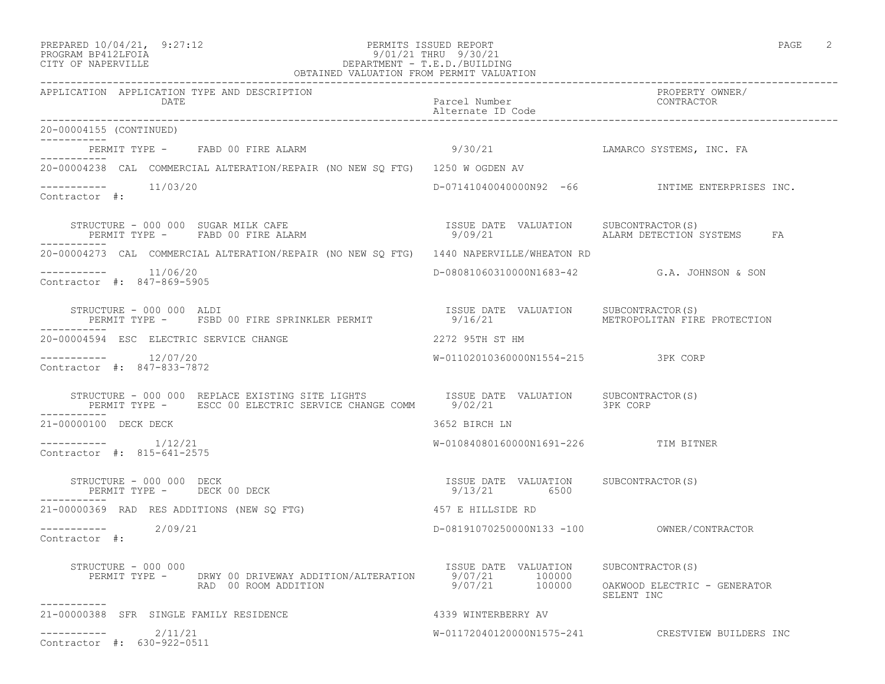PREPARED 10/04/21, 9:27:12
PROGRAM BP412LFOIA
CITY OF NAPERVILLE

PERMITS ISSUED REPORT
9/01/21 THRU 9/30/21
DEPARTMENT - T.E.D./BUILDING
OBTAINED VALUATION FROM PERMIT VALUATION

| APPLICATION | APPLICATION TYPE AND DESCRIPTION / DATE | Parcel Number / Alternate ID Code | PROPERTY OWNER/ CONTRACTOR |
|---|---|---|---|

**20-00004155 (CONTINUED)**

PERMIT TYPE - FABD 00 FIRE ALARM — 9/30/21 — LAMARCO SYSTEMS, INC. FA

---

**20-00004238 CAL COMMERCIAL ALTERATION/REPAIR (NO NEW SQ FTG)** — 1250 W OGDEN AV
11/03/20 — D-07141040040000N92 -66 — INTIME ENTERPRISES INC.
Contractor #:

STRUCTURE - 000 000 SUGAR MILK CAFE

| PERMIT TYPE | ISSUE DATE | VALUATION | SUBCONTRACTOR(S) |
|---|---|---|---|
| FABD 00 FIRE ALARM | 9/09/21 | | ALARM DETECTION SYSTEMS FA |

---

**20-00004273 CAL COMMERCIAL ALTERATION/REPAIR (NO NEW SQ FTG)** — 1440 NAPERVILLE/WHEATON RD
11/06/20 — D-08081060310000N1683-42 — G.A. JOHNSON & SON
Contractor #: 847-869-5905

STRUCTURE - 000 000 ALDI

| PERMIT TYPE | ISSUE DATE | VALUATION | SUBCONTRACTOR(S) |
|---|---|---|---|
| FSBD 00 FIRE SPRINKLER PERMIT | 9/16/21 | | METROPOLITAN FIRE PROTECTION |

---

**20-00004594 ESC ELECTRIC SERVICE CHANGE** — 2272 95TH ST HM
12/07/20 — W-01102010360000N1554-215 — 3PK CORP
Contractor #: 847-833-7872

STRUCTURE - 000 000 REPLACE EXISTING SITE LIGHTS

| PERMIT TYPE | ISSUE DATE | VALUATION | SUBCONTRACTOR(S) |
|---|---|---|---|
| ESCC 00 ELECTRIC SERVICE CHANGE COMM | 9/02/21 | | 3PK CORP |

---

**21-00000100 DECK DECK** — 3652 BIRCH LN
1/12/21 — W-01084080160000N1691-226 — TIM BITNER
Contractor #: 815-641-2575

STRUCTURE - 000 000 DECK

| PERMIT TYPE | ISSUE DATE | VALUATION | SUBCONTRACTOR(S) |
|---|---|---|---|
| DECK 00 DECK | 9/13/21 | 6500 | |

---

**21-00000369 RAD RES ADDITIONS (NEW SQ FTG)** — 457 E HILLSIDE RD
2/09/21 — D-08191070250000N133 -100 — OWNER/CONTRACTOR
Contractor #:

STRUCTURE - 000 000

| PERMIT TYPE | ISSUE DATE | VALUATION | SUBCONTRACTOR(S) |
|---|---|---|---|
| DRWY 00 DRIVEWAY ADDITION/ALTERATION | 9/07/21 | 100000 | |
| RAD 00 ROOM ADDITION | 9/07/21 | 100000 | OAKWOOD ELECTRIC - GENERATOR; SELENT INC |

---

**21-00000388 SFR SINGLE FAMILY RESIDENCE** — 4339 WINTERBERRY AV
2/11/21 — W-01172040120000N1575-241 — CRESTVIEW BUILDERS INC
Contractor #: 630-922-0511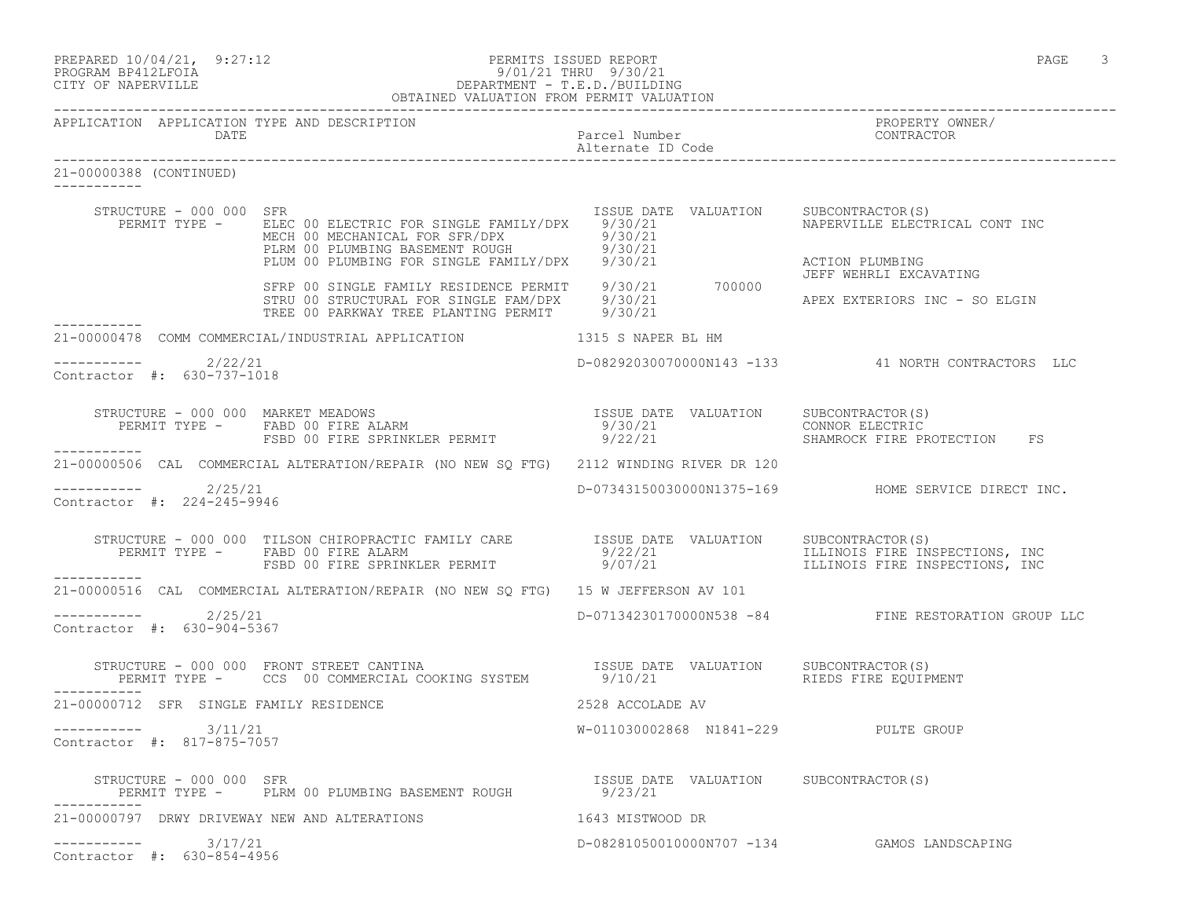PREPARED 10/04/21, 9:27:12 PERMITS ISSUED REPORT
PROGRAM BP412LFOIA 9/01/21 THRU 9/30/21
CITY OF NAPERVILLE DEPARTMENT - T.E.D./BUILDING
OBTAINED VALUATION FROM PERMIT VALUATION

| APPLICATION | APPLICATION TYPE AND DESCRIPTION DATE | Parcel Number Alternate ID Code | PROPERTY OWNER/ CONTRACTOR |
|---|---|---|---|

21-00000388 (CONTINUED)

STRUCTURE - 000 000 SFR

| PERMIT TYPE | ISSUE DATE | VALUATION | SUBCONTRACTOR(S) |
|---|---|---|---|
| ELEC 00 ELECTRIC FOR SINGLE FAMILY/DPX | 9/30/21 | | NAPERVILLE ELECTRICAL CONT INC |
| MECH 00 MECHANICAL FOR SFR/DPX | 9/30/21 | | |
| PLRM 00 PLUMBING BASEMENT ROUGH | 9/30/21 | | |
| PLUM 00 PLUMBING FOR SINGLE FAMILY/DPX | 9/30/21 | | ACTION PLUMBING |
| | | | JEFF WEHRLI EXCAVATING |
| SFRP 00 SINGLE FAMILY RESIDENCE PERMIT | 9/30/21 | 700000 | |
| STRU 00 STRUCTURAL FOR SINGLE FAM/DPX | 9/30/21 | | APEX EXTERIORS INC - SO ELGIN |
| TREE 00 PARKWAY TREE PLANTING PERMIT | 9/30/21 | | |

21-00000478 COMM COMMERCIAL/INDUSTRIAL APPLICATION 1315 S NAPER BL HM

2/22/21 D-08292030070000N143 -133 41 NORTH CONTRACTORS LLC
Contractor #: 630-737-1018

STRUCTURE - 000 000 MARKET MEADOWS

| PERMIT TYPE | ISSUE DATE | VALUATION | SUBCONTRACTOR(S) |
|---|---|---|---|
| FABD 00 FIRE ALARM | 9/30/21 | | CONNOR ELECTRIC |
| FSBD 00 FIRE SPRINKLER PERMIT | 9/22/21 | | SHAMROCK FIRE PROTECTION FS |

21-00000506 CAL COMMERCIAL ALTERATION/REPAIR (NO NEW SQ FTG) 2112 WINDING RIVER DR 120

2/25/21 D-07343150030000N1375-169 HOME SERVICE DIRECT INC.
Contractor #: 224-245-9946

STRUCTURE - 000 000 TILSON CHIROPRACTIC FAMILY CARE

| PERMIT TYPE | ISSUE DATE | VALUATION | SUBCONTRACTOR(S) |
|---|---|---|---|
| FABD 00 FIRE ALARM | 9/22/21 | | ILLINOIS FIRE INSPECTIONS, INC |
| FSBD 00 FIRE SPRINKLER PERMIT | 9/07/21 | | ILLINOIS FIRE INSPECTIONS, INC |

21-00000516 CAL COMMERCIAL ALTERATION/REPAIR (NO NEW SQ FTG) 15 W JEFFERSON AV 101

2/25/21 D-07134230170000N538 -84 FINE RESTORATION GROUP LLC
Contractor #: 630-904-5367

STRUCTURE - 000 000 FRONT STREET CANTINA

| PERMIT TYPE | ISSUE DATE | VALUATION | SUBCONTRACTOR(S) |
|---|---|---|---|
| CCS 00 COMMERCIAL COOKING SYSTEM | 9/10/21 | | RIEDS FIRE EQUIPMENT |

21-00000712 SFR SINGLE FAMILY RESIDENCE 2528 ACCOLADE AV

3/11/21 W-011030002868 N1841-229 PULTE GROUP
Contractor #: 817-875-7057

STRUCTURE - 000 000 SFR

| PERMIT TYPE | ISSUE DATE | VALUATION | SUBCONTRACTOR(S) |
|---|---|---|---|
| PLRM 00 PLUMBING BASEMENT ROUGH | 9/23/21 | | |

21-00000797 DRWY DRIVEWAY NEW AND ALTERATIONS 1643 MISTWOOD DR

3/17/21 D-08281050010000N707 -134 GAMOS LANDSCAPING
Contractor #: 630-854-4956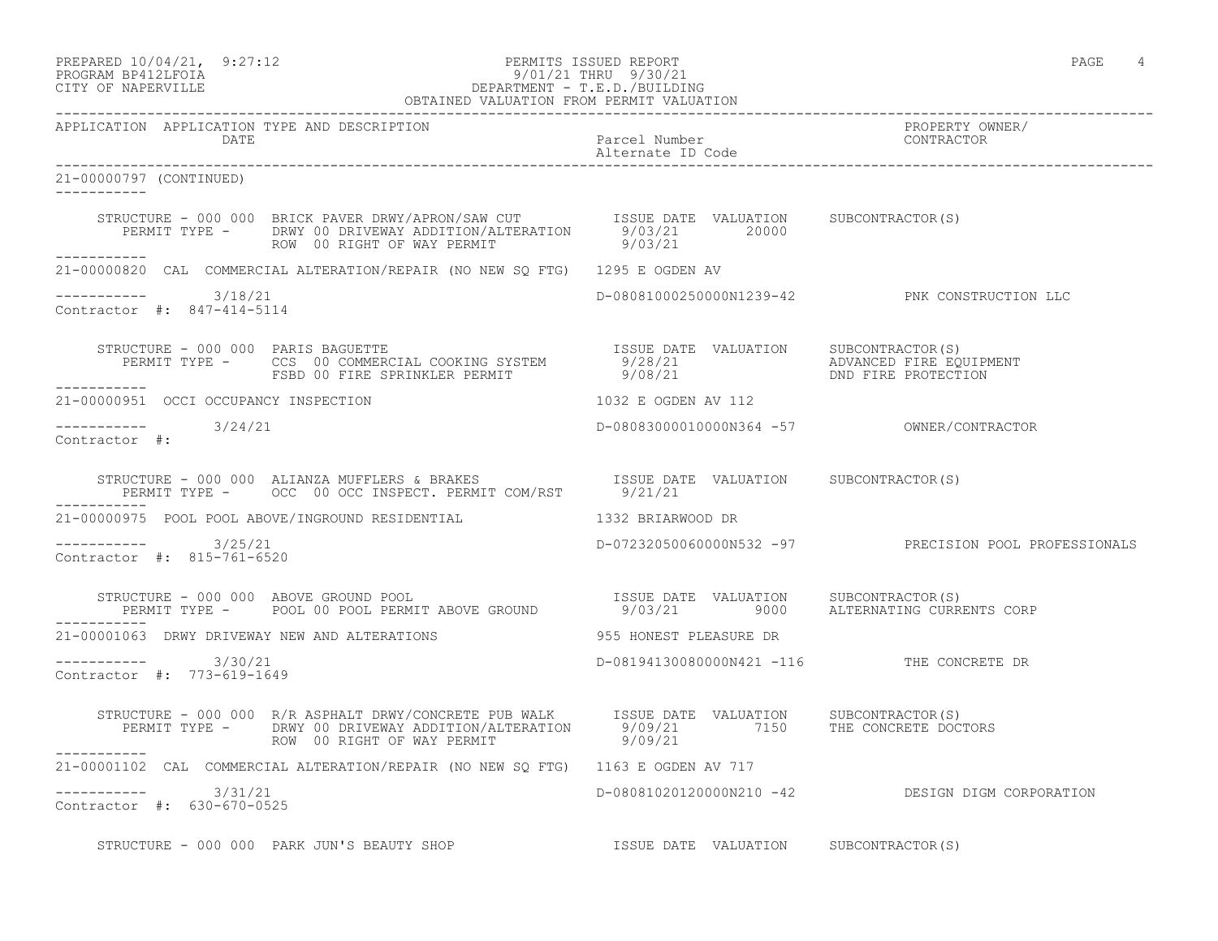PREPARED 10/04/21, 9:27:12
PROGRAM BP412LFOIA
CITY OF NAPERVILLE

PERMITS ISSUED REPORT
9/01/21 THRU 9/30/21
DEPARTMENT - T.E.D./BUILDING
OBTAINED VALUATION FROM PERMIT VALUATION

| APPLICATION | APPLICATION TYPE AND DESCRIPTION DATE | Parcel Number Alternate ID Code | PROPERTY OWNER/ CONTRACTOR |
|---|---|---|---|

21-00000797 (CONTINUED)

```
    STRUCTURE - 000 000  BRICK PAVER DRWY/APRON/SAW CUT           ISSUE DATE  VALUATION     SUBCONTRACTOR(S)
       PERMIT TYPE -     DRWY 00 DRIVEWAY ADDITION/ALTERATION      9/03/21        20000
                         ROW  00 RIGHT OF WAY PERMIT               9/03/21
```

21-00000820 CAL COMMERCIAL ALTERATION/REPAIR (NO NEW SQ FTG) 1295 E OGDEN AV

3/18/21 — D-08081000250000N1239-42 — PNK CONSTRUCTION LLC
Contractor #: 847-414-5114

```
    STRUCTURE - 000 000  PARIS BAGUETTE                           ISSUE DATE  VALUATION     SUBCONTRACTOR(S)
       PERMIT TYPE -     CCS  00 COMMERCIAL COOKING SYSTEM         9/28/21                  ADVANCED FIRE EQUIPMENT
                         FSBD 00 FIRE SPRINKLER PERMIT             9/08/21                  DND FIRE PROTECTION
```

21-00000951 OCCI OCCUPANCY INSPECTION 1032 E OGDEN AV 112

3/24/21 — D-08083000010000N364 -57 — OWNER/CONTRACTOR
Contractor #:

```
    STRUCTURE - 000 000  ALIANZA MUFFLERS & BRAKES                ISSUE DATE  VALUATION     SUBCONTRACTOR(S)
       PERMIT TYPE -     OCC  00 OCC INSPECT. PERMIT COM/RST       9/21/21
```

21-00000975 POOL POOL ABOVE/INGROUND RESIDENTIAL 1332 BRIARWOOD DR

3/25/21 — D-07232050060000N532 -97 — PRECISION POOL PROFESSIONALS
Contractor #: 815-761-6520

```
    STRUCTURE - 000 000  ABOVE GROUND POOL                        ISSUE DATE  VALUATION     SUBCONTRACTOR(S)
       PERMIT TYPE -     POOL 00 POOL PERMIT ABOVE GROUND          9/03/21         9000     ALTERNATING CURRENTS CORP
```

21-00001063 DRWY DRIVEWAY NEW AND ALTERATIONS 955 HONEST PLEASURE DR

3/30/21 — D-08194130080000N421 -116 — THE CONCRETE DR
Contractor #: 773-619-1649

```
    STRUCTURE - 000 000  R/R ASPHALT DRWY/CONCRETE PUB WALK       ISSUE DATE  VALUATION     SUBCONTRACTOR(S)
       PERMIT TYPE -     DRWY 00 DRIVEWAY ADDITION/ALTERATION      9/09/21         7150     THE CONCRETE DOCTORS
                         ROW  00 RIGHT OF WAY PERMIT               9/09/21
```

21-00001102 CAL COMMERCIAL ALTERATION/REPAIR (NO NEW SQ FTG) 1163 E OGDEN AV 717

3/31/21 — D-08081020120000N210 -42 — DESIGN DIGM CORPORATION
Contractor #: 630-670-0525

```
    STRUCTURE - 000 000  PARK JUN'S BEAUTY SHOP                   ISSUE DATE  VALUATION     SUBCONTRACTOR(S)
```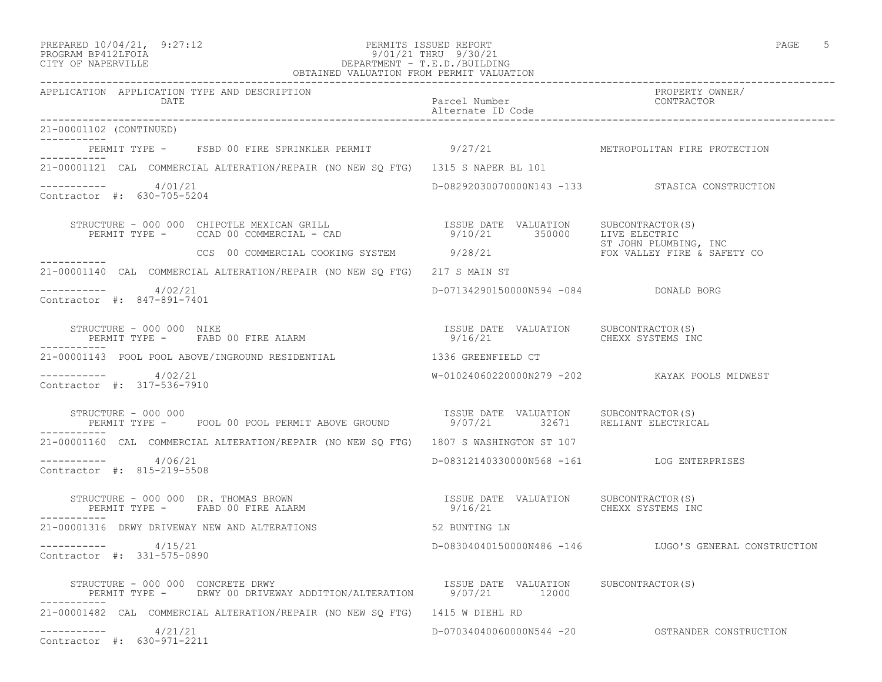PREPARED 10/04/21, 9:27:12
PROGRAM BP412LFOIA
CITY OF NAPERVILLE

PERMITS ISSUED REPORT
9/01/21 THRU 9/30/21
DEPARTMENT - T.E.D./BUILDING
OBTAINED VALUATION FROM PERMIT VALUATION

| APPLICATION | APPLICATION TYPE AND DESCRIPTION / DATE | Parcel Number / Alternate ID Code | PROPERTY OWNER/ CONTRACTOR |
|---|---|---|---|

21-00001102 (CONTINUED)

PERMIT TYPE - FSBD 00 FIRE SPRINKLER PERMIT 9/27/21 METROPOLITAN FIRE PROTECTION

---

21-00001121 CAL COMMERCIAL ALTERATION/REPAIR (NO NEW SQ FTG) 1315 S NAPER BL 101

4/01/21 — D-08292030070000N143 -133 — STASICA CONSTRUCTION
Contractor #: 630-705-5204

STRUCTURE - 000 000 CHIPOTLE MEXICAN GRILL

| PERMIT TYPE | ISSUE DATE | VALUATION | SUBCONTRACTOR(S) |
|---|---|---|---|
| CCAD 00 COMMERCIAL - CAD | 9/10/21 | 350000 | LIVE ELECTRIC |
| | | | ST JOHN PLUMBING, INC |
| CCS 00 COMMERCIAL COOKING SYSTEM | 9/28/21 | | FOX VALLEY FIRE & SAFETY CO |

---

21-00001140 CAL COMMERCIAL ALTERATION/REPAIR (NO NEW SQ FTG) 217 S MAIN ST

4/02/21 — D-07134290150000N594 -084 — DONALD BORG
Contractor #: 847-891-7401

STRUCTURE - 000 000 NIKE

| PERMIT TYPE | ISSUE DATE | VALUATION | SUBCONTRACTOR(S) |
|---|---|---|---|
| FABD 00 FIRE ALARM | 9/16/21 | | CHEXX SYSTEMS INC |

---

21-00001143 POOL POOL ABOVE/INGROUND RESIDENTIAL 1336 GREENFIELD CT

4/02/21 — W-01024060220000N279 -202 — KAYAK POOLS MIDWEST
Contractor #: 317-536-7910

STRUCTURE - 000 000

| PERMIT TYPE | ISSUE DATE | VALUATION | SUBCONTRACTOR(S) |
|---|---|---|---|
| POOL 00 POOL PERMIT ABOVE GROUND | 9/07/21 | 32671 | RELIANT ELECTRICAL |

---

21-00001160 CAL COMMERCIAL ALTERATION/REPAIR (NO NEW SQ FTG) 1807 S WASHINGTON ST 107

4/06/21 — D-08312140330000N568 -161 — LOG ENTERPRISES
Contractor #: 815-219-5508

STRUCTURE - 000 000 DR. THOMAS BROWN

| PERMIT TYPE | ISSUE DATE | VALUATION | SUBCONTRACTOR(S) |
|---|---|---|---|
| FABD 00 FIRE ALARM | 9/16/21 | | CHEXX SYSTEMS INC |

---

21-00001316 DRWY DRIVEWAY NEW AND ALTERATIONS 52 BUNTING LN

4/15/21 — D-08304040150000N486 -146 — LUGO'S GENERAL CONSTRUCTION
Contractor #: 331-575-0890

STRUCTURE - 000 000 CONCRETE DRWY

| PERMIT TYPE | ISSUE DATE | VALUATION | SUBCONTRACTOR(S) |
|---|---|---|---|
| DRWY 00 DRIVEWAY ADDITION/ALTERATION | 9/07/21 | 12000 | |

---

21-00001482 CAL COMMERCIAL ALTERATION/REPAIR (NO NEW SQ FTG) 1415 W DIEHL RD

4/21/21 — D-07034040060000N544 -20 — OSTRANDER CONSTRUCTION
Contractor #: 630-971-2211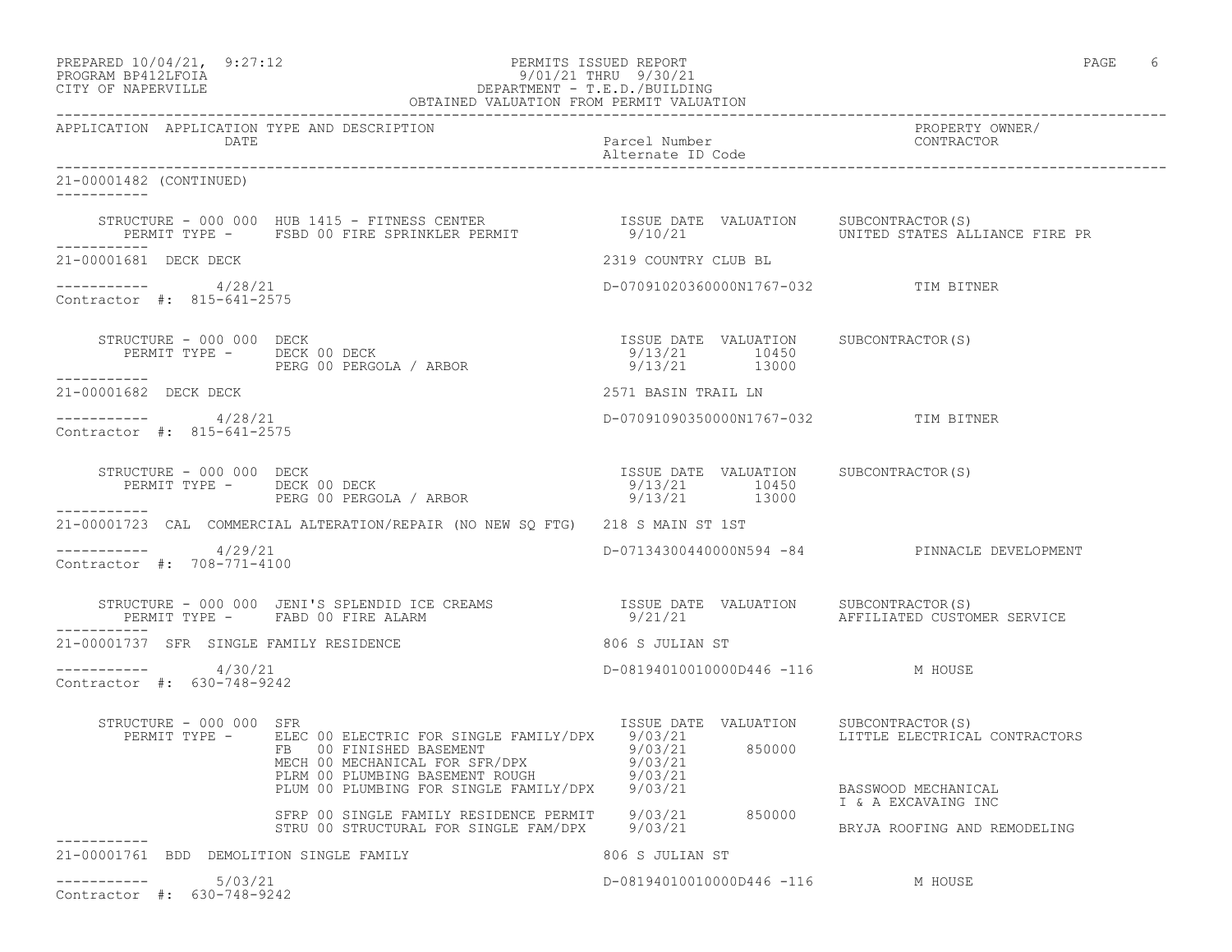PREPARED 10/04/21, 9:27:12
PROGRAM BP412LFOIA
CITY OF NAPERVILLE

PERMITS ISSUED REPORT
9/01/21 THRU 9/30/21
DEPARTMENT - T.E.D./BUILDING
OBTAINED VALUATION FROM PERMIT VALUATION

| APPLICATION | APPLICATION TYPE AND DESCRIPTION / DATE | Parcel Number / Alternate ID Code | PROPERTY OWNER/ CONTRACTOR |
|---|---|---|---|

21-00001482 (CONTINUED)

STRUCTURE - 000 000 HUB 1415 - FITNESS CENTER

| PERMIT TYPE | ISSUE DATE | VALUATION | SUBCONTRACTOR(S) |
|---|---|---|---|
| FSBD 00 FIRE SPRINKLER PERMIT | 9/10/21 | | UNITED STATES ALLIANCE FIRE PR |

---

21-00001681 DECK DECK — 2319 COUNTRY CLUB BL

4/28/21 — D-07091020360000N1767-032 — TIM BITNER

Contractor #: 815-641-2575

STRUCTURE - 000 000 DECK

| PERMIT TYPE | ISSUE DATE | VALUATION | SUBCONTRACTOR(S) |
|---|---|---|---|
| DECK 00 DECK | 9/13/21 | 10450 | |
| PERG 00 PERGOLA / ARBOR | 9/13/21 | 13000 | |

---

21-00001682 DECK DECK — 2571 BASIN TRAIL LN

4/28/21 — D-07091090350000N1767-032 — TIM BITNER

Contractor #: 815-641-2575

STRUCTURE - 000 000 DECK

| PERMIT TYPE | ISSUE DATE | VALUATION | SUBCONTRACTOR(S) |
|---|---|---|---|
| DECK 00 DECK | 9/13/21 | 10450 | |
| PERG 00 PERGOLA / ARBOR | 9/13/21 | 13000 | |

---

21-00001723 CAL COMMERCIAL ALTERATION/REPAIR (NO NEW SQ FTG) — 218 S MAIN ST 1ST

4/29/21 — D-07134300440000N594 -84 — PINNACLE DEVELOPMENT

Contractor #: 708-771-4100

STRUCTURE - 000 000 JENI'S SPLENDID ICE CREAMS

| PERMIT TYPE | ISSUE DATE | VALUATION | SUBCONTRACTOR(S) |
|---|---|---|---|
| FABD 00 FIRE ALARM | 9/21/21 | | AFFILIATED CUSTOMER SERVICE |

---

21-00001737 SFR SINGLE FAMILY RESIDENCE — 806 S JULIAN ST

4/30/21 — D-08194010010000D446 -116 — M HOUSE

Contractor #: 630-748-9242

STRUCTURE - 000 000 SFR

| PERMIT TYPE | ISSUE DATE | VALUATION | SUBCONTRACTOR(S) |
|---|---|---|---|
| ELEC 00 ELECTRIC FOR SINGLE FAMILY/DPX | 9/03/21 | | LITTLE ELECTRICAL CONTRACTORS |
| FB 00 FINISHED BASEMENT | 9/03/21 | 850000 | |
| MECH 00 MECHANICAL FOR SFR/DPX | 9/03/21 | | |
| PLRM 00 PLUMBING BASEMENT ROUGH | 9/03/21 | | |
| PLUM 00 PLUMBING FOR SINGLE FAMILY/DPX | 9/03/21 | | BASSWOOD MECHANICAL |
| | | | I & A EXCAVAING INC |
| SFRP 00 SINGLE FAMILY RESIDENCE PERMIT | 9/03/21 | 850000 | |
| STRU 00 STRUCTURAL FOR SINGLE FAM/DPX | 9/03/21 | | BRYJA ROOFING AND REMODELING |

---

21-00001761 BDD DEMOLITION SINGLE FAMILY — 806 S JULIAN ST

5/03/21 — D-08194010010000D446 -116 — M HOUSE

Contractor #: 630-748-9242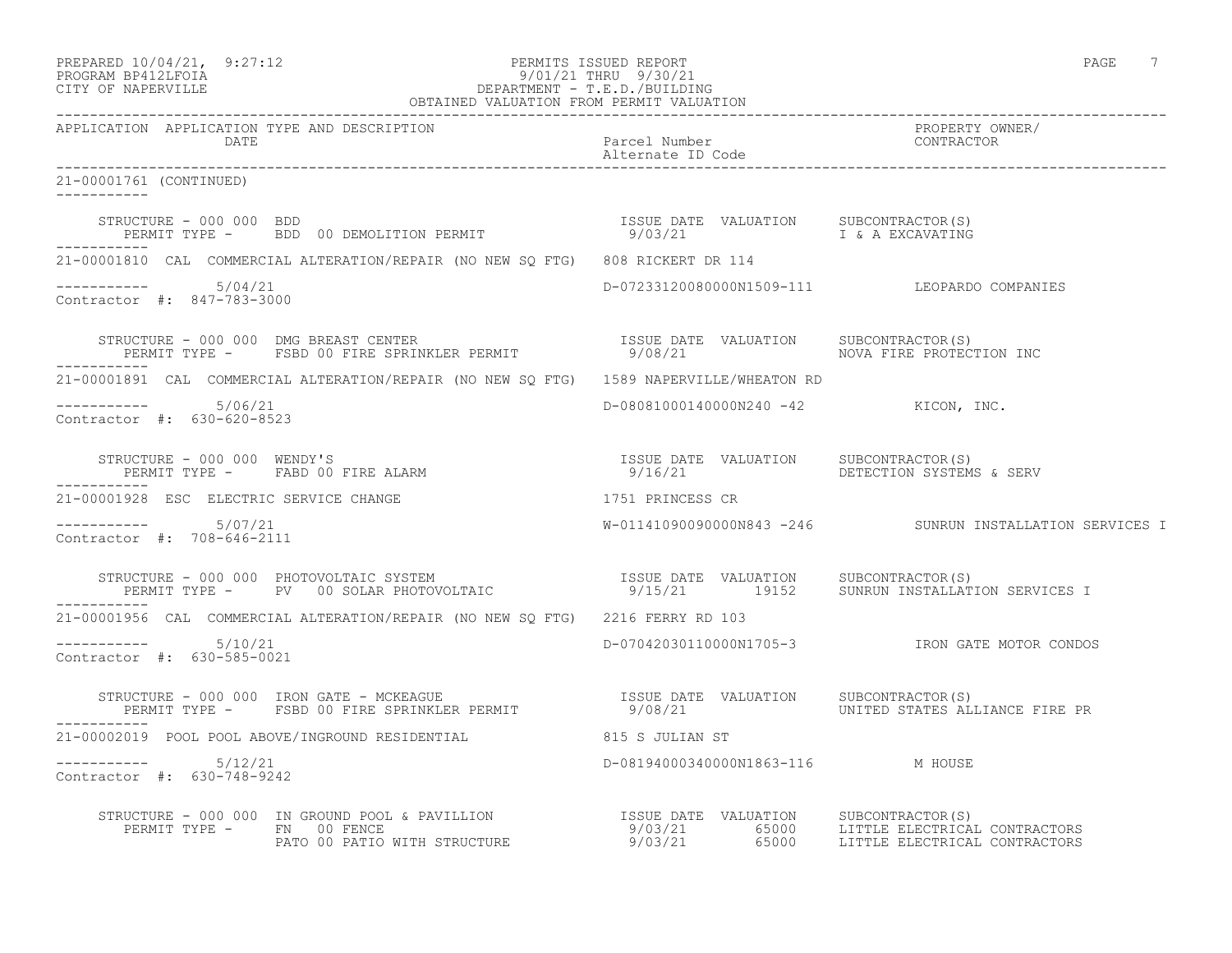PREPARED 10/04/21, 9:27:12 PERMITS ISSUED REPORT
PROGRAM BP412LFOIA 9/01/21 THRU 9/30/21
CITY OF NAPERVILLE DEPARTMENT - T.E.D./BUILDING
OBTAINED VALUATION FROM PERMIT VALUATION

| APPLICATION | APPLICATION TYPE AND DESCRIPTION / DATE | Parcel Number / Alternate ID Code | PROPERTY OWNER/ CONTRACTOR |
|---|---|---|---|

**21-00001761 (CONTINUED)**

STRUCTURE - 000 000 BDD
PERMIT TYPE - BDD 00 DEMOLITION PERMIT

| ISSUE DATE | VALUATION | SUBCONTRACTOR(S) |
|---|---|---|
| 9/03/21 | | I & A EXCAVATING |

---

**21-00001810** CAL COMMERCIAL ALTERATION/REPAIR (NO NEW SQ FTG) 808 RICKERT DR 114

5/04/21 — D-07233120080000N1509-111 — LEOPARDO COMPANIES
Contractor #: 847-783-3000

STRUCTURE - 000 000 DMG BREAST CENTER
PERMIT TYPE - FSBD 00 FIRE SPRINKLER PERMIT

| ISSUE DATE | VALUATION | SUBCONTRACTOR(S) |
|---|---|---|
| 9/08/21 | | NOVA FIRE PROTECTION INC |

---

**21-00001891** CAL COMMERCIAL ALTERATION/REPAIR (NO NEW SQ FTG) 1589 NAPERVILLE/WHEATON RD

5/06/21 — D-08081000140000N240 -42 — KICON, INC.
Contractor #: 630-620-8523

STRUCTURE - 000 000 WENDY'S
PERMIT TYPE - FABD 00 FIRE ALARM

| ISSUE DATE | VALUATION | SUBCONTRACTOR(S) |
|---|---|---|
| 9/16/21 | | DETECTION SYSTEMS & SERV |

---

**21-00001928** ESC ELECTRIC SERVICE CHANGE 1751 PRINCESS CR

5/07/21 — W-01141090090000N843 -246 — SUNRUN INSTALLATION SERVICES I
Contractor #: 708-646-2111

STRUCTURE - 000 000 PHOTOVOLTAIC SYSTEM
PERMIT TYPE - PV 00 SOLAR PHOTOVOLTAIC

| ISSUE DATE | VALUATION | SUBCONTRACTOR(S) |
|---|---|---|
| 9/15/21 | 19152 | SUNRUN INSTALLATION SERVICES I |

---

**21-00001956** CAL COMMERCIAL ALTERATION/REPAIR (NO NEW SQ FTG) 2216 FERRY RD 103

5/10/21 — D-07042030110000N1705-3 — IRON GATE MOTOR CONDOS
Contractor #: 630-585-0021

STRUCTURE - 000 000 IRON GATE - MCKEAGUE
PERMIT TYPE - FSBD 00 FIRE SPRINKLER PERMIT

| ISSUE DATE | VALUATION | SUBCONTRACTOR(S) |
|---|---|---|
| 9/08/21 | | UNITED STATES ALLIANCE FIRE PR |

---

**21-00002019** POOL POOL ABOVE/INGROUND RESIDENTIAL 815 S JULIAN ST

5/12/21 — D-08194000340000N1863-116 — M HOUSE
Contractor #: 630-748-9242

STRUCTURE - 000 000 IN GROUND POOL & PAVILLION

| PERMIT TYPE | ISSUE DATE | VALUATION | SUBCONTRACTOR(S) |
|---|---|---|---|
| FN 00 FENCE | 9/03/21 | 65000 | LITTLE ELECTRICAL CONTRACTORS |
| PATO 00 PATIO WITH STRUCTURE | 9/03/21 | 65000 | LITTLE ELECTRICAL CONTRACTORS |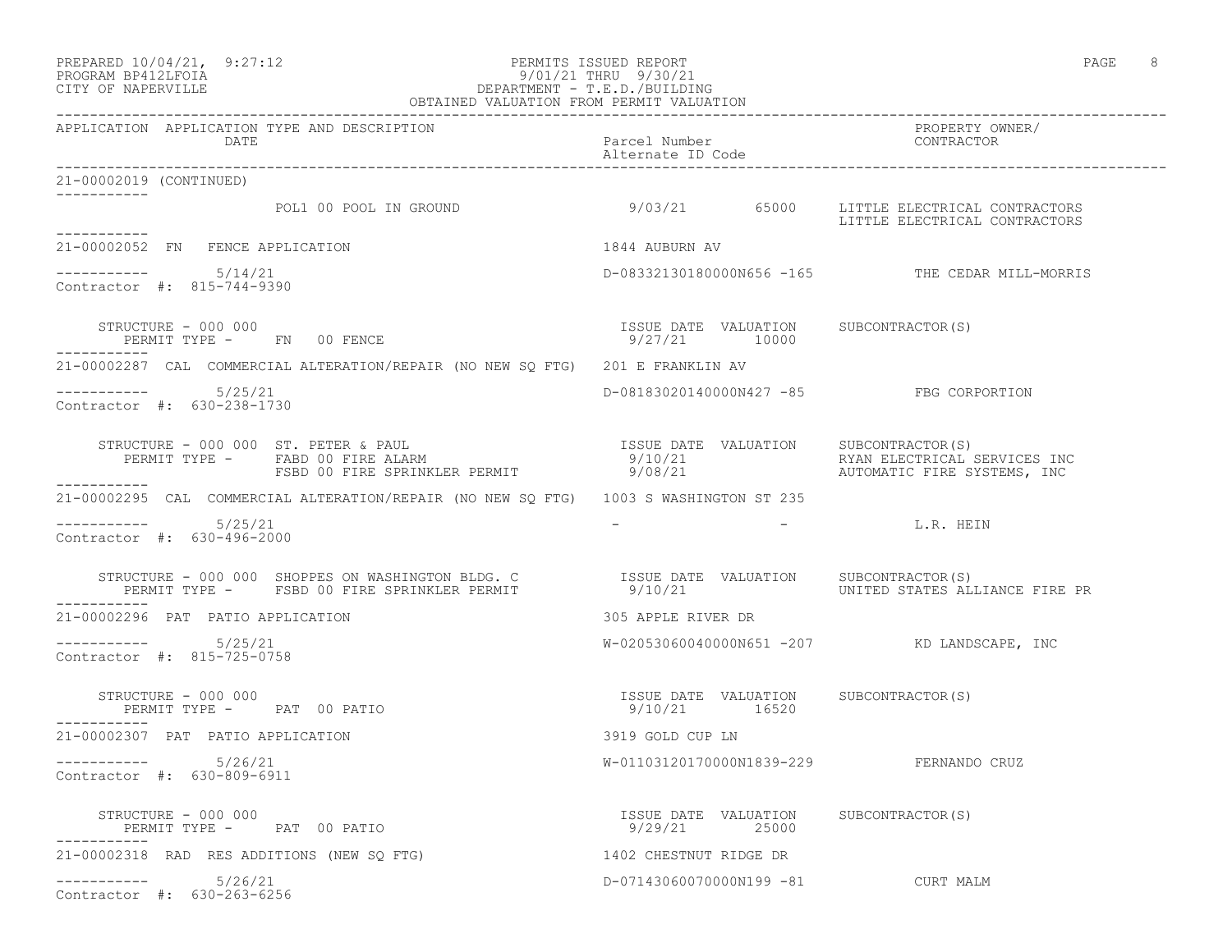PREPARED 10/04/21, 9:27:12
PROGRAM BP412LFOIA
CITY OF NAPERVILLE

PERMITS ISSUED REPORT
9/01/21 THRU 9/30/21
DEPARTMENT - T.E.D./BUILDING
OBTAINED VALUATION FROM PERMIT VALUATION

| APPLICATION | APPLICATION TYPE AND DESCRIPTION / DATE | Parcel Number / Alternate ID Code | PROPERTY OWNER/ CONTRACTOR |
|---|---|---|---|

21-00002019 (CONTINUED)

POL1 00 POOL IN GROUND — 9/03/21 — 65000 — LITTLE ELECTRICAL CONTRACTORS / LITTLE ELECTRICAL CONTRACTORS

---

21-00002052 FN FENCE APPLICATION — 1844 AUBURN AV

5/14/21 — D-08332130180000N656 -165 — THE CEDAR MILL-MORRIS

Contractor #: 815-744-9390

STRUCTURE - 000 000 — ISSUE DATE VALUATION SUBCONTRACTOR(S)
PERMIT TYPE - FN 00 FENCE — 9/27/21 — 10000

---

21-00002287 CAL COMMERCIAL ALTERATION/REPAIR (NO NEW SQ FTG) — 201 E FRANKLIN AV

5/25/21 — D-08183020140000N427 -85 — FBG CORPORTION

Contractor #: 630-238-1730

STRUCTURE - 000 000 ST. PETER & PAUL — ISSUE DATE VALUATION SUBCONTRACTOR(S)
PERMIT TYPE - FABD 00 FIRE ALARM — 9/10/21 — RYAN ELECTRICAL SERVICES INC
FSBD 00 FIRE SPRINKLER PERMIT — 9/08/21 — AUTOMATIC FIRE SYSTEMS, INC

---

21-00002295 CAL COMMERCIAL ALTERATION/REPAIR (NO NEW SQ FTG) — 1003 S WASHINGTON ST 235

5/25/21 — - - — L.R. HEIN

Contractor #: 630-496-2000

STRUCTURE - 000 000 SHOPPES ON WASHINGTON BLDG. C — ISSUE DATE VALUATION SUBCONTRACTOR(S)
PERMIT TYPE - FSBD 00 FIRE SPRINKLER PERMIT — 9/10/21 — UNITED STATES ALLIANCE FIRE PR

---

21-00002296 PAT PATIO APPLICATION — 305 APPLE RIVER DR

5/25/21 — W-02053060040000N651 -207 — KD LANDSCAPE, INC

Contractor #: 815-725-0758

STRUCTURE - 000 000 — ISSUE DATE VALUATION SUBCONTRACTOR(S)
PERMIT TYPE - PAT 00 PATIO — 9/10/21 — 16520

---

21-00002307 PAT PATIO APPLICATION — 3919 GOLD CUP LN

5/26/21 — W-01103120170000N1839-229 — FERNANDO CRUZ

Contractor #: 630-809-6911

STRUCTURE - 000 000 — ISSUE DATE VALUATION SUBCONTRACTOR(S)
PERMIT TYPE - PAT 00 PATIO — 9/29/21 — 25000

---

21-00002318 RAD RES ADDITIONS (NEW SQ FTG) — 1402 CHESTNUT RIDGE DR

5/26/21 — D-07143060070000N199 -81 — CURT MALM

Contractor #: 630-263-6256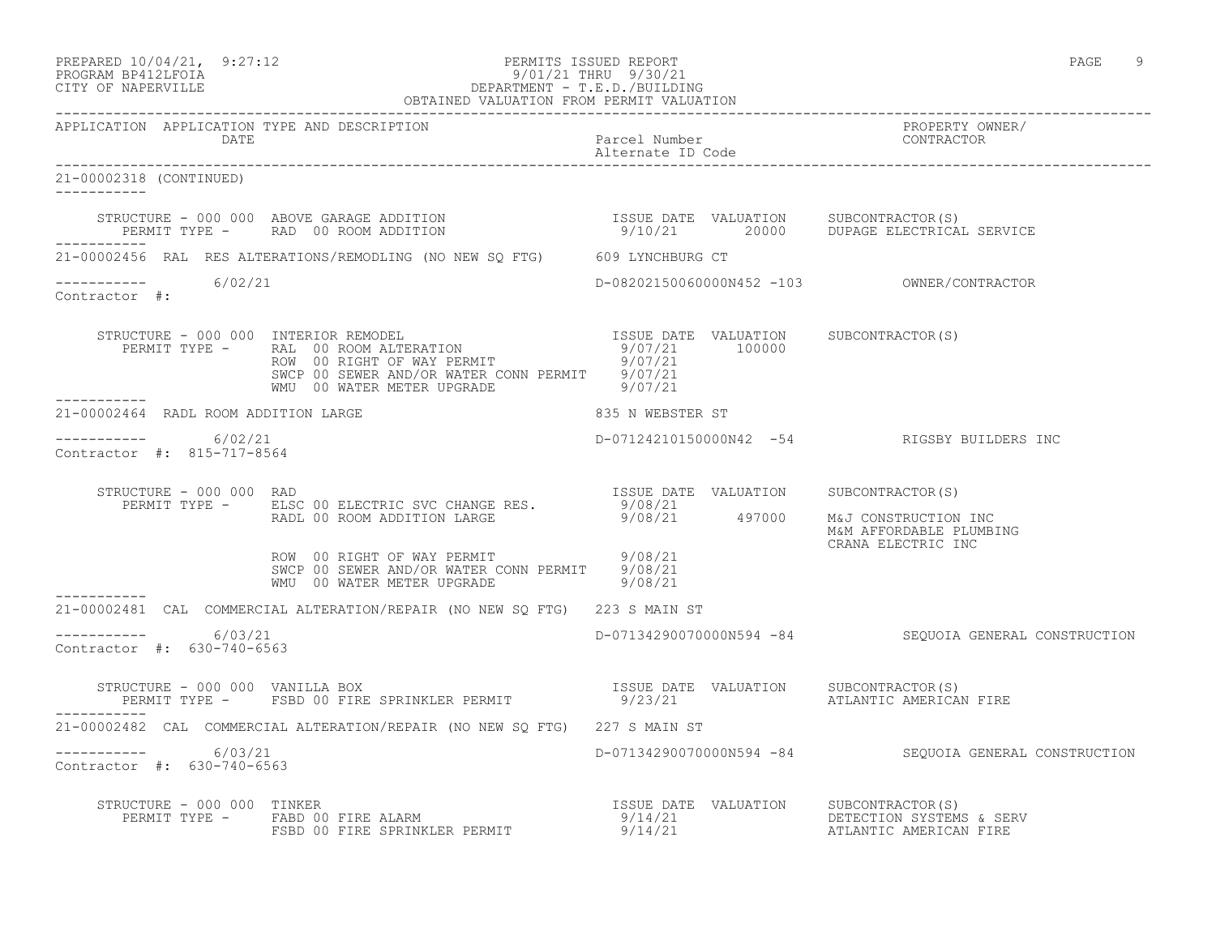PREPARED 10/04/21, 9:27:12
PROGRAM BP412LFOIA
CITY OF NAPERVILLE

PERMITS ISSUED REPORT
9/01/21 THRU 9/30/21
DEPARTMENT - T.E.D./BUILDING
OBTAINED VALUATION FROM PERMIT VALUATION

| APPLICATION | APPLICATION TYPE AND DESCRIPTION / DATE | Parcel Number / Alternate ID Code | PROPERTY OWNER/ CONTRACTOR |
|---|---|---|---|

**21-00002318 (CONTINUED)**

STRUCTURE - 000 000 ABOVE GARAGE ADDITION

| PERMIT TYPE | ISSUE DATE | VALUATION | SUBCONTRACTOR(S) |
|---|---|---|---|
| RAD 00 ROOM ADDITION | 9/10/21 | 20000 | DUPAGE ELECTRICAL SERVICE |

---

**21-00002456** RAL RES ALTERATIONS/REMODLING (NO NEW SQ FTG) — 609 LYNCHBURG CT

6/02/21 — D-08202150060000N452 -103 — OWNER/CONTRACTOR

Contractor #:

STRUCTURE - 000 000 INTERIOR REMODEL

| PERMIT TYPE | ISSUE DATE | VALUATION | SUBCONTRACTOR(S) |
|---|---|---|---|
| RAL 00 ROOM ALTERATION | 9/07/21 | 100000 | |
| ROW 00 RIGHT OF WAY PERMIT | 9/07/21 | | |
| SWCP 00 SEWER AND/OR WATER CONN PERMIT | 9/07/21 | | |
| WMU 00 WATER METER UPGRADE | 9/07/21 | | |

---

**21-00002464** RADL ROOM ADDITION LARGE — 835 N WEBSTER ST

6/02/21 — D-07124210150000N42 -54 — RIGSBY BUILDERS INC

Contractor #: 815-717-8564

STRUCTURE - 000 000 RAD

| PERMIT TYPE | ISSUE DATE | VALUATION | SUBCONTRACTOR(S) |
|---|---|---|---|
| ELSC 00 ELECTRIC SVC CHANGE RES. | 9/08/21 | | |
| RADL 00 ROOM ADDITION LARGE | 9/08/21 | 497000 | M&J CONSTRUCTION INC<br>M&M AFFORDABLE PLUMBING<br>CRANA ELECTRIC INC |
| ROW 00 RIGHT OF WAY PERMIT | 9/08/21 | | |
| SWCP 00 SEWER AND/OR WATER CONN PERMIT | 9/08/21 | | |
| WMU 00 WATER METER UPGRADE | 9/08/21 | | |

---

**21-00002481** CAL COMMERCIAL ALTERATION/REPAIR (NO NEW SQ FTG) — 223 S MAIN ST

6/03/21 — D-07134290070000N594 -84 — SEQUOIA GENERAL CONSTRUCTION

Contractor #: 630-740-6563

STRUCTURE - 000 000 VANILLA BOX

| PERMIT TYPE | ISSUE DATE | VALUATION | SUBCONTRACTOR(S) |
|---|---|---|---|
| FSBD 00 FIRE SPRINKLER PERMIT | 9/23/21 | | ATLANTIC AMERICAN FIRE |

---

**21-00002482** CAL COMMERCIAL ALTERATION/REPAIR (NO NEW SQ FTG) — 227 S MAIN ST

6/03/21 — D-07134290070000N594 -84 — SEQUOIA GENERAL CONSTRUCTION

Contractor #: 630-740-6563

STRUCTURE - 000 000 TINKER

| PERMIT TYPE | ISSUE DATE | VALUATION | SUBCONTRACTOR(S) |
|---|---|---|---|
| FABD 00 FIRE ALARM | 9/14/21 | | DETECTION SYSTEMS & SERV |
| FSBD 00 FIRE SPRINKLER PERMIT | 9/14/21 | | ATLANTIC AMERICAN FIRE |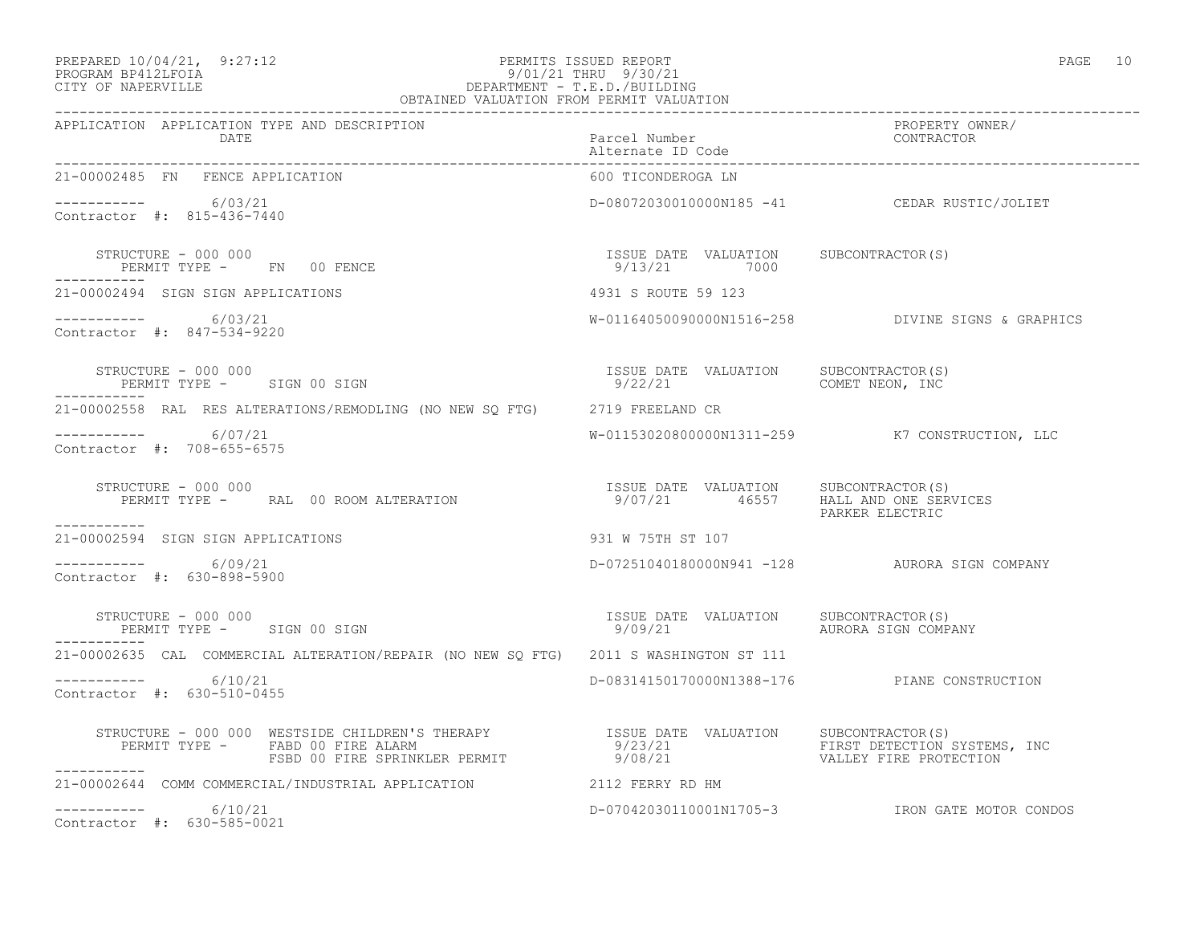PREPARED 10/04/21, 9:27:12
PROGRAM BP412LFOIA
CITY OF NAPERVILLE

PERMITS ISSUED REPORT
9/01/21 THRU 9/30/21
DEPARTMENT - T.E.D./BUILDING
OBTAINED VALUATION FROM PERMIT VALUATION

| APPLICATION APPLICATION TYPE AND DESCRIPTION DATE | Parcel Number Alternate ID Code | PROPERTY OWNER/ CONTRACTOR |
|---|---|---|

**21-00002485 FN FENCE APPLICATION** — 600 TICONDEROGA LN

----------- 6/03/21 — D-08072030010000N185 -41 — CEDAR RUSTIC/JOLIET
Contractor #: 815-436-7440

STRUCTURE - 000 000
PERMIT TYPE - FN 00 FENCE — ISSUE DATE 9/13/21 — VALUATION 7000 — SUBCONTRACTOR(S)

**21-00002494 SIGN SIGN APPLICATIONS** — 4931 S ROUTE 59 123

----------- 6/03/21 — W-01164050090000N1516-258 — DIVINE SIGNS & GRAPHICS
Contractor #: 847-534-9220

STRUCTURE - 000 000
PERMIT TYPE - SIGN 00 SIGN — ISSUE DATE 9/22/21 — VALUATION — SUBCONTRACTOR(S) COMET NEON, INC

**21-00002558 RAL RES ALTERATIONS/REMODLING (NO NEW SQ FTG)** — 2719 FREELAND CR

----------- 6/07/21 — W-01153020800000N1311-259 — K7 CONSTRUCTION, LLC
Contractor #: 708-655-6575

STRUCTURE - 000 000
PERMIT TYPE - RAL 00 ROOM ALTERATION — ISSUE DATE 9/07/21 — VALUATION 46557 — SUBCONTRACTOR(S) HALL AND ONE SERVICES, PARKER ELECTRIC

**21-00002594 SIGN SIGN APPLICATIONS** — 931 W 75TH ST 107

----------- 6/09/21 — D-07251040180000N941 -128 — AURORA SIGN COMPANY
Contractor #: 630-898-5900

STRUCTURE - 000 000
PERMIT TYPE - SIGN 00 SIGN — ISSUE DATE 9/09/21 — VALUATION — SUBCONTRACTOR(S) AURORA SIGN COMPANY

**21-00002635 CAL COMMERCIAL ALTERATION/REPAIR (NO NEW SQ FTG)** — 2011 S WASHINGTON ST 111

----------- 6/10/21 — D-08314150170000N1388-176 — PIANE CONSTRUCTION
Contractor #: 630-510-0455

STRUCTURE - 000 000 WESTSIDE CHILDREN'S THERAPY
PERMIT TYPE - FABD 00 FIRE ALARM — ISSUE DATE 9/23/21 — VALUATION — SUBCONTRACTOR(S) FIRST DETECTION SYSTEMS, INC
FSBD 00 FIRE SPRINKLER PERMIT — ISSUE DATE 9/08/21 — VALUATION — SUBCONTRACTOR(S) VALLEY FIRE PROTECTION

**21-00002644 COMM COMMERCIAL/INDUSTRIAL APPLICATION** — 2112 FERRY RD HM

----------- 6/10/21 — D-07042030110001N1705-3 — IRON GATE MOTOR CONDOS
Contractor #: 630-585-0021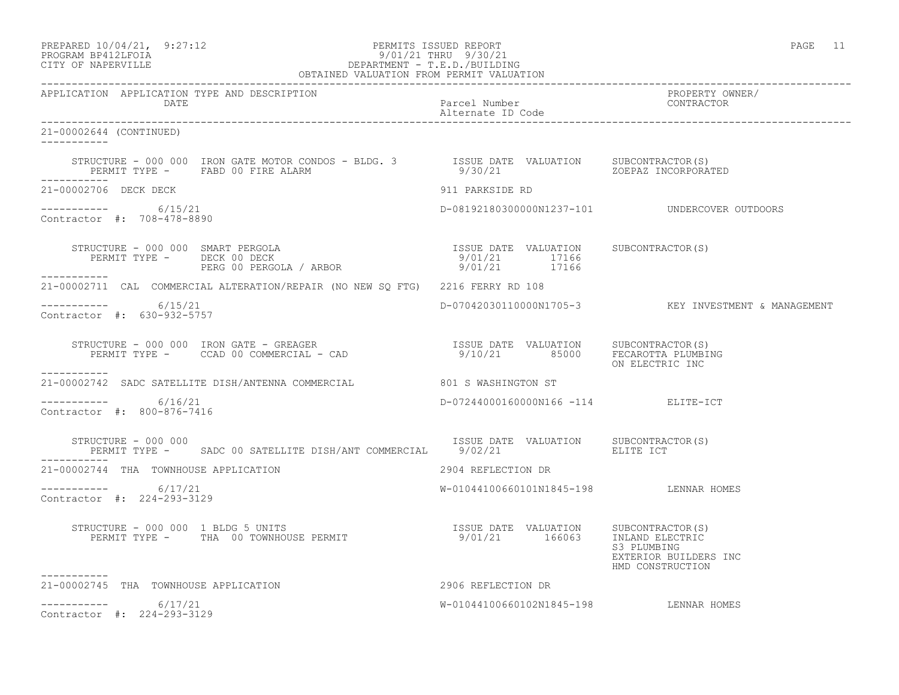PREPARED 10/04/21, 9:27:12 PERMITS ISSUED REPORT
PROGRAM BP412LFOIA 9/01/21 THRU 9/30/21
CITY OF NAPERVILLE DEPARTMENT - T.E.D./BUILDING
OBTAINED VALUATION FROM PERMIT VALUATION

| APPLICATION | APPLICATION TYPE AND DESCRIPTION / DATE | Parcel Number / Alternate ID Code | PROPERTY OWNER/ CONTRACTOR |
|---|---|---|---|

21-00002644 (CONTINUED)

STRUCTURE - 000 000 IRON GATE MOTOR CONDOS - BLDG. 3
PERMIT TYPE - FABD 00 FIRE ALARM

| ISSUE DATE | VALUATION | SUBCONTRACTOR(S) |
|---|---|---|
| 9/30/21 | | ZOEPAZ INCORPORATED |

---

21-00002706 DECK DECK — 911 PARKSIDE RD

6/15/21 — D-08192180300000N1237-101 — UNDERCOVER OUTDOORS

Contractor #: 708-478-8890

STRUCTURE - 000 000 SMART PERGOLA

| PERMIT TYPE | ISSUE DATE | VALUATION | SUBCONTRACTOR(S) |
|---|---|---|---|
| DECK 00 DECK | 9/01/21 | 17166 | |
| PERG 00 PERGOLA / ARBOR | 9/01/21 | 17166 | |

---

21-00002711 CAL COMMERCIAL ALTERATION/REPAIR (NO NEW SQ FTG) — 2216 FERRY RD 108

6/15/21 — D-07042030110000N1705-3 — KEY INVESTMENT & MANAGEMENT

Contractor #: 630-932-5757

STRUCTURE - 000 000 IRON GATE - GREAGER

| PERMIT TYPE | ISSUE DATE | VALUATION | SUBCONTRACTOR(S) |
|---|---|---|---|
| CCAD 00 COMMERCIAL - CAD | 9/10/21 | 85000 | FECAROTTA PLUMBING<br>ON ELECTRIC INC |

---

21-00002742 SADC SATELLITE DISH/ANTENNA COMMERCIAL — 801 S WASHINGTON ST

6/16/21 — D-07244000160000N166 -114 — ELITE-ICT

Contractor #: 800-876-7416

STRUCTURE - 000 000

| PERMIT TYPE | ISSUE DATE | VALUATION | SUBCONTRACTOR(S) |
|---|---|---|---|
| SADC 00 SATELLITE DISH/ANT COMMERCIAL | 9/02/21 | | ELITE ICT |

---

21-00002744 THA TOWNHOUSE APPLICATION — 2904 REFLECTION DR

6/17/21 — W-01044100660101N1845-198 — LENNAR HOMES

Contractor #: 224-293-3129

STRUCTURE - 000 000 1 BLDG 5 UNITS

| PERMIT TYPE | ISSUE DATE | VALUATION | SUBCONTRACTOR(S) |
|---|---|---|---|
| THA 00 TOWNHOUSE PERMIT | 9/01/21 | 166063 | INLAND ELECTRIC<br>S3 PLUMBING<br>EXTERIOR BUILDERS INC<br>HMD CONSTRUCTION |

---

21-00002745 THA TOWNHOUSE APPLICATION — 2906 REFLECTION DR

6/17/21 — W-01044100660102N1845-198 — LENNAR HOMES

Contractor #: 224-293-3129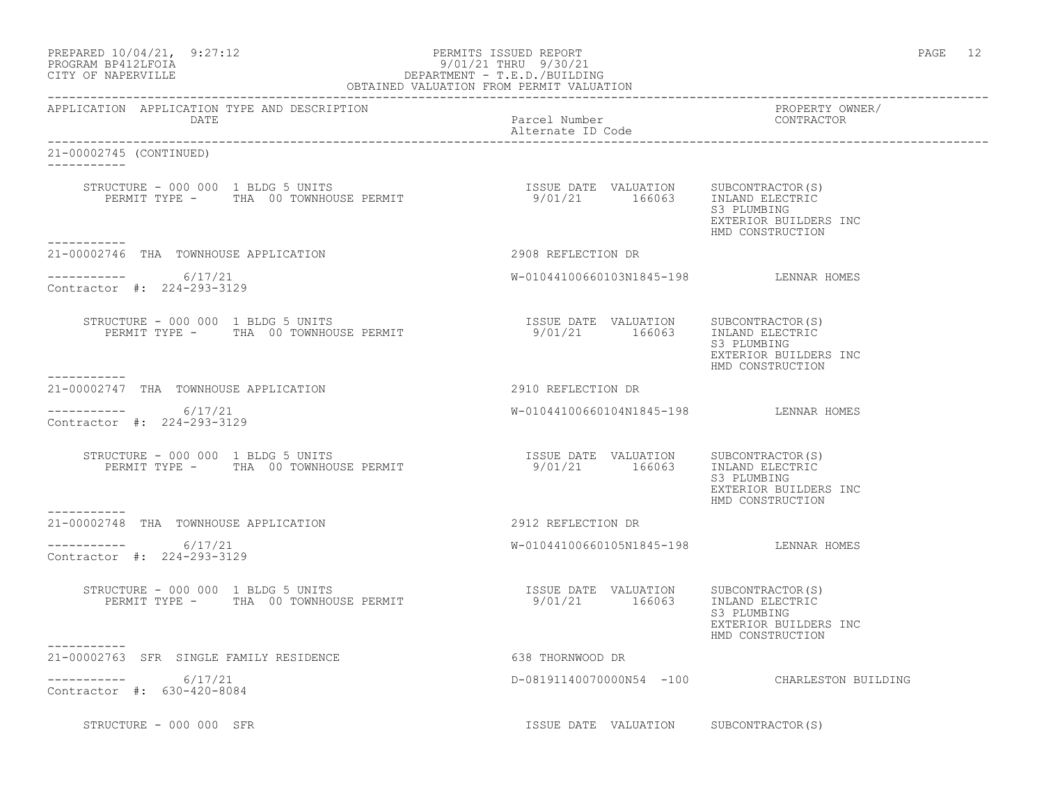PREPARED 10/04/21, 9:27:12 PERMITS ISSUED REPORT
PROGRAM BP412LFOIA 9/01/21 THRU 9/30/21
CITY OF NAPERVILLE DEPARTMENT - T.E.D./BUILDING
OBTAINED VALUATION FROM PERMIT VALUATION

| APPLICATION | APPLICATION TYPE AND DESCRIPTION / DATE | Parcel Number / Alternate ID Code | PROPERTY OWNER/ CONTRACTOR |
|---|---|---|---|

21-00002745 (CONTINUED)

STRUCTURE - 000 000 1 BLDG 5 UNITS
PERMIT TYPE - THA 00 TOWNHOUSE PERMIT
ISSUE DATE 9/01/21 VALUATION 166063
SUBCONTRACTOR(S): INLAND ELECTRIC, S3 PLUMBING, EXTERIOR BUILDERS INC, HMD CONSTRUCTION

---

21-00002746 THA TOWNHOUSE APPLICATION — 2908 REFLECTION DR
6/17/21 — W-01044100660103N1845-198 — LENNAR HOMES
Contractor #: 224-293-3129

STRUCTURE - 000 000 1 BLDG 5 UNITS
PERMIT TYPE - THA 00 TOWNHOUSE PERMIT
ISSUE DATE 9/01/21 VALUATION 166063
SUBCONTRACTOR(S): INLAND ELECTRIC, S3 PLUMBING, EXTERIOR BUILDERS INC, HMD CONSTRUCTION

---

21-00002747 THA TOWNHOUSE APPLICATION — 2910 REFLECTION DR
6/17/21 — W-01044100660104N1845-198 — LENNAR HOMES
Contractor #: 224-293-3129

STRUCTURE - 000 000 1 BLDG 5 UNITS
PERMIT TYPE - THA 00 TOWNHOUSE PERMIT
ISSUE DATE 9/01/21 VALUATION 166063
SUBCONTRACTOR(S): INLAND ELECTRIC, S3 PLUMBING, EXTERIOR BUILDERS INC, HMD CONSTRUCTION

---

21-00002748 THA TOWNHOUSE APPLICATION — 2912 REFLECTION DR
6/17/21 — W-01044100660105N1845-198 — LENNAR HOMES
Contractor #: 224-293-3129

STRUCTURE - 000 000 1 BLDG 5 UNITS
PERMIT TYPE - THA 00 TOWNHOUSE PERMIT
ISSUE DATE 9/01/21 VALUATION 166063
SUBCONTRACTOR(S): INLAND ELECTRIC, S3 PLUMBING, EXTERIOR BUILDERS INC, HMD CONSTRUCTION

---

21-00002763 SFR SINGLE FAMILY RESIDENCE — 638 THORNWOOD DR
6/17/21 — D-08191140070000N54 -100 — CHARLESTON BUILDING
Contractor #: 630-420-8084

STRUCTURE - 000 000 SFR
ISSUE DATE VALUATION SUBCONTRACTOR(S)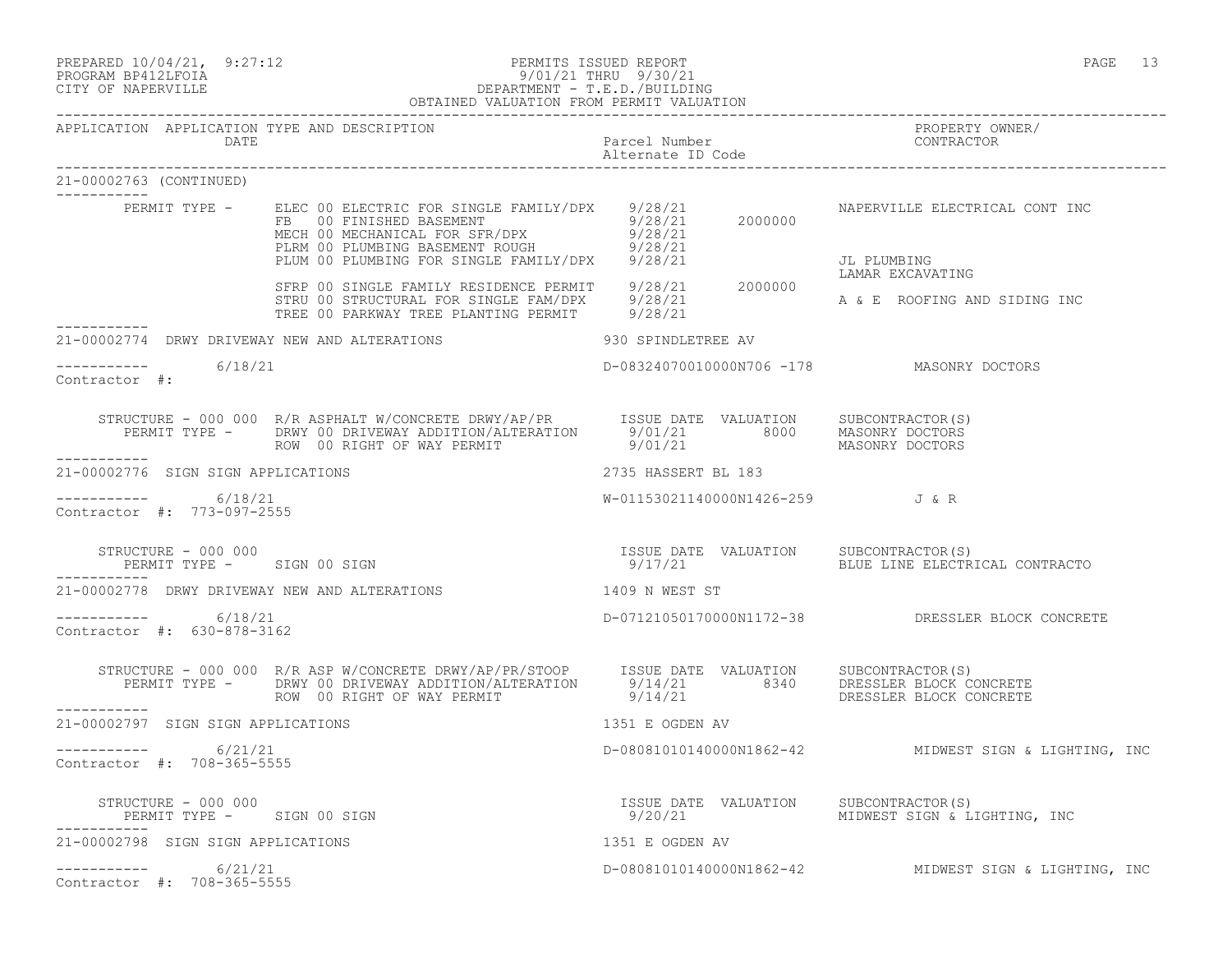PREPARED 10/04/21, 9:27:12 PERMITS ISSUED REPORT
PROGRAM BP412LFOIA 9/01/21 THRU 9/30/21
CITY OF NAPERVILLE DEPARTMENT - T.E.D./BUILDING
OBTAINED VALUATION FROM PERMIT VALUATION

| APPLICATION | APPLICATION TYPE AND DESCRIPTION DATE | Parcel Number Alternate ID Code | PROPERTY OWNER/ CONTRACTOR |
|---|---|---|---|

**21-00002763 (CONTINUED)**

| PERMIT TYPE | DESCRIPTION | ISSUE DATE | VALUATION | SUBCONTRACTOR(S) |
|---|---|---|---|---|
| ELEC 00 | ELECTRIC FOR SINGLE FAMILY/DPX | 9/28/21 | | NAPERVILLE ELECTRICAL CONT INC |
| FB 00 | FINISHED BASEMENT | 9/28/21 | 2000000 | |
| MECH 00 | MECHANICAL FOR SFR/DPX | 9/28/21 | | |
| PLRM 00 | PLUMBING BASEMENT ROUGH | 9/28/21 | | |
| PLUM 00 | PLUMBING FOR SINGLE FAMILY/DPX | 9/28/21 | | JL PLUMBING |
| | | | | LAMAR EXCAVATING |
| SFRP 00 | SINGLE FAMILY RESIDENCE PERMIT | 9/28/21 | 2000000 | |
| STRU 00 | STRUCTURAL FOR SINGLE FAM/DPX | 9/28/21 | | A & E ROOFING AND SIDING INC |
| TREE 00 | PARKWAY TREE PLANTING PERMIT | 9/28/21 | | |

**21-00002774 DRWY DRIVEWAY NEW AND ALTERATIONS** — 930 SPINDLETREE AV

6/18/21 — D-08324070010000N706 -178 — MASONRY DOCTORS

Contractor #:

STRUCTURE - 000 000 R/R ASPHALT W/CONCRETE DRWY/AP/PR

| PERMIT TYPE | DESCRIPTION | ISSUE DATE | VALUATION | SUBCONTRACTOR(S) |
|---|---|---|---|---|
| DRWY 00 | DRIVEWAY ADDITION/ALTERATION | 9/01/21 | 8000 | MASONRY DOCTORS |
| ROW 00 | RIGHT OF WAY PERMIT | 9/01/21 | | MASONRY DOCTORS |

**21-00002776 SIGN SIGN APPLICATIONS** — 2735 HASSERT BL 183

6/18/21 — W-01153021140000N1426-259 — J & R

Contractor #: 773-097-2555

STRUCTURE - 000 000

| PERMIT TYPE | DESCRIPTION | ISSUE DATE | VALUATION | SUBCONTRACTOR(S) |
|---|---|---|---|---|
| SIGN 00 | SIGN | 9/17/21 | | BLUE LINE ELECTRICAL CONTRACTO |

**21-00002778 DRWY DRIVEWAY NEW AND ALTERATIONS** — 1409 N WEST ST

6/18/21 — D-07121050170000N1172-38 — DRESSLER BLOCK CONCRETE

Contractor #: 630-878-3162

STRUCTURE - 000 000 R/R ASP W/CONCRETE DRWY/AP/PR/STOOP

| PERMIT TYPE | DESCRIPTION | ISSUE DATE | VALUATION | SUBCONTRACTOR(S) |
|---|---|---|---|---|
| DRWY 00 | DRIVEWAY ADDITION/ALTERATION | 9/14/21 | 8340 | DRESSLER BLOCK CONCRETE |
| ROW 00 | RIGHT OF WAY PERMIT | 9/14/21 | | DRESSLER BLOCK CONCRETE |

**21-00002797 SIGN SIGN APPLICATIONS** — 1351 E OGDEN AV

6/21/21 — D-08081010140000N1862-42 — MIDWEST SIGN & LIGHTING, INC

Contractor #: 708-365-5555

STRUCTURE - 000 000

| PERMIT TYPE | DESCRIPTION | ISSUE DATE | VALUATION | SUBCONTRACTOR(S) |
|---|---|---|---|---|
| SIGN 00 | SIGN | 9/20/21 | | MIDWEST SIGN & LIGHTING, INC |

**21-00002798 SIGN SIGN APPLICATIONS** — 1351 E OGDEN AV

6/21/21 — D-08081010140000N1862-42 — MIDWEST SIGN & LIGHTING, INC

Contractor #: 708-365-5555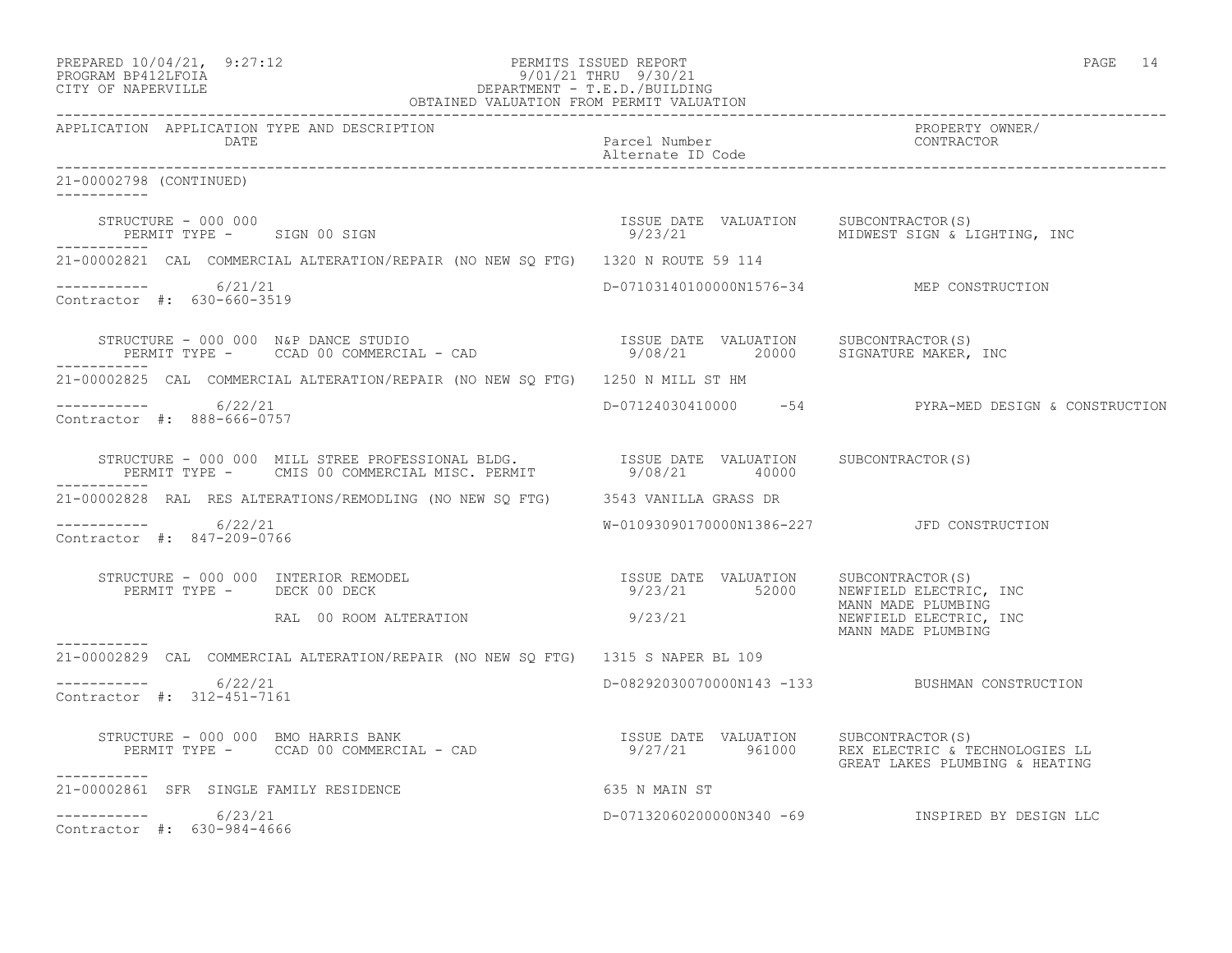PREPARED 10/04/21, 9:27:12
PROGRAM BP412LFOIA
CITY OF NAPERVILLE

PERMITS ISSUED REPORT
9/01/21 THRU 9/30/21
DEPARTMENT - T.E.D./BUILDING
OBTAINED VALUATION FROM PERMIT VALUATION

| APPLICATION | APPLICATION TYPE AND DESCRIPTION / DATE | Parcel Number / Alternate ID Code | PROPERTY OWNER/ CONTRACTOR |
|---|---|---|---|

```
21-00002798 (CONTINUED)
-----------

    STRUCTURE - 000 000                                           ISSUE DATE  VALUATION     SUBCONTRACTOR(S)
       PERMIT TYPE -     SIGN 00 SIGN                             9/23/21                   MIDWEST SIGN & LIGHTING, INC
-----------
21-00002821  CAL  COMMERCIAL ALTERATION/REPAIR (NO NEW SQ FTG)  1320 N ROUTE 59 114

-----------      6/21/21                                        D-07103140100000N1576-34          MEP CONSTRUCTION
Contractor #:  630-660-3519

    STRUCTURE - 000 000  N&P DANCE STUDIO                         ISSUE DATE  VALUATION     SUBCONTRACTOR(S)
       PERMIT TYPE -     CCAD 00 COMMERCIAL - CAD                 9/08/21       20000       SIGNATURE MAKER, INC
-----------
21-00002825  CAL  COMMERCIAL ALTERATION/REPAIR (NO NEW SQ FTG)  1250 N MILL ST HM

-----------      6/22/21                                        D-07124030410000    -54          PYRA-MED DESIGN & CONSTRUCTION
Contractor #:  888-666-0757

    STRUCTURE - 000 000  MILL STREE PROFESSIONAL BLDG.            ISSUE DATE  VALUATION     SUBCONTRACTOR(S)
       PERMIT TYPE -     CMIS 00 COMMERCIAL MISC. PERMIT          9/08/21       40000
-----------
21-00002828  RAL  RES ALTERATIONS/REMODLING (NO NEW SQ FTG)     3543 VANILLA GRASS DR

-----------      6/22/21                                        W-01093090170000N1386-227         JFD CONSTRUCTION
Contractor #:  847-209-0766

    STRUCTURE - 000 000  INTERIOR REMODEL                         ISSUE DATE  VALUATION     SUBCONTRACTOR(S)
       PERMIT TYPE -     DECK 00 DECK                             9/23/21       52000       NEWFIELD ELECTRIC, INC
                                                                                            MANN MADE PLUMBING
                         RAL  00 ROOM ALTERATION                  9/23/21                   NEWFIELD ELECTRIC, INC
                                                                                            MANN MADE PLUMBING
-----------
21-00002829  CAL  COMMERCIAL ALTERATION/REPAIR (NO NEW SQ FTG)  1315 S NAPER BL 109

-----------      6/22/21                                        D-08292030070000N143 -133         BUSHMAN CONSTRUCTION
Contractor #:  312-451-7161

    STRUCTURE - 000 000  BMO HARRIS BANK                          ISSUE DATE  VALUATION     SUBCONTRACTOR(S)
       PERMIT TYPE -     CCAD 00 COMMERCIAL - CAD                 9/27/21      961000       REX ELECTRIC & TECHNOLOGIES LL
                                                                                            GREAT LAKES PLUMBING & HEATING
-----------
21-00002861  SFR  SINGLE FAMILY RESIDENCE                       635 N MAIN ST

-----------      6/23/21                                        D-07132060200000N340 -69          INSPIRED BY DESIGN LLC
Contractor #:  630-984-4666
```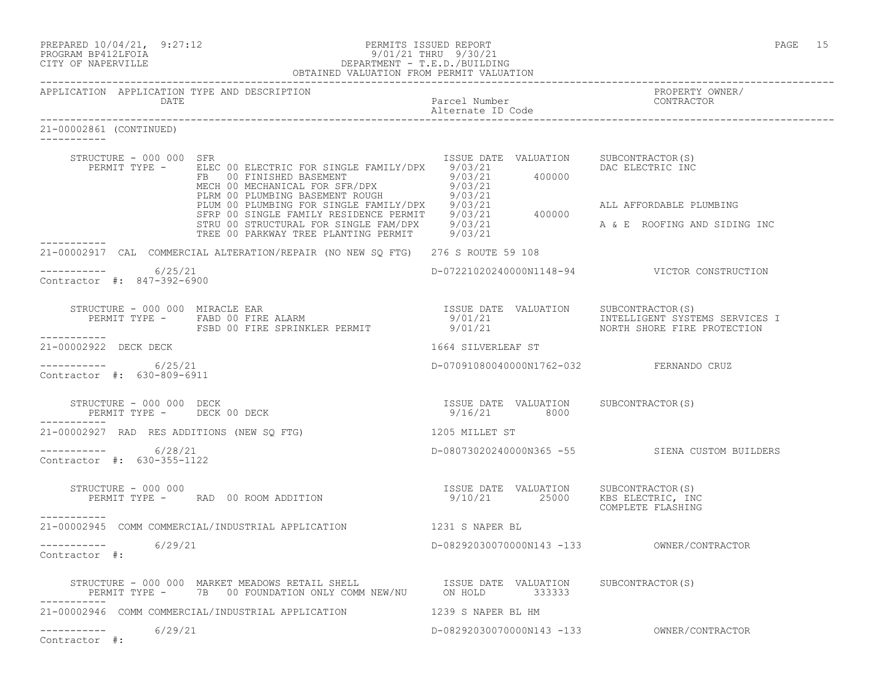| APPLICATION | APPLICATION TYPE AND DESCRIPTION DATE | Parcel Number Alternate ID Code | PROPERTY OWNER/ CONTRACTOR |
|---|---|---|---|

21-00002861 (CONTINUED)

STRUCTURE - 000 000 SFR

| PERMIT TYPE | ISSUE DATE | VALUATION | SUBCONTRACTOR(S) |
|---|---|---|---|
| ELEC 00 ELECTRIC FOR SINGLE FAMILY/DPX | 9/03/21 | | DAC ELECTRIC INC |
| FB 00 FINISHED BASEMENT | 9/03/21 | 400000 | |
| MECH 00 MECHANICAL FOR SFR/DPX | 9/03/21 | | |
| PLRM 00 PLUMBING BASEMENT ROUGH | 9/03/21 | | |
| PLUM 00 PLUMBING FOR SINGLE FAMILY/DPX | 9/03/21 | | ALL AFFORDABLE PLUMBING |
| SFRP 00 SINGLE FAMILY RESIDENCE PERMIT | 9/03/21 | 400000 | |
| STRU 00 STRUCTURAL FOR SINGLE FAM/DPX | 9/03/21 | | A & E ROOFING AND SIDING INC |
| TREE 00 PARKWAY TREE PLANTING PERMIT | 9/03/21 | | |

---

21-00002917 CAL COMMERCIAL ALTERATION/REPAIR (NO NEW SQ FTG) 276 S ROUTE 59 108

6/25/21 D-07221020240000N1148-94 VICTOR CONSTRUCTION

Contractor #: 847-392-6900

STRUCTURE - 000 000 MIRACLE EAR

| PERMIT TYPE | ISSUE DATE | VALUATION | SUBCONTRACTOR(S) |
|---|---|---|---|
| FABD 00 FIRE ALARM | 9/01/21 | | INTELLIGENT SYSTEMS SERVICES I |
| FSBD 00 FIRE SPRINKLER PERMIT | 9/01/21 | | NORTH SHORE FIRE PROTECTION |

---

21-00002922 DECK DECK 1664 SILVERLEAF ST

6/25/21 D-07091080040000N1762-032 FERNANDO CRUZ

Contractor #: 630-809-6911

STRUCTURE - 000 000 DECK

| PERMIT TYPE | ISSUE DATE | VALUATION | SUBCONTRACTOR(S) |
|---|---|---|---|
| DECK 00 DECK | 9/16/21 | 8000 | |

---

21-00002927 RAD RES ADDITIONS (NEW SQ FTG) 1205 MILLET ST

6/28/21 D-08073020240000N365 -55 SIENA CUSTOM BUILDERS

Contractor #: 630-355-1122

STRUCTURE - 000 000

| PERMIT TYPE | ISSUE DATE | VALUATION | SUBCONTRACTOR(S) |
|---|---|---|---|
| RAD 00 ROOM ADDITION | 9/10/21 | 25000 | KBS ELECTRIC, INC<br>COMPLETE FLASHING |

---

21-00002945 COMM COMMERCIAL/INDUSTRIAL APPLICATION 1231 S NAPER BL

6/29/21 D-08292030070000N143 -133 OWNER/CONTRACTOR

Contractor #:

STRUCTURE - 000 000 MARKET MEADOWS RETAIL SHELL

| PERMIT TYPE | ISSUE DATE | VALUATION | SUBCONTRACTOR(S) |
|---|---|---|---|
| 7B 00 FOUNDATION ONLY COMM NEW/NU | ON HOLD | 333333 | |

---

21-00002946 COMM COMMERCIAL/INDUSTRIAL APPLICATION 1239 S NAPER BL HM

6/29/21 D-08292030070000N143 -133 OWNER/CONTRACTOR

Contractor #: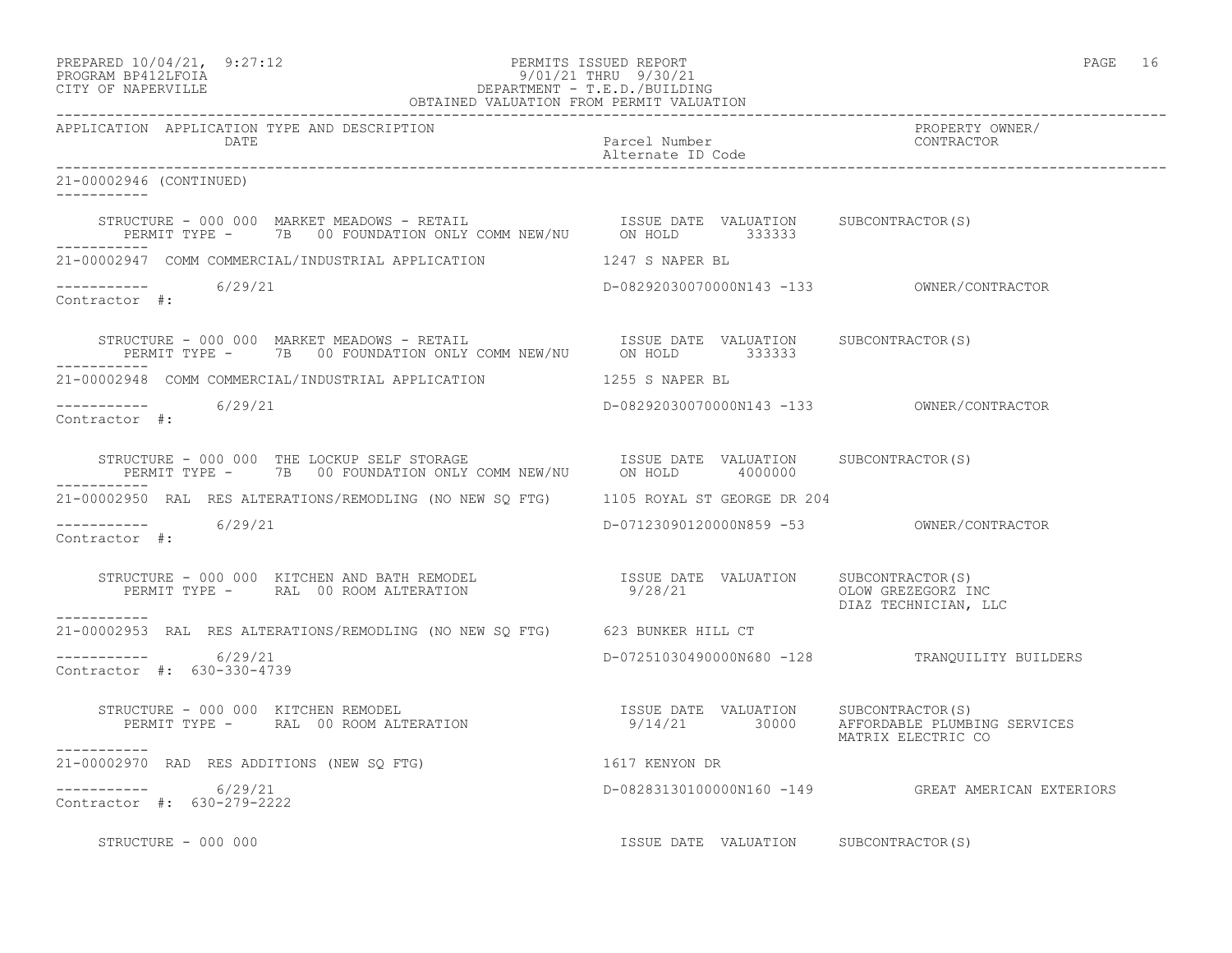APPLICATION APPLICATION TYPE AND DESCRIPTION | DATE | Parcel Number | Alternate ID Code | PROPERTY OWNER/ CONTRACTOR

21-00002946 (CONTINUED)

STRUCTURE - 000 000 MARKET MEADOWS - RETAIL
PERMIT TYPE - 7B 00 FOUNDATION ONLY COMM NEW/NU
ISSUE DATE: ON HOLD | VALUATION: 333333 | SUBCONTRACTOR(S):

---

21-00002947 COMM COMMERCIAL/INDUSTRIAL APPLICATION — 1247 S NAPER BL
6/29/21 — D-08292030070000N143 -133 — OWNER/CONTRACTOR
Contractor #:

STRUCTURE - 000 000 MARKET MEADOWS - RETAIL
PERMIT TYPE - 7B 00 FOUNDATION ONLY COMM NEW/NU
ISSUE DATE: ON HOLD | VALUATION: 333333 | SUBCONTRACTOR(S):

---

21-00002948 COMM COMMERCIAL/INDUSTRIAL APPLICATION — 1255 S NAPER BL
6/29/21 — D-08292030070000N143 -133 — OWNER/CONTRACTOR
Contractor #:

STRUCTURE - 000 000 THE LOCKUP SELF STORAGE
PERMIT TYPE - 7B 00 FOUNDATION ONLY COMM NEW/NU
ISSUE DATE: ON HOLD | VALUATION: 4000000 | SUBCONTRACTOR(S):

---

21-00002950 RAL RES ALTERATIONS/REMODLING (NO NEW SQ FTG) — 1105 ROYAL ST GEORGE DR 204
6/29/21 — D-07123090120000N859 -53 — OWNER/CONTRACTOR
Contractor #:

STRUCTURE - 000 000 KITCHEN AND BATH REMODEL
PERMIT TYPE - RAL 00 ROOM ALTERATION
ISSUE DATE: 9/28/21 | VALUATION: | SUBCONTRACTOR(S): OLOW GREZEGORZ INC, DIAZ TECHNICIAN, LLC

---

21-00002953 RAL RES ALTERATIONS/REMODLING (NO NEW SQ FTG) — 623 BUNKER HILL CT
6/29/21 — D-07251030490000N680 -128 — TRANQUILITY BUILDERS
Contractor #: 630-330-4739

STRUCTURE - 000 000 KITCHEN REMODEL
PERMIT TYPE - RAL 00 ROOM ALTERATION
ISSUE DATE: 9/14/21 | VALUATION: 30000 | SUBCONTRACTOR(S): AFFORDABLE PLUMBING SERVICES, MATRIX ELECTRIC CO

---

21-00002970 RAD RES ADDITIONS (NEW SQ FTG) — 1617 KENYON DR
6/29/21 — D-08283130100000N160 -149 — GREAT AMERICAN EXTERIORS
Contractor #: 630-279-2222

STRUCTURE - 000 000
ISSUE DATE | VALUATION | SUBCONTRACTOR(S)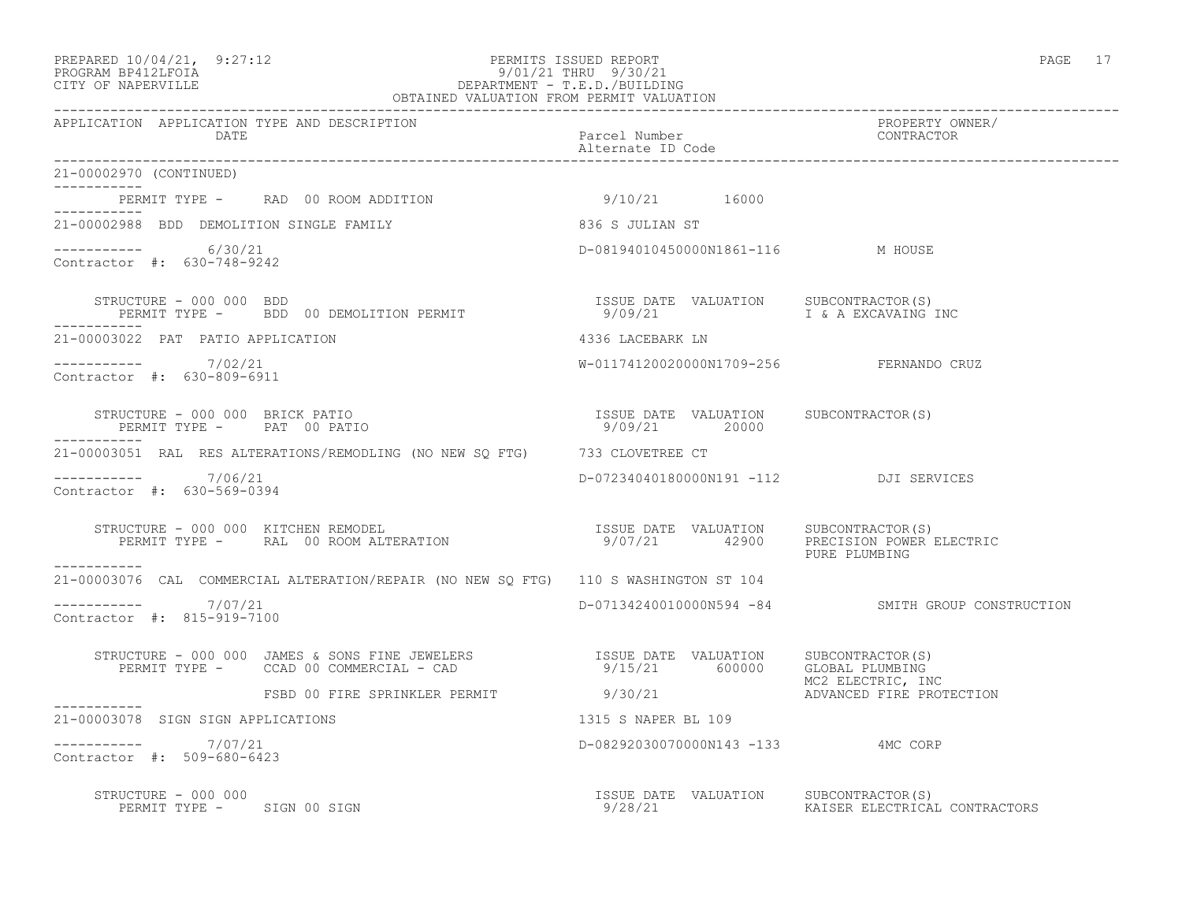PREPARED 10/04/21, 9:27:12 PERMITS ISSUED REPORT
PROGRAM BP412LFOIA 9/01/21 THRU 9/30/21
CITY OF NAPERVILLE DEPARTMENT - T.E.D./BUILDING
OBTAINED VALUATION FROM PERMIT VALUATION

| APPLICATION | APPLICATION TYPE AND DESCRIPTION / DATE | Parcel Number / Alternate ID Code | | PROPERTY OWNER/ CONTRACTOR |
|---|---|---|---|---|

21-00002970 (CONTINUED)

PERMIT TYPE - RAD 00 ROOM ADDITION 9/10/21 16000

---

21-00002988 BDD DEMOLITION SINGLE FAMILY 836 S JULIAN ST

6/30/21 D-08194010450000N1861-116 M HOUSE
Contractor #: 630-748-9242

STRUCTURE - 000 000 BDD ISSUE DATE VALUATION SUBCONTRACTOR(S)
PERMIT TYPE - BDD 00 DEMOLITION PERMIT 9/09/21 I & A EXCAVAING INC

---

21-00003022 PAT PATIO APPLICATION 4336 LACEBARK LN

7/02/21 W-01174120020000N1709-256 FERNANDO CRUZ
Contractor #: 630-809-6911

STRUCTURE - 000 000 BRICK PATIO ISSUE DATE VALUATION SUBCONTRACTOR(S)
PERMIT TYPE - PAT 00 PATIO 9/09/21 20000

---

21-00003051 RAL RES ALTERATIONS/REMODLING (NO NEW SQ FTG) 733 CLOVETREE CT

7/06/21 D-07234040180000N191 -112 DJI SERVICES
Contractor #: 630-569-0394

STRUCTURE - 000 000 KITCHEN REMODEL ISSUE DATE VALUATION SUBCONTRACTOR(S)
PERMIT TYPE - RAL 00 ROOM ALTERATION 9/07/21 42900 PRECISION POWER ELECTRIC
PURE PLUMBING

---

21-00003076 CAL COMMERCIAL ALTERATION/REPAIR (NO NEW SQ FTG) 110 S WASHINGTON ST 104

7/07/21 D-07134240010000N594 -84 SMITH GROUP CONSTRUCTION
Contractor #: 815-919-7100

STRUCTURE - 000 000 JAMES & SONS FINE JEWELERS ISSUE DATE VALUATION SUBCONTRACTOR(S)
PERMIT TYPE - CCAD 00 COMMERCIAL - CAD 9/15/21 600000 GLOBAL PLUMBING
MC2 ELECTRIC, INC
FSBD 00 FIRE SPRINKLER PERMIT 9/30/21 ADVANCED FIRE PROTECTION

---

21-00003078 SIGN SIGN APPLICATIONS 1315 S NAPER BL 109

7/07/21 D-08292030070000N143 -133 4MC CORP
Contractor #: 509-680-6423

STRUCTURE - 000 000 ISSUE DATE VALUATION SUBCONTRACTOR(S)
PERMIT TYPE - SIGN 00 SIGN 9/28/21 KAISER ELECTRICAL CONTRACTORS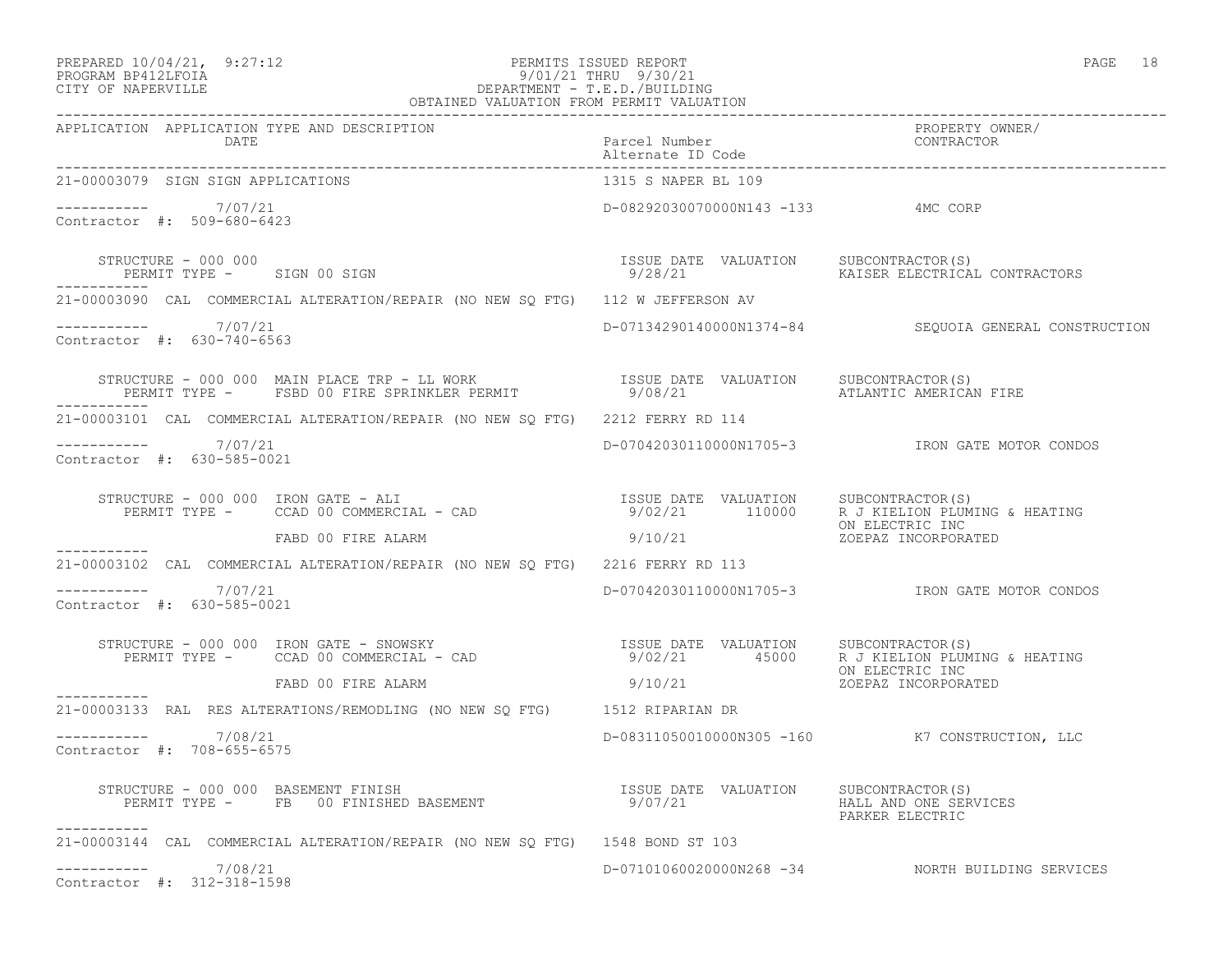PERMITS ISSUED REPORT
9/01/21 THRU 9/30/21
DEPARTMENT - T.E.D./BUILDING
OBTAINED VALUATION FROM PERMIT VALUATION

PREPARED 10/04/21, 9:27:12
PROGRAM BP412LFOIA
CITY OF NAPERVILLE

| APPLICATION | APPLICATION TYPE AND DESCRIPTION / DATE | Parcel Number / Alternate ID Code | PROPERTY OWNER/ CONTRACTOR |
|---|---|---|---|

---

**21-00003079 SIGN SIGN APPLICATIONS** — 1315 S NAPER BL 109

----------- 7/07/21 — D-08292030070000N143 -133 — 4MC CORP
Contractor #: 509-680-6423

| STRUCTURE / PERMIT TYPE | ISSUE DATE | VALUATION | SUBCONTRACTOR(S) |
|---|---|---|---|
| STRUCTURE - 000 000; PERMIT TYPE - SIGN 00 SIGN | 9/28/21 | | KAISER ELECTRICAL CONTRACTORS |

---

**21-00003090 CAL COMMERCIAL ALTERATION/REPAIR (NO NEW SQ FTG)** — 112 W JEFFERSON AV

----------- 7/07/21 — D-07134290140000N1374-84 — SEQUOIA GENERAL CONSTRUCTION
Contractor #: 630-740-6563

| STRUCTURE / PERMIT TYPE | ISSUE DATE | VALUATION | SUBCONTRACTOR(S) |
|---|---|---|---|
| STRUCTURE - 000 000 MAIN PLACE TRP - LL WORK; PERMIT TYPE - FSBD 00 FIRE SPRINKLER PERMIT | 9/08/21 | | ATLANTIC AMERICAN FIRE |

---

**21-00003101 CAL COMMERCIAL ALTERATION/REPAIR (NO NEW SQ FTG)** — 2212 FERRY RD 114

----------- 7/07/21 — D-07042030110000N1705-3 — IRON GATE MOTOR CONDOS
Contractor #: 630-585-0021

| STRUCTURE / PERMIT TYPE | ISSUE DATE | VALUATION | SUBCONTRACTOR(S) |
|---|---|---|---|
| STRUCTURE - 000 000 IRON GATE - ALI; PERMIT TYPE - CCAD 00 COMMERCIAL - CAD | 9/02/21 | 110000 | R J KIELION PLUMING & HEATING; ON ELECTRIC INC |
| FABD 00 FIRE ALARM | 9/10/21 | | ZOEPAZ INCORPORATED |

---

**21-00003102 CAL COMMERCIAL ALTERATION/REPAIR (NO NEW SQ FTG)** — 2216 FERRY RD 113

----------- 7/07/21 — D-07042030110000N1705-3 — IRON GATE MOTOR CONDOS
Contractor #: 630-585-0021

| STRUCTURE / PERMIT TYPE | ISSUE DATE | VALUATION | SUBCONTRACTOR(S) |
|---|---|---|---|
| STRUCTURE - 000 000 IRON GATE - SNOWSKY; PERMIT TYPE - CCAD 00 COMMERCIAL - CAD | 9/02/21 | 45000 | R J KIELION PLUMING & HEATING; ON ELECTRIC INC |
| FABD 00 FIRE ALARM | 9/10/21 | | ZOEPAZ INCORPORATED |

---

**21-00003133 RAL RES ALTERATIONS/REMODLING (NO NEW SQ FTG)** — 1512 RIPARIAN DR

----------- 7/08/21 — D-08311050010000N305 -160 — K7 CONSTRUCTION, LLC
Contractor #: 708-655-6575

| STRUCTURE / PERMIT TYPE | ISSUE DATE | VALUATION | SUBCONTRACTOR(S) |
|---|---|---|---|
| STRUCTURE - 000 000 BASEMENT FINISH; PERMIT TYPE - FB 00 FINISHED BASEMENT | 9/07/21 | | HALL AND ONE SERVICES; PARKER ELECTRIC |

---

**21-00003144 CAL COMMERCIAL ALTERATION/REPAIR (NO NEW SQ FTG)** — 1548 BOND ST 103

----------- 7/08/21 — D-07101060020000N268 -34 — NORTH BUILDING SERVICES
Contractor #: 312-318-1598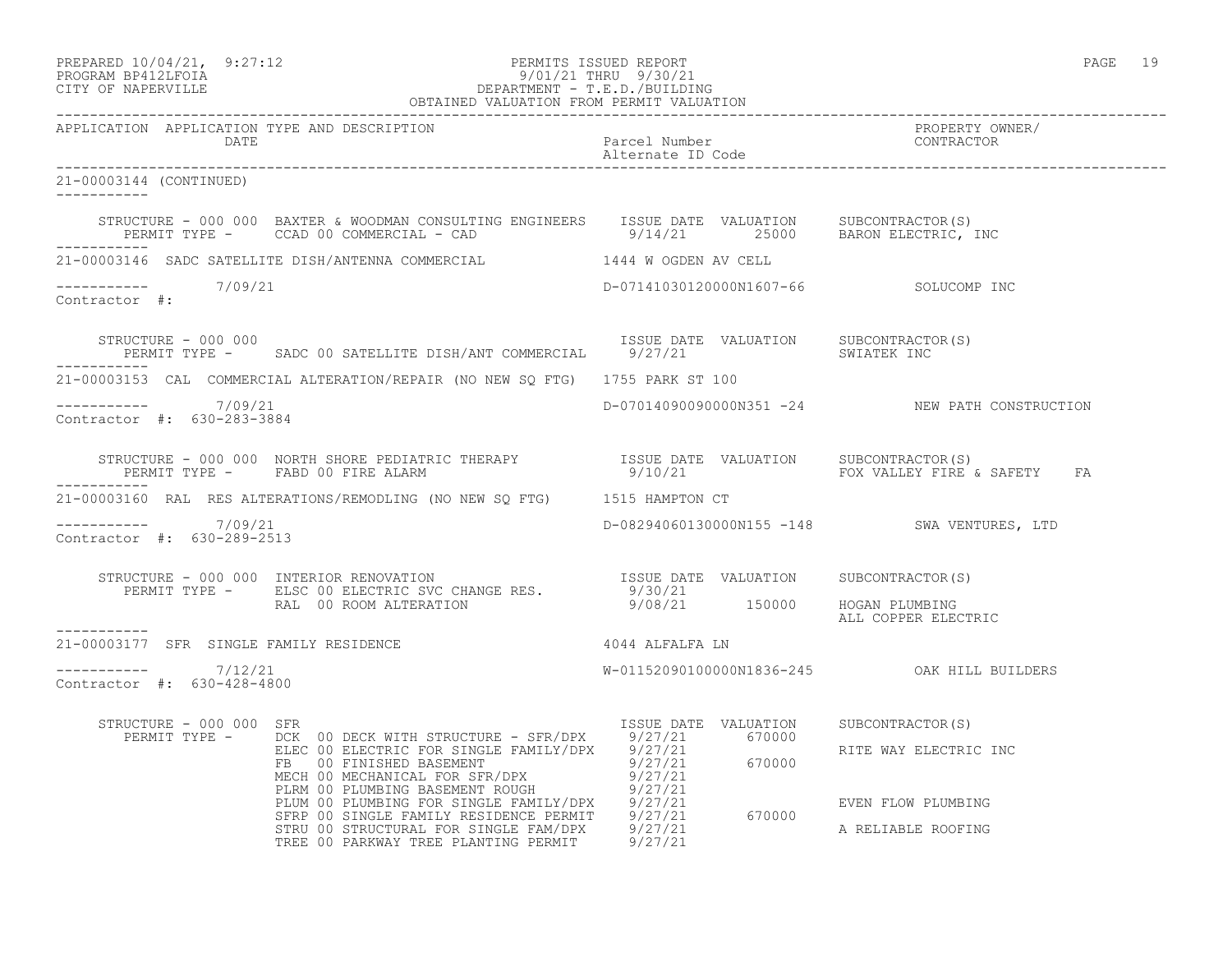PREPARED 10/04/21, 9:27:12 PERMITS ISSUED REPORT
PROGRAM BP412LFOIA 9/01/21 THRU 9/30/21
CITY OF NAPERVILLE DEPARTMENT - T.E.D./BUILDING
OBTAINED VALUATION FROM PERMIT VALUATION

| APPLICATION | APPLICATION TYPE AND DESCRIPTION DATE | Parcel Number Alternate ID Code | PROPERTY OWNER/ CONTRACTOR |
|---|---|---|---|

**21-00003144 (CONTINUED)**

STRUCTURE - 000 000 BAXTER & WOODMAN CONSULTING ENGINEERS
PERMIT TYPE - CCAD 00 COMMERCIAL - CAD

| ISSUE DATE | VALUATION | SUBCONTRACTOR(S) |
|---|---|---|
| 9/14/21 | 25000 | BARON ELECTRIC, INC |

---

**21-00003146** SADC SATELLITE DISH/ANTENNA COMMERCIAL — 1444 W OGDEN AV CELL
7/09/21 — D-07141030120000N1607-66 — SOLUCOMP INC
Contractor #:

STRUCTURE - 000 000
PERMIT TYPE - SADC 00 SATELLITE DISH/ANT COMMERCIAL

| ISSUE DATE | VALUATION | SUBCONTRACTOR(S) |
|---|---|---|
| 9/27/21 | | SWIATEK INC |

---

**21-00003153** CAL COMMERCIAL ALTERATION/REPAIR (NO NEW SQ FTG) — 1755 PARK ST 100
7/09/21 — D-07014090090000N351 -24 — NEW PATH CONSTRUCTION
Contractor #: 630-283-3884

STRUCTURE - 000 000 NORTH SHORE PEDIATRIC THERAPY
PERMIT TYPE - FABD 00 FIRE ALARM

| ISSUE DATE | VALUATION | SUBCONTRACTOR(S) |
|---|---|---|
| 9/10/21 | | FOX VALLEY FIRE & SAFETY FA |

---

**21-00003160** RAL RES ALTERATIONS/REMODLING (NO NEW SQ FTG) — 1515 HAMPTON CT
7/09/21 — D-08294060130000N155 -148 — SWA VENTURES, LTD
Contractor #: 630-289-2513

STRUCTURE - 000 000 INTERIOR RENOVATION

| PERMIT TYPE | ISSUE DATE | VALUATION | SUBCONTRACTOR(S) |
|---|---|---|---|
| ELSC 00 ELECTRIC SVC CHANGE RES. | 9/30/21 | | |
| RAL 00 ROOM ALTERATION | 9/08/21 | 150000 | HOGAN PLUMBING |
| | | | ALL COPPER ELECTRIC |

---

**21-00003177** SFR SINGLE FAMILY RESIDENCE — 4044 ALFALFA LN
7/12/21 — W-01152090100000N1836-245 — OAK HILL BUILDERS
Contractor #: 630-428-4800

STRUCTURE - 000 000 SFR

| PERMIT TYPE | ISSUE DATE | VALUATION | SUBCONTRACTOR(S) |
|---|---|---|---|
| DCK 00 DECK WITH STRUCTURE - SFR/DPX | 9/27/21 | 670000 | |
| ELEC 00 ELECTRIC FOR SINGLE FAMILY/DPX | 9/27/21 | | RITE WAY ELECTRIC INC |
| FB 00 FINISHED BASEMENT | 9/27/21 | 670000 | |
| MECH 00 MECHANICAL FOR SFR/DPX | 9/27/21 | | |
| PLRM 00 PLUMBING BASEMENT ROUGH | 9/27/21 | | |
| PLUM 00 PLUMBING FOR SINGLE FAMILY/DPX | 9/27/21 | | EVEN FLOW PLUMBING |
| SFRP 00 SINGLE FAMILY RESIDENCE PERMIT | 9/27/21 | 670000 | |
| STRU 00 STRUCTURAL FOR SINGLE FAM/DPX | 9/27/21 | | A RELIABLE ROOFING |
| TREE 00 PARKWAY TREE PLANTING PERMIT | 9/27/21 | | |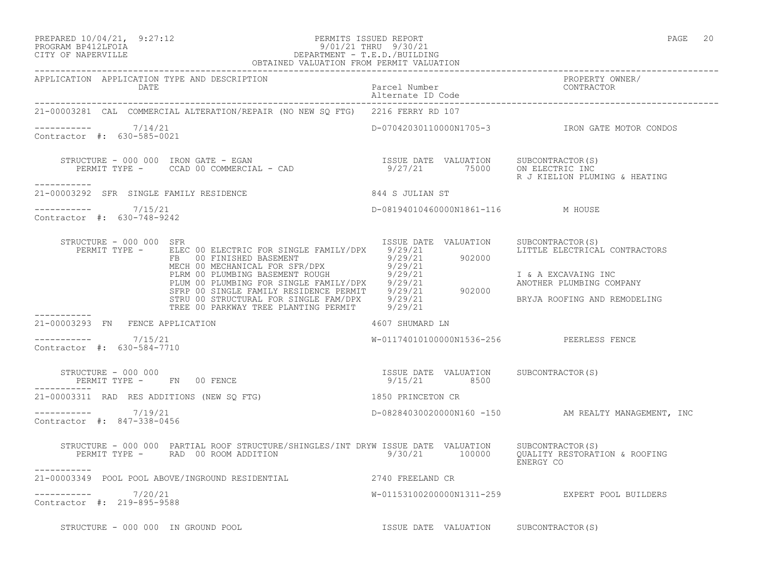PREPARED 10/04/21, 9:27:12
PROGRAM BP412LFOIA
CITY OF NAPERVILLE

PERMITS ISSUED REPORT
9/01/21 THRU 9/30/21
DEPARTMENT - T.E.D./BUILDING
OBTAINED VALUATION FROM PERMIT VALUATION

| APPLICATION | APPLICATION TYPE AND DESCRIPTION / DATE | Parcel Number / Alternate ID Code | PROPERTY OWNER/ CONTRACTOR |
|---|---|---|---|

---

21-00003281 CAL COMMERCIAL ALTERATION/REPAIR (NO NEW SQ FTG) — 2216 FERRY RD 107

----------- 7/14/21 — D-07042030110000N1705-3 — IRON GATE MOTOR CONDOS

Contractor #: 630-585-0021

STRUCTURE - 000 000 IRON GATE - EGAN

| PERMIT TYPE | ISSUE DATE | VALUATION | SUBCONTRACTOR(S) |
|---|---|---|---|
| CCAD 00 COMMERCIAL - CAD | 9/27/21 | 75000 | ON ELECTRIC INC |
| | | | R J KIELION PLUMING & HEATING |

-----------

21-00003292 SFR SINGLE FAMILY RESIDENCE — 844 S JULIAN ST

----------- 7/15/21 — D-08194010460000N1861-116 — M HOUSE

Contractor #: 630-748-9242

STRUCTURE - 000 000 SFR

| PERMIT TYPE | ISSUE DATE | VALUATION | SUBCONTRACTOR(S) |
|---|---|---|---|
| ELEC 00 ELECTRIC FOR SINGLE FAMILY/DPX | 9/29/21 | | LITTLE ELECTRICAL CONTRACTORS |
| FB 00 FINISHED BASEMENT | 9/29/21 | 902000 | |
| MECH 00 MECHANICAL FOR SFR/DPX | 9/29/21 | | |
| PLRM 00 PLUMBING BASEMENT ROUGH | 9/29/21 | | I & A EXCAVAING INC |
| PLUM 00 PLUMBING FOR SINGLE FAMILY/DPX | 9/29/21 | | ANOTHER PLUMBING COMPANY |
| SFRP 00 SINGLE FAMILY RESIDENCE PERMIT | 9/29/21 | 902000 | |
| STRU 00 STRUCTURAL FOR SINGLE FAM/DPX | 9/29/21 | | BRYJA ROOFING AND REMODELING |
| TREE 00 PARKWAY TREE PLANTING PERMIT | 9/29/21 | | |

-----------

21-00003293 FN FENCE APPLICATION — 4607 SHUMARD LN

----------- 7/15/21 — W-01174010100000N1536-256 — PEERLESS FENCE

Contractor #: 630-584-7710

STRUCTURE - 000 000

| PERMIT TYPE | ISSUE DATE | VALUATION | SUBCONTRACTOR(S) |
|---|---|---|---|
| FN 00 FENCE | 9/15/21 | 8500 | |

-----------

21-00003311 RAD RES ADDITIONS (NEW SQ FTG) — 1850 PRINCETON CR

----------- 7/19/21 — D-08284030020000N160 -150 — AM REALTY MANAGEMENT, INC

Contractor #: 847-338-0456

STRUCTURE - 000 000 PARTIAL ROOF STRUCTURE/SHINGLES/INT DRYW

| PERMIT TYPE | ISSUE DATE | VALUATION | SUBCONTRACTOR(S) |
|---|---|---|---|
| RAD 00 ROOM ADDITION | 9/30/21 | 100000 | QUALITY RESTORATION & ROOFING ENERGY CO |

-----------

21-00003349 POOL POOL ABOVE/INGROUND RESIDENTIAL — 2740 FREELAND CR

----------- 7/20/21 — W-01153100200000N1311-259 — EXPERT POOL BUILDERS

Contractor #: 219-895-9588

STRUCTURE - 000 000 IN GROUND POOL

| PERMIT TYPE | ISSUE DATE | VALUATION | SUBCONTRACTOR(S) |
|---|---|---|---|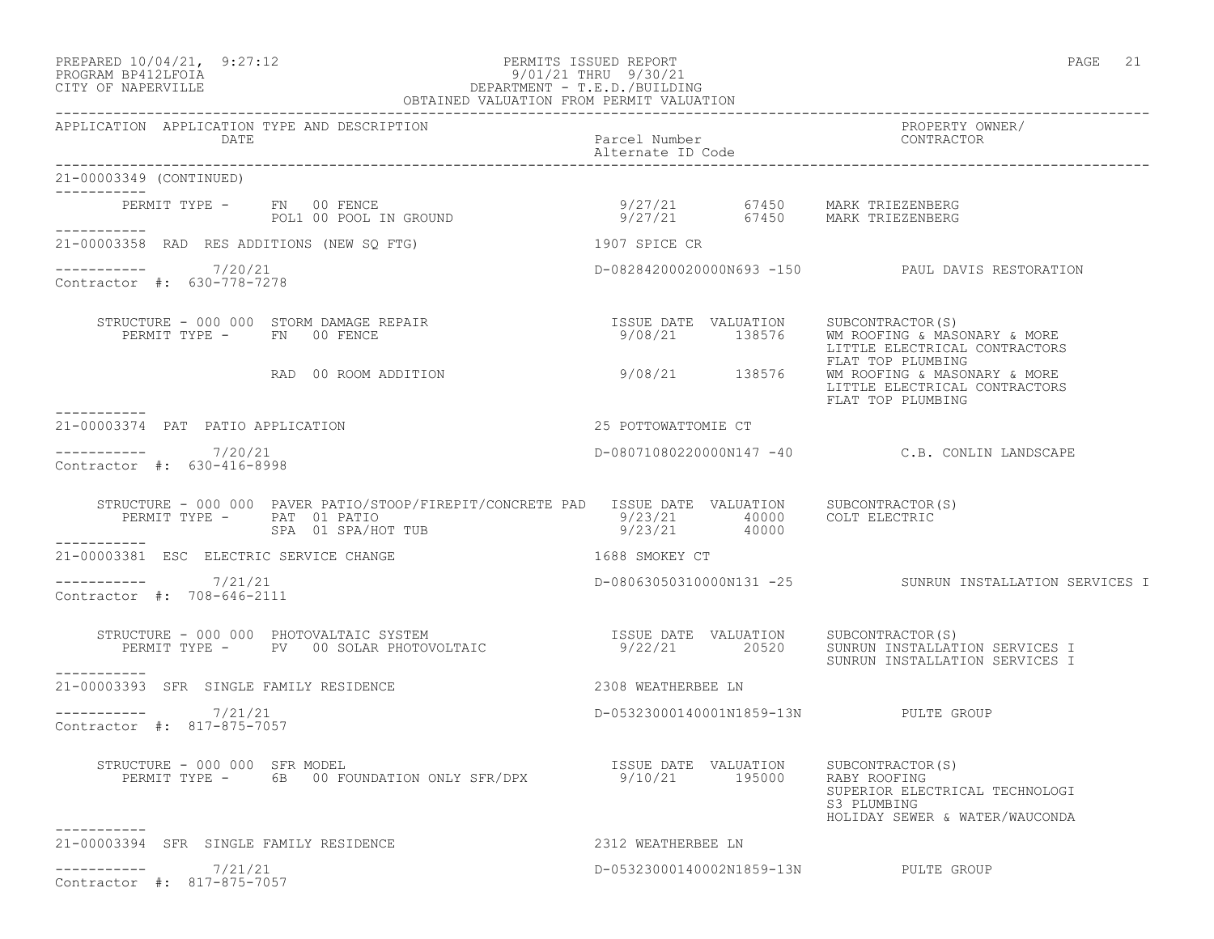PERMITS ISSUED REPORT
9/01/21 THRU 9/30/21
DEPARTMENT - T.E.D./BUILDING
OBTAINED VALUATION FROM PERMIT VALUATION

PREPARED 10/04/21, 9:27:12
PROGRAM BP412LFOIA
CITY OF NAPERVILLE

| APPLICATION | APPLICATION TYPE AND DESCRIPTION / DATE | Parcel Number / Alternate ID Code | PROPERTY OWNER/ CONTRACTOR |
|---|---|---|---|

21-00003349 (CONTINUED)

| PERMIT TYPE | | ISSUE DATE | VALUATION | SUBCONTRACTOR(S) |
|---|---|---|---|---|
| FN 00 FENCE | | 9/27/21 | 67450 | MARK TRIEZENBERG |
| POL1 00 POOL IN GROUND | | 9/27/21 | 67450 | MARK TRIEZENBERG |

---

21-00003358 RAD RES ADDITIONS (NEW SQ FTG) — 1907 SPICE CR

7/20/21 — D-08284200020000N693 -150 — PAUL DAVIS RESTORATION

Contractor #: 630-778-7278

STRUCTURE - 000 000 STORM DAMAGE REPAIR

| PERMIT TYPE | ISSUE DATE | VALUATION | SUBCONTRACTOR(S) |
|---|---|---|---|
| FN 00 FENCE | 9/08/21 | 138576 | WM ROOFING & MASONARY & MORE<br>LITTLE ELECTRICAL CONTRACTORS<br>FLAT TOP PLUMBING |
| RAD 00 ROOM ADDITION | 9/08/21 | 138576 | WM ROOFING & MASONARY & MORE<br>LITTLE ELECTRICAL CONTRACTORS<br>FLAT TOP PLUMBING |

---

21-00003374 PAT PATIO APPLICATION — 25 POTTOWATTOMIE CT

7/20/21 — D-08071080220000N147 -40 — C.B. CONLIN LANDSCAPE

Contractor #: 630-416-8998

STRUCTURE - 000 000 PAVER PATIO/STOOP/FIREPIT/CONCRETE PAD

| PERMIT TYPE | ISSUE DATE | VALUATION | SUBCONTRACTOR(S) |
|---|---|---|---|
| PAT 01 PATIO | 9/23/21 | 40000 | COLT ELECTRIC |
| SPA 01 SPA/HOT TUB | 9/23/21 | 40000 | |

---

21-00003381 ESC ELECTRIC SERVICE CHANGE — 1688 SMOKEY CT

7/21/21 — D-08063050310000N131 -25 — SUNRUN INSTALLATION SERVICES I

Contractor #: 708-646-2111

STRUCTURE - 000 000 PHOTOVALTAIC SYSTEM

| PERMIT TYPE | ISSUE DATE | VALUATION | SUBCONTRACTOR(S) |
|---|---|---|---|
| PV 00 SOLAR PHOTOVOLTAIC | 9/22/21 | 20520 | SUNRUN INSTALLATION SERVICES I<br>SUNRUN INSTALLATION SERVICES I |

---

21-00003393 SFR SINGLE FAMILY RESIDENCE — 2308 WEATHERBEE LN

7/21/21 — D-05323000140001N1859-13N — PULTE GROUP

Contractor #: 817-875-7057

STRUCTURE - 000 000 SFR MODEL

| PERMIT TYPE | ISSUE DATE | VALUATION | SUBCONTRACTOR(S) |
|---|---|---|---|
| 6B 00 FOUNDATION ONLY SFR/DPX | 9/10/21 | 195000 | RABY ROOFING<br>SUPERIOR ELECTRICAL TECHNOLOGI<br>S3 PLUMBING<br>HOLIDAY SEWER & WATER/WAUCONDA |

---

21-00003394 SFR SINGLE FAMILY RESIDENCE — 2312 WEATHERBEE LN

7/21/21 — D-05323000140002N1859-13N — PULTE GROUP

Contractor #: 817-875-7057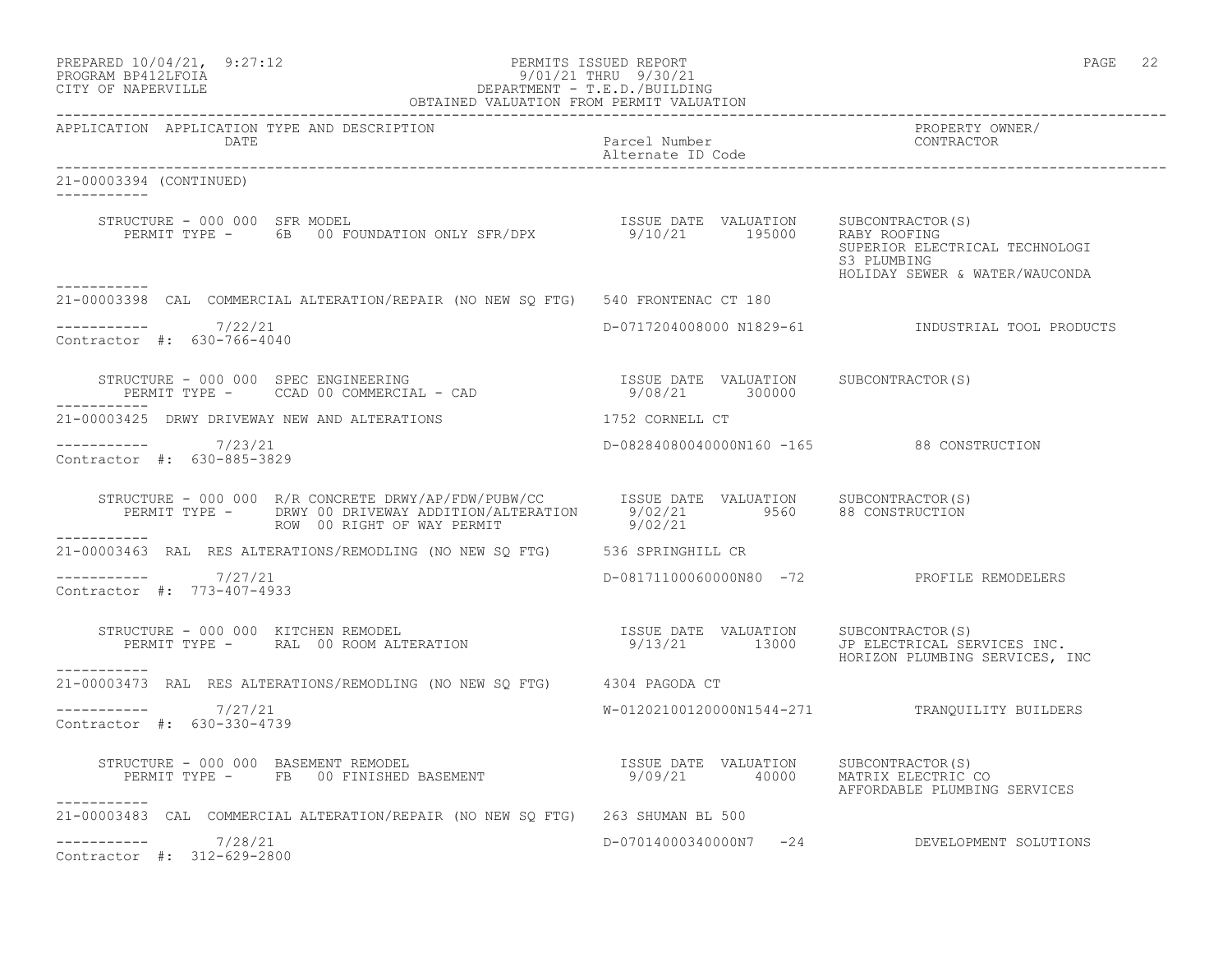PERMITS ISSUED REPORT
9/01/21 THRU 9/30/21
DEPARTMENT - T.E.D./BUILDING
OBTAINED VALUATION FROM PERMIT VALUATION

PREPARED 10/04/21, 9:27:12
PROGRAM BP412LFOIA
CITY OF NAPERVILLE

| APPLICATION | APPLICATION TYPE AND DESCRIPTION / DATE | Parcel Number / Alternate ID Code | PROPERTY OWNER/ CONTRACTOR |
|---|---|---|---|

**21-00003394 (CONTINUED)**

STRUCTURE - 000 000 SFR MODEL
PERMIT TYPE - 6B 00 FOUNDATION ONLY SFR/DPX
ISSUE DATE 9/10/21 VALUATION 195000
SUBCONTRACTOR(S): RABY ROOFING; SUPERIOR ELECTRICAL TECHNOLOGI; S3 PLUMBING; HOLIDAY SEWER & WATER/WAUCONDA

---

**21-00003398** CAL COMMERCIAL ALTERATION/REPAIR (NO NEW SQ FTG) 540 FRONTENAC CT 180
7/22/21 — D-0717204008000 N1829-61 — INDUSTRIAL TOOL PRODUCTS
Contractor #: 630-766-4040

STRUCTURE - 000 000 SPEC ENGINEERING
PERMIT TYPE - CCAD 00 COMMERCIAL - CAD
ISSUE DATE 9/08/21 VALUATION 300000
SUBCONTRACTOR(S)

---

**21-00003425** DRWY DRIVEWAY NEW AND ALTERATIONS 1752 CORNELL CT
7/23/21 — D-08284080040000N160 -165 — 88 CONSTRUCTION
Contractor #: 630-885-3829

STRUCTURE - 000 000 R/R CONCRETE DRWY/AP/FDW/PUBW/CC
PERMIT TYPE - DRWY 00 DRIVEWAY ADDITION/ALTERATION — ISSUE DATE 9/02/21 VALUATION 9560
ROW 00 RIGHT OF WAY PERMIT — 9/02/21
SUBCONTRACTOR(S): 88 CONSTRUCTION

---

**21-00003463** RAL RES ALTERATIONS/REMODLING (NO NEW SQ FTG) 536 SPRINGHILL CR
7/27/21 — D-08171100060000N80 -72 — PROFILE REMODELERS
Contractor #: 773-407-4933

STRUCTURE - 000 000 KITCHEN REMODEL
PERMIT TYPE - RAL 00 ROOM ALTERATION
ISSUE DATE 9/13/21 VALUATION 13000
SUBCONTRACTOR(S): JP ELECTRICAL SERVICES INC.; HORIZON PLUMBING SERVICES, INC

---

**21-00003473** RAL RES ALTERATIONS/REMODLING (NO NEW SQ FTG) 4304 PAGODA CT
7/27/21 — W-01202100120000N1544-271 — TRANQUILITY BUILDERS
Contractor #: 630-330-4739

STRUCTURE - 000 000 BASEMENT REMODEL
PERMIT TYPE - FB 00 FINISHED BASEMENT
ISSUE DATE 9/09/21 VALUATION 40000
SUBCONTRACTOR(S): MATRIX ELECTRIC CO; AFFORDABLE PLUMBING SERVICES

---

**21-00003483** CAL COMMERCIAL ALTERATION/REPAIR (NO NEW SQ FTG) 263 SHUMAN BL 500
7/28/21 — D-07014000340000N7 -24 — DEVELOPMENT SOLUTIONS
Contractor #: 312-629-2800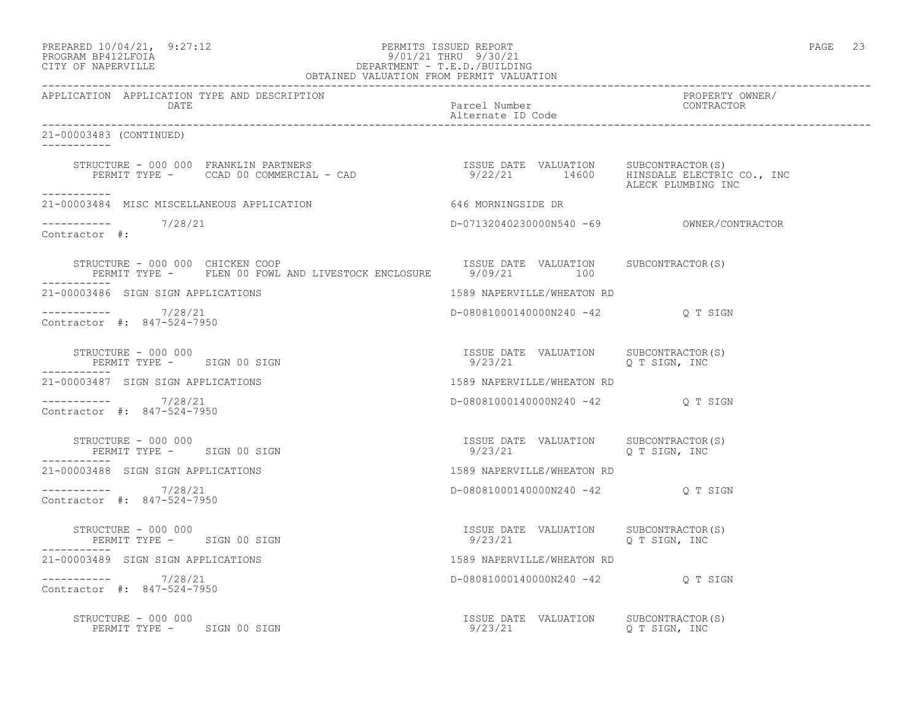PREPARED 10/04/21, 9:27:12
PROGRAM BP412LFOIA
CITY OF NAPERVILLE

PERMITS ISSUED REPORT
9/01/21 THRU 9/30/21
DEPARTMENT - T.E.D./BUILDING
OBTAINED VALUATION FROM PERMIT VALUATION

| APPLICATION | APPLICATION TYPE AND DESCRIPTION / DATE | Parcel Number / Alternate ID Code | PROPERTY OWNER/ CONTRACTOR |
|---|---|---|---|

21-00003483 (CONTINUED)

STRUCTURE - 000 000 FRANKLIN PARTNERS
PERMIT TYPE - CCAD 00 COMMERCIAL - CAD
ISSUE DATE 9/22/21 VALUATION 14600
SUBCONTRACTOR(S): HINSDALE ELECTRIC CO., INC; ALECK PLUMBING INC

---

21-00003484 MISC MISCELLANEOUS APPLICATION — 646 MORNINGSIDE DR
7/28/21 — D-07132040230000N540 -69 — OWNER/CONTRACTOR
Contractor #:

STRUCTURE - 000 000 CHICKEN COOP
PERMIT TYPE - FLEN 00 FOWL AND LIVESTOCK ENCLOSURE
ISSUE DATE 9/09/21 VALUATION 100
SUBCONTRACTOR(S):

---

21-00003486 SIGN SIGN APPLICATIONS — 1589 NAPERVILLE/WHEATON RD
7/28/21 — D-08081000140000N240 -42 — Q T SIGN
Contractor #: 847-524-7950

STRUCTURE - 000 000
PERMIT TYPE - SIGN 00 SIGN
ISSUE DATE 9/23/21 VALUATION
SUBCONTRACTOR(S): Q T SIGN, INC

---

21-00003487 SIGN SIGN APPLICATIONS — 1589 NAPERVILLE/WHEATON RD
7/28/21 — D-08081000140000N240 -42 — Q T SIGN
Contractor #: 847-524-7950

STRUCTURE - 000 000
PERMIT TYPE - SIGN 00 SIGN
ISSUE DATE 9/23/21 VALUATION
SUBCONTRACTOR(S): Q T SIGN, INC

---

21-00003488 SIGN SIGN APPLICATIONS — 1589 NAPERVILLE/WHEATON RD
7/28/21 — D-08081000140000N240 -42 — Q T SIGN
Contractor #: 847-524-7950

STRUCTURE - 000 000
PERMIT TYPE - SIGN 00 SIGN
ISSUE DATE 9/23/21 VALUATION
SUBCONTRACTOR(S): Q T SIGN, INC

---

21-00003489 SIGN SIGN APPLICATIONS — 1589 NAPERVILLE/WHEATON RD
7/28/21 — D-08081000140000N240 -42 — Q T SIGN
Contractor #: 847-524-7950

STRUCTURE - 000 000
PERMIT TYPE - SIGN 00 SIGN
ISSUE DATE 9/23/21 VALUATION
SUBCONTRACTOR(S): Q T SIGN, INC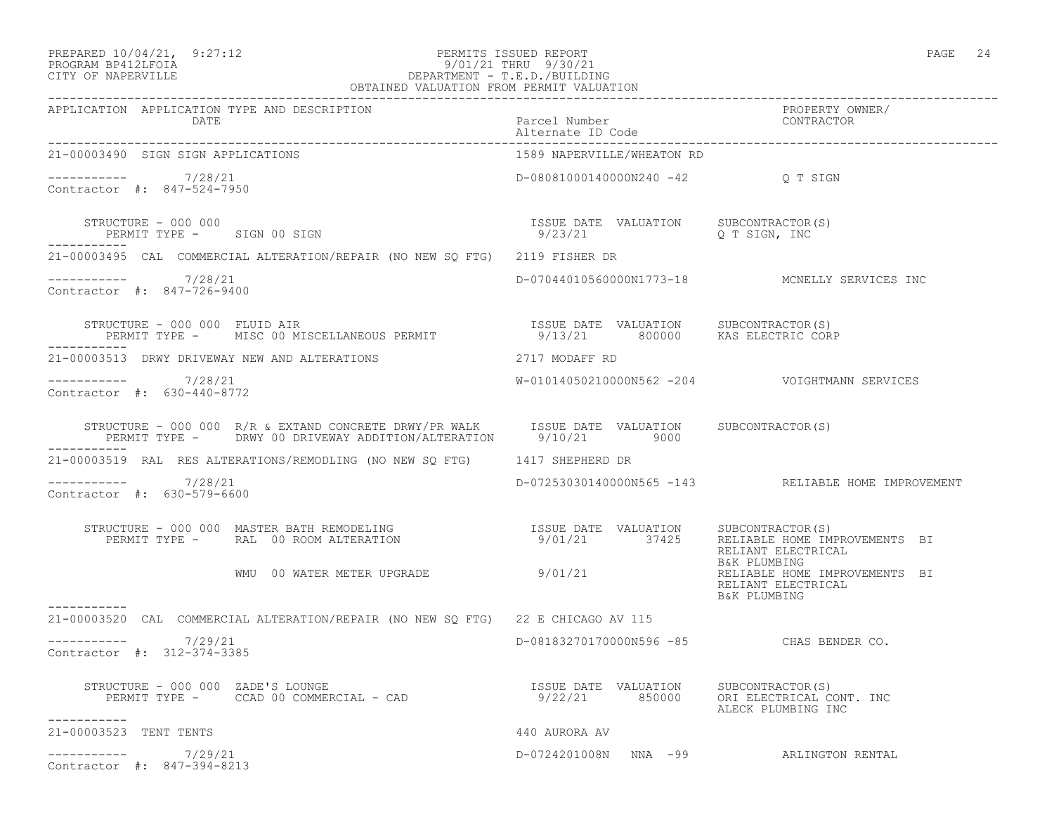PERMITS ISSUED REPORT
9/01/21 THRU 9/30/21
DEPARTMENT - T.E.D./BUILDING
OBTAINED VALUATION FROM PERMIT VALUATION

PREPARED 10/04/21, 9:27:12
PROGRAM BP412LFOIA
CITY OF NAPERVILLE

| APPLICATION | APPLICATION TYPE AND DESCRIPTION / DATE | Parcel Number / Alternate ID Code | PROPERTY OWNER/ CONTRACTOR |
|---|---|---|---|

**21-00003490** SIGN SIGN APPLICATIONS — 1589 NAPERVILLE/WHEATON RD

----------- 7/28/21 — D-08081000140000N240 -42 — Q T SIGN
Contractor #: 847-524-7950

STRUCTURE - 000 000
PERMIT TYPE - SIGN 00 SIGN

| ISSUE DATE | VALUATION | SUBCONTRACTOR(S) |
|---|---|---|
| 9/23/21 | | Q T SIGN, INC |

-----------

**21-00003495** CAL COMMERCIAL ALTERATION/REPAIR (NO NEW SQ FTG) — 2119 FISHER DR

----------- 7/28/21 — D-07044010560000N1773-18 — MCNELLY SERVICES INC
Contractor #: 847-726-9400

STRUCTURE - 000 000 FLUID AIR
PERMIT TYPE - MISC 00 MISCELLANEOUS PERMIT

| ISSUE DATE | VALUATION | SUBCONTRACTOR(S) |
|---|---|---|
| 9/13/21 | 800000 | KAS ELECTRIC CORP |

-----------

**21-00003513** DRWY DRIVEWAY NEW AND ALTERATIONS — 2717 MODAFF RD

----------- 7/28/21 — W-01014050210000N562 -204 — VOIGHTMANN SERVICES
Contractor #: 630-440-8772

STRUCTURE - 000 000 R/R & EXTAND CONCRETE DRWY/PR WALK
PERMIT TYPE - DRWY 00 DRIVEWAY ADDITION/ALTERATION

| ISSUE DATE | VALUATION | SUBCONTRACTOR(S) |
|---|---|---|
| 9/10/21 | 9000 | |

-----------

**21-00003519** RAL RES ALTERATIONS/REMODLING (NO NEW SQ FTG) — 1417 SHEPHERD DR

----------- 7/28/21 — D-07253030140000N565 -143 — RELIABLE HOME IMPROVEMENT
Contractor #: 630-579-6600

STRUCTURE - 000 000 MASTER BATH REMODELING

| PERMIT TYPE | ISSUE DATE | VALUATION | SUBCONTRACTOR(S) |
|---|---|---|---|
| RAL 00 ROOM ALTERATION | 9/01/21 | 37425 | RELIABLE HOME IMPROVEMENTS BI, RELIANT ELECTRICAL, B&K PLUMBING |
| WMU 00 WATER METER UPGRADE | 9/01/21 | | RELIABLE HOME IMPROVEMENTS BI, RELIANT ELECTRICAL, B&K PLUMBING |

-----------

**21-00003520** CAL COMMERCIAL ALTERATION/REPAIR (NO NEW SQ FTG) — 22 E CHICAGO AV 115

----------- 7/29/21 — D-08183270170000N596 -85 — CHAS BENDER CO.
Contractor #: 312-374-3385

STRUCTURE - 000 000 ZADE'S LOUNGE
PERMIT TYPE - CCAD 00 COMMERCIAL - CAD

| ISSUE DATE | VALUATION | SUBCONTRACTOR(S) |
|---|---|---|
| 9/22/21 | 850000 | ORI ELECTRICAL CONT. INC, ALECK PLUMBING INC |

-----------

**21-00003523** TENT TENTS — 440 AURORA AV

----------- 7/29/21 — D-0724201008N NNA -99 — ARLINGTON RENTAL
Contractor #: 847-394-8213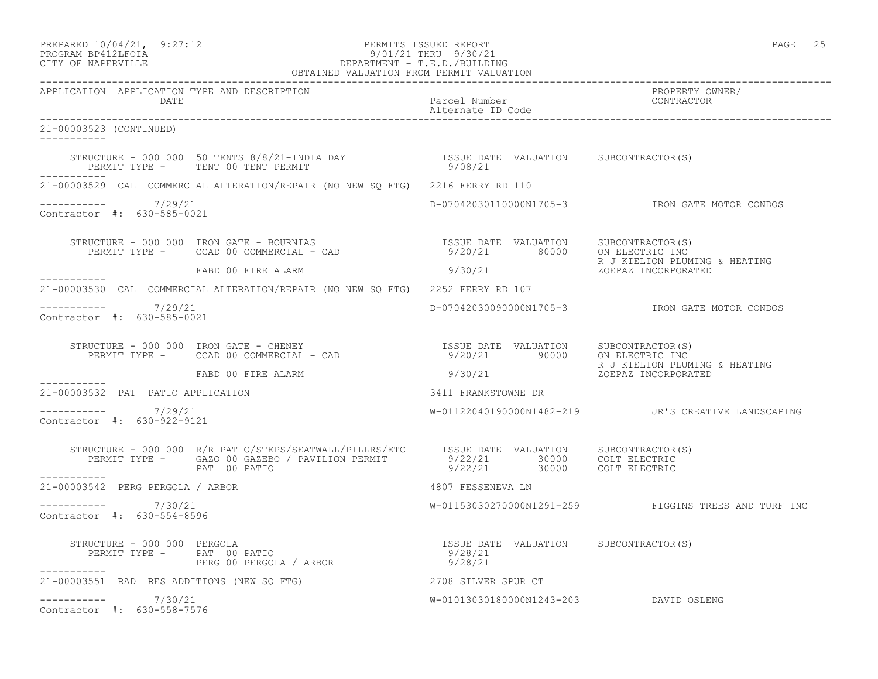PREPARED 10/04/21, 9:27:12 PERMITS ISSUED REPORT
PROGRAM BP412LFOIA 9/01/21 THRU 9/30/21
CITY OF NAPERVILLE DEPARTMENT - T.E.D./BUILDING
OBTAINED VALUATION FROM PERMIT VALUATION

| APPLICATION | APPLICATION TYPE AND DESCRIPTION / DATE | Parcel Number / Alternate ID Code | PROPERTY OWNER/ CONTRACTOR |
|---|---|---|---|

21-00003523 (CONTINUED)

STRUCTURE - 000 000 50 TENTS 8/8/21-INDIA DAY
PERMIT TYPE - TENT 00 TENT PERMIT

| ISSUE DATE | VALUATION | SUBCONTRACTOR(S) |
|---|---|---|
| 9/08/21 | | |

---

21-00003529 CAL COMMERCIAL ALTERATION/REPAIR (NO NEW SQ FTG) 2216 FERRY RD 110

7/29/21 D-07042030110000N1705-3 IRON GATE MOTOR CONDOS
Contractor #: 630-585-0021

STRUCTURE - 000 000 IRON GATE - BOURNIAS

| PERMIT TYPE | ISSUE DATE | VALUATION | SUBCONTRACTOR(S) |
|---|---|---|---|
| CCAD 00 COMMERCIAL - CAD | 9/20/21 | 80000 | ON ELECTRIC INC |
| | | | R J KIELION PLUMING & HEATING |
| FABD 00 FIRE ALARM | 9/30/21 | | ZOEPAZ INCORPORATED |

---

21-00003530 CAL COMMERCIAL ALTERATION/REPAIR (NO NEW SQ FTG) 2252 FERRY RD 107

7/29/21 D-07042030090000N1705-3 IRON GATE MOTOR CONDOS
Contractor #: 630-585-0021

STRUCTURE - 000 000 IRON GATE - CHENEY

| PERMIT TYPE | ISSUE DATE | VALUATION | SUBCONTRACTOR(S) |
|---|---|---|---|
| CCAD 00 COMMERCIAL - CAD | 9/20/21 | 90000 | ON ELECTRIC INC |
| | | | R J KIELION PLUMING & HEATING |
| FABD 00 FIRE ALARM | 9/30/21 | | ZOEPAZ INCORPORATED |

---

21-00003532 PAT PATIO APPLICATION 3411 FRANKSTOWNE DR

7/29/21 W-01122040190000N1482-219 JR'S CREATIVE LANDSCAPING
Contractor #: 630-922-9121

STRUCTURE - 000 000 R/R PATIO/STEPS/SEATWALL/PILLRS/ETC

| PERMIT TYPE | ISSUE DATE | VALUATION | SUBCONTRACTOR(S) |
|---|---|---|---|
| GAZO 00 GAZEBO / PAVILION PERMIT | 9/22/21 | 30000 | COLT ELECTRIC |
| PAT 00 PATIO | 9/22/21 | 30000 | COLT ELECTRIC |

---

21-00003542 PERG PERGOLA / ARBOR 4807 FESSENEVA LN

7/30/21 W-01153030270000N1291-259 FIGGINS TREES AND TURF INC
Contractor #: 630-554-8596

STRUCTURE - 000 000 PERGOLA

| PERMIT TYPE | ISSUE DATE | VALUATION | SUBCONTRACTOR(S) |
|---|---|---|---|
| PAT 00 PATIO | 9/28/21 | | |
| PERG 00 PERGOLA / ARBOR | 9/28/21 | | |

---

21-00003551 RAD RES ADDITIONS (NEW SQ FTG) 2708 SILVER SPUR CT

7/30/21 W-01013030180000N1243-203 DAVID OSLENG
Contractor #: 630-558-7576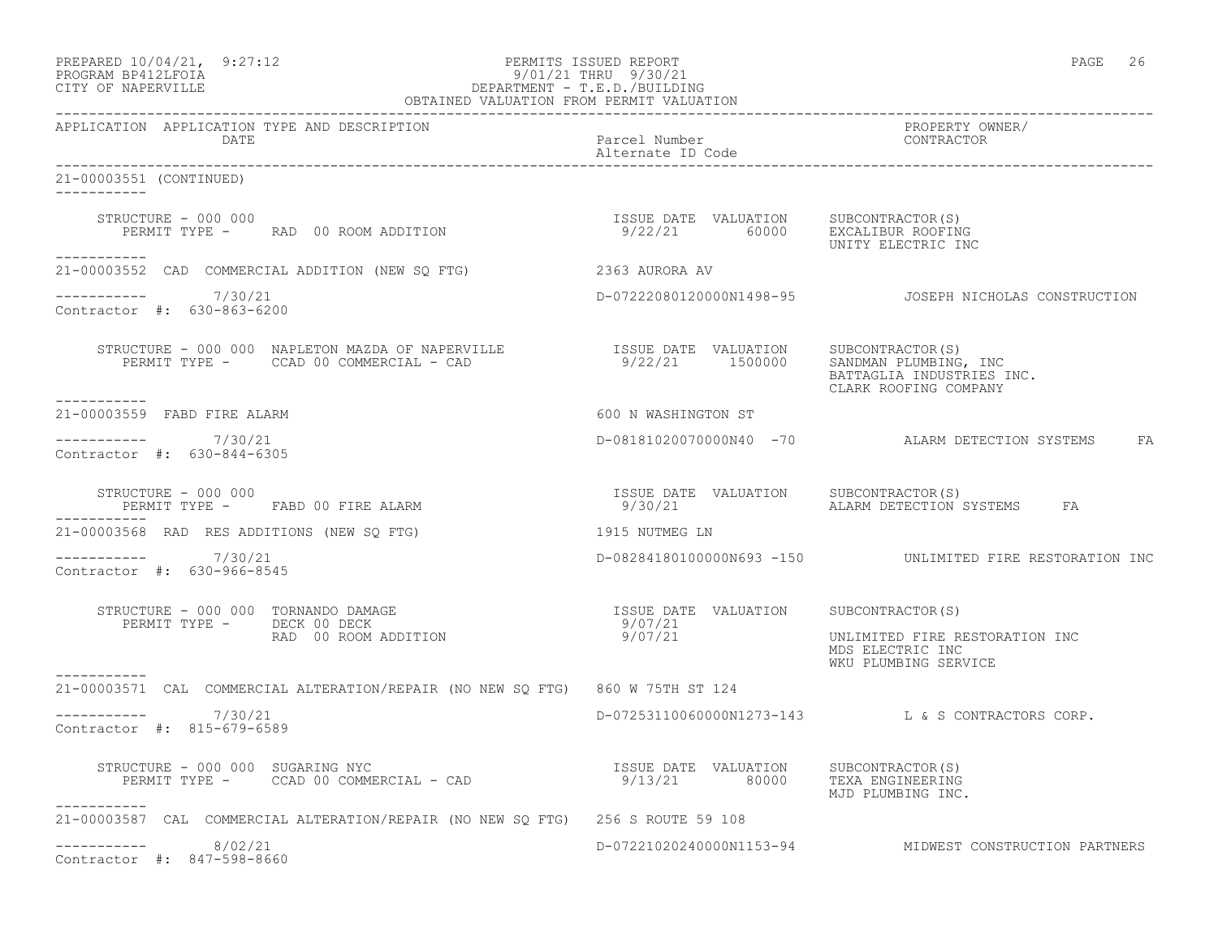PREPARED 10/04/21, 9:27:12 PERMITS ISSUED REPORT
PROGRAM BP412LFOIA 9/01/21 THRU 9/30/21
CITY OF NAPERVILLE DEPARTMENT - T.E.D./BUILDING
OBTAINED VALUATION FROM PERMIT VALUATION

| APPLICATION | APPLICATION TYPE AND DESCRIPTION / DATE | Parcel Number / Alternate ID Code | PROPERTY OWNER/ CONTRACTOR |
|---|---|---|---|

**21-00003551 (CONTINUED)**

STRUCTURE - 000 000
PERMIT TYPE - RAD 00 ROOM ADDITION

| ISSUE DATE | VALUATION | SUBCONTRACTOR(S) |
|---|---|---|
| 9/22/21 | 60000 | EXCALIBUR ROOFING<br>UNITY ELECTRIC INC |

---

**21-00003552** CAD COMMERCIAL ADDITION (NEW SQ FTG) 2363 AURORA AV

7/30/21 D-07222080120000N1498-95 JOSEPH NICHOLAS CONSTRUCTION
Contractor #: 630-863-6200

STRUCTURE - 000 000 NAPLETON MAZDA OF NAPERVILLE
PERMIT TYPE - CCAD 00 COMMERCIAL - CAD

| ISSUE DATE | VALUATION | SUBCONTRACTOR(S) |
|---|---|---|
| 9/22/21 | 1500000 | SANDMAN PLUMBING, INC<br>BATTAGLIA INDUSTRIES INC.<br>CLARK ROOFING COMPANY |

---

**21-00003559** FABD FIRE ALARM 600 N WASHINGTON ST

7/30/21 D-08181020070000N40 -70 ALARM DETECTION SYSTEMS FA
Contractor #: 630-844-6305

STRUCTURE - 000 000
PERMIT TYPE - FABD 00 FIRE ALARM

| ISSUE DATE | VALUATION | SUBCONTRACTOR(S) |
|---|---|---|
| 9/30/21 | | ALARM DETECTION SYSTEMS FA |

---

**21-00003568** RAD RES ADDITIONS (NEW SQ FTG) 1915 NUTMEG LN

7/30/21 D-08284180100000N693 -150 UNLIMITED FIRE RESTORATION INC
Contractor #: 630-966-8545

STRUCTURE - 000 000 TORNANDO DAMAGE
PERMIT TYPE - DECK 00 DECK
RAD 00 ROOM ADDITION

| ISSUE DATE | VALUATION | SUBCONTRACTOR(S) |
|---|---|---|
| 9/07/21 | | |
| 9/07/21 | | UNLIMITED FIRE RESTORATION INC<br>MDS ELECTRIC INC<br>WKU PLUMBING SERVICE |

---

**21-00003571** CAL COMMERCIAL ALTERATION/REPAIR (NO NEW SQ FTG) 860 W 75TH ST 124

7/30/21 D-07253110060000N1273-143 L & S CONTRACTORS CORP.
Contractor #: 815-679-6589

STRUCTURE - 000 000 SUGARING NYC
PERMIT TYPE - CCAD 00 COMMERCIAL - CAD

| ISSUE DATE | VALUATION | SUBCONTRACTOR(S) |
|---|---|---|
| 9/13/21 | 80000 | TEXA ENGINEERING<br>MJD PLUMBING INC. |

---

**21-00003587** CAL COMMERCIAL ALTERATION/REPAIR (NO NEW SQ FTG) 256 S ROUTE 59 108

8/02/21 D-07221020240000N1153-94 MIDWEST CONSTRUCTION PARTNERS
Contractor #: 847-598-8660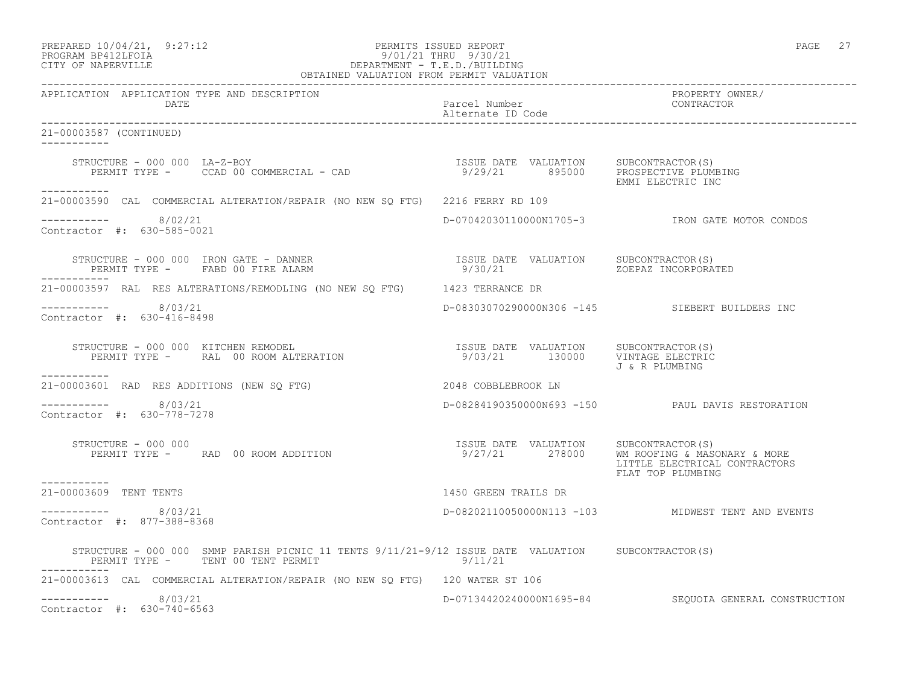PREPARED 10/04/21, 9:27:12
PROGRAM BP412LFOIA
CITY OF NAPERVILLE

PERMITS ISSUED REPORT
9/01/21 THRU 9/30/21
DEPARTMENT - T.E.D./BUILDING
OBTAINED VALUATION FROM PERMIT VALUATION

| APPLICATION | APPLICATION TYPE AND DESCRIPTION / DATE | Parcel Number / Alternate ID Code | PROPERTY OWNER/ CONTRACTOR |
|---|---|---|---|

21-00003587 (CONTINUED)

STRUCTURE - 000 000 LA-Z-BOY
PERMIT TYPE - CCAD 00 COMMERCIAL - CAD
ISSUE DATE 9/29/21 VALUATION 895000
SUBCONTRACTOR(S): PROSPECTIVE PLUMBING; EMMI ELECTRIC INC

---

21-00003590 CAL COMMERCIAL ALTERATION/REPAIR (NO NEW SQ FTG) 2216 FERRY RD 109
8/02/21 D-07042030110000N1705-3 IRON GATE MOTOR CONDOS
Contractor #: 630-585-0021

STRUCTURE - 000 000 IRON GATE - DANNER
PERMIT TYPE - FABD 00 FIRE ALARM
ISSUE DATE 9/30/21 VALUATION
SUBCONTRACTOR(S): ZOEPAZ INCORPORATED

---

21-00003597 RAL RES ALTERATIONS/REMODLING (NO NEW SQ FTG) 1423 TERRANCE DR
8/03/21 D-08303070290000N306 -145 SIEBERT BUILDERS INC
Contractor #: 630-416-8498

STRUCTURE - 000 000 KITCHEN REMODEL
PERMIT TYPE - RAL 00 ROOM ALTERATION
ISSUE DATE 9/03/21 VALUATION 130000
SUBCONTRACTOR(S): VINTAGE ELECTRIC; J & R PLUMBING

---

21-00003601 RAD RES ADDITIONS (NEW SQ FTG) 2048 COBBLEBROOK LN
8/03/21 D-08284190350000N693 -150 PAUL DAVIS RESTORATION
Contractor #: 630-778-7278

STRUCTURE - 000 000
PERMIT TYPE - RAD 00 ROOM ADDITION
ISSUE DATE 9/27/21 VALUATION 278000
SUBCONTRACTOR(S): WM ROOFING & MASONARY & MORE; LITTLE ELECTRICAL CONTRACTORS; FLAT TOP PLUMBING

---

21-00003609 TENT TENTS 1450 GREEN TRAILS DR
8/03/21 D-08202110050000N113 -103 MIDWEST TENT AND EVENTS
Contractor #: 877-388-8368

STRUCTURE - 000 000 SMMP PARISH PICNIC 11 TENTS 9/11/21-9/12
PERMIT TYPE - TENT 00 TENT PERMIT
ISSUE DATE 9/11/21 VALUATION
SUBCONTRACTOR(S)

---

21-00003613 CAL COMMERCIAL ALTERATION/REPAIR (NO NEW SQ FTG) 120 WATER ST 106
8/03/21 D-07134420240000N1695-84 SEQUOIA GENERAL CONSTRUCTION
Contractor #: 630-740-6563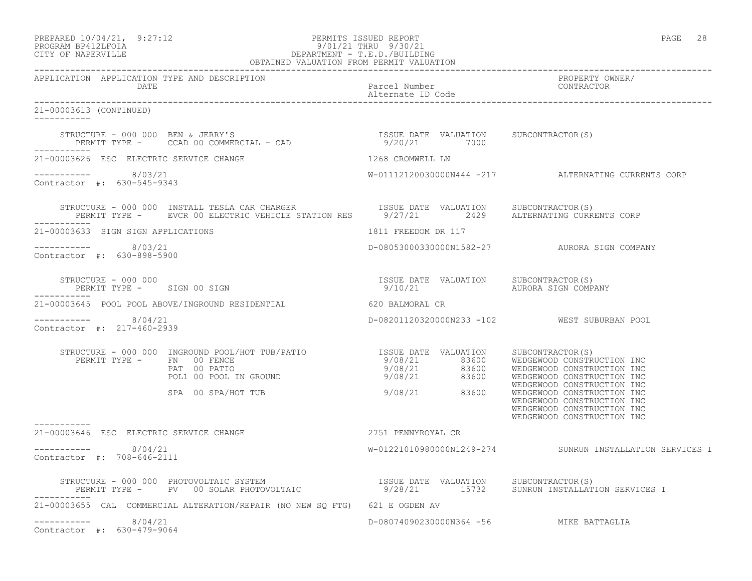PREPARED 10/04/21, 9:27:12
PROGRAM BP412LFOIA
CITY OF NAPERVILLE

PERMITS ISSUED REPORT
9/01/21 THRU 9/30/21
DEPARTMENT - T.E.D./BUILDING
OBTAINED VALUATION FROM PERMIT VALUATION

| APPLICATION | APPLICATION TYPE AND DESCRIPTION / DATE | Parcel Number / Alternate ID Code | PROPERTY OWNER/ CONTRACTOR |
|---|---|---|---|

21-00003613 (CONTINUED)

STRUCTURE - 000 000 BEN & JERRY'S
PERMIT TYPE - CCAD 00 COMMERCIAL - CAD — ISSUE DATE 9/20/21, VALUATION 7000, SUBCONTRACTOR(S):

---

21-00003626 ESC ELECTRIC SERVICE CHANGE — 1268 CROMWELL LN
8/03/21 — W-01112120030000N444 -217 — ALTERNATING CURRENTS CORP
Contractor #: 630-545-9343

STRUCTURE - 000 000 INSTALL TESLA CAR CHARGER
PERMIT TYPE - EVCR 00 ELECTRIC VEHICLE STATION RES — ISSUE DATE 9/27/21, VALUATION 2429, SUBCONTRACTOR(S): ALTERNATING CURRENTS CORP

---

21-00003633 SIGN SIGN APPLICATIONS — 1811 FREEDOM DR 117
8/03/21 — D-08053000330000N1582-27 — AURORA SIGN COMPANY
Contractor #: 630-898-5900

STRUCTURE - 000 000
PERMIT TYPE - SIGN 00 SIGN — ISSUE DATE 9/10/21, VALUATION (none), SUBCONTRACTOR(S): AURORA SIGN COMPANY

---

21-00003645 POOL POOL ABOVE/INGROUND RESIDENTIAL — 620 BALMORAL CR
8/04/21 — D-08201120320000N233 -102 — WEST SUBURBAN POOL
Contractor #: 217-460-2939

STRUCTURE - 000 000 INGROUND POOL/HOT TUB/PATIO

| PERMIT TYPE | ISSUE DATE | VALUATION | SUBCONTRACTOR(S) |
|---|---|---|---|
| FN 00 FENCE | 9/08/21 | 83600 | WEDGEWOOD CONSTRUCTION INC |
| PAT 00 PATIO | 9/08/21 | 83600 | WEDGEWOOD CONSTRUCTION INC |
| POL1 00 POOL IN GROUND | 9/08/21 | 83600 | WEDGEWOOD CONSTRUCTION INC |
| | | | WEDGEWOOD CONSTRUCTION INC |
| SPA 00 SPA/HOT TUB | 9/08/21 | 83600 | WEDGEWOOD CONSTRUCTION INC |
| | | | WEDGEWOOD CONSTRUCTION INC |
| | | | WEDGEWOOD CONSTRUCTION INC |
| | | | WEDGEWOOD CONSTRUCTION INC |

---

21-00003646 ESC ELECTRIC SERVICE CHANGE — 2751 PENNYROYAL CR
8/04/21 — W-01221010980000N1249-274 — SUNRUN INSTALLATION SERVICES I
Contractor #: 708-646-2111

STRUCTURE - 000 000 PHOTOVOLTAIC SYSTEM
PERMIT TYPE - PV 00 SOLAR PHOTOVOLTAIC — ISSUE DATE 9/28/21, VALUATION 15732, SUBCONTRACTOR(S): SUNRUN INSTALLATION SERVICES I

---

21-00003655 CAL COMMERCIAL ALTERATION/REPAIR (NO NEW SQ FTG) — 621 E OGDEN AV
8/04/21 — D-08074090230000N364 -56 — MIKE BATTAGLIA
Contractor #: 630-479-9064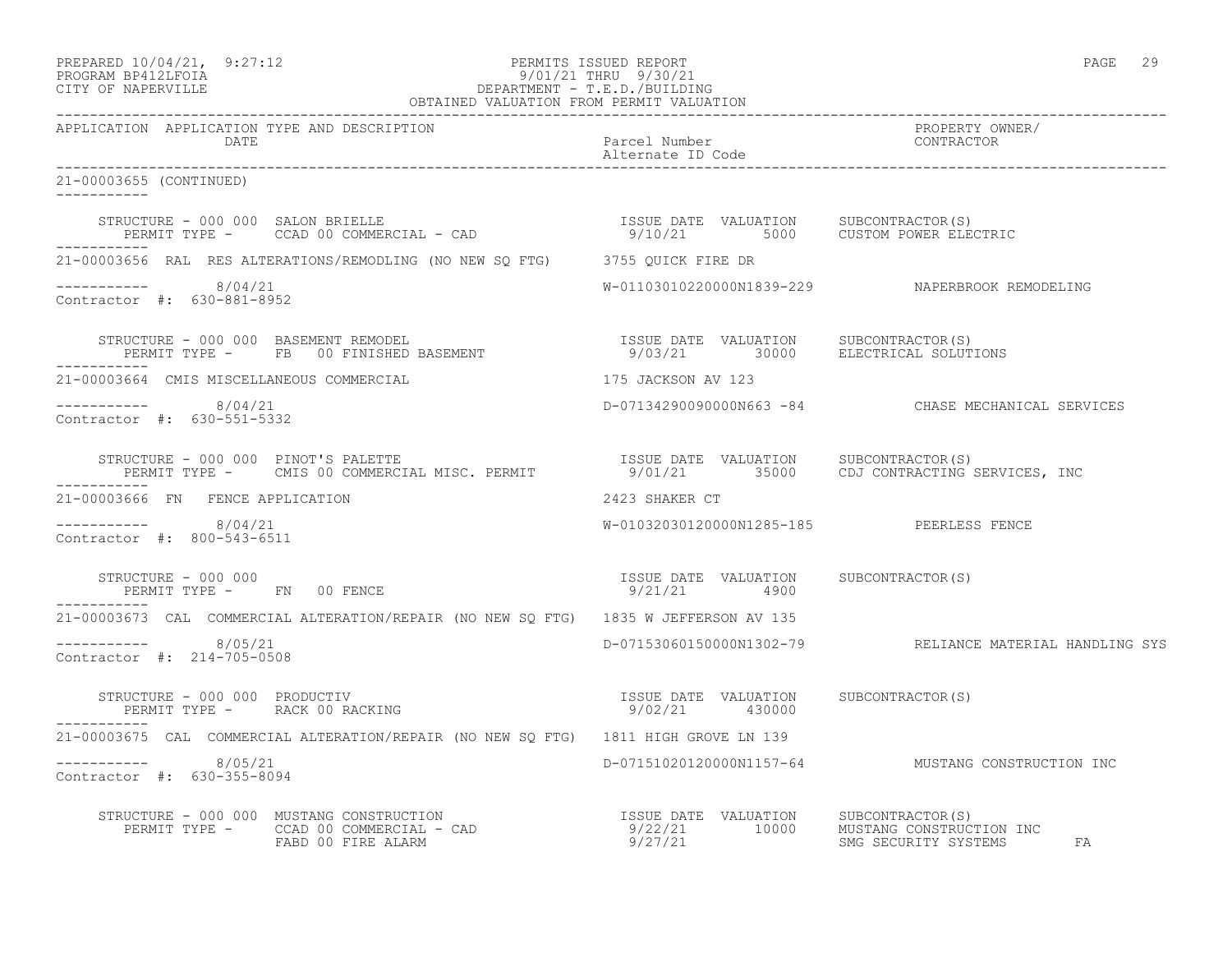PERMITS ISSUED REPORT
9/01/21 THRU 9/30/21
DEPARTMENT - T.E.D./BUILDING
OBTAINED VALUATION FROM PERMIT VALUATION

PREPARED 10/04/21, 9:27:12
PROGRAM BP412LFOIA
CITY OF NAPERVILLE

| APPLICATION | APPLICATION TYPE AND DESCRIPTION / DATE | Parcel Number / Alternate ID Code | PROPERTY OWNER/ CONTRACTOR |
|---|---|---|---|

**21-00003655 (CONTINUED)**

STRUCTURE - 000 000 SALON BRIELLE — PERMIT TYPE - CCAD 00 COMMERCIAL - CAD — ISSUE DATE 9/10/21 — VALUATION 5000 — SUBCONTRACTOR(S): CUSTOM POWER ELECTRIC

---

**21-00003656** RAL RES ALTERATIONS/REMODLING (NO NEW SQ FTG) — 3755 QUICK FIRE DR
Date: 8/04/21 — W-01103010220000N1839-229 — NAPERBROOK REMODELING
Contractor #: 630-881-8952

STRUCTURE - 000 000 BASEMENT REMODEL — PERMIT TYPE - FB 00 FINISHED BASEMENT — ISSUE DATE 9/03/21 — VALUATION 30000 — SUBCONTRACTOR(S): ELECTRICAL SOLUTIONS

---

**21-00003664** CMIS MISCELLANEOUS COMMERCIAL — 175 JACKSON AV 123
Date: 8/04/21 — D-07134290090000N663 -84 — CHASE MECHANICAL SERVICES
Contractor #: 630-551-5332

STRUCTURE - 000 000 PINOT'S PALETTE — PERMIT TYPE - CMIS 00 COMMERCIAL MISC. PERMIT — ISSUE DATE 9/01/21 — VALUATION 35000 — SUBCONTRACTOR(S): CDJ CONTRACTING SERVICES, INC

---

**21-00003666** FN FENCE APPLICATION — 2423 SHAKER CT
Date: 8/04/21 — W-01032030120000N1285-185 — PEERLESS FENCE
Contractor #: 800-543-6511

STRUCTURE - 000 000 — PERMIT TYPE - FN 00 FENCE — ISSUE DATE 9/21/21 — VALUATION 4900 — SUBCONTRACTOR(S):

---

**21-00003673** CAL COMMERCIAL ALTERATION/REPAIR (NO NEW SQ FTG) — 1835 W JEFFERSON AV 135
Date: 8/05/21 — D-07153060150000N1302-79 — RELIANCE MATERIAL HANDLING SYS
Contractor #: 214-705-0508

STRUCTURE - 000 000 PRODUCTIV — PERMIT TYPE - RACK 00 RACKING — ISSUE DATE 9/02/21 — VALUATION 430000 — SUBCONTRACTOR(S):

---

**21-00003675** CAL COMMERCIAL ALTERATION/REPAIR (NO NEW SQ FTG) — 1811 HIGH GROVE LN 139
Date: 8/05/21 — D-07151020120000N1157-64 — MUSTANG CONSTRUCTION INC
Contractor #: 630-355-8094

STRUCTURE - 000 000 MUSTANG CONSTRUCTION

| PERMIT TYPE | ISSUE DATE | VALUATION | SUBCONTRACTOR(S) |
|---|---|---|---|
| CCAD 00 COMMERCIAL - CAD | 9/22/21 | 10000 | MUSTANG CONSTRUCTION INC |
| FABD 00 FIRE ALARM | 9/27/21 | | SMG SECURITY SYSTEMS FA |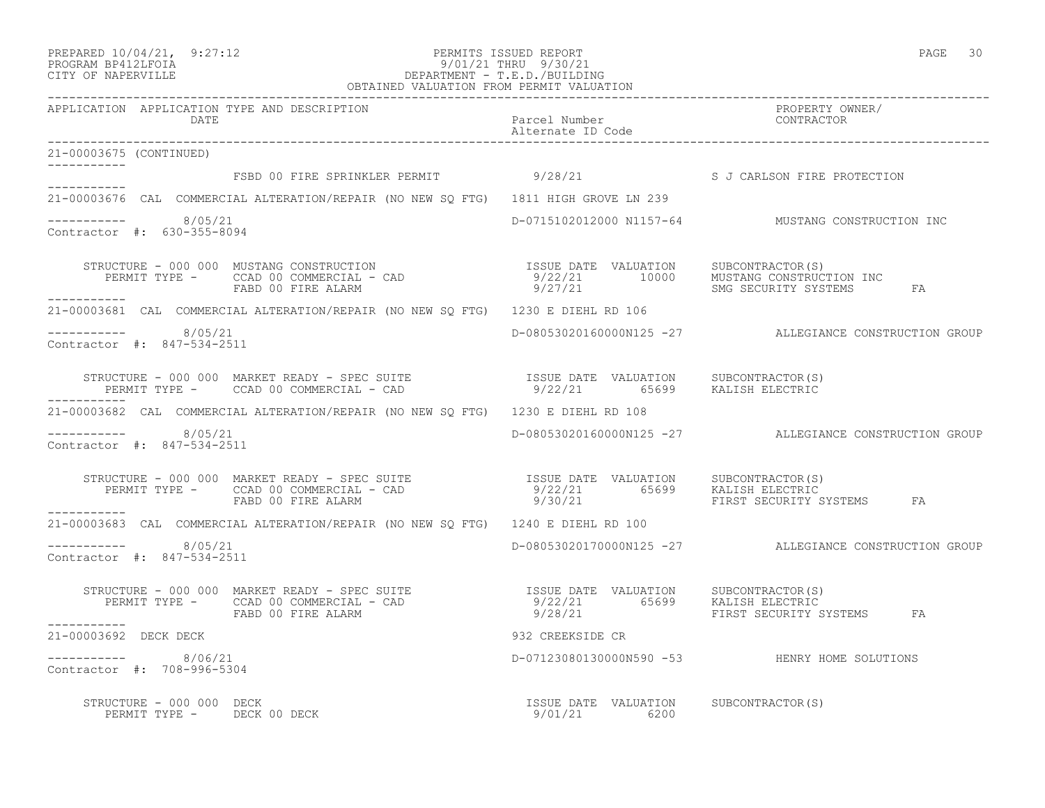PREPARED 10/04/21, 9:27:12 PERMITS ISSUED REPORT
PROGRAM BP412LFOIA 9/01/21 THRU 9/30/21
CITY OF NAPERVILLE DEPARTMENT - T.E.D./BUILDING
OBTAINED VALUATION FROM PERMIT VALUATION

| APPLICATION | APPLICATION TYPE AND DESCRIPTION / DATE | Parcel Number / Alternate ID Code | PROPERTY OWNER/ CONTRACTOR |
|---|---|---|---|

21-00003675 (CONTINUED)

FSBD 00 FIRE SPRINKLER PERMIT 9/28/21 S J CARLSON FIRE PROTECTION

---

21-00003676 CAL COMMERCIAL ALTERATION/REPAIR (NO NEW SQ FTG) 1811 HIGH GROVE LN 239

8/05/21 D-0715102012000 N1157-64 MUSTANG CONSTRUCTION INC
Contractor #: 630-355-8094

| STRUCTURE - 000 000 MUSTANG CONSTRUCTION | ISSUE DATE | VALUATION | SUBCONTRACTOR(S) | |
|---|---|---|---|---|
| PERMIT TYPE - CCAD 00 COMMERCIAL - CAD | 9/22/21 | 10000 | MUSTANG CONSTRUCTION INC | |
| FABD 00 FIRE ALARM | 9/27/21 | | SMG SECURITY SYSTEMS | FA |

---

21-00003681 CAL COMMERCIAL ALTERATION/REPAIR (NO NEW SQ FTG) 1230 E DIEHL RD 106

8/05/21 D-08053020160000N125 -27 ALLEGIANCE CONSTRUCTION GROUP
Contractor #: 847-534-2511

| STRUCTURE - 000 000 MARKET READY - SPEC SUITE | ISSUE DATE | VALUATION | SUBCONTRACTOR(S) |
|---|---|---|---|
| PERMIT TYPE - CCAD 00 COMMERCIAL - CAD | 9/22/21 | 65699 | KALISH ELECTRIC |

---

21-00003682 CAL COMMERCIAL ALTERATION/REPAIR (NO NEW SQ FTG) 1230 E DIEHL RD 108

8/05/21 D-08053020160000N125 -27 ALLEGIANCE CONSTRUCTION GROUP
Contractor #: 847-534-2511

| STRUCTURE - 000 000 MARKET READY - SPEC SUITE | ISSUE DATE | VALUATION | SUBCONTRACTOR(S) | |
|---|---|---|---|---|
| PERMIT TYPE - CCAD 00 COMMERCIAL - CAD | 9/22/21 | 65699 | KALISH ELECTRIC | |
| FABD 00 FIRE ALARM | 9/30/21 | | FIRST SECURITY SYSTEMS | FA |

---

21-00003683 CAL COMMERCIAL ALTERATION/REPAIR (NO NEW SQ FTG) 1240 E DIEHL RD 100

8/05/21 D-08053020170000N125 -27 ALLEGIANCE CONSTRUCTION GROUP
Contractor #: 847-534-2511

| STRUCTURE - 000 000 MARKET READY - SPEC SUITE | ISSUE DATE | VALUATION | SUBCONTRACTOR(S) | |
|---|---|---|---|---|
| PERMIT TYPE - CCAD 00 COMMERCIAL - CAD | 9/22/21 | 65699 | KALISH ELECTRIC | |
| FABD 00 FIRE ALARM | 9/28/21 | | FIRST SECURITY SYSTEMS | FA |

---

21-00003692 DECK DECK 932 CREEKSIDE CR

8/06/21 D-07123080130000N590 -53 HENRY HOME SOLUTIONS
Contractor #: 708-996-5304

| STRUCTURE - 000 000 DECK | ISSUE DATE | VALUATION | SUBCONTRACTOR(S) |
|---|---|---|---|
| PERMIT TYPE - DECK 00 DECK | 9/01/21 | 6200 | |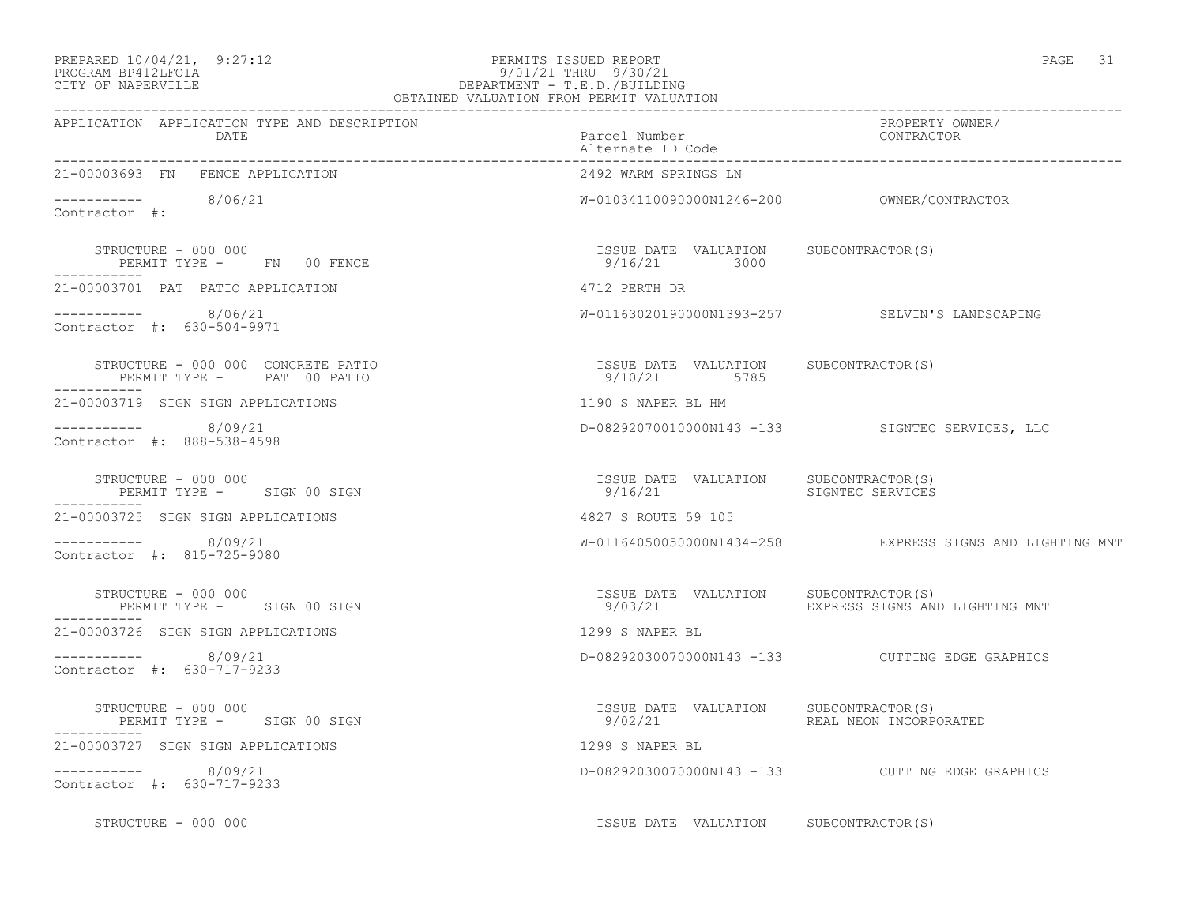| APPLICATION | APPLICATION TYPE AND DESCRIPTION DATE | Parcel Number Alternate ID Code | PROPERTY OWNER/ CONTRACTOR |
|---|---|---|---|
| 21-00003693 FN | FENCE APPLICATION | 2492 WARM SPRINGS LN | |
| ----------- | 8/06/21 | W-01034110090000N1246-200 | OWNER/CONTRACTOR |
| Contractor #: | | | |
| STRUCTURE - 000 000 | | ISSUE DATE VALUATION | SUBCONTRACTOR(S) |
| PERMIT TYPE - FN 00 FENCE | | 9/16/21 3000 | |
| 21-00003701 PAT | PATIO APPLICATION | 4712 PERTH DR | |
| ----------- | 8/06/21 | W-01163020190000N1393-257 | SELVIN'S LANDSCAPING |
| Contractor #: 630-504-9971 | | | |
| STRUCTURE - 000 000 CONCRETE PATIO | | ISSUE DATE VALUATION | SUBCONTRACTOR(S) |
| PERMIT TYPE - PAT 00 PATIO | | 9/10/21 5785 | |
| 21-00003719 SIGN | SIGN APPLICATIONS | 1190 S NAPER BL HM | |
| ----------- | 8/09/21 | D-08292070010000N143 -133 | SIGNTEC SERVICES, LLC |
| Contractor #: 888-538-4598 | | | |
| STRUCTURE - 000 000 | | ISSUE DATE VALUATION | SUBCONTRACTOR(S) |
| PERMIT TYPE - SIGN 00 SIGN | | 9/16/21 | SIGNTEC SERVICES |
| 21-00003725 SIGN | SIGN APPLICATIONS | 4827 S ROUTE 59 105 | |
| ----------- | 8/09/21 | W-01164050050000N1434-258 | EXPRESS SIGNS AND LIGHTING MNT |
| Contractor #: 815-725-9080 | | | |
| STRUCTURE - 000 000 | | ISSUE DATE VALUATION | SUBCONTRACTOR(S) |
| PERMIT TYPE - SIGN 00 SIGN | | 9/03/21 | EXPRESS SIGNS AND LIGHTING MNT |
| 21-00003726 SIGN | SIGN APPLICATIONS | 1299 S NAPER BL | |
| ----------- | 8/09/21 | D-08292030070000N143 -133 | CUTTING EDGE GRAPHICS |
| Contractor #: 630-717-9233 | | | |
| STRUCTURE - 000 000 | | ISSUE DATE VALUATION | SUBCONTRACTOR(S) |
| PERMIT TYPE - SIGN 00 SIGN | | 9/02/21 | REAL NEON INCORPORATED |
| 21-00003727 SIGN | SIGN APPLICATIONS | 1299 S NAPER BL | |
| ----------- | 8/09/21 | D-08292030070000N143 -133 | CUTTING EDGE GRAPHICS |
| Contractor #: 630-717-9233 | | | |
| STRUCTURE - 000 000 | | ISSUE DATE VALUATION | SUBCONTRACTOR(S) |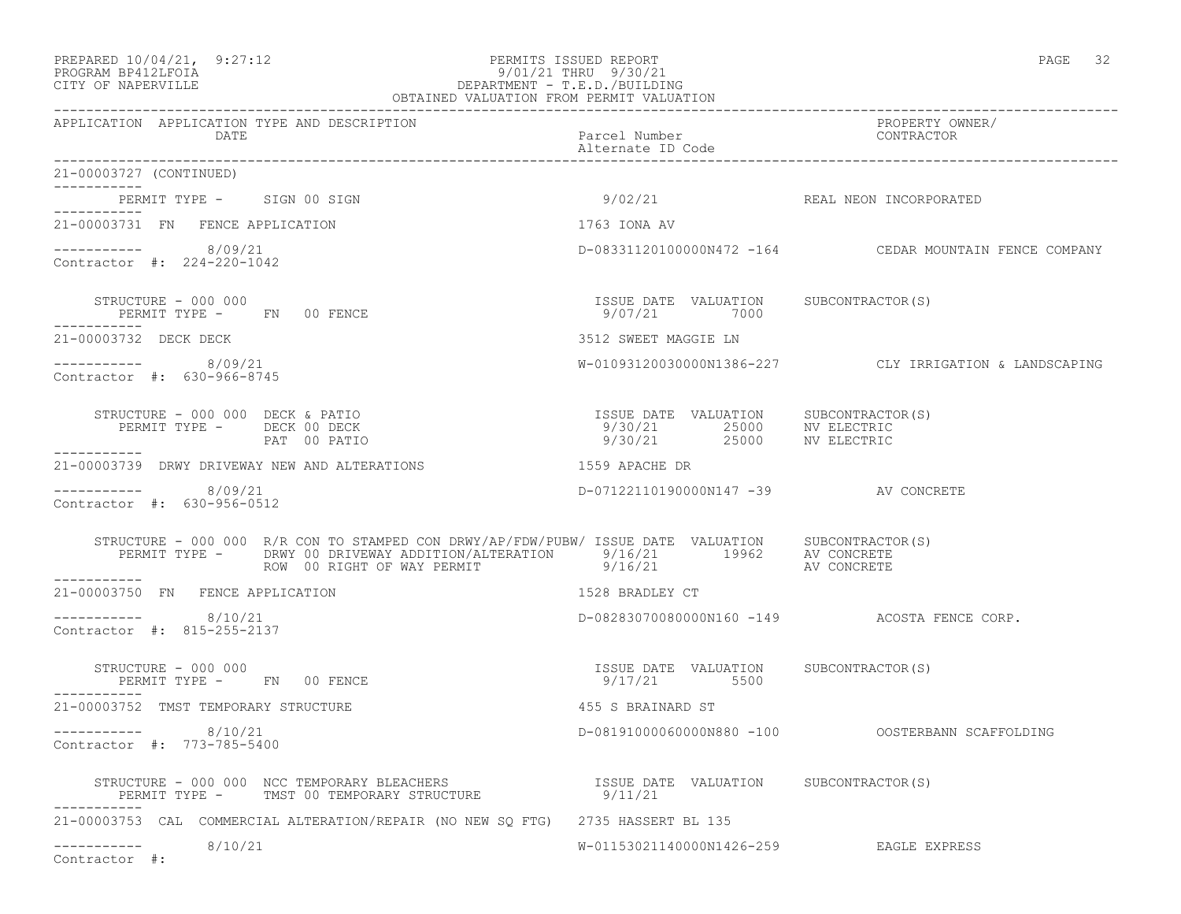PREPARED 10/04/21, 9:27:12 PERMITS ISSUED REPORT
PROGRAM BP412LFOIA 9/01/21 THRU 9/30/21
CITY OF NAPERVILLE DEPARTMENT - T.E.D./BUILDING
OBTAINED VALUATION FROM PERMIT VALUATION

| APPLICATION | APPLICATION TYPE AND DESCRIPTION / DATE | Parcel Number / Alternate ID Code | PROPERTY OWNER/ CONTRACTOR |
|---|---|---|---|

21-00003727 (CONTINUED)

PERMIT TYPE - SIGN 00 SIGN 9/02/21 REAL NEON INCORPORATED

---

21-00003731 FN FENCE APPLICATION — 1763 IONA AV

8/09/21 — D-08331120100000N472 -164 — CEDAR MOUNTAIN FENCE COMPANY
Contractor #: 224-220-1042

| STRUCTURE - 000 000 | ISSUE DATE | VALUATION | SUBCONTRACTOR(S) |
|---|---|---|---|
| PERMIT TYPE - FN 00 FENCE | 9/07/21 | 7000 | |

---

21-00003732 DECK DECK — 3512 SWEET MAGGIE LN

8/09/21 — W-01093120030000N1386-227 — CLY IRRIGATION & LANDSCAPING
Contractor #: 630-966-8745

| STRUCTURE - 000 000 DECK & PATIO | ISSUE DATE | VALUATION | SUBCONTRACTOR(S) |
|---|---|---|---|
| PERMIT TYPE - DECK 00 DECK | 9/30/21 | 25000 | NV ELECTRIC |
| PAT 00 PATIO | 9/30/21 | 25000 | NV ELECTRIC |

---

21-00003739 DRWY DRIVEWAY NEW AND ALTERATIONS — 1559 APACHE DR

8/09/21 — D-07122110190000N147 -39 — AV CONCRETE
Contractor #: 630-956-0512

| STRUCTURE - 000 000 R/R CON TO STAMPED CON DRWY/AP/FDW/PUBW/ | ISSUE DATE | VALUATION | SUBCONTRACTOR(S) |
|---|---|---|---|
| PERMIT TYPE - DRWY 00 DRIVEWAY ADDITION/ALTERATION | 9/16/21 | 19962 | AV CONCRETE |
| ROW 00 RIGHT OF WAY PERMIT | 9/16/21 | | AV CONCRETE |

---

21-00003750 FN FENCE APPLICATION — 1528 BRADLEY CT

8/10/21 — D-08283070080000N160 -149 — ACOSTA FENCE CORP.
Contractor #: 815-255-2137

| STRUCTURE - 000 000 | ISSUE DATE | VALUATION | SUBCONTRACTOR(S) |
|---|---|---|---|
| PERMIT TYPE - FN 00 FENCE | 9/17/21 | 5500 | |

---

21-00003752 TMST TEMPORARY STRUCTURE — 455 S BRAINARD ST

8/10/21 — D-08191000060000N880 -100 — OOSTERBANN SCAFFOLDING
Contractor #: 773-785-5400

| STRUCTURE - 000 000 NCC TEMPORARY BLEACHERS | ISSUE DATE | VALUATION | SUBCONTRACTOR(S) |
|---|---|---|---|
| PERMIT TYPE - TMST 00 TEMPORARY STRUCTURE | 9/11/21 | | |

---

21-00003753 CAL COMMERCIAL ALTERATION/REPAIR (NO NEW SQ FTG) — 2735 HASSERT BL 135

8/10/21 — W-01153021140000N1426-259 — EAGLE EXPRESS
Contractor #: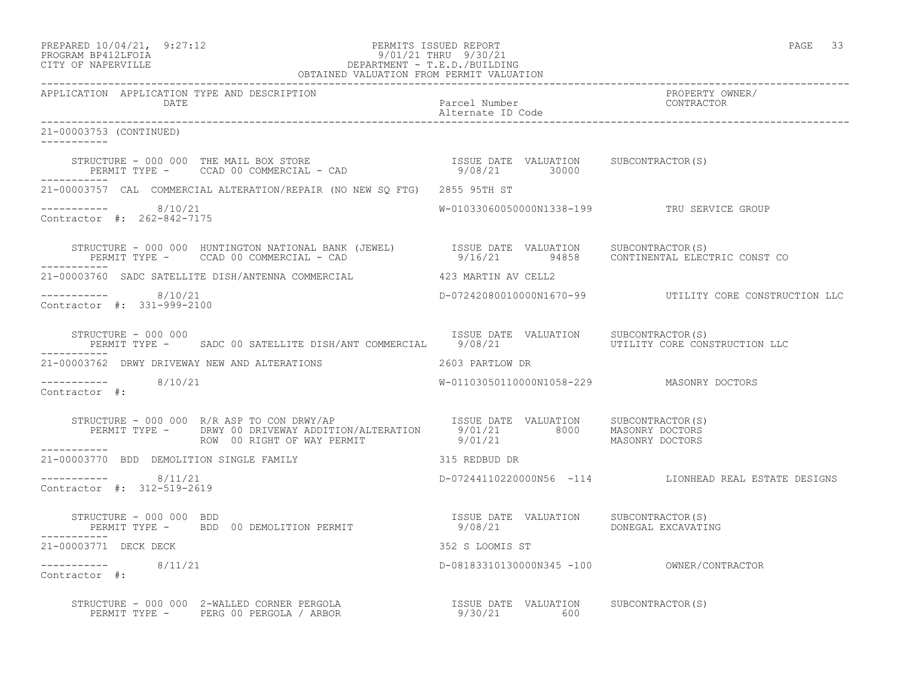PREPARED 10/04/21, 9:27:12
PROGRAM BP412LFOIA
CITY OF NAPERVILLE

PERMITS ISSUED REPORT
9/01/21 THRU 9/30/21
DEPARTMENT - T.E.D./BUILDING
OBTAINED VALUATION FROM PERMIT VALUATION

| APPLICATION | APPLICATION TYPE AND DESCRIPTION / DATE | Parcel Number / Alternate ID Code | PROPERTY OWNER/ CONTRACTOR |
|---|---|---|---|

21-00003753 (CONTINUED)

STRUCTURE - 000 000 THE MAIL BOX STORE — ISSUE DATE 9/08/21 — VALUATION 30000 — SUBCONTRACTOR(S)
PERMIT TYPE - CCAD 00 COMMERCIAL - CAD

21-00003757 CAL COMMERCIAL ALTERATION/REPAIR (NO NEW SQ FTG) — 2855 95TH ST
8/10/21 — W-01033060050000N1338-199 — TRU SERVICE GROUP
Contractor #: 262-842-7175

STRUCTURE - 000 000 HUNTINGTON NATIONAL BANK (JEWEL) — ISSUE DATE 9/16/21 — VALUATION 94858 — SUBCONTRACTOR(S) CONTINENTAL ELECTRIC CONST CO
PERMIT TYPE - CCAD 00 COMMERCIAL - CAD

21-00003760 SADC SATELLITE DISH/ANTENNA COMMERCIAL — 423 MARTIN AV CELL2
8/10/21 — D-07242080010000N1670-99 — UTILITY CORE CONSTRUCTION LLC
Contractor #: 331-999-2100

STRUCTURE - 000 000 — ISSUE DATE 9/08/21 — VALUATION — SUBCONTRACTOR(S) UTILITY CORE CONSTRUCTION LLC
PERMIT TYPE - SADC 00 SATELLITE DISH/ANT COMMERCIAL

21-00003762 DRWY DRIVEWAY NEW AND ALTERATIONS — 2603 PARTLOW DR
8/10/21 — W-01103050110000N1058-229 — MASONRY DOCTORS
Contractor #:

STRUCTURE - 000 000 R/R ASP TO CON DRWY/AP — SUBCONTRACTOR(S)
PERMIT TYPE - DRWY 00 DRIVEWAY ADDITION/ALTERATION — ISSUE DATE 9/01/21 — VALUATION 8000 — MASONRY DOCTORS
ROW 00 RIGHT OF WAY PERMIT — ISSUE DATE 9/01/21 — MASONRY DOCTORS

21-00003770 BDD DEMOLITION SINGLE FAMILY — 315 REDBUD DR
8/11/21 — D-07244110220000N56 -114 — LIONHEAD REAL ESTATE DESIGNS
Contractor #: 312-519-2619

STRUCTURE - 000 000 BDD — ISSUE DATE 9/08/21 — VALUATION — SUBCONTRACTOR(S) DONEGAL EXCAVATING
PERMIT TYPE - BDD 00 DEMOLITION PERMIT

21-00003771 DECK DECK — 352 S LOOMIS ST
8/11/21 — D-08183310130000N345 -100 — OWNER/CONTRACTOR
Contractor #:

STRUCTURE - 000 000 2-WALLED CORNER PERGOLA — ISSUE DATE 9/30/21 — VALUATION 600 — SUBCONTRACTOR(S)
PERMIT TYPE - PERG 00 PERGOLA / ARBOR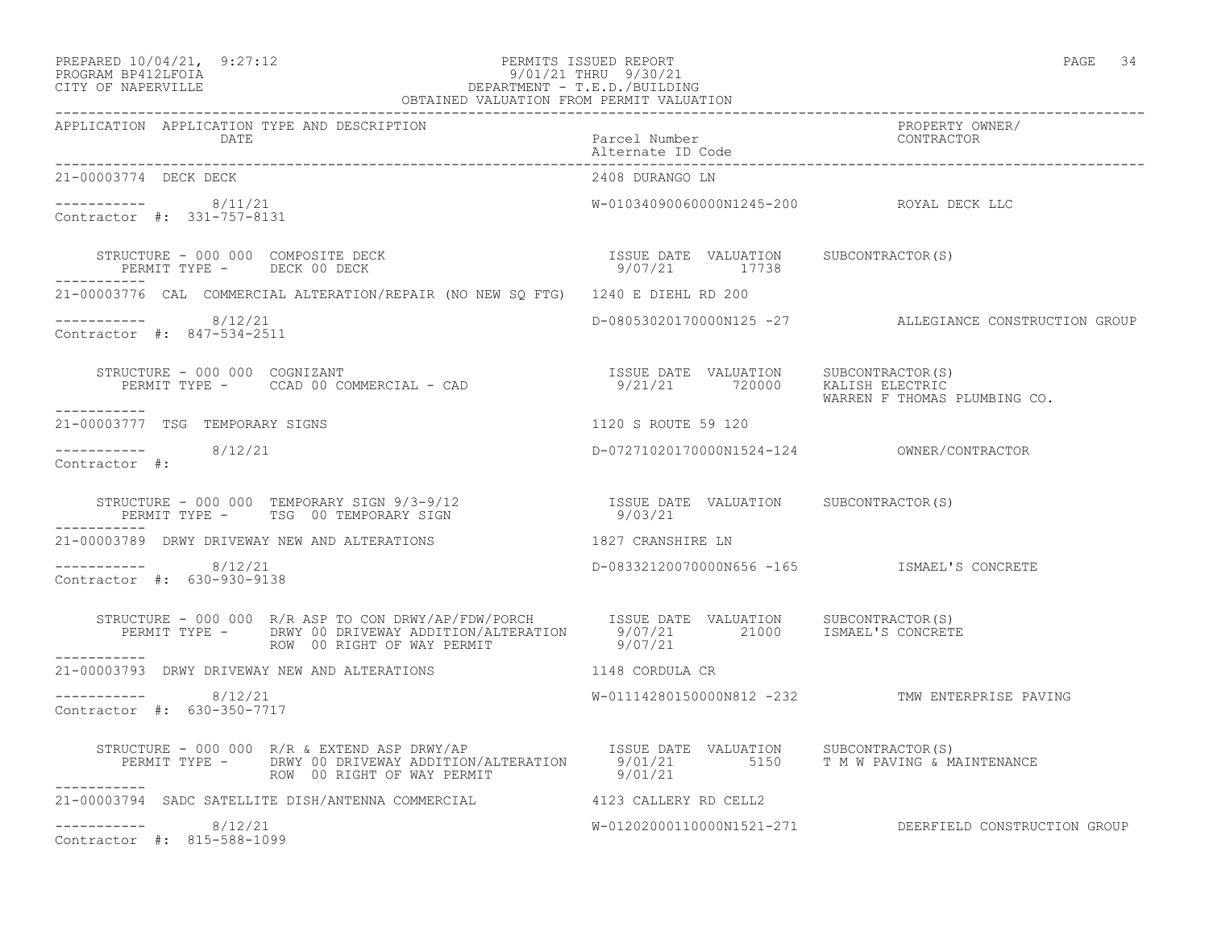PREPARED 10/04/21, 9:27:12
PROGRAM BP412LFOIA
CITY OF NAPERVILLE

PERMITS ISSUED REPORT
9/01/21 THRU 9/30/21
DEPARTMENT - T.E.D./BUILDING
OBTAINED VALUATION FROM PERMIT VALUATION

| APPLICATION | APPLICATION TYPE AND DESCRIPTION / DATE | Parcel Number / Alternate ID Code | PROPERTY OWNER/ CONTRACTOR |
|---|---|---|---|

**21-00003774 DECK DECK** — 2408 DURANGO LN

8/11/21 — W-01034090060000N1245-200 — ROYAL DECK LLC

Contractor #: 331-757-8131

STRUCTURE - 000 000 COMPOSITE DECK — ISSUE DATE 9/07/21 — VALUATION 17738 — SUBCONTRACTOR(S):
PERMIT TYPE - DECK 00 DECK

**21-00003776 CAL COMMERCIAL ALTERATION/REPAIR (NO NEW SQ FTG)** — 1240 E DIEHL RD 200

8/12/21 — D-08053020170000N125 -27 — ALLEGIANCE CONSTRUCTION GROUP

Contractor #: 847-534-2511

STRUCTURE - 000 000 COGNIZANT — ISSUE DATE 9/21/21 — VALUATION 720000 — SUBCONTRACTOR(S): KALISH ELECTRIC; WARREN F THOMAS PLUMBING CO.
PERMIT TYPE - CCAD 00 COMMERCIAL - CAD

**21-00003777 TSG TEMPORARY SIGNS** — 1120 S ROUTE 59 120

8/12/21 — D-07271020170000N1524-124 — OWNER/CONTRACTOR

Contractor #:

STRUCTURE - 000 000 TEMPORARY SIGN 9/3-9/12 — ISSUE DATE 9/03/21 — VALUATION — SUBCONTRACTOR(S):
PERMIT TYPE - TSG 00 TEMPORARY SIGN

**21-00003789 DRWY DRIVEWAY NEW AND ALTERATIONS** — 1827 CRANSHIRE LN

8/12/21 — D-08332120070000N656 -165 — ISMAEL'S CONCRETE

Contractor #: 630-930-9138

STRUCTURE - 000 000 R/R ASP TO CON DRWY/AP/FDW/PORCH — ISSUE DATE 9/07/21 — VALUATION 21000 — SUBCONTRACTOR(S): ISMAEL'S CONCRETE
PERMIT TYPE - DRWY 00 DRIVEWAY ADDITION/ALTERATION — 9/07/21
ROW 00 RIGHT OF WAY PERMIT — 9/07/21

**21-00003793 DRWY DRIVEWAY NEW AND ALTERATIONS** — 1148 CORDULA CR

8/12/21 — W-01114280150000N812 -232 — TMW ENTERPRISE PAVING

Contractor #: 630-350-7717

STRUCTURE - 000 000 R/R & EXTEND ASP DRWY/AP — ISSUE DATE 9/01/21 — VALUATION 5150 — SUBCONTRACTOR(S): T M W PAVING & MAINTENANCE
PERMIT TYPE - DRWY 00 DRIVEWAY ADDITION/ALTERATION — 9/01/21
ROW 00 RIGHT OF WAY PERMIT — 9/01/21

**21-00003794 SADC SATELLITE DISH/ANTENNA COMMERCIAL** — 4123 CALLERY RD CELL2

8/12/21 — W-01202000110000N1521-271 — DEERFIELD CONSTRUCTION GROUP

Contractor #: 815-588-1099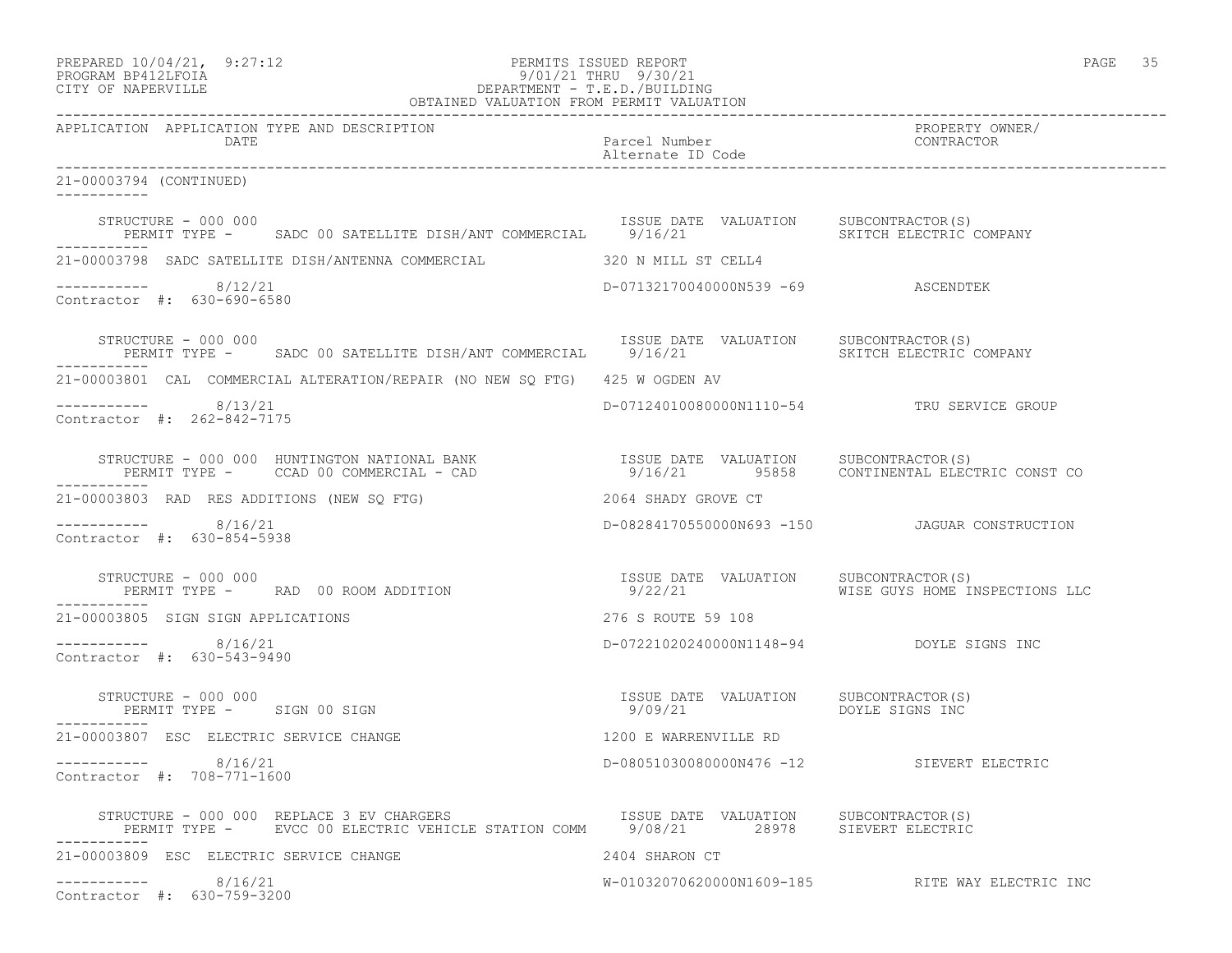PERMITS ISSUED REPORT
9/01/21 THRU 9/30/21
DEPARTMENT - T.E.D./BUILDING
OBTAINED VALUATION FROM PERMIT VALUATION

PREPARED 10/04/21, 9:27:12
PROGRAM BP412LFOIA
CITY OF NAPERVILLE

| APPLICATION | APPLICATION TYPE AND DESCRIPTION / DATE | Parcel Number / Alternate ID Code | PROPERTY OWNER/ CONTRACTOR |
|---|---|---|---|

**21-00003794 (CONTINUED)**

STRUCTURE - 000 000
PERMIT TYPE - SADC 00 SATELLITE DISH/ANT COMMERCIAL — ISSUE DATE 9/16/21 — VALUATION — SUBCONTRACTOR(S) SKITCH ELECTRIC COMPANY

---

**21-00003798** SADC SATELLITE DISH/ANTENNA COMMERCIAL — 320 N MILL ST CELL4
8/12/21 — D-07132170040000N539 -69 — ASCENDTEK
Contractor #: 630-690-6580

STRUCTURE - 000 000
PERMIT TYPE - SADC 00 SATELLITE DISH/ANT COMMERCIAL — ISSUE DATE 9/16/21 — VALUATION — SUBCONTRACTOR(S) SKITCH ELECTRIC COMPANY

---

**21-00003801** CAL COMMERCIAL ALTERATION/REPAIR (NO NEW SQ FTG) — 425 W OGDEN AV
8/13/21 — D-07124010080000N1110-54 — TRU SERVICE GROUP
Contractor #: 262-842-7175

STRUCTURE - 000 000 HUNTINGTON NATIONAL BANK
PERMIT TYPE - CCAD 00 COMMERCIAL - CAD — ISSUE DATE 9/16/21 — VALUATION 95858 — SUBCONTRACTOR(S) CONTINENTAL ELECTRIC CONST CO

---

**21-00003803** RAD RES ADDITIONS (NEW SQ FTG) — 2064 SHADY GROVE CT
8/16/21 — D-08284170550000N693 -150 — JAGUAR CONSTRUCTION
Contractor #: 630-854-5938

STRUCTURE - 000 000
PERMIT TYPE - RAD 00 ROOM ADDITION — ISSUE DATE 9/22/21 — VALUATION — SUBCONTRACTOR(S) WISE GUYS HOME INSPECTIONS LLC

---

**21-00003805** SIGN SIGN APPLICATIONS — 276 S ROUTE 59 108
8/16/21 — D-07221020240000N1148-94 — DOYLE SIGNS INC
Contractor #: 630-543-9490

STRUCTURE - 000 000
PERMIT TYPE - SIGN 00 SIGN — ISSUE DATE 9/09/21 — VALUATION — SUBCONTRACTOR(S) DOYLE SIGNS INC

---

**21-00003807** ESC ELECTRIC SERVICE CHANGE — 1200 E WARRENVILLE RD
8/16/21 — D-08051030080000N476 -12 — SIEVERT ELECTRIC
Contractor #: 708-771-1600

STRUCTURE - 000 000 REPLACE 3 EV CHARGERS
PERMIT TYPE - EVCC 00 ELECTRIC VEHICLE STATION COMM — ISSUE DATE 9/08/21 — VALUATION 28978 — SUBCONTRACTOR(S) SIEVERT ELECTRIC

---

**21-00003809** ESC ELECTRIC SERVICE CHANGE — 2404 SHARON CT
8/16/21 — W-01032070620000N1609-185 — RITE WAY ELECTRIC INC
Contractor #: 630-759-3200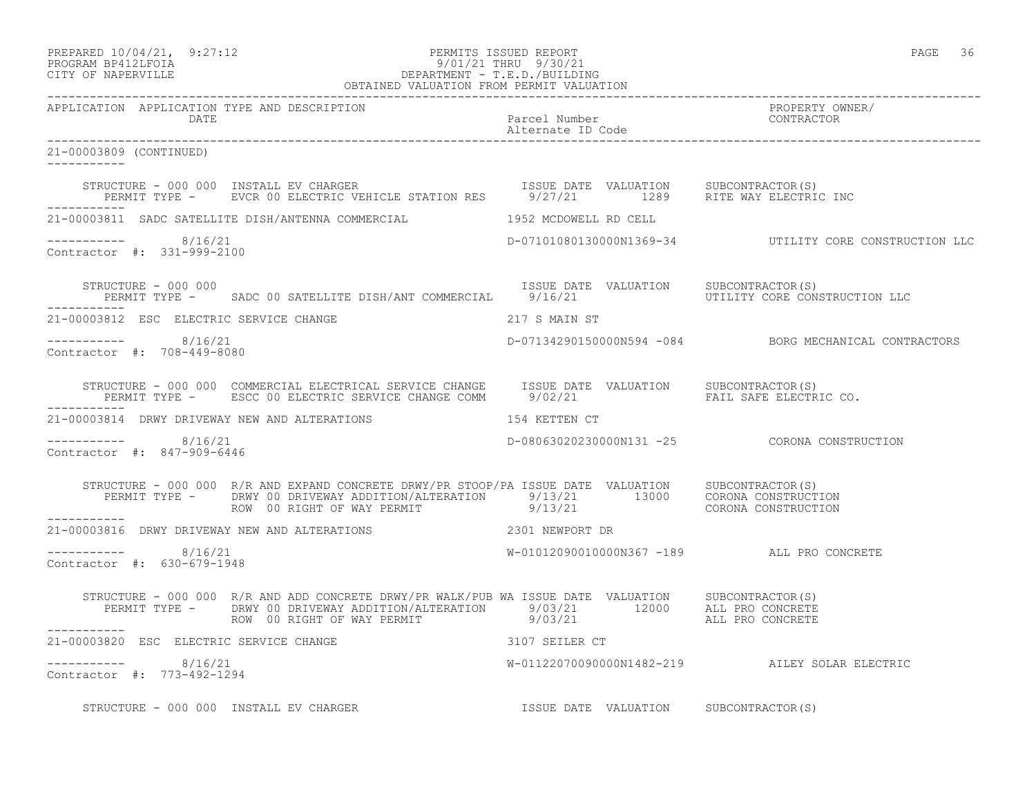APPLICATION APPLICATION TYPE AND DESCRIPTION | Parcel Number / Alternate ID Code | PROPERTY OWNER/ CONTRACTOR

21-00003809 (CONTINUED)

STRUCTURE - 000 000 INSTALL EV CHARGER | ISSUE DATE VALUATION | SUBCONTRACTOR(S)
PERMIT TYPE - EVCR 00 ELECTRIC VEHICLE STATION RES 9/27/21 1289 RITE WAY ELECTRIC INC

21-00003811 SADC SATELLITE DISH/ANTENNA COMMERCIAL 1952 MCDOWELL RD CELL

8/16/21 D-07101080130000N1369-34 UTILITY CORE CONSTRUCTION LLC
Contractor #: 331-999-2100

STRUCTURE - 000 000 | ISSUE DATE VALUATION | SUBCONTRACTOR(S)
PERMIT TYPE - SADC 00 SATELLITE DISH/ANT COMMERCIAL 9/16/21 UTILITY CORE CONSTRUCTION LLC

21-00003812 ESC ELECTRIC SERVICE CHANGE 217 S MAIN ST

8/16/21 D-07134290150000N594 -084 BORG MECHANICAL CONTRACTORS
Contractor #: 708-449-8080

STRUCTURE - 000 000 COMMERCIAL ELECTRICAL SERVICE CHANGE | ISSUE DATE VALUATION | SUBCONTRACTOR(S)
PERMIT TYPE - ESCC 00 ELECTRIC SERVICE CHANGE COMM 9/02/21 FAIL SAFE ELECTRIC CO.

21-00003814 DRWY DRIVEWAY NEW AND ALTERATIONS 154 KETTEN CT

8/16/21 D-08063020230000N131 -25 CORONA CONSTRUCTION
Contractor #: 847-909-6446

STRUCTURE - 000 000 R/R AND EXPAND CONCRETE DRWY/PR STOOP/PA | ISSUE DATE VALUATION | SUBCONTRACTOR(S)
PERMIT TYPE - DRWY 00 DRIVEWAY ADDITION/ALTERATION 9/13/21 13000 CORONA CONSTRUCTION
ROW 00 RIGHT OF WAY PERMIT 9/13/21 CORONA CONSTRUCTION

21-00003816 DRWY DRIVEWAY NEW AND ALTERATIONS 2301 NEWPORT DR

8/16/21 W-01012090010000N367 -189 ALL PRO CONCRETE
Contractor #: 630-679-1948

STRUCTURE - 000 000 R/R AND ADD CONCRETE DRWY/PR WALK/PUB WA | ISSUE DATE VALUATION | SUBCONTRACTOR(S)
PERMIT TYPE - DRWY 00 DRIVEWAY ADDITION/ALTERATION 9/03/21 12000 ALL PRO CONCRETE
ROW 00 RIGHT OF WAY PERMIT 9/03/21 ALL PRO CONCRETE

21-00003820 ESC ELECTRIC SERVICE CHANGE 3107 SEILER CT

8/16/21 W-01122070090000N1482-219 AILEY SOLAR ELECTRIC
Contractor #: 773-492-1294

STRUCTURE - 000 000 INSTALL EV CHARGER | ISSUE DATE VALUATION | SUBCONTRACTOR(S)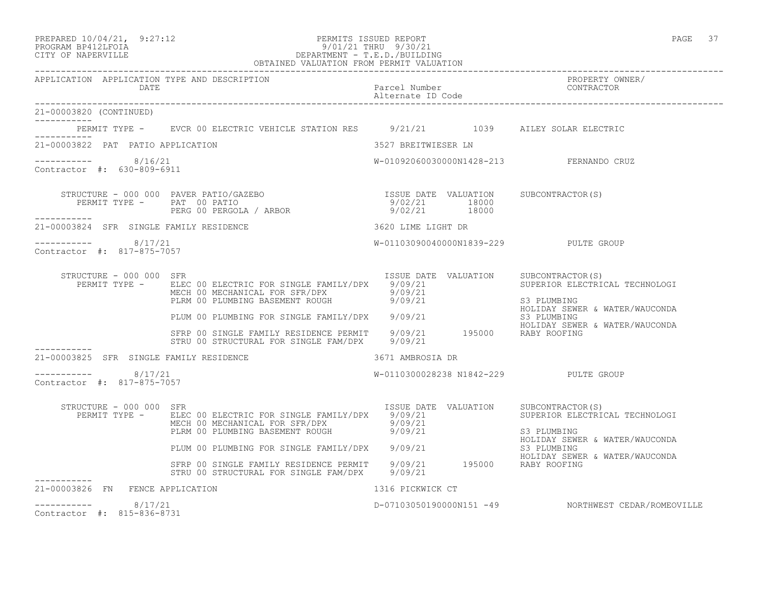PREPARED 10/04/21, 9:27:12 PERMITS ISSUED REPORT
PROGRAM BP412LFOIA 9/01/21 THRU 9/30/21
CITY OF NAPERVILLE DEPARTMENT - T.E.D./BUILDING
OBTAINED VALUATION FROM PERMIT VALUATION

| APPLICATION | APPLICATION TYPE AND DESCRIPTION DATE | Parcel Number Alternate ID Code | PROPERTY OWNER/ CONTRACTOR |
|---|---|---|---|

21-00003820 (CONTINUED)

PERMIT TYPE - EVCR 00 ELECTRIC VEHICLE STATION RES 9/21/21 1039 AILEY SOLAR ELECTRIC

---

21-00003822 PAT PATIO APPLICATION — 3527 BREITWIESER LN

8/16/21 — W-01092060030000N1428-213 — FERNANDO CRUZ

Contractor #: 630-809-6911

STRUCTURE - 000 000 PAVER PATIO/GAZEBO

| PERMIT TYPE | ISSUE DATE | VALUATION | SUBCONTRACTOR(S) |
|---|---|---|---|
| PAT 00 PATIO | 9/02/21 | 18000 | |
| PERG 00 PERGOLA / ARBOR | 9/02/21 | 18000 | |

---

21-00003824 SFR SINGLE FAMILY RESIDENCE — 3620 LIME LIGHT DR

8/17/21 — W-01103090040000N1839-229 — PULTE GROUP

Contractor #: 817-875-7057

STRUCTURE - 000 000 SFR

| PERMIT TYPE | ISSUE DATE | VALUATION | SUBCONTRACTOR(S) |
|---|---|---|---|
| ELEC 00 ELECTRIC FOR SINGLE FAMILY/DPX | 9/09/21 | | SUPERIOR ELECTRICAL TECHNOLOGI |
| MECH 00 MECHANICAL FOR SFR/DPX | 9/09/21 | | |
| PLRM 00 PLUMBING BASEMENT ROUGH | 9/09/21 | | S3 PLUMBING<br>HOLIDAY SEWER & WATER/WAUCONDA |
| PLUM 00 PLUMBING FOR SINGLE FAMILY/DPX | 9/09/21 | | S3 PLUMBING<br>HOLIDAY SEWER & WATER/WAUCONDA |
| SFRP 00 SINGLE FAMILY RESIDENCE PERMIT | 9/09/21 | 195000 | RABY ROOFING |
| STRU 00 STRUCTURAL FOR SINGLE FAM/DPX | 9/09/21 | | |

---

21-00003825 SFR SINGLE FAMILY RESIDENCE — 3671 AMBROSIA DR

8/17/21 — W-0110300028238 N1842-229 — PULTE GROUP

Contractor #: 817-875-7057

STRUCTURE - 000 000 SFR

| PERMIT TYPE | ISSUE DATE | VALUATION | SUBCONTRACTOR(S) |
|---|---|---|---|
| ELEC 00 ELECTRIC FOR SINGLE FAMILY/DPX | 9/09/21 | | SUPERIOR ELECTRICAL TECHNOLOGI |
| MECH 00 MECHANICAL FOR SFR/DPX | 9/09/21 | | |
| PLRM 00 PLUMBING BASEMENT ROUGH | 9/09/21 | | S3 PLUMBING<br>HOLIDAY SEWER & WATER/WAUCONDA |
| PLUM 00 PLUMBING FOR SINGLE FAMILY/DPX | 9/09/21 | | S3 PLUMBING<br>HOLIDAY SEWER & WATER/WAUCONDA |
| SFRP 00 SINGLE FAMILY RESIDENCE PERMIT | 9/09/21 | 195000 | RABY ROOFING |
| STRU 00 STRUCTURAL FOR SINGLE FAM/DPX | 9/09/21 | | |

---

21-00003826 FN FENCE APPLICATION — 1316 PICKWICK CT

8/17/21 — D-07103050190000N151 -49 — NORTHWEST CEDAR/ROMEOVILLE

Contractor #: 815-836-8731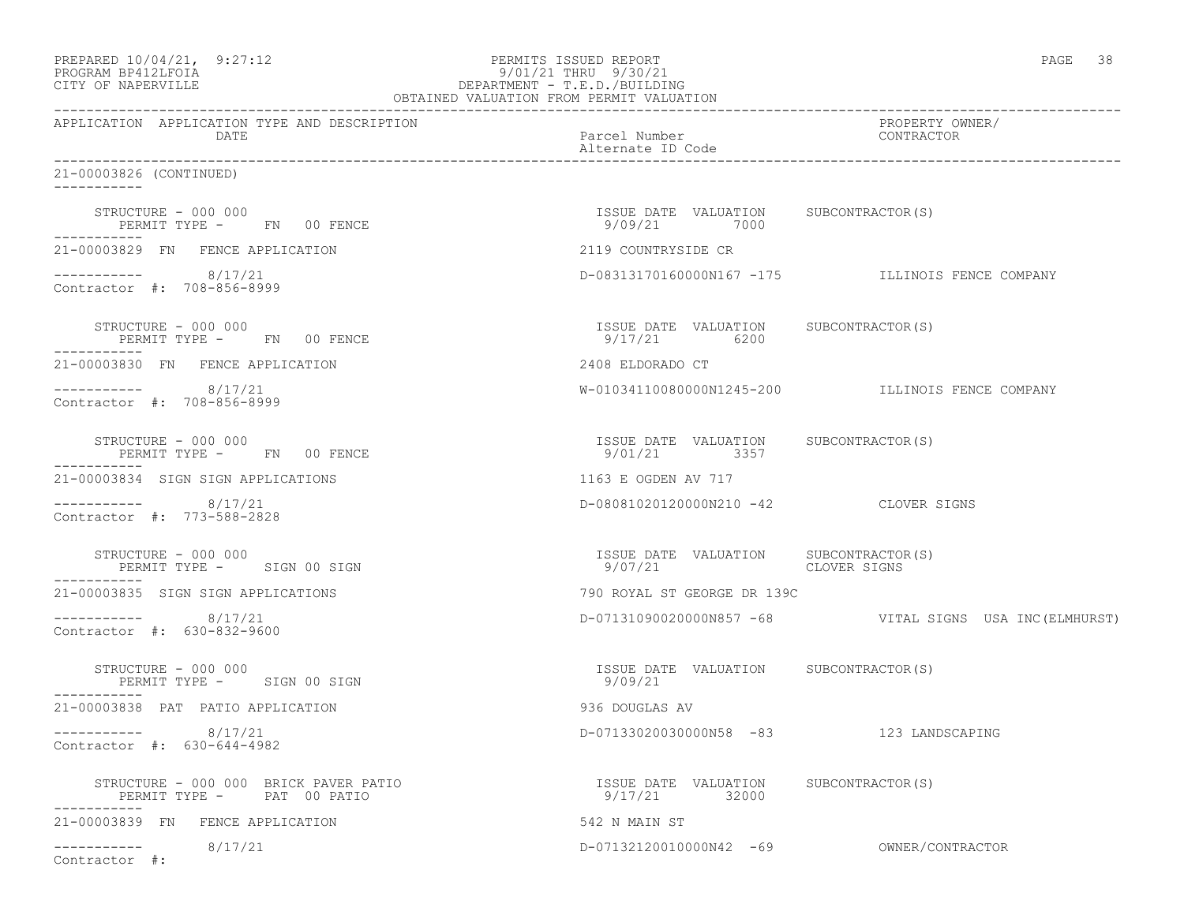PREPARED 10/04/21, 9:27:12
PROGRAM BP412LFOIA
CITY OF NAPERVILLE

PERMITS ISSUED REPORT
9/01/21 THRU 9/30/21
DEPARTMENT - T.E.D./BUILDING
OBTAINED VALUATION FROM PERMIT VALUATION

| APPLICATION | APPLICATION TYPE AND DESCRIPTION / DATE | Parcel Number / Alternate ID Code | PROPERTY OWNER/ CONTRACTOR |
|---|---|---|---|

21-00003826 (CONTINUED)

STRUCTURE - 000 000 — PERMIT TYPE - FN 00 FENCE — ISSUE DATE 9/09/21 — VALUATION 7000 — SUBCONTRACTOR(S):

**21-00003829 FN FENCE APPLICATION** — 2119 COUNTRYSIDE CR
8/17/21 — D-08313170160000N167 -175 — ILLINOIS FENCE COMPANY
Contractor #: 708-856-8999

STRUCTURE - 000 000 — PERMIT TYPE - FN 00 FENCE — ISSUE DATE 9/17/21 — VALUATION 6200 — SUBCONTRACTOR(S):

**21-00003830 FN FENCE APPLICATION** — 2408 ELDORADO CT
8/17/21 — W-01034110080000N1245-200 — ILLINOIS FENCE COMPANY
Contractor #: 708-856-8999

STRUCTURE - 000 000 — PERMIT TYPE - FN 00 FENCE — ISSUE DATE 9/01/21 — VALUATION 3357 — SUBCONTRACTOR(S):

**21-00003834 SIGN SIGN APPLICATIONS** — 1163 E OGDEN AV 717
8/17/21 — D-08081020120000N210 -42 — CLOVER SIGNS
Contractor #: 773-588-2828

STRUCTURE - 000 000 — PERMIT TYPE - SIGN 00 SIGN — ISSUE DATE 9/07/21 — VALUATION — SUBCONTRACTOR(S): CLOVER SIGNS

**21-00003835 SIGN SIGN APPLICATIONS** — 790 ROYAL ST GEORGE DR 139C
8/17/21 — D-07131090020000N857 -68 — VITAL SIGNS USA INC(ELMHURST)
Contractor #: 630-832-9600

STRUCTURE - 000 000 — PERMIT TYPE - SIGN 00 SIGN — ISSUE DATE 9/09/21 — VALUATION — SUBCONTRACTOR(S):

**21-00003838 PAT PATIO APPLICATION** — 936 DOUGLAS AV
8/17/21 — D-07133020030000N58 -83 — 123 LANDSCAPING
Contractor #: 630-644-4982

STRUCTURE - 000 000 BRICK PAVER PATIO — PERMIT TYPE - PAT 00 PATIO — ISSUE DATE 9/17/21 — VALUATION 32000 — SUBCONTRACTOR(S):

**21-00003839 FN FENCE APPLICATION** — 542 N MAIN ST
8/17/21 — D-07132120010000N42 -69 — OWNER/CONTRACTOR
Contractor #: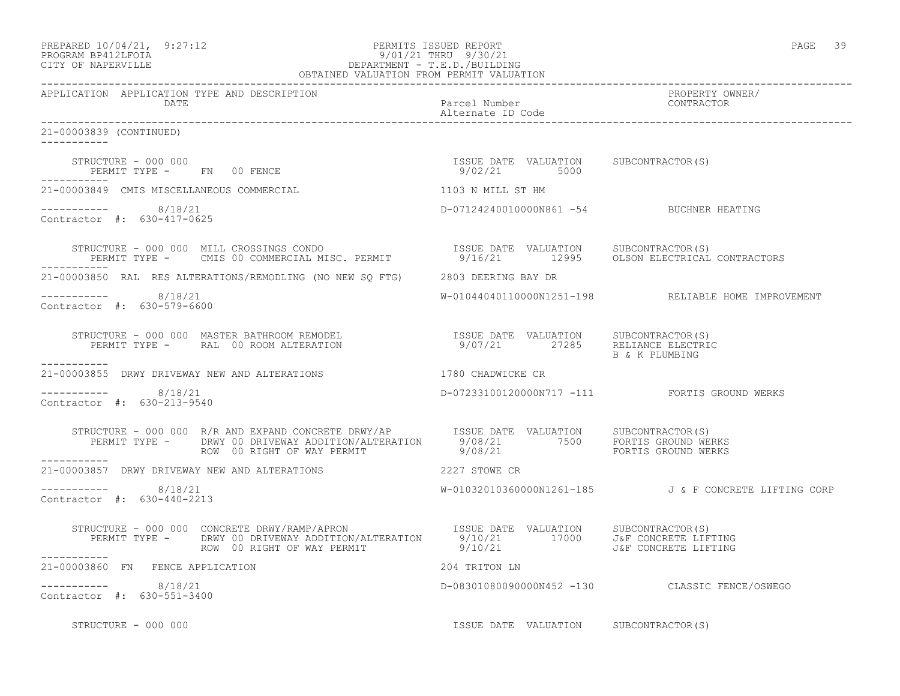PREPARED 10/04/21, 9:27:12
PROGRAM BP412LFOIA
CITY OF NAPERVILLE

PERMITS ISSUED REPORT
9/01/21 THRU 9/30/21
DEPARTMENT - T.E.D./BUILDING
OBTAINED VALUATION FROM PERMIT VALUATION

| APPLICATION | APPLICATION TYPE AND DESCRIPTION / DATE | Parcel Number / Alternate ID Code | PROPERTY OWNER/ CONTRACTOR |
|---|---|---|---|

21-00003839 (CONTINUED)

STRUCTURE - 000 000 | ISSUE DATE 9/02/21 | VALUATION 5000 | SUBCONTRACTOR(S)
PERMIT TYPE - FN 00 FENCE

---

21-00003849 CMIS MISCELLANEOUS COMMERCIAL — 1103 N MILL ST HM

8/18/21 — D-07124240010000N861 -54 — BUCHNER HEATING
Contractor #: 630-417-0625

STRUCTURE - 000 000 MILL CROSSINGS CONDO | ISSUE DATE 9/16/21 | VALUATION 12995 | SUBCONTRACTOR(S) OLSON ELECTRICAL CONTRACTORS
PERMIT TYPE - CMIS 00 COMMERCIAL MISC. PERMIT

---

21-00003850 RAL RES ALTERATIONS/REMODLING (NO NEW SQ FTG) — 2803 DEERING BAY DR

8/18/21 — W-01044040110000N1251-198 — RELIABLE HOME IMPROVEMENT
Contractor #: 630-579-6600

STRUCTURE - 000 000 MASTER BATHROOM REMODEL | ISSUE DATE 9/07/21 | VALUATION 27285 | SUBCONTRACTOR(S) RELIANCE ELECTRIC, B & K PLUMBING
PERMIT TYPE - RAL 00 ROOM ALTERATION

---

21-00003855 DRWY DRIVEWAY NEW AND ALTERATIONS — 1780 CHADWICKE CR

8/18/21 — D-07233100120000N717 -111 — FORTIS GROUND WERKS
Contractor #: 630-213-9540

STRUCTURE - 000 000 R/R AND EXPAND CONCRETE DRWY/AP | ISSUE DATE | VALUATION | SUBCONTRACTOR(S)
PERMIT TYPE - DRWY 00 DRIVEWAY ADDITION/ALTERATION | 9/08/21 | 7500 | FORTIS GROUND WERKS
ROW 00 RIGHT OF WAY PERMIT | 9/08/21 | | FORTIS GROUND WERKS

---

21-00003857 DRWY DRIVEWAY NEW AND ALTERATIONS — 2227 STOWE CR

8/18/21 — W-01032010360000N1261-185 — J & F CONCRETE LIFTING CORP
Contractor #: 630-440-2213

STRUCTURE - 000 000 CONCRETE DRWY/RAMP/APRON | ISSUE DATE | VALUATION | SUBCONTRACTOR(S)
PERMIT TYPE - DRWY 00 DRIVEWAY ADDITION/ALTERATION | 9/10/21 | 17000 | J&F CONCRETE LIFTING
ROW 00 RIGHT OF WAY PERMIT | 9/10/21 | | J&F CONCRETE LIFTING

---

21-00003860 FN FENCE APPLICATION — 204 TRITON LN

8/18/21 — D-08301080090000N452 -130 — CLASSIC FENCE/OSWEGO
Contractor #: 630-551-3400

STRUCTURE - 000 000 | ISSUE DATE | VALUATION | SUBCONTRACTOR(S)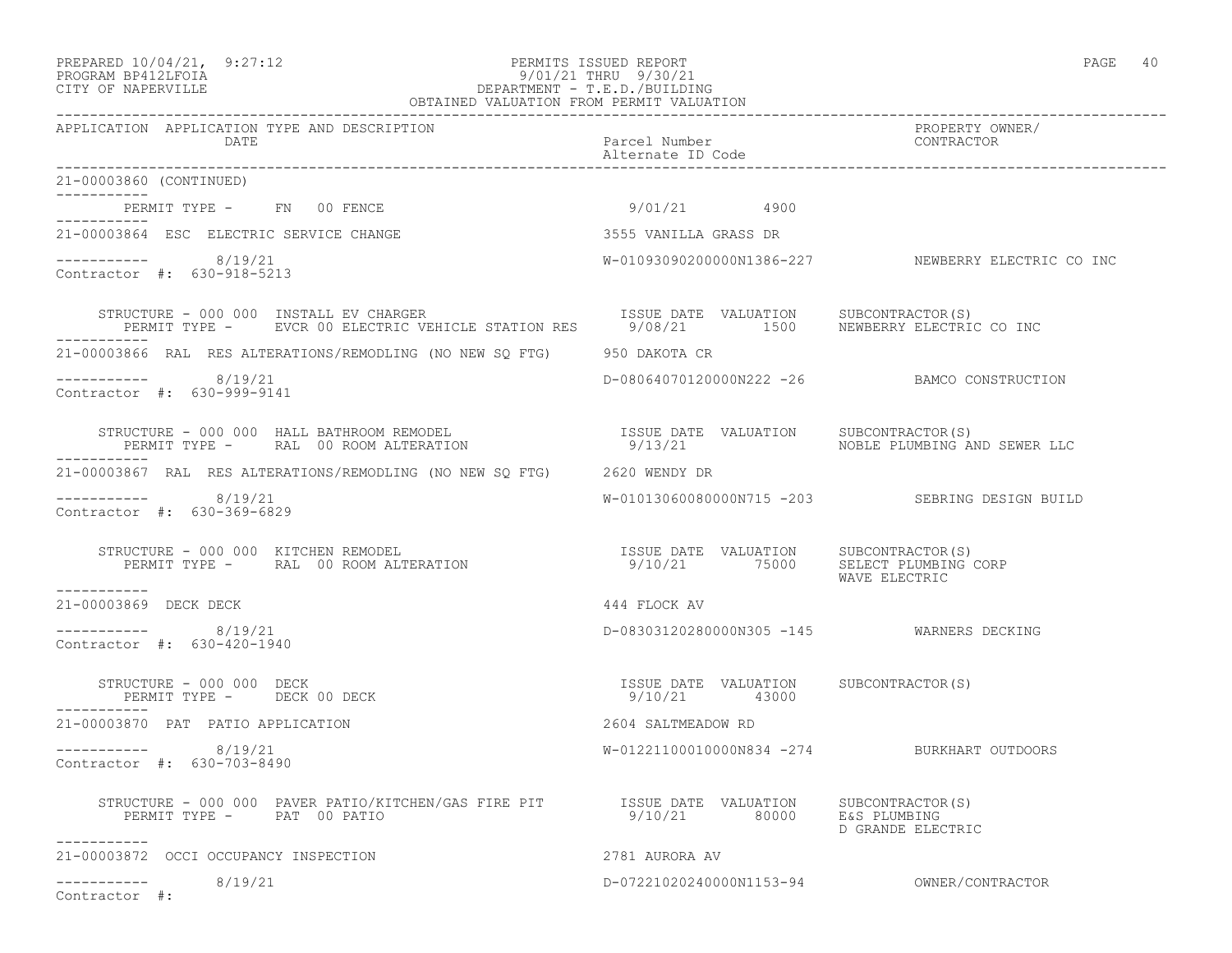PREPARED 10/04/21, 9:27:12 PERMITS ISSUED REPORT
PROGRAM BP412LFOIA 9/01/21 THRU 9/30/21
CITY OF NAPERVILLE DEPARTMENT - T.E.D./BUILDING
OBTAINED VALUATION FROM PERMIT VALUATION

| APPLICATION | APPLICATION TYPE AND DESCRIPTION / DATE | Parcel Number / Alternate ID Code | PROPERTY OWNER/ CONTRACTOR |
|---|---|---|---|

21-00003860 (CONTINUED)

PERMIT TYPE - FN 00 FENCE — 9/01/21 — 4900

---

21-00003864 ESC ELECTRIC SERVICE CHANGE — 3555 VANILLA GRASS DR
8/19/21 — W-01093090200000N1386-227 — NEWBERRY ELECTRIC CO INC
Contractor #: 630-918-5213

STRUCTURE - 000 000 INSTALL EV CHARGER — ISSUE DATE 9/08/21 — VALUATION 1500 — SUBCONTRACTOR(S): NEWBERRY ELECTRIC CO INC
PERMIT TYPE - EVCR 00 ELECTRIC VEHICLE STATION RES

---

21-00003866 RAL RES ALTERATIONS/REMODLING (NO NEW SQ FTG) — 950 DAKOTA CR
8/19/21 — D-08064070120000N222 -26 — BAMCO CONSTRUCTION
Contractor #: 630-999-9141

STRUCTURE - 000 000 HALL BATHROOM REMODEL — ISSUE DATE 9/13/21 — VALUATION — SUBCONTRACTOR(S): NOBLE PLUMBING AND SEWER LLC
PERMIT TYPE - RAL 00 ROOM ALTERATION

---

21-00003867 RAL RES ALTERATIONS/REMODLING (NO NEW SQ FTG) — 2620 WENDY DR
8/19/21 — W-01013060080000N715 -203 — SEBRING DESIGN BUILD
Contractor #: 630-369-6829

STRUCTURE - 000 000 KITCHEN REMODEL — ISSUE DATE 9/10/21 — VALUATION 75000 — SUBCONTRACTOR(S): SELECT PLUMBING CORP, WAVE ELECTRIC
PERMIT TYPE - RAL 00 ROOM ALTERATION

---

21-00003869 DECK DECK — 444 FLOCK AV
8/19/21 — D-08303120280000N305 -145 — WARNERS DECKING
Contractor #: 630-420-1940

STRUCTURE - 000 000 DECK — ISSUE DATE 9/10/21 — VALUATION 43000 — SUBCONTRACTOR(S)
PERMIT TYPE - DECK 00 DECK

---

21-00003870 PAT PATIO APPLICATION — 2604 SALTMEADOW RD
8/19/21 — W-01221100010000N834 -274 — BURKHART OUTDOORS
Contractor #: 630-703-8490

STRUCTURE - 000 000 PAVER PATIO/KITCHEN/GAS FIRE PIT — ISSUE DATE 9/10/21 — VALUATION 80000 — SUBCONTRACTOR(S): E&S PLUMBING, D GRANDE ELECTRIC
PERMIT TYPE - PAT 00 PATIO

---

21-00003872 OCCI OCCUPANCY INSPECTION — 2781 AURORA AV
8/19/21 — D-07221020240000N1153-94 — OWNER/CONTRACTOR
Contractor #: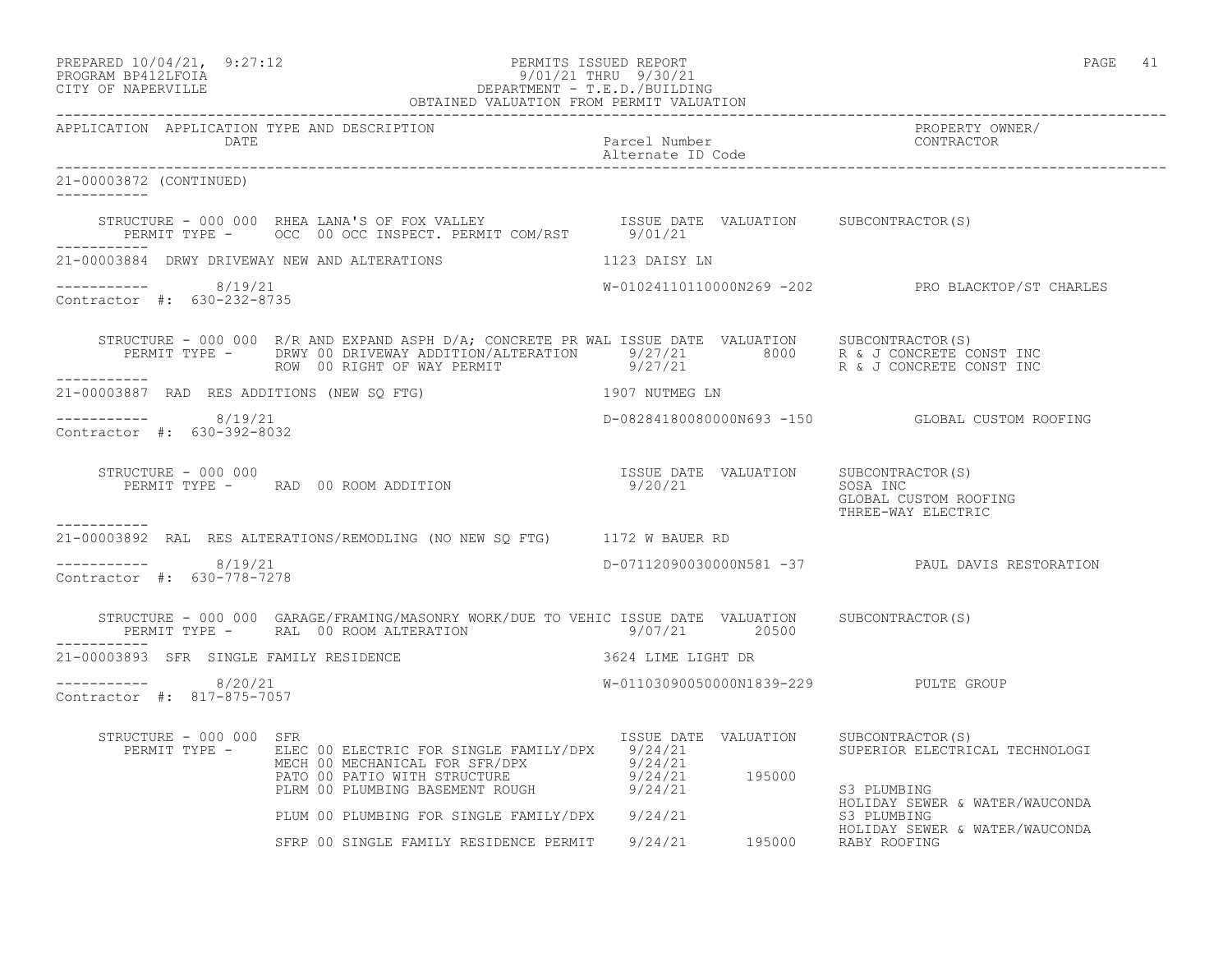APPLICATION APPLICATION TYPE AND DESCRIPTION | Parcel Number / Alternate ID Code | PROPERTY OWNER/ CONTRACTOR

21-00003872 (CONTINUED)

```
    STRUCTURE - 000 000  RHEA LANA'S OF FOX VALLEY              ISSUE DATE  VALUATION     SUBCONTRACTOR(S)
       PERMIT TYPE -     OCC  00 OCC INSPECT. PERMIT COM/RST     9/01/21
```

21-00003884 DRWY DRIVEWAY NEW AND ALTERATIONS — 1123 DAISY LN

```
----------- 8/19/21                                           W-01024110110000N269 -202          PRO BLACKTOP/ST CHARLES
Contractor #: 630-232-8735

    STRUCTURE - 000 000  R/R AND EXPAND ASPH D/A; CONCRETE PR WAL ISSUE DATE  VALUATION     SUBCONTRACTOR(S)
       PERMIT TYPE -     DRWY 00 DRIVEWAY ADDITION/ALTERATION     9/27/21        8000     R & J CONCRETE CONST INC
                         ROW  00 RIGHT OF WAY PERMIT              9/27/21                 R & J CONCRETE CONST INC
```

21-00003887 RAD RES ADDITIONS (NEW SQ FTG) — 1907 NUTMEG LN

```
----------- 8/19/21                                           D-08284180080000N693 -150          GLOBAL CUSTOM ROOFING
Contractor #: 630-392-8032

    STRUCTURE - 000 000                                        ISSUE DATE  VALUATION     SUBCONTRACTOR(S)
       PERMIT TYPE -     RAD  00 ROOM ADDITION                  9/20/21                  SOSA INC
                                                                                         GLOBAL CUSTOM ROOFING
                                                                                         THREE-WAY ELECTRIC
```

21-00003892 RAL RES ALTERATIONS/REMODLING (NO NEW SQ FTG) — 1172 W BAUER RD

```
----------- 8/19/21                                           D-07112090030000N581 -37           PAUL DAVIS RESTORATION
Contractor #: 630-778-7278

    STRUCTURE - 000 000  GARAGE/FRAMING/MASONRY WORK/DUE TO VEHIC ISSUE DATE  VALUATION     SUBCONTRACTOR(S)
       PERMIT TYPE -     RAL  00 ROOM ALTERATION                  9/07/21       20500
```

21-00003893 SFR SINGLE FAMILY RESIDENCE — 3624 LIME LIGHT DR

```
----------- 8/20/21                                           W-01103090050000N1839-229          PULTE GROUP
Contractor #: 817-875-7057

    STRUCTURE - 000 000  SFR                                    ISSUE DATE  VALUATION     SUBCONTRACTOR(S)
       PERMIT TYPE -     ELEC 00 ELECTRIC FOR SINGLE FAMILY/DPX  9/24/21                  SUPERIOR ELECTRICAL TECHNOLOGI
                         MECH 00 MECHANICAL FOR SFR/DPX          9/24/21
                         PATO 00 PATIO WITH STRUCTURE            9/24/21       195000
                         PLRM 00 PLUMBING BASEMENT ROUGH         9/24/21                  S3 PLUMBING
                                                                                          HOLIDAY SEWER & WATER/WAUCONDA
                         PLUM 00 PLUMBING FOR SINGLE FAMILY/DPX  9/24/21                  S3 PLUMBING
                                                                                          HOLIDAY SEWER & WATER/WAUCONDA
                         SFRP 00 SINGLE FAMILY RESIDENCE PERMIT  9/24/21       195000     RABY ROOFING
```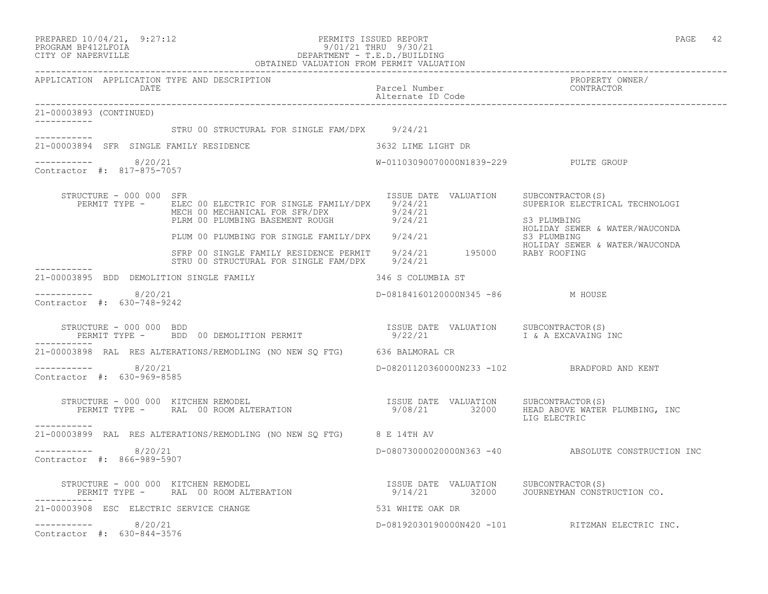APPLICATION APPLICATION TYPE AND DESCRIPTION | DATE | Parcel Number / Alternate ID Code | PROPERTY OWNER/ CONTRACTOR

21-00003893 (CONTINUED)

STRU 00 STRUCTURAL FOR SINGLE FAM/DPX 9/24/21

---

21-00003894 SFR SINGLE FAMILY RESIDENCE — 3632 LIME LIGHT DR

8/20/21 — W-01103090070000N1839-229 — PULTE GROUP

Contractor #: 817-875-7057

STRUCTURE - 000 000 SFR

| PERMIT TYPE | ISSUE DATE | VALUATION | SUBCONTRACTOR(S) |
|---|---|---|---|
| ELEC 00 ELECTRIC FOR SINGLE FAMILY/DPX | 9/24/21 | | SUPERIOR ELECTRICAL TECHNOLOGI |
| MECH 00 MECHANICAL FOR SFR/DPX | 9/24/21 | | |
| PLRM 00 PLUMBING BASEMENT ROUGH | 9/24/21 | | S3 PLUMBING<br>HOLIDAY SEWER & WATER/WAUCONDA |
| PLUM 00 PLUMBING FOR SINGLE FAMILY/DPX | 9/24/21 | | S3 PLUMBING<br>HOLIDAY SEWER & WATER/WAUCONDA |
| SFRP 00 SINGLE FAMILY RESIDENCE PERMIT | 9/24/21 | 195000 | RABY ROOFING |
| STRU 00 STRUCTURAL FOR SINGLE FAM/DPX | 9/24/21 | | |

---

21-00003895 BDD DEMOLITION SINGLE FAMILY — 346 S COLUMBIA ST

8/20/21 — D-08184160120000N345 -86 — M HOUSE

Contractor #: 630-748-9242

STRUCTURE - 000 000 BDD

| PERMIT TYPE | ISSUE DATE | VALUATION | SUBCONTRACTOR(S) |
|---|---|---|---|
| BDD 00 DEMOLITION PERMIT | 9/22/21 | | I & A EXCAVAING INC |

---

21-00003898 RAL RES ALTERATIONS/REMODLING (NO NEW SQ FTG) — 636 BALMORAL CR

8/20/21 — D-08201120360000N233 -102 — BRADFORD AND KENT

Contractor #: 630-969-8585

STRUCTURE - 000 000 KITCHEN REMODEL

| PERMIT TYPE | ISSUE DATE | VALUATION | SUBCONTRACTOR(S) |
|---|---|---|---|
| RAL 00 ROOM ALTERATION | 9/08/21 | 32000 | HEAD ABOVE WATER PLUMBING, INC<br>LIG ELECTRIC |

---

21-00003899 RAL RES ALTERATIONS/REMODLING (NO NEW SQ FTG) — 8 E 14TH AV

8/20/21 — D-08073000020000N363 -40 — ABSOLUTE CONSTRUCTION INC

Contractor #: 866-989-5907

STRUCTURE - 000 000 KITCHEN REMODEL

| PERMIT TYPE | ISSUE DATE | VALUATION | SUBCONTRACTOR(S) |
|---|---|---|---|
| RAL 00 ROOM ALTERATION | 9/14/21 | 32000 | JOURNEYMAN CONSTRUCTION CO. |

---

21-00003908 ESC ELECTRIC SERVICE CHANGE — 531 WHITE OAK DR

8/20/21 — D-08192030190000N420 -101 — RITZMAN ELECTRIC INC.

Contractor #: 630-844-3576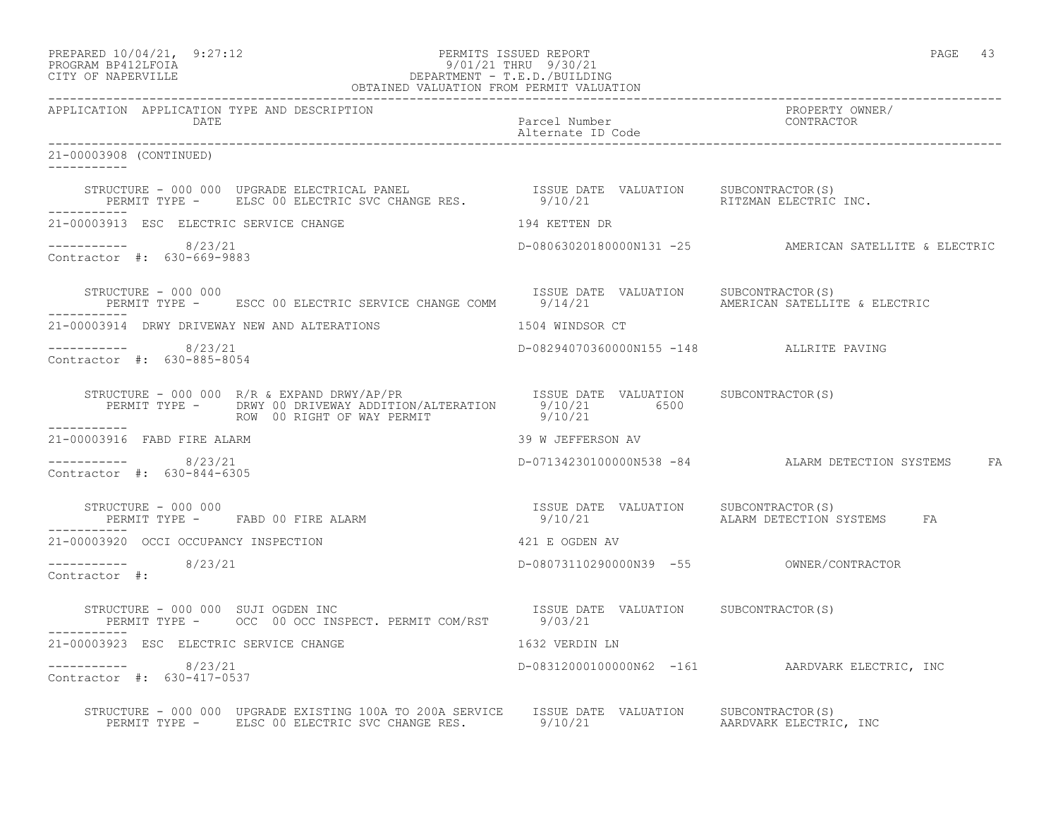APPLICATION APPLICATION TYPE AND DESCRIPTION / DATE | Parcel Number / Alternate ID Code | PROPERTY OWNER/ CONTRACTOR

21-00003908 (CONTINUED)

```
    STRUCTURE - 000 000  UPGRADE ELECTRICAL PANEL                 ISSUE DATE  VALUATION     SUBCONTRACTOR(S)
       PERMIT TYPE -     ELSC 00 ELECTRIC SVC CHANGE RES.          9/10/21                  RITZMAN ELECTRIC INC.
-----------
21-00003913  ESC  ELECTRIC SERVICE CHANGE                         194 KETTEN DR

-----------        8/23/21                                        D-08063020180000N131 -25           AMERICAN SATELLITE & ELECTRIC
Contractor  #:  630-669-9883

    STRUCTURE - 000 000                                           ISSUE DATE  VALUATION     SUBCONTRACTOR(S)
       PERMIT TYPE -     ESCC 00 ELECTRIC SERVICE CHANGE COMM      9/14/21                  AMERICAN SATELLITE & ELECTRIC
-----------
21-00003914  DRWY DRIVEWAY NEW AND ALTERATIONS                    1504 WINDSOR CT

-----------        8/23/21                                        D-08294070360000N155 -148          ALLRITE PAVING
Contractor  #:  630-885-8054

    STRUCTURE - 000 000  R/R & EXPAND DRWY/AP/PR                  ISSUE DATE  VALUATION     SUBCONTRACTOR(S)
       PERMIT TYPE -     DRWY 00 DRIVEWAY ADDITION/ALTERATION      9/10/21         6500
                         ROW  00 RIGHT OF WAY PERMIT               9/10/21
-----------
21-00003916  FABD FIRE ALARM                                      39 W JEFFERSON AV

-----------        8/23/21                                        D-07134230100000N538 -84           ALARM DETECTION SYSTEMS     FA
Contractor  #:  630-844-6305

    STRUCTURE - 000 000                                           ISSUE DATE  VALUATION     SUBCONTRACTOR(S)
       PERMIT TYPE -     FABD 00 FIRE ALARM                        9/10/21                  ALARM DETECTION SYSTEMS     FA
-----------
21-00003920  OCCI OCCUPANCY INSPECTION                            421 E OGDEN AV

-----------        8/23/21                                        D-08073110290000N39  -55           OWNER/CONTRACTOR
Contractor  #:

    STRUCTURE - 000 000  SUJI OGDEN INC                           ISSUE DATE  VALUATION     SUBCONTRACTOR(S)
       PERMIT TYPE -     OCC  00 OCC INSPECT. PERMIT COM/RST       9/03/21
-----------
21-00003923  ESC  ELECTRIC SERVICE CHANGE                         1632 VERDIN LN

-----------        8/23/21                                        D-08312000100000N62  -161          AARDVARK ELECTRIC, INC
Contractor  #:  630-417-0537

    STRUCTURE - 000 000  UPGRADE EXISTING 100A TO 200A SERVICE    ISSUE DATE  VALUATION     SUBCONTRACTOR(S)
       PERMIT TYPE -     ELSC 00 ELECTRIC SVC CHANGE RES.          9/10/21                  AARDVARK ELECTRIC, INC
```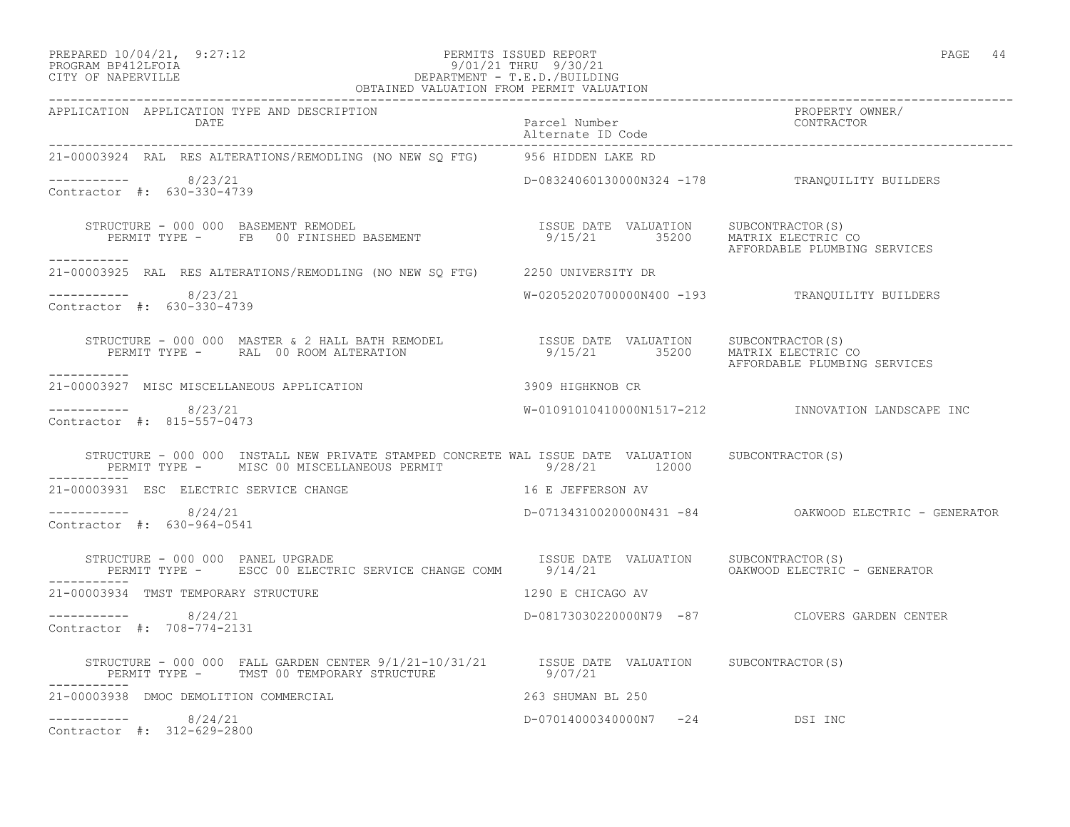PREPARED 10/04/21, 9:27:12 PERMITS ISSUED REPORT
PROGRAM BP412LFOIA 9/01/21 THRU 9/30/21
CITY OF NAPERVILLE DEPARTMENT - T.E.D./BUILDING
OBTAINED VALUATION FROM PERMIT VALUATION

| APPLICATION | APPLICATION TYPE AND DESCRIPTION / DATE | Parcel Number / Alternate ID Code | PROPERTY OWNER/ CONTRACTOR |
|---|---|---|---|

**21-00003924 RAL RES ALTERATIONS/REMODLING (NO NEW SQ FTG)** — 956 HIDDEN LAKE RD

----------- 8/23/21 — D-08324060130000N324 -178 — TRANQUILITY BUILDERS
Contractor #: 630-330-4739

STRUCTURE - 000 000 BASEMENT REMODEL — ISSUE DATE 9/15/21 — VALUATION 35200 — SUBCONTRACTOR(S): MATRIX ELECTRIC CO, AFFORDABLE PLUMBING SERVICES
PERMIT TYPE - FB 00 FINISHED BASEMENT

**21-00003925 RAL RES ALTERATIONS/REMODLING (NO NEW SQ FTG)** — 2250 UNIVERSITY DR

----------- 8/23/21 — W-02052020700000N400 -193 — TRANQUILITY BUILDERS
Contractor #: 630-330-4739

STRUCTURE - 000 000 MASTER & 2 HALL BATH REMODEL — ISSUE DATE 9/15/21 — VALUATION 35200 — SUBCONTRACTOR(S): MATRIX ELECTRIC CO, AFFORDABLE PLUMBING SERVICES
PERMIT TYPE - RAL 00 ROOM ALTERATION

**21-00003927 MISC MISCELLANEOUS APPLICATION** — 3909 HIGHKNOB CR

----------- 8/23/21 — W-01091010410000N1517-212 — INNOVATION LANDSCAPE INC
Contractor #: 815-557-0473

STRUCTURE - 000 000 INSTALL NEW PRIVATE STAMPED CONCRETE WAL — ISSUE DATE 9/28/21 — VALUATION 12000 — SUBCONTRACTOR(S)
PERMIT TYPE - MISC 00 MISCELLANEOUS PERMIT

**21-00003931 ESC ELECTRIC SERVICE CHANGE** — 16 E JEFFERSON AV

----------- 8/24/21 — D-07134310020000N431 -84 — OAKWOOD ELECTRIC - GENERATOR
Contractor #: 630-964-0541

STRUCTURE - 000 000 PANEL UPGRADE — ISSUE DATE 9/14/21 — VALUATION — SUBCONTRACTOR(S): OAKWOOD ELECTRIC - GENERATOR
PERMIT TYPE - ESCC 00 ELECTRIC SERVICE CHANGE COMM

**21-00003934 TMST TEMPORARY STRUCTURE** — 1290 E CHICAGO AV

----------- 8/24/21 — D-08173030220000N79 -87 — CLOVERS GARDEN CENTER
Contractor #: 708-774-2131

STRUCTURE - 000 000 FALL GARDEN CENTER 9/1/21-10/31/21 — ISSUE DATE 9/07/21 — VALUATION — SUBCONTRACTOR(S)
PERMIT TYPE - TMST 00 TEMPORARY STRUCTURE

**21-00003938 DMOC DEMOLITION COMMERCIAL** — 263 SHUMAN BL 250

----------- 8/24/21 — D-07014000340000N7 -24 — DSI INC
Contractor #: 312-629-2800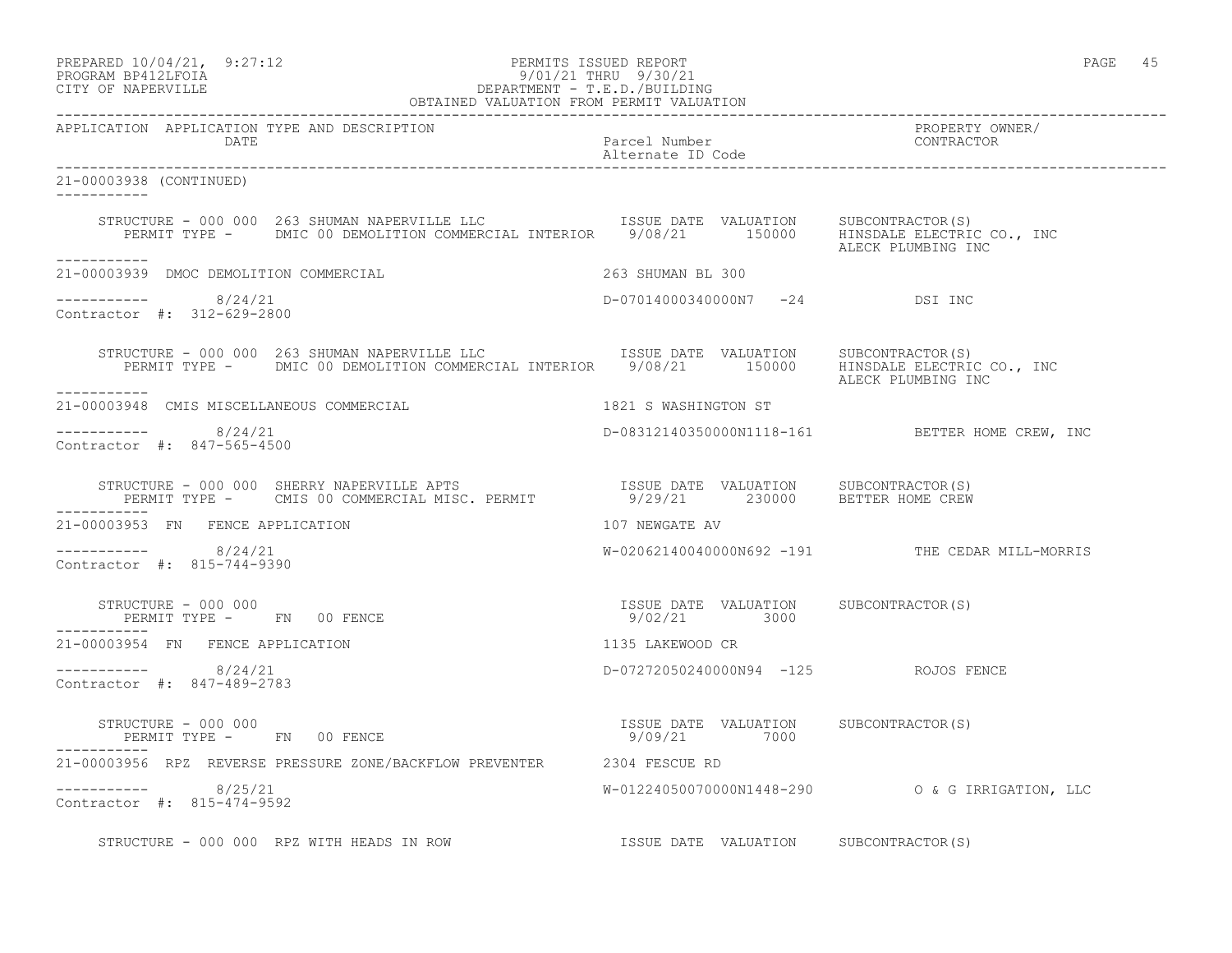PERMITS ISSUED REPORT
9/01/21 THRU 9/30/21
DEPARTMENT - T.E.D./BUILDING
OBTAINED VALUATION FROM PERMIT VALUATION

PREPARED 10/04/21, 9:27:12
PROGRAM BP412LFOIA
CITY OF NAPERVILLE

| APPLICATION | APPLICATION TYPE AND DESCRIPTION / DATE | Parcel Number / Alternate ID Code | PROPERTY OWNER/ CONTRACTOR |
|---|---|---|---|

21-00003938 (CONTINUED)

STRUCTURE - 000 000 263 SHUMAN NAPERVILLE LLC — ISSUE DATE 9/08/21 — VALUATION 150000 — SUBCONTRACTOR(S): HINSDALE ELECTRIC CO., INC; ALECK PLUMBING INC
PERMIT TYPE - DMIC 00 DEMOLITION COMMERCIAL INTERIOR

---

21-00003939 DMOC DEMOLITION COMMERCIAL — 263 SHUMAN BL 300
8/24/21 — D-07014000340000N7 -24 — DSI INC
Contractor #: 312-629-2800

STRUCTURE - 000 000 263 SHUMAN NAPERVILLE LLC — ISSUE DATE 9/08/21 — VALUATION 150000 — SUBCONTRACTOR(S): HINSDALE ELECTRIC CO., INC; ALECK PLUMBING INC
PERMIT TYPE - DMIC 00 DEMOLITION COMMERCIAL INTERIOR

---

21-00003948 CMIS MISCELLANEOUS COMMERCIAL — 1821 S WASHINGTON ST
8/24/21 — D-08312140350000N1118-161 — BETTER HOME CREW, INC
Contractor #: 847-565-4500

STRUCTURE - 000 000 SHERRY NAPERVILLE APTS — ISSUE DATE 9/29/21 — VALUATION 230000 — SUBCONTRACTOR(S): BETTER HOME CREW
PERMIT TYPE - CMIS 00 COMMERCIAL MISC. PERMIT

---

21-00003953 FN FENCE APPLICATION — 107 NEWGATE AV
8/24/21 — W-02062140040000N692 -191 — THE CEDAR MILL-MORRIS
Contractor #: 815-744-9390

STRUCTURE - 000 000 — ISSUE DATE 9/02/21 — VALUATION 3000 — SUBCONTRACTOR(S)
PERMIT TYPE - FN 00 FENCE

---

21-00003954 FN FENCE APPLICATION — 1135 LAKEWOOD CR
8/24/21 — D-07272050240000N94 -125 — ROJOS FENCE
Contractor #: 847-489-2783

STRUCTURE - 000 000 — ISSUE DATE 9/09/21 — VALUATION 7000 — SUBCONTRACTOR(S)
PERMIT TYPE - FN 00 FENCE

---

21-00003956 RPZ REVERSE PRESSURE ZONE/BACKFLOW PREVENTER — 2304 FESCUE RD
8/25/21 — W-01224050070000N1448-290 — O & G IRRIGATION, LLC
Contractor #: 815-474-9592

STRUCTURE - 000 000 RPZ WITH HEADS IN ROW — ISSUE DATE — VALUATION — SUBCONTRACTOR(S)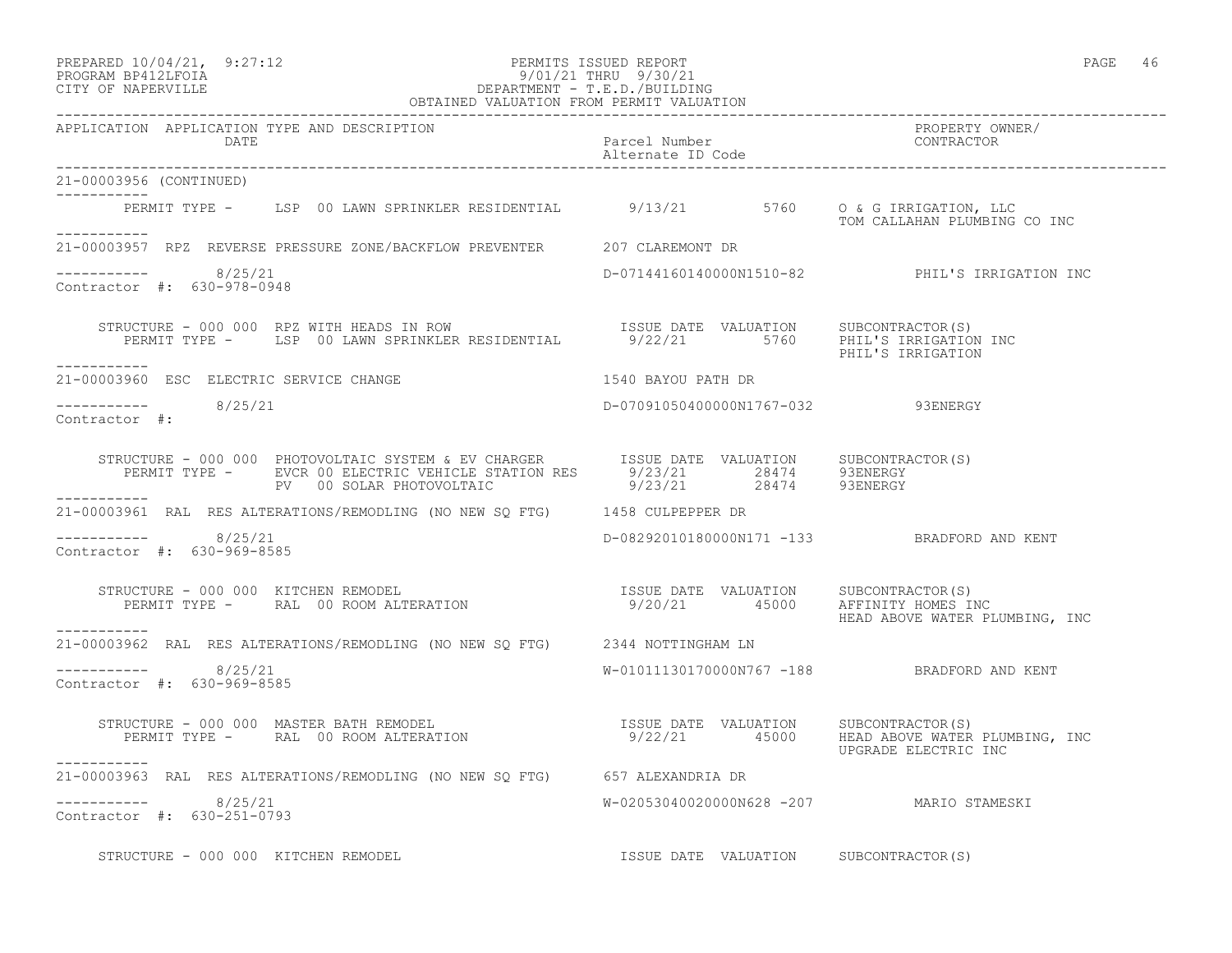21-00003956 (CONTINUED)

PERMIT TYPE - LSP 00 LAWN SPRINKLER RESIDENTIAL 9/13/21 5760 O & G IRRIGATION, LLC
TOM CALLAHAN PLUMBING CO INC

---

21-00003957 RPZ REVERSE PRESSURE ZONE/BACKFLOW PREVENTER 207 CLAREMONT DR

8/25/21 D-07144160140000N1510-82 PHIL'S IRRIGATION INC
Contractor #: 630-978-0948

STRUCTURE - 000 000 RPZ WITH HEADS IN ROW ISSUE DATE VALUATION SUBCONTRACTOR(S)
PERMIT TYPE - LSP 00 LAWN SPRINKLER RESIDENTIAL 9/22/21 5760 PHIL'S IRRIGATION INC
PHIL'S IRRIGATION

---

21-00003960 ESC ELECTRIC SERVICE CHANGE 1540 BAYOU PATH DR

8/25/21 D-07091050400000N1767-032 93ENERGY
Contractor #:

STRUCTURE - 000 000 PHOTOVOLTAIC SYSTEM & EV CHARGER ISSUE DATE VALUATION SUBCONTRACTOR(S)
PERMIT TYPE - EVCR 00 ELECTRIC VEHICLE STATION RES 9/23/21 28474 93ENERGY
PV 00 SOLAR PHOTOVOLTAIC 9/23/21 28474 93ENERGY

---

21-00003961 RAL RES ALTERATIONS/REMODLING (NO NEW SQ FTG) 1458 CULPEPPER DR

8/25/21 D-08292010180000N171 -133 BRADFORD AND KENT
Contractor #: 630-969-8585

STRUCTURE - 000 000 KITCHEN REMODEL ISSUE DATE VALUATION SUBCONTRACTOR(S)
PERMIT TYPE - RAL 00 ROOM ALTERATION 9/20/21 45000 AFFINITY HOMES INC
HEAD ABOVE WATER PLUMBING, INC

---

21-00003962 RAL RES ALTERATIONS/REMODLING (NO NEW SQ FTG) 2344 NOTTINGHAM LN

8/25/21 W-01011130170000N767 -188 BRADFORD AND KENT
Contractor #: 630-969-8585

STRUCTURE - 000 000 MASTER BATH REMODEL ISSUE DATE VALUATION SUBCONTRACTOR(S)
PERMIT TYPE - RAL 00 ROOM ALTERATION 9/22/21 45000 HEAD ABOVE WATER PLUMBING, INC
UPGRADE ELECTRIC INC

---

21-00003963 RAL RES ALTERATIONS/REMODLING (NO NEW SQ FTG) 657 ALEXANDRIA DR

8/25/21 W-02053040020000N628 -207 MARIO STAMESKI
Contractor #: 630-251-0793

STRUCTURE - 000 000 KITCHEN REMODEL ISSUE DATE VALUATION SUBCONTRACTOR(S)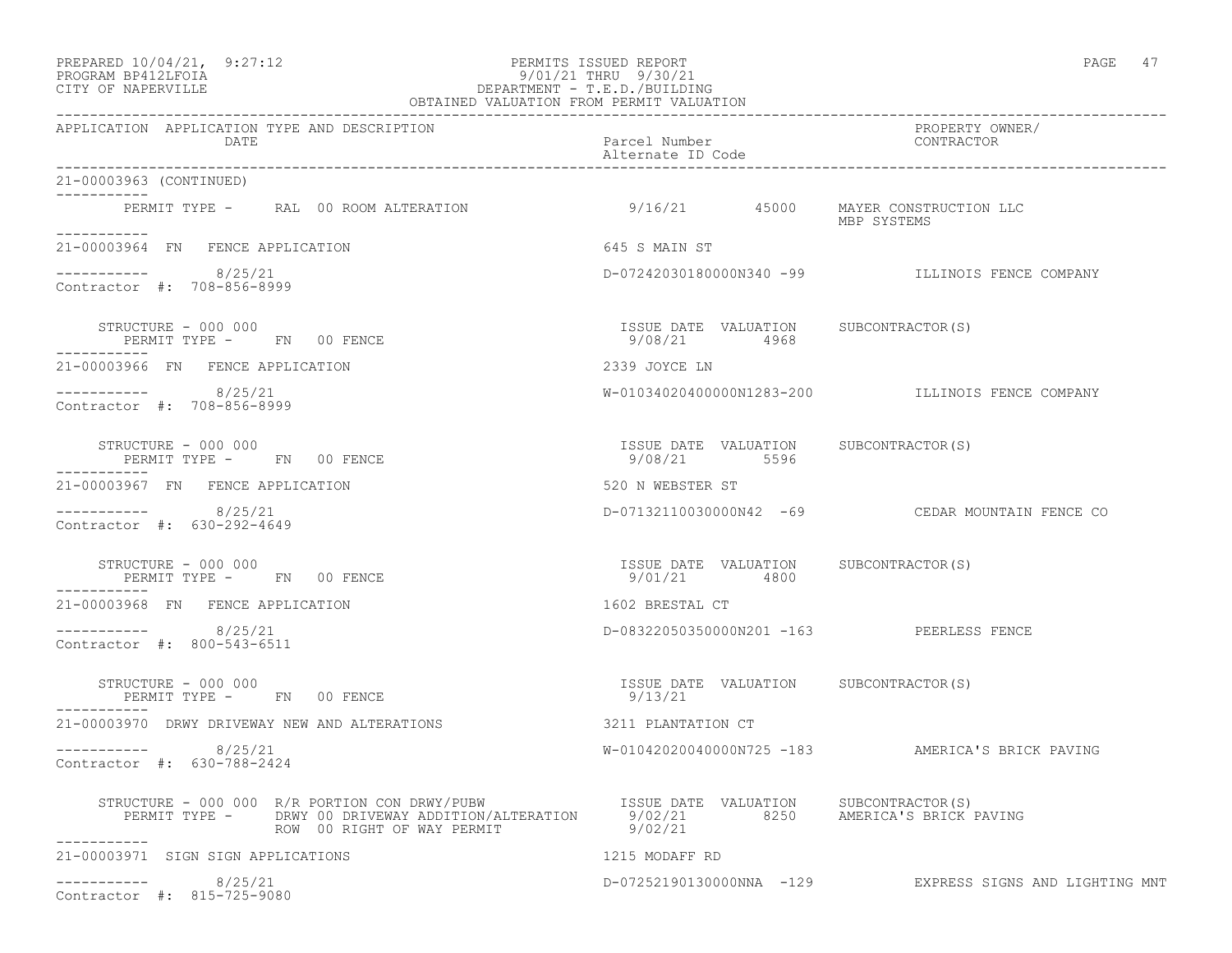PREPARED 10/04/21, 9:27:12 PERMITS ISSUED REPORT
PROGRAM BP412LFOIA 9/01/21 THRU 9/30/21
CITY OF NAPERVILLE DEPARTMENT - T.E.D./BUILDING
OBTAINED VALUATION FROM PERMIT VALUATION

| APPLICATION | APPLICATION TYPE AND DESCRIPTION / DATE | Parcel Number / Alternate ID Code | PROPERTY OWNER/ CONTRACTOR |
|---|---|---|---|

21-00003963 (CONTINUED)

PERMIT TYPE - RAL 00 ROOM ALTERATION — 9/16/21 — 45000 — MAYER CONSTRUCTION LLC / MBP SYSTEMS

---

**21-00003964 FN FENCE APPLICATION** — 645 S MAIN ST
8/25/21 — D-07242030180000N340 -99 — ILLINOIS FENCE COMPANY
Contractor #: 708-856-8999

| STRUCTURE | PERMIT TYPE | ISSUE DATE | VALUATION | SUBCONTRACTOR(S) |
|---|---|---|---|---|
| 000 000 | FN 00 FENCE | 9/08/21 | 4968 | |

**21-00003966 FN FENCE APPLICATION** — 2339 JOYCE LN
8/25/21 — W-01034020400000N1283-200 — ILLINOIS FENCE COMPANY
Contractor #: 708-856-8999

| STRUCTURE | PERMIT TYPE | ISSUE DATE | VALUATION | SUBCONTRACTOR(S) |
|---|---|---|---|---|
| 000 000 | FN 00 FENCE | 9/08/21 | 5596 | |

**21-00003967 FN FENCE APPLICATION** — 520 N WEBSTER ST
8/25/21 — D-07132110030000N42 -69 — CEDAR MOUNTAIN FENCE CO
Contractor #: 630-292-4649

| STRUCTURE | PERMIT TYPE | ISSUE DATE | VALUATION | SUBCONTRACTOR(S) |
|---|---|---|---|---|
| 000 000 | FN 00 FENCE | 9/01/21 | 4800 | |

**21-00003968 FN FENCE APPLICATION** — 1602 BRESTAL CT
8/25/21 — D-08322050350000N201 -163 — PEERLESS FENCE
Contractor #: 800-543-6511

| STRUCTURE | PERMIT TYPE | ISSUE DATE | VALUATION | SUBCONTRACTOR(S) |
|---|---|---|---|---|
| 000 000 | FN 00 FENCE | 9/13/21 | | |

**21-00003970 DRWY DRIVEWAY NEW AND ALTERATIONS** — 3211 PLANTATION CT
8/25/21 — W-01042020040000N725 -183 — AMERICA'S BRICK PAVING
Contractor #: 630-788-2424

| STRUCTURE | PERMIT TYPE | ISSUE DATE | VALUATION | SUBCONTRACTOR(S) |
|---|---|---|---|---|
| 000 000 R/R PORTION CON DRWY/PUBW | DRWY 00 DRIVEWAY ADDITION/ALTERATION | 9/02/21 | 8250 | AMERICA'S BRICK PAVING |
| | ROW 00 RIGHT OF WAY PERMIT | 9/02/21 | | |

**21-00003971 SIGN SIGN APPLICATIONS** — 1215 MODAFF RD
8/25/21 — D-07252190130000NNA -129 — EXPRESS SIGNS AND LIGHTING MNT
Contractor #: 815-725-9080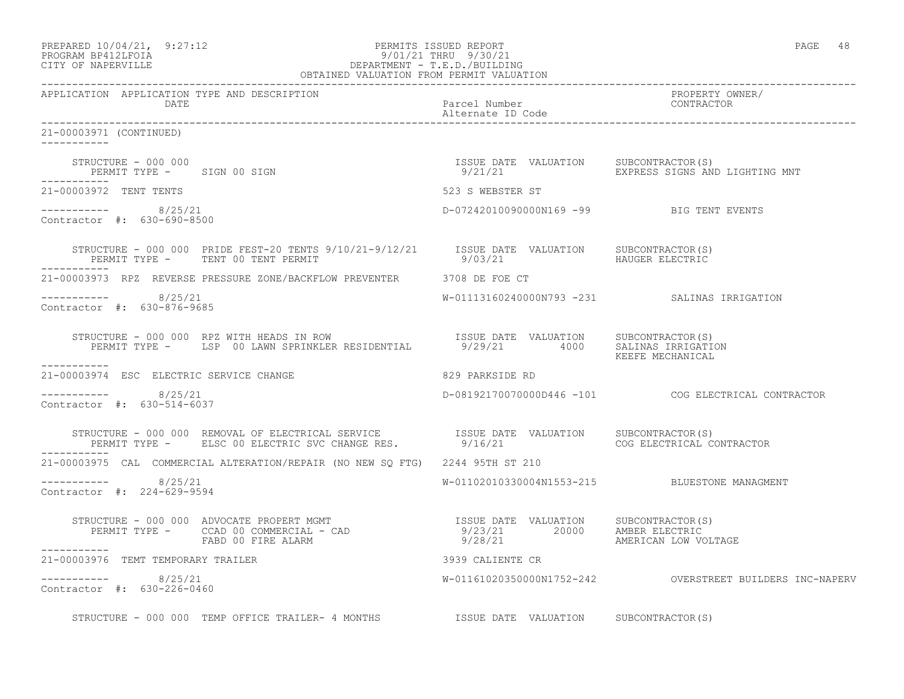PERMITS ISSUED REPORT
9/01/21 THRU 9/30/21
DEPARTMENT - T.E.D./BUILDING
OBTAINED VALUATION FROM PERMIT VALUATION

PREPARED 10/04/21, 9:27:12
PROGRAM BP412LFOIA
CITY OF NAPERVILLE

| APPLICATION | APPLICATION TYPE AND DESCRIPTION DATE | Parcel Number / Alternate ID Code | PROPERTY OWNER/ CONTRACTOR |
|---|---|---|---|

```
21-00003971 (CONTINUED)
-----------

    STRUCTURE - 000 000                                          ISSUE DATE  VALUATION     SUBCONTRACTOR(S)
       PERMIT TYPE -     SIGN 00 SIGN                            9/21/21                   EXPRESS SIGNS AND LIGHTING MNT
-----------
21-00003972  TENT TENTS                                          523 S WEBSTER ST

-----------        8/25/21                                       D-07242010090000N169 -99          BIG TENT EVENTS
Contractor  #:  630-690-8500

    STRUCTURE - 000 000  PRIDE FEST-20 TENTS 9/10/21-9/12/21     ISSUE DATE  VALUATION     SUBCONTRACTOR(S)
       PERMIT TYPE -     TENT 00 TENT PERMIT                     9/03/21                   HAUGER ELECTRIC
-----------
21-00003973  RPZ  REVERSE PRESSURE ZONE/BACKFLOW PREVENTER       3708 DE FOE CT

-----------        8/25/21                                       W-01113160240000N793 -231         SALINAS IRRIGATION
Contractor  #:  630-876-9685

    STRUCTURE - 000 000  RPZ WITH HEADS IN ROW                   ISSUE DATE  VALUATION     SUBCONTRACTOR(S)
       PERMIT TYPE -     LSP  00 LAWN SPRINKLER RESIDENTIAL      9/29/21          4000     SALINAS IRRIGATION
                                                                                           KEEFE MECHANICAL
-----------
21-00003974  ESC  ELECTRIC SERVICE CHANGE                        829 PARKSIDE RD

-----------        8/25/21                                       D-08192170070000D446 -101         COG ELECTRICAL CONTRACTOR
Contractor  #:  630-514-6037

    STRUCTURE - 000 000  REMOVAL OF ELECTRICAL SERVICE           ISSUE DATE  VALUATION     SUBCONTRACTOR(S)
       PERMIT TYPE -     ELSC 00 ELECTRIC SVC CHANGE RES.        9/16/21                   COG ELECTRICAL CONTRACTOR
-----------
21-00003975  CAL  COMMERCIAL ALTERATION/REPAIR (NO NEW SQ FTG)   2244 95TH ST 210

-----------        8/25/21                                       W-01102010330004N1553-215         BLUESTONE MANAGMENT
Contractor  #:  224-629-9594

    STRUCTURE - 000 000  ADVOCATE PROPERT MGMT                   ISSUE DATE  VALUATION     SUBCONTRACTOR(S)
       PERMIT TYPE -     CCAD 00 COMMERCIAL - CAD                9/23/21         20000     AMBER ELECTRIC
                         FABD 00 FIRE ALARM                      9/28/21                   AMERICAN LOW VOLTAGE
-----------
21-00003976  TEMT TEMPORARY TRAILER                              3939 CALIENTE CR

-----------        8/25/21                                       W-01161020350000N1752-242         OVERSTREET BUILDERS INC-NAPERV
Contractor  #:  630-226-0460

    STRUCTURE - 000 000  TEMP OFFICE TRAILER- 4 MONTHS           ISSUE DATE  VALUATION     SUBCONTRACTOR(S)
```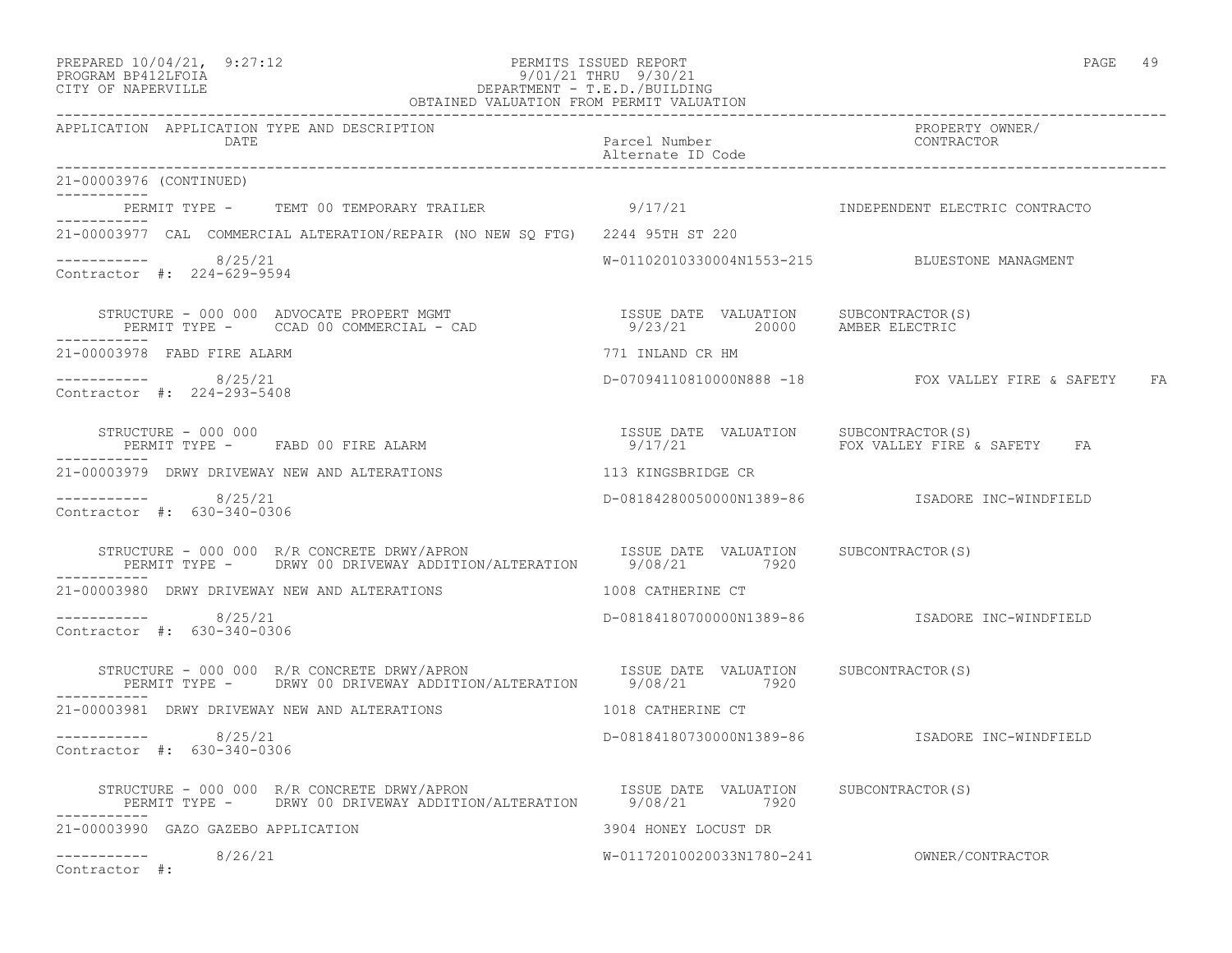PREPARED 10/04/21, 9:27:12 PERMITS ISSUED REPORT
PROGRAM BP412LFOIA 9/01/21 THRU 9/30/21
CITY OF NAPERVILLE DEPARTMENT - T.E.D./BUILDING
OBTAINED VALUATION FROM PERMIT VALUATION

APPLICATION APPLICATION TYPE AND DESCRIPTION | DATE | Parcel Number / Alternate ID Code | PROPERTY OWNER/ CONTRACTOR

21-00003976 (CONTINUED)

PERMIT TYPE - TEMT 00 TEMPORARY TRAILER 9/17/21 INDEPENDENT ELECTRIC CONTRACTO

21-00003977 CAL COMMERCIAL ALTERATION/REPAIR (NO NEW SQ FTG) 2244 95TH ST 220
8/25/21 W-01102010330004N1553-215 BLUESTONE MANAGMENT
Contractor #: 224-629-9594

STRUCTURE - 000 000 ADVOCATE PROPERT MGMT ISSUE DATE VALUATION SUBCONTRACTOR(S)
PERMIT TYPE - CCAD 00 COMMERCIAL - CAD 9/23/21 20000 AMBER ELECTRIC

21-00003978 FABD FIRE ALARM 771 INLAND CR HM
8/25/21 D-07094110810000N888 -18 FOX VALLEY FIRE & SAFETY FA
Contractor #: 224-293-5408

STRUCTURE - 000 000 ISSUE DATE VALUATION SUBCONTRACTOR(S)
PERMIT TYPE - FABD 00 FIRE ALARM 9/17/21 FOX VALLEY FIRE & SAFETY FA

21-00003979 DRWY DRIVEWAY NEW AND ALTERATIONS 113 KINGSBRIDGE CR
8/25/21 D-08184280050000N1389-86 ISADORE INC-WINDFIELD
Contractor #: 630-340-0306

STRUCTURE - 000 000 R/R CONCRETE DRWY/APRON ISSUE DATE VALUATION SUBCONTRACTOR(S)
PERMIT TYPE - DRWY 00 DRIVEWAY ADDITION/ALTERATION 9/08/21 7920

21-00003980 DRWY DRIVEWAY NEW AND ALTERATIONS 1008 CATHERINE CT
8/25/21 D-08184180700000N1389-86 ISADORE INC-WINDFIELD
Contractor #: 630-340-0306

STRUCTURE - 000 000 R/R CONCRETE DRWY/APRON ISSUE DATE VALUATION SUBCONTRACTOR(S)
PERMIT TYPE - DRWY 00 DRIVEWAY ADDITION/ALTERATION 9/08/21 7920

21-00003981 DRWY DRIVEWAY NEW AND ALTERATIONS 1018 CATHERINE CT
8/25/21 D-08184180730000N1389-86 ISADORE INC-WINDFIELD
Contractor #: 630-340-0306

STRUCTURE - 000 000 R/R CONCRETE DRWY/APRON ISSUE DATE VALUATION SUBCONTRACTOR(S)
PERMIT TYPE - DRWY 00 DRIVEWAY ADDITION/ALTERATION 9/08/21 7920

21-00003990 GAZO GAZEBO APPLICATION 3904 HONEY LOCUST DR
8/26/21 W-01172010020033N1780-241 OWNER/CONTRACTOR
Contractor #: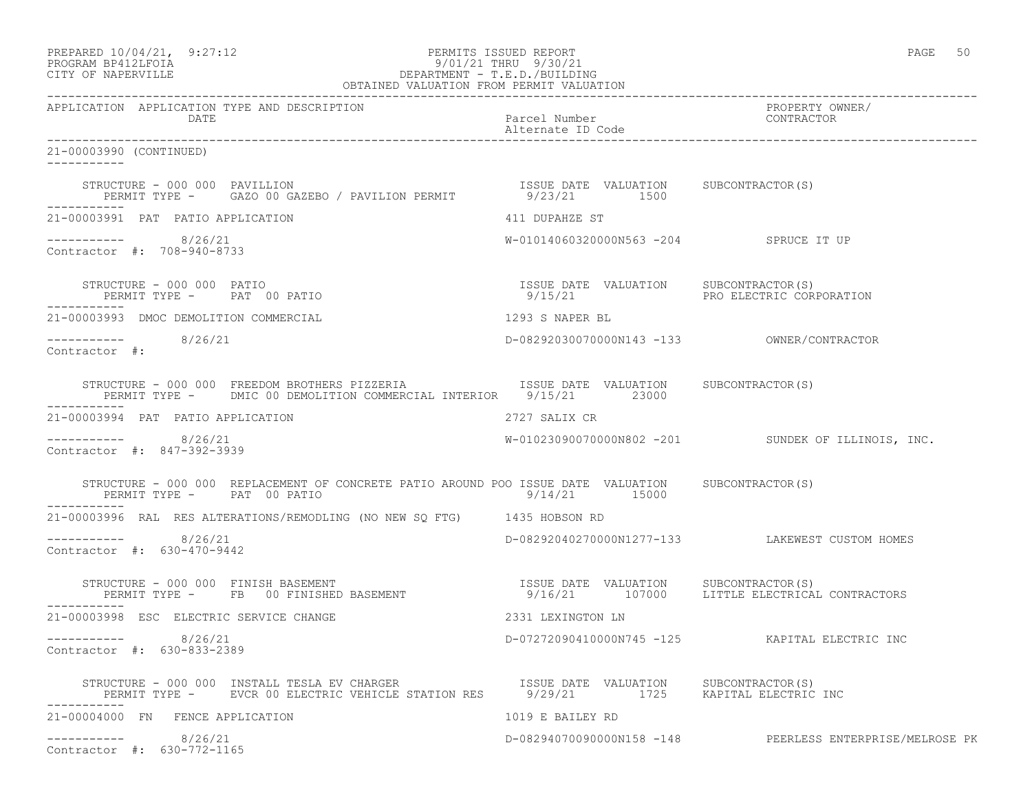PREPARED 10/04/21, 9:27:12 PERMITS ISSUED REPORT
PROGRAM BP412LFOIA 9/01/21 THRU 9/30/21
CITY OF NAPERVILLE DEPARTMENT - T.E.D./BUILDING
OBTAINED VALUATION FROM PERMIT VALUATION

| APPLICATION | APPLICATION TYPE AND DESCRIPTION / DATE | Parcel Number / Alternate ID Code | PROPERTY OWNER/ CONTRACTOR |
|---|---|---|---|

**21-00003990 (CONTINUED)**

STRUCTURE - 000 000 PAVILLION — ISSUE DATE 9/23/21, VALUATION 1500, SUBCONTRACTOR(S):
PERMIT TYPE - GAZO 00 GAZEBO / PAVILION PERMIT

---

**21-00003991 PAT PATIO APPLICATION** — 411 DUPAHZE ST
8/26/21 — W-01014060320000N563 -204 — SPRUCE IT UP
Contractor #: 708-940-8733

STRUCTURE - 000 000 PATIO — ISSUE DATE 9/15/21, VALUATION —, SUBCONTRACTOR(S): PRO ELECTRIC CORPORATION
PERMIT TYPE - PAT 00 PATIO

---

**21-00003993 DMOC DEMOLITION COMMERCIAL** — 1293 S NAPER BL
8/26/21 — D-08292030070000N143 -133 — OWNER/CONTRACTOR
Contractor #:

STRUCTURE - 000 000 FREEDOM BROTHERS PIZZERIA — ISSUE DATE 9/15/21, VALUATION 23000, SUBCONTRACTOR(S):
PERMIT TYPE - DMIC 00 DEMOLITION COMMERCIAL INTERIOR

---

**21-00003994 PAT PATIO APPLICATION** — 2727 SALIX CR
8/26/21 — W-01023090070000N802 -201 — SUNDEK OF ILLINOIS, INC.
Contractor #: 847-392-3939

STRUCTURE - 000 000 REPLACEMENT OF CONCRETE PATIO AROUND POO — ISSUE DATE 9/14/21, VALUATION 15000, SUBCONTRACTOR(S):
PERMIT TYPE - PAT 00 PATIO

---

**21-00003996 RAL RES ALTERATIONS/REMODLING (NO NEW SQ FTG)** — 1435 HOBSON RD
8/26/21 — D-08292040270000N1277-133 — LAKEWEST CUSTOM HOMES
Contractor #: 630-470-9442

STRUCTURE - 000 000 FINISH BASEMENT — ISSUE DATE 9/16/21, VALUATION 107000, SUBCONTRACTOR(S): LITTLE ELECTRICAL CONTRACTORS
PERMIT TYPE - FB 00 FINISHED BASEMENT

---

**21-00003998 ESC ELECTRIC SERVICE CHANGE** — 2331 LEXINGTON LN
8/26/21 — D-07272090410000N745 -125 — KAPITAL ELECTRIC INC
Contractor #: 630-833-2389

STRUCTURE - 000 000 INSTALL TESLA EV CHARGER — ISSUE DATE 9/29/21, VALUATION 1725, SUBCONTRACTOR(S): KAPITAL ELECTRIC INC
PERMIT TYPE - EVCR 00 ELECTRIC VEHICLE STATION RES

---

**21-00004000 FN FENCE APPLICATION** — 1019 E BAILEY RD
8/26/21 — D-08294070090000N158 -148 — PEERLESS ENTERPRISE/MELROSE PK
Contractor #: 630-772-1165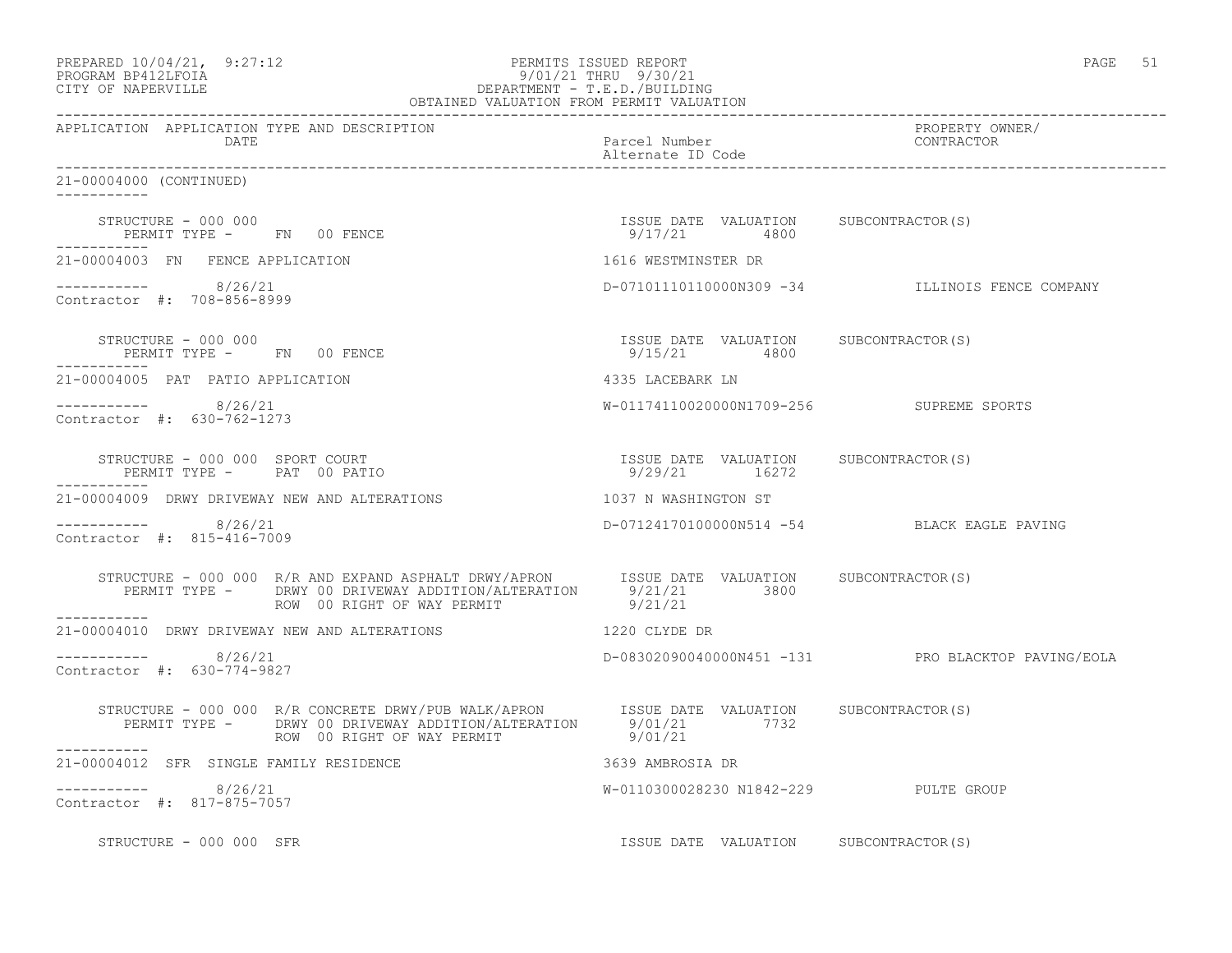PREPARED 10/04/21, 9:27:12
PROGRAM BP412LFOIA
CITY OF NAPERVILLE

PERMITS ISSUED REPORT
9/01/21 THRU 9/30/21
DEPARTMENT - T.E.D./BUILDING
OBTAINED VALUATION FROM PERMIT VALUATION

| APPLICATION | APPLICATION TYPE AND DESCRIPTION / DATE | Parcel Number / Alternate ID Code | PROPERTY OWNER/ CONTRACTOR |
|---|---|---|---|

21-00004000 (CONTINUED)

STRUCTURE - 000 000
PERMIT TYPE - FN 00 FENCE
ISSUE DATE 9/17/21 VALUATION 4800 SUBCONTRACTOR(S)

21-00004003 FN FENCE APPLICATION — 1616 WESTMINSTER DR
8/26/21 — D-07101110110000N309 -34 — ILLINOIS FENCE COMPANY
Contractor #: 708-856-8999

STRUCTURE - 000 000
PERMIT TYPE - FN 00 FENCE
ISSUE DATE 9/15/21 VALUATION 4800 SUBCONTRACTOR(S)

21-00004005 PAT PATIO APPLICATION — 4335 LACEBARK LN
8/26/21 — W-01174110020000N1709-256 — SUPREME SPORTS
Contractor #: 630-762-1273

STRUCTURE - 000 000 SPORT COURT
PERMIT TYPE - PAT 00 PATIO
ISSUE DATE 9/29/21 VALUATION 16272 SUBCONTRACTOR(S)

21-00004009 DRWY DRIVEWAY NEW AND ALTERATIONS — 1037 N WASHINGTON ST
8/26/21 — D-07124170100000N514 -54 — BLACK EAGLE PAVING
Contractor #: 815-416-7009

STRUCTURE - 000 000 R/R AND EXPAND ASPHALT DRWY/APRON
PERMIT TYPE - DRWY 00 DRIVEWAY ADDITION/ALTERATION — ISSUE DATE 9/21/21 VALUATION 3800 SUBCONTRACTOR(S)
ROW 00 RIGHT OF WAY PERMIT — 9/21/21

21-00004010 DRWY DRIVEWAY NEW AND ALTERATIONS — 1220 CLYDE DR
8/26/21 — D-08302090040000N451 -131 — PRO BLACKTOP PAVING/EOLA
Contractor #: 630-774-9827

STRUCTURE - 000 000 R/R CONCRETE DRWY/PUB WALK/APRON
PERMIT TYPE - DRWY 00 DRIVEWAY ADDITION/ALTERATION — ISSUE DATE 9/01/21 VALUATION 7732 SUBCONTRACTOR(S)
ROW 00 RIGHT OF WAY PERMIT — 9/01/21

21-00004012 SFR SINGLE FAMILY RESIDENCE — 3639 AMBROSIA DR
8/26/21 — W-0110300028230 N1842-229 — PULTE GROUP
Contractor #: 817-875-7057

STRUCTURE - 000 000 SFR — ISSUE DATE VALUATION SUBCONTRACTOR(S)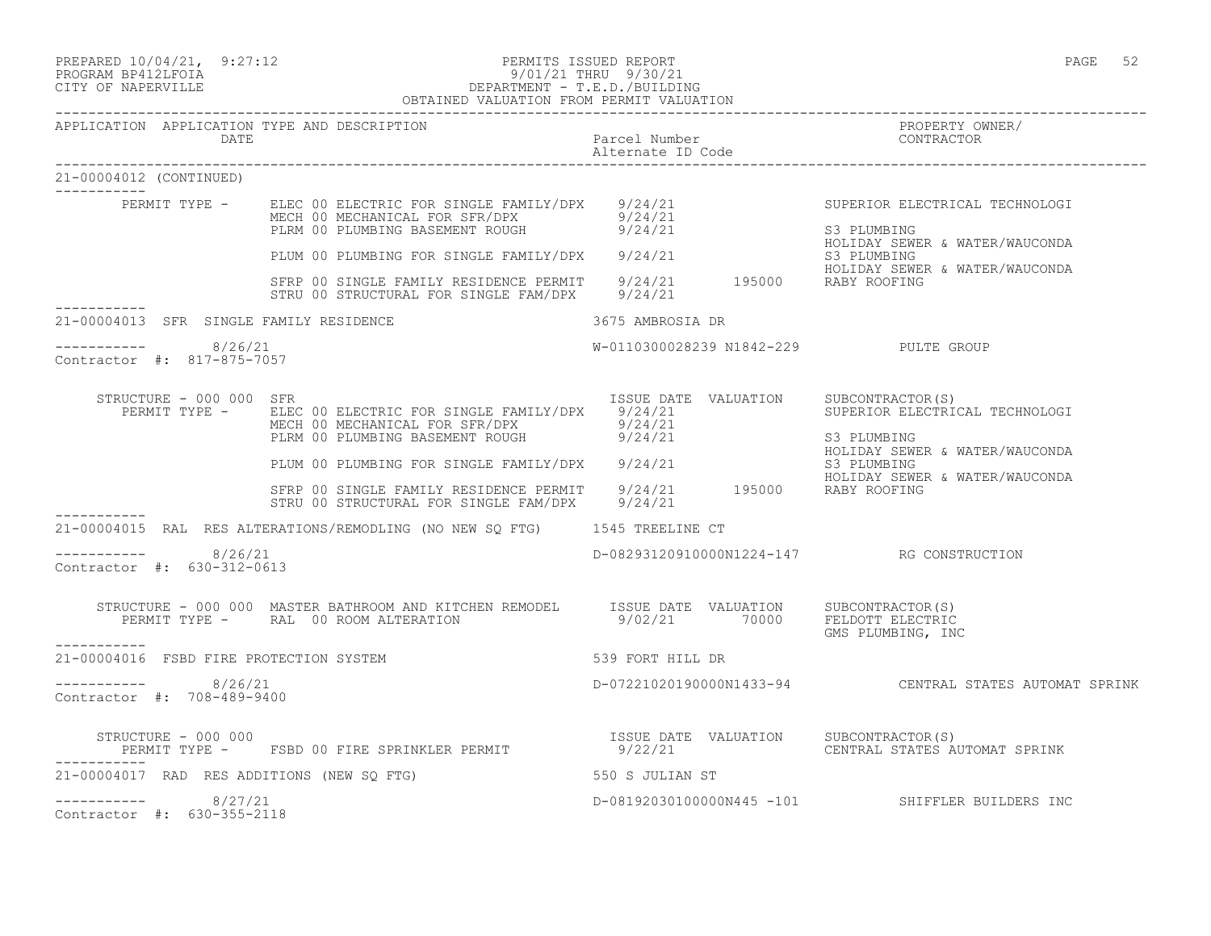PREPARED 10/04/21, 9:27:12 PERMITS ISSUED REPORT
PROGRAM BP412LFOIA 9/01/21 THRU 9/30/21
CITY OF NAPERVILLE DEPARTMENT - T.E.D./BUILDING
OBTAINED VALUATION FROM PERMIT VALUATION

| APPLICATION | APPLICATION TYPE AND DESCRIPTION / DATE | Parcel Number / Alternate ID Code | PROPERTY OWNER/ CONTRACTOR |
|---|---|---|---|

21-00004012 (CONTINUED)

| | | ISSUE DATE | VALUATION | SUBCONTRACTOR(S) |
|---|---|---|---|---|
| PERMIT TYPE - | ELEC 00 ELECTRIC FOR SINGLE FAMILY/DPX | 9/24/21 | | SUPERIOR ELECTRICAL TECHNOLOGI |
| | MECH 00 MECHANICAL FOR SFR/DPX | 9/24/21 | | |
| | PLRM 00 PLUMBING BASEMENT ROUGH | 9/24/21 | | S3 PLUMBING<br>HOLIDAY SEWER & WATER/WAUCONDA |
| | PLUM 00 PLUMBING FOR SINGLE FAMILY/DPX | 9/24/21 | | S3 PLUMBING<br>HOLIDAY SEWER & WATER/WAUCONDA |
| | SFRP 00 SINGLE FAMILY RESIDENCE PERMIT | 9/24/21 | 195000 | RABY ROOFING |
| | STRU 00 STRUCTURAL FOR SINGLE FAM/DPX | 9/24/21 | | |

21-00004013 SFR SINGLE FAMILY RESIDENCE — 3675 AMBROSIA DR
8/26/21 — W-0110300028239 N1842-229 — PULTE GROUP
Contractor #: 817-875-7057

STRUCTURE - 000 000 SFR

| | | ISSUE DATE | VALUATION | SUBCONTRACTOR(S) |
|---|---|---|---|---|
| PERMIT TYPE - | ELEC 00 ELECTRIC FOR SINGLE FAMILY/DPX | 9/24/21 | | SUPERIOR ELECTRICAL TECHNOLOGI |
| | MECH 00 MECHANICAL FOR SFR/DPX | 9/24/21 | | |
| | PLRM 00 PLUMBING BASEMENT ROUGH | 9/24/21 | | S3 PLUMBING<br>HOLIDAY SEWER & WATER/WAUCONDA |
| | PLUM 00 PLUMBING FOR SINGLE FAMILY/DPX | 9/24/21 | | S3 PLUMBING<br>HOLIDAY SEWER & WATER/WAUCONDA |
| | SFRP 00 SINGLE FAMILY RESIDENCE PERMIT | 9/24/21 | 195000 | RABY ROOFING |
| | STRU 00 STRUCTURAL FOR SINGLE FAM/DPX | 9/24/21 | | |

21-00004015 RAL RES ALTERATIONS/REMODLING (NO NEW SQ FTG) — 1545 TREELINE CT
8/26/21 — D-08293120910000N1224-147 — RG CONSTRUCTION
Contractor #: 630-312-0613

STRUCTURE - 000 000 MASTER BATHROOM AND KITCHEN REMODEL

| | | ISSUE DATE | VALUATION | SUBCONTRACTOR(S) |
|---|---|---|---|---|
| PERMIT TYPE - | RAL 00 ROOM ALTERATION | 9/02/21 | 70000 | FELDOTT ELECTRIC<br>GMS PLUMBING, INC |

21-00004016 FSBD FIRE PROTECTION SYSTEM — 539 FORT HILL DR
8/26/21 — D-07221020190000N1433-94 — CENTRAL STATES AUTOMAT SPRINK
Contractor #: 708-489-9400

STRUCTURE - 000 000

| | | ISSUE DATE | VALUATION | SUBCONTRACTOR(S) |
|---|---|---|---|---|
| PERMIT TYPE - | FSBD 00 FIRE SPRINKLER PERMIT | 9/22/21 | | CENTRAL STATES AUTOMAT SPRINK |

21-00004017 RAD RES ADDITIONS (NEW SQ FTG) — 550 S JULIAN ST
8/27/21 — D-08192030100000N445 -101 — SHIFFLER BUILDERS INC
Contractor #: 630-355-2118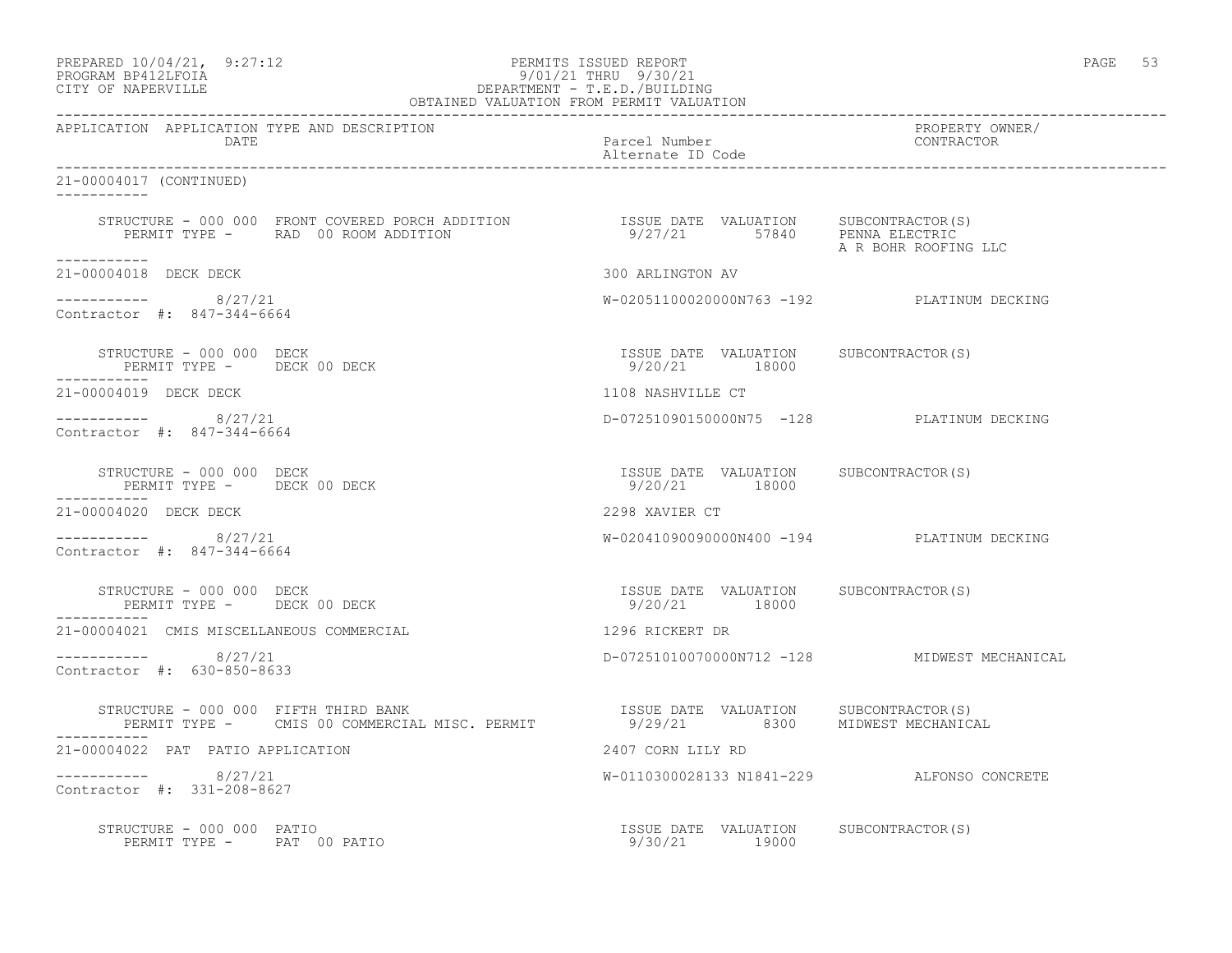PREPARED 10/04/21, 9:27:12
PROGRAM BP412LFOIA
CITY OF NAPERVILLE

PERMITS ISSUED REPORT
9/01/21 THRU 9/30/21
DEPARTMENT - T.E.D./BUILDING
OBTAINED VALUATION FROM PERMIT VALUATION

| APPLICATION | APPLICATION TYPE AND DESCRIPTION / DATE | Parcel Number / Alternate ID Code | PROPERTY OWNER/ CONTRACTOR |
|---|---|---|---|

21-00004017 (CONTINUED)

STRUCTURE - 000 000 FRONT COVERED PORCH ADDITION — ISSUE DATE 9/27/21, VALUATION 57840, SUBCONTRACTOR(S): PENNA ELECTRIC, A R BOHR ROOFING LLC
PERMIT TYPE - RAD 00 ROOM ADDITION

21-00004018 DECK DECK — 300 ARLINGTON AV
8/27/21 — W-02051100020000N763 -192 — PLATINUM DECKING
Contractor #: 847-344-6664

STRUCTURE - 000 000 DECK — ISSUE DATE 9/20/21, VALUATION 18000, SUBCONTRACTOR(S)
PERMIT TYPE - DECK 00 DECK

21-00004019 DECK DECK — 1108 NASHVILLE CT
8/27/21 — D-07251090150000N75 -128 — PLATINUM DECKING
Contractor #: 847-344-6664

STRUCTURE - 000 000 DECK — ISSUE DATE 9/20/21, VALUATION 18000, SUBCONTRACTOR(S)
PERMIT TYPE - DECK 00 DECK

21-00004020 DECK DECK — 2298 XAVIER CT
8/27/21 — W-02041090090000N400 -194 — PLATINUM DECKING
Contractor #: 847-344-6664

STRUCTURE - 000 000 DECK — ISSUE DATE 9/20/21, VALUATION 18000, SUBCONTRACTOR(S)
PERMIT TYPE - DECK 00 DECK

21-00004021 CMIS MISCELLANEOUS COMMERCIAL — 1296 RICKERT DR
8/27/21 — D-07251010070000N712 -128 — MIDWEST MECHANICAL
Contractor #: 630-850-8633

STRUCTURE - 000 000 FIFTH THIRD BANK — ISSUE DATE 9/29/21, VALUATION 8300, SUBCONTRACTOR(S): MIDWEST MECHANICAL
PERMIT TYPE - CMIS 00 COMMERCIAL MISC. PERMIT

21-00004022 PAT PATIO APPLICATION — 2407 CORN LILY RD
8/27/21 — W-0110300028133 N1841-229 — ALFONSO CONCRETE
Contractor #: 331-208-8627

STRUCTURE - 000 000 PATIO — ISSUE DATE 9/30/21, VALUATION 19000, SUBCONTRACTOR(S)
PERMIT TYPE - PAT 00 PATIO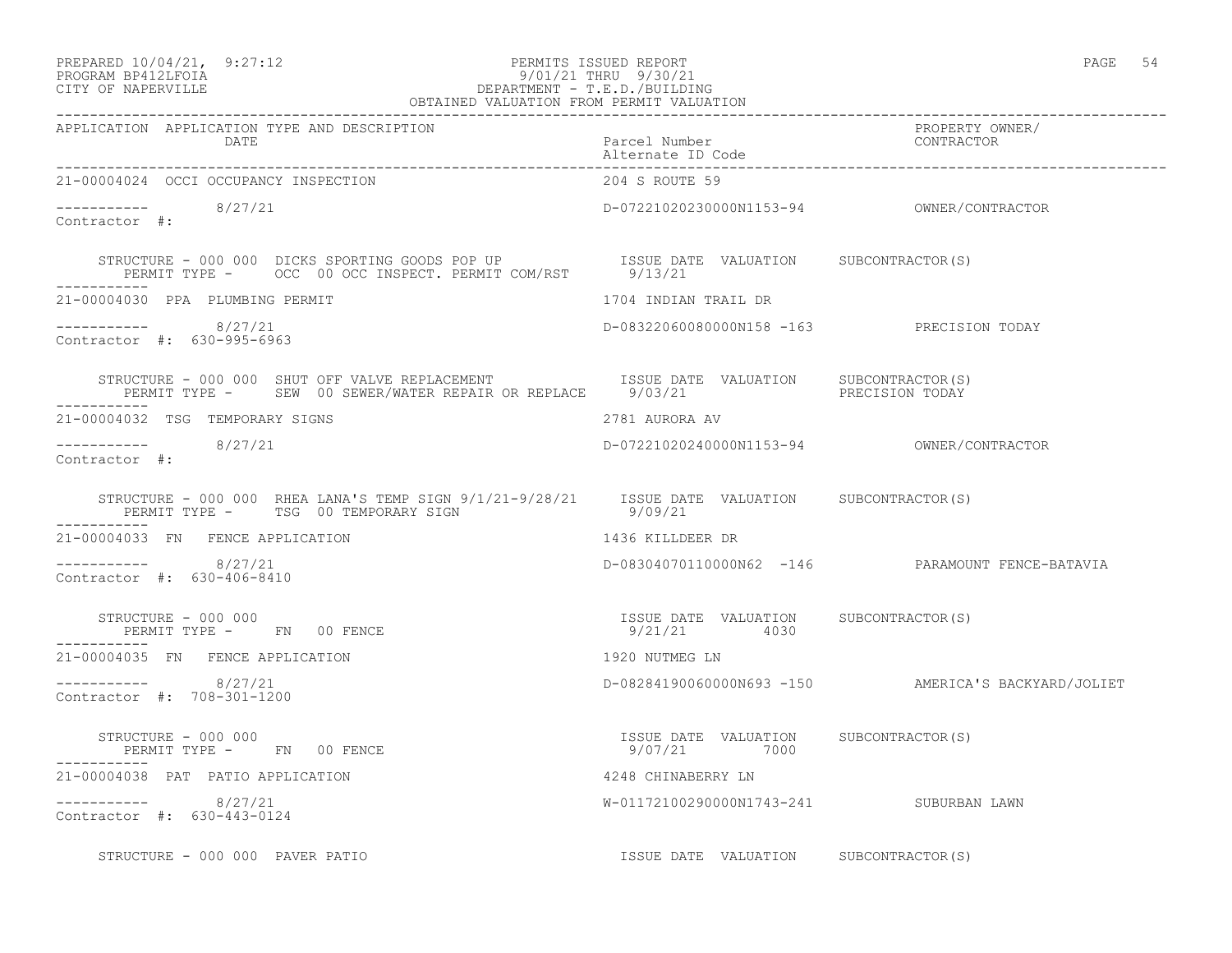PREPARED 10/04/21, 9:27:12 PERMITS ISSUED REPORT
PROGRAM BP412LFOIA 9/01/21 THRU 9/30/21
CITY OF NAPERVILLE DEPARTMENT - T.E.D./BUILDING
OBTAINED VALUATION FROM PERMIT VALUATION

| APPLICATION | APPLICATION TYPE AND DESCRIPTION / DATE | Parcel Number / Alternate ID Code | PROPERTY OWNER/ CONTRACTOR |
|---|---|---|---|
| 21-00004024 | OCCI OCCUPANCY INSPECTION | 204 S ROUTE 59 | |
| ----------- | 8/27/21 | D-07221020230000N1153-94 | OWNER/CONTRACTOR |
| Contractor #: | | | |
| | STRUCTURE - 000 000 DICKS SPORTING GOODS POP UP / PERMIT TYPE - OCC 00 OCC INSPECT. PERMIT COM/RST | ISSUE DATE 9/13/21 VALUATION | SUBCONTRACTOR(S) |
| 21-00004030 | PPA PLUMBING PERMIT | 1704 INDIAN TRAIL DR | |
| ----------- | 8/27/21 | D-08322060080000N158 -163 | PRECISION TODAY |
| Contractor #: 630-995-6963 | | | |
| | STRUCTURE - 000 000 SHUT OFF VALVE REPLACEMENT / PERMIT TYPE - SEW 00 SEWER/WATER REPAIR OR REPLACE | ISSUE DATE 9/03/21 VALUATION | SUBCONTRACTOR(S) PRECISION TODAY |
| 21-00004032 | TSG TEMPORARY SIGNS | 2781 AURORA AV | |
| ----------- | 8/27/21 | D-07221020240000N1153-94 | OWNER/CONTRACTOR |
| Contractor #: | | | |
| | STRUCTURE - 000 000 RHEA LANA'S TEMP SIGN 9/1/21-9/28/21 / PERMIT TYPE - TSG 00 TEMPORARY SIGN | ISSUE DATE 9/09/21 VALUATION | SUBCONTRACTOR(S) |
| 21-00004033 | FN FENCE APPLICATION | 1436 KILLDEER DR | |
| ----------- | 8/27/21 | D-08304070110000N62 -146 | PARAMOUNT FENCE-BATAVIA |
| Contractor #: 630-406-8410 | | | |
| | STRUCTURE - 000 000 / PERMIT TYPE - FN 00 FENCE | ISSUE DATE 9/21/21 VALUATION 4030 | SUBCONTRACTOR(S) |
| 21-00004035 | FN FENCE APPLICATION | 1920 NUTMEG LN | |
| ----------- | 8/27/21 | D-08284190060000N693 -150 | AMERICA'S BACKYARD/JOLIET |
| Contractor #: 708-301-1200 | | | |
| | STRUCTURE - 000 000 / PERMIT TYPE - FN 00 FENCE | ISSUE DATE 9/07/21 VALUATION 7000 | SUBCONTRACTOR(S) |
| 21-00004038 | PAT PATIO APPLICATION | 4248 CHINABERRY LN | |
| ----------- | 8/27/21 | W-01172100290000N1743-241 | SUBURBAN LAWN |
| Contractor #: 630-443-0124 | | | |
| | STRUCTURE - 000 000 PAVER PATIO | ISSUE DATE VALUATION | SUBCONTRACTOR(S) |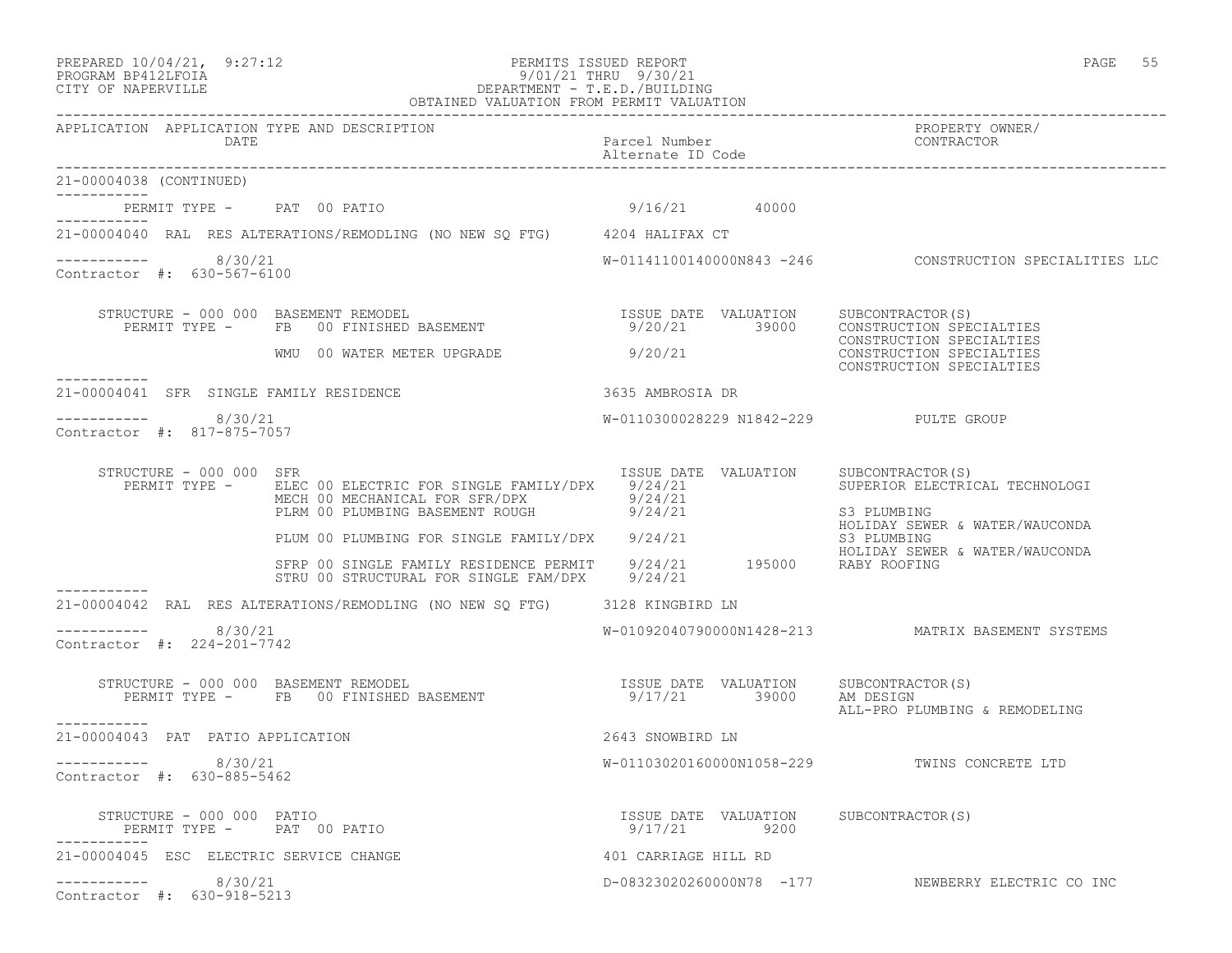```
21-00004038 (CONTINUED)
-----------
        PERMIT TYPE -     PAT  00 PATIO                                  9/16/21        40000
-----------
21-00004040  RAL  RES ALTERATIONS/REMODLING (NO NEW SQ FTG)      4204 HALIFAX CT

-----------        8/30/21                                       W-01141100140000N843 -246          CONSTRUCTION SPECIALITIES LLC
Contractor #:  630-567-6100

     STRUCTURE - 000 000  BASEMENT REMODEL                           ISSUE DATE  VALUATION     SUBCONTRACTOR(S)
        PERMIT TYPE -     FB   00 FINISHED BASEMENT                   9/20/21       39000     CONSTRUCTION SPECIALTIES
                                                                                              CONSTRUCTION SPECIALTIES
                          WMU  00 WATER METER UPGRADE                 9/20/21                 CONSTRUCTION SPECIALTIES
                                                                                              CONSTRUCTION SPECIALTIES
-----------
21-00004041  SFR  SINGLE FAMILY RESIDENCE                        3635 AMBROSIA DR

-----------        8/30/21                                       W-0110300028229 N1842-229           PULTE GROUP
Contractor #:  817-875-7057

     STRUCTURE - 000 000  SFR                                        ISSUE DATE  VALUATION     SUBCONTRACTOR(S)
        PERMIT TYPE -     ELEC 00 ELECTRIC FOR SINGLE FAMILY/DPX     9/24/21                  SUPERIOR ELECTRICAL TECHNOLOGI
                          MECH 00 MECHANICAL FOR SFR/DPX             9/24/21
                          PLRM 00 PLUMBING BASEMENT ROUGH            9/24/21                  S3 PLUMBING
                                                                                              HOLIDAY SEWER & WATER/WAUCONDA
                          PLUM 00 PLUMBING FOR SINGLE FAMILY/DPX     9/24/21                  S3 PLUMBING
                                                                                              HOLIDAY SEWER & WATER/WAUCONDA
                          SFRP 00 SINGLE FAMILY RESIDENCE PERMIT     9/24/21       195000     RABY ROOFING
                          STRU 00 STRUCTURAL FOR SINGLE FAM/DPX      9/24/21
-----------
21-00004042  RAL  RES ALTERATIONS/REMODLING (NO NEW SQ FTG)      3128 KINGBIRD LN

-----------        8/30/21                                       W-01092040790000N1428-213          MATRIX BASEMENT SYSTEMS
Contractor #:  224-201-7742

     STRUCTURE - 000 000  BASEMENT REMODEL                           ISSUE DATE  VALUATION     SUBCONTRACTOR(S)
        PERMIT TYPE -     FB   00 FINISHED BASEMENT                   9/17/21       39000     AM DESIGN
                                                                                              ALL-PRO PLUMBING & REMODELING
-----------
21-00004043  PAT  PATIO APPLICATION                              2643 SNOWBIRD LN

-----------        8/30/21                                       W-01103020160000N1058-229          TWINS CONCRETE LTD
Contractor #:  630-885-5462

     STRUCTURE - 000 000  PATIO                                      ISSUE DATE  VALUATION     SUBCONTRACTOR(S)
        PERMIT TYPE -     PAT  00 PATIO                               9/17/21        9200
-----------
21-00004045  ESC  ELECTRIC SERVICE CHANGE                        401 CARRIAGE HILL RD

-----------        8/30/21                                       D-08323020260000N78  -177          NEWBERRY ELECTRIC CO INC
Contractor #:  630-918-5213
```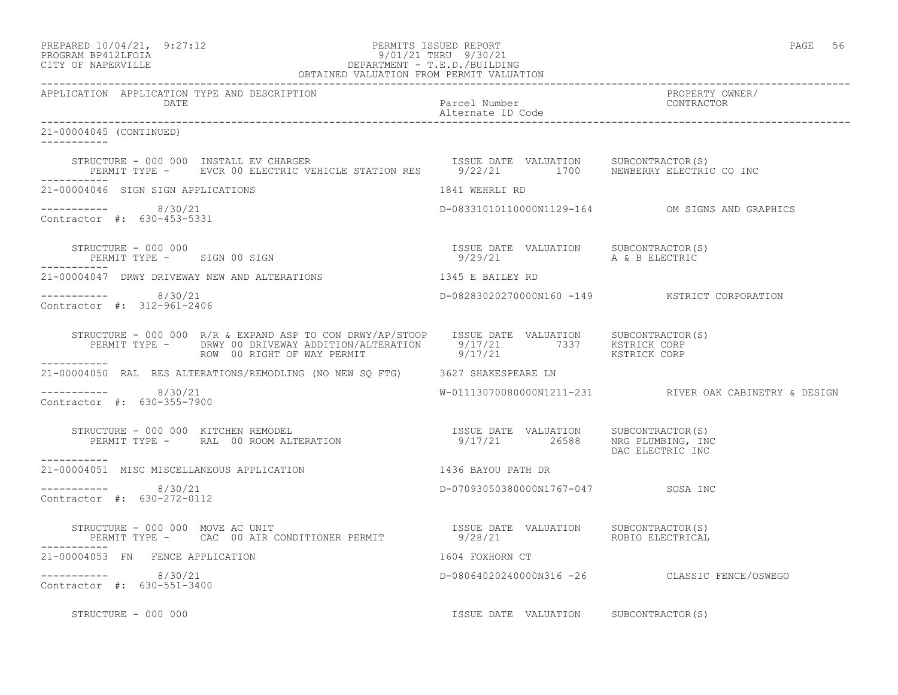APPLICATION APPLICATION TYPE AND DESCRIPTION | Parcel Number / Alternate ID Code | PROPERTY OWNER/ CONTRACTOR

21-00004045 (CONTINUED)

STRUCTURE - 000 000 INSTALL EV CHARGER
PERMIT TYPE - EVCR 00 ELECTRIC VEHICLE STATION RES

| ISSUE DATE | VALUATION | SUBCONTRACTOR(S) |
|---|---|---|
| 9/22/21 | 1700 | NEWBERRY ELECTRIC CO INC |

21-00004046 SIGN SIGN APPLICATIONS — 1841 WEHRLI RD

8/30/21 — D-08331010110000N1129-164 — OM SIGNS AND GRAPHICS
Contractor #: 630-453-5331

STRUCTURE - 000 000
PERMIT TYPE - SIGN 00 SIGN

| ISSUE DATE | VALUATION | SUBCONTRACTOR(S) |
|---|---|---|
| 9/29/21 | | A & B ELECTRIC |

21-00004047 DRWY DRIVEWAY NEW AND ALTERATIONS — 1345 E BAILEY RD

8/30/21 — D-08283020270000N160 -149 — KSTRICT CORPORATION
Contractor #: 312-961-2406

STRUCTURE - 000 000 R/R & EXPAND ASP TO CON DRWY/AP/STOOP

| PERMIT TYPE | ISSUE DATE | VALUATION | SUBCONTRACTOR(S) |
|---|---|---|---|
| DRWY 00 DRIVEWAY ADDITION/ALTERATION | 9/17/21 | 7337 | KSTRICK CORP |
| ROW 00 RIGHT OF WAY PERMIT | 9/17/21 | | KSTRICK CORP |

21-00004050 RAL RES ALTERATIONS/REMODLING (NO NEW SQ FTG) — 3627 SHAKESPEARE LN

8/30/21 — W-01113070080000N1211-231 — RIVER OAK CABINETRY & DESIGN
Contractor #: 630-355-7900

STRUCTURE - 000 000 KITCHEN REMODEL
PERMIT TYPE - RAL 00 ROOM ALTERATION

| ISSUE DATE | VALUATION | SUBCONTRACTOR(S) |
|---|---|---|
| 9/17/21 | 26588 | NRG PLUMBING, INC |
| | | DAC ELECTRIC INC |

21-00004051 MISC MISCELLANEOUS APPLICATION — 1436 BAYOU PATH DR

8/30/21 — D-07093050380000N1767-047 — SOSA INC
Contractor #: 630-272-0112

STRUCTURE - 000 000 MOVE AC UNIT
PERMIT TYPE - CAC 00 AIR CONDITIONER PERMIT

| ISSUE DATE | VALUATION | SUBCONTRACTOR(S) |
|---|---|---|
| 9/28/21 | | RUBIO ELECTRICAL |

21-00004053 FN FENCE APPLICATION — 1604 FOXHORN CT

8/30/21 — D-08064020240000N316 -26 — CLASSIC FENCE/OSWEGO
Contractor #: 630-551-3400

STRUCTURE - 000 000

| ISSUE DATE | VALUATION | SUBCONTRACTOR(S) |
|---|---|---|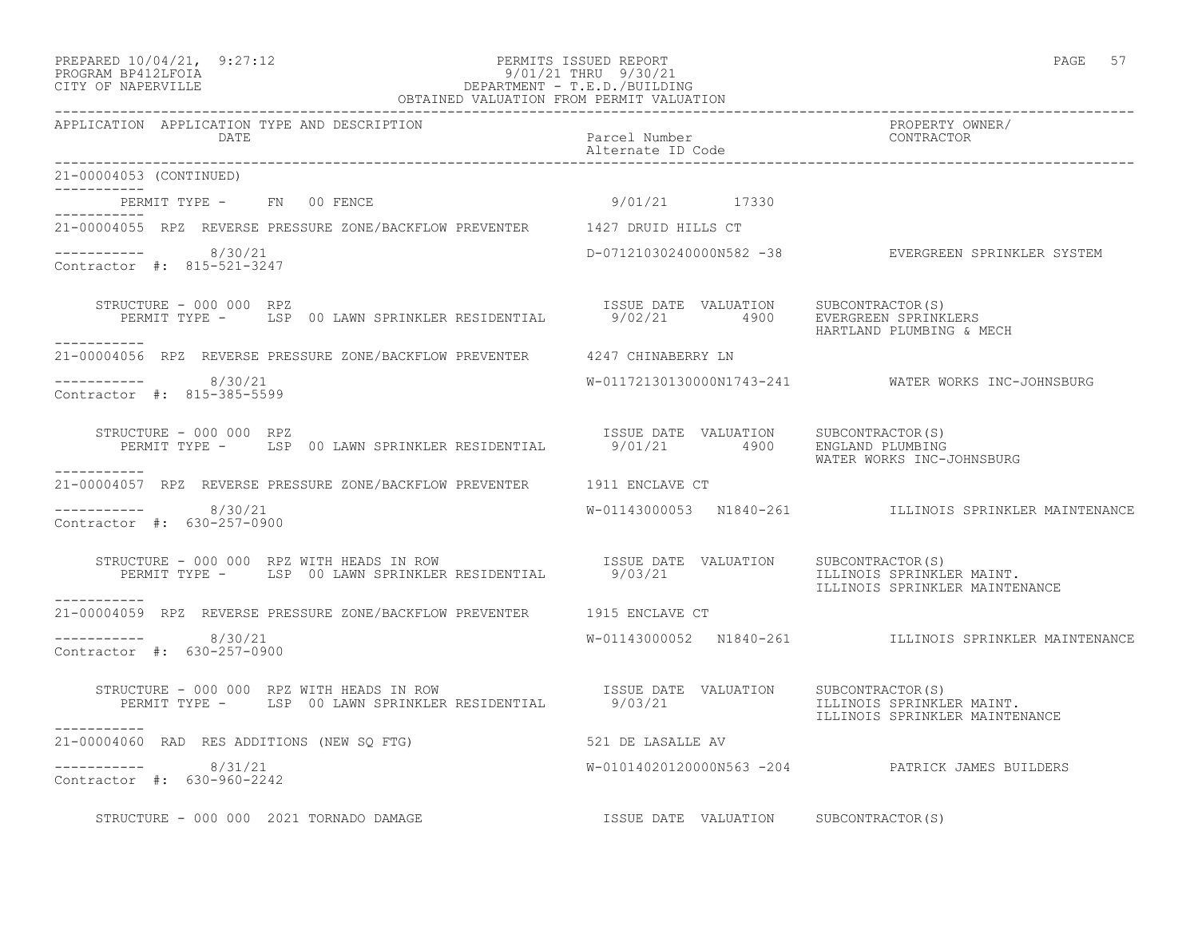PREPARED 10/04/21, 9:27:12 PERMITS ISSUED REPORT
PROGRAM BP412LFOIA 9/01/21 THRU 9/30/21
CITY OF NAPERVILLE DEPARTMENT - T.E.D./BUILDING
OBTAINED VALUATION FROM PERMIT VALUATION

| APPLICATION | APPLICATION TYPE AND DESCRIPTION DATE | Parcel Number Alternate ID Code | PROPERTY OWNER/ CONTRACTOR |
|---|---|---|---|

21-00004053 (CONTINUED)

PERMIT TYPE - FN 00 FENCE 9/01/21 17330

21-00004055 RPZ REVERSE PRESSURE ZONE/BACKFLOW PREVENTER 1427 DRUID HILLS CT

8/30/21 D-07121030240000N582 -38 EVERGREEN SPRINKLER SYSTEM
Contractor #: 815-521-3247

STRUCTURE - 000 000 RPZ ISSUE DATE VALUATION SUBCONTRACTOR(S)
PERMIT TYPE - LSP 00 LAWN SPRINKLER RESIDENTIAL 9/02/21 4900 EVERGREEN SPRINKLERS
HARTLAND PLUMBING & MECH

21-00004056 RPZ REVERSE PRESSURE ZONE/BACKFLOW PREVENTER 4247 CHINABERRY LN

8/30/21 W-01172130130000N1743-241 WATER WORKS INC-JOHNSBURG
Contractor #: 815-385-5599

STRUCTURE - 000 000 RPZ ISSUE DATE VALUATION SUBCONTRACTOR(S)
PERMIT TYPE - LSP 00 LAWN SPRINKLER RESIDENTIAL 9/01/21 4900 ENGLAND PLUMBING
WATER WORKS INC-JOHNSBURG

21-00004057 RPZ REVERSE PRESSURE ZONE/BACKFLOW PREVENTER 1911 ENCLAVE CT

8/30/21 W-01143000053 N1840-261 ILLINOIS SPRINKLER MAINTENANCE
Contractor #: 630-257-0900

STRUCTURE - 000 000 RPZ WITH HEADS IN ROW ISSUE DATE VALUATION SUBCONTRACTOR(S)
PERMIT TYPE - LSP 00 LAWN SPRINKLER RESIDENTIAL 9/03/21 ILLINOIS SPRINKLER MAINT.
ILLINOIS SPRINKLER MAINTENANCE

21-00004059 RPZ REVERSE PRESSURE ZONE/BACKFLOW PREVENTER 1915 ENCLAVE CT

8/30/21 W-01143000052 N1840-261 ILLINOIS SPRINKLER MAINTENANCE
Contractor #: 630-257-0900

STRUCTURE - 000 000 RPZ WITH HEADS IN ROW ISSUE DATE VALUATION SUBCONTRACTOR(S)
PERMIT TYPE - LSP 00 LAWN SPRINKLER RESIDENTIAL 9/03/21 ILLINOIS SPRINKLER MAINT.
ILLINOIS SPRINKLER MAINTENANCE

21-00004060 RAD RES ADDITIONS (NEW SQ FTG) 521 DE LASALLE AV

8/31/21 W-01014020120000N563 -204 PATRICK JAMES BUILDERS
Contractor #: 630-960-2242

STRUCTURE - 000 000 2021 TORNADO DAMAGE ISSUE DATE VALUATION SUBCONTRACTOR(S)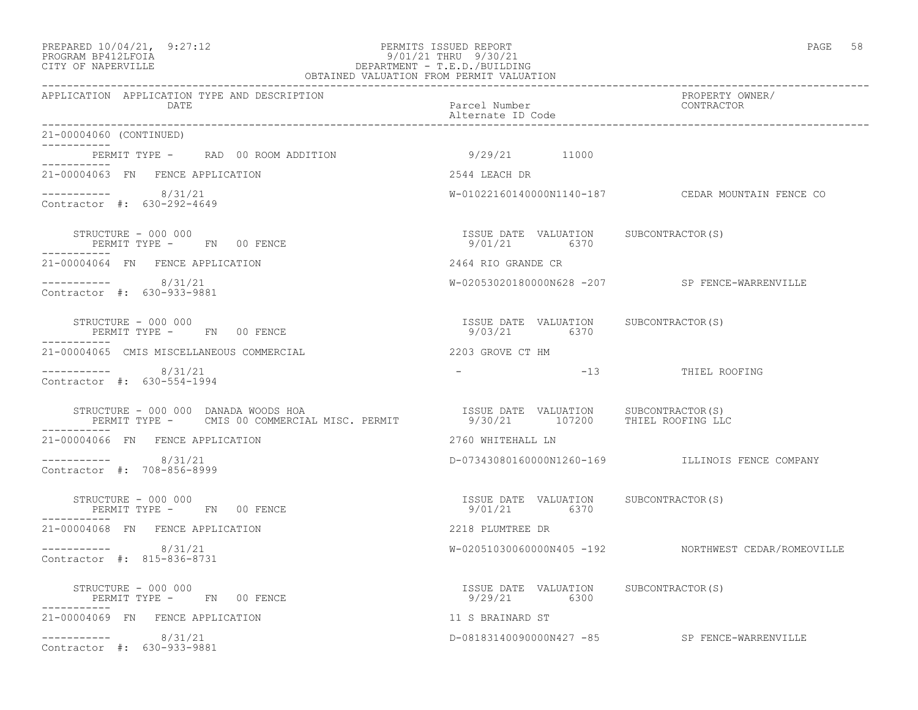PREPARED 10/04/21, 9:27:12
PROGRAM BP412LFOIA
CITY OF NAPERVILLE

PERMITS ISSUED REPORT
9/01/21 THRU 9/30/21
DEPARTMENT - T.E.D./BUILDING
OBTAINED VALUATION FROM PERMIT VALUATION

| APPLICATION | APPLICATION TYPE AND DESCRIPTION / DATE | Parcel Number / Alternate ID Code | PROPERTY OWNER/ CONTRACTOR |
|---|---|---|---|

21-00004060 (CONTINUED)

PERMIT TYPE - RAD 00 ROOM ADDITION — 9/29/21 — 11000

---

21-00004063 FN FENCE APPLICATION — 2544 LEACH DR

8/31/21 — W-01022160140000N1140-187 — CEDAR MOUNTAIN FENCE CO
Contractor #: 630-292-4649

STRUCTURE - 000 000
PERMIT TYPE - FN 00 FENCE

| ISSUE DATE | VALUATION | SUBCONTRACTOR(S) |
|---|---|---|
| 9/01/21 | 6370 | |

---

21-00004064 FN FENCE APPLICATION — 2464 RIO GRANDE CR

8/31/21 — W-02053020180000N628 -207 — SP FENCE-WARRENVILLE
Contractor #: 630-933-9881

STRUCTURE - 000 000
PERMIT TYPE - FN 00 FENCE

| ISSUE DATE | VALUATION | SUBCONTRACTOR(S) |
|---|---|---|
| 9/03/21 | 6370 | |

---

21-00004065 CMIS MISCELLANEOUS COMMERCIAL — 2203 GROVE CT HM

8/31/21 — - -13 — THIEL ROOFING
Contractor #: 630-554-1994

STRUCTURE - 000 000 DANADA WOODS HOA
PERMIT TYPE - CMIS 00 COMMERCIAL MISC. PERMIT

| ISSUE DATE | VALUATION | SUBCONTRACTOR(S) |
|---|---|---|
| 9/30/21 | 107200 | THIEL ROOFING LLC |

---

21-00004066 FN FENCE APPLICATION — 2760 WHITEHALL LN

8/31/21 — D-07343080160000N1260-169 — ILLINOIS FENCE COMPANY
Contractor #: 708-856-8999

STRUCTURE - 000 000
PERMIT TYPE - FN 00 FENCE

| ISSUE DATE | VALUATION | SUBCONTRACTOR(S) |
|---|---|---|
| 9/01/21 | 6370 | |

---

21-00004068 FN FENCE APPLICATION — 2218 PLUMTREE DR

8/31/21 — W-02051030060000N405 -192 — NORTHWEST CEDAR/ROMEOVILLE
Contractor #: 815-836-8731

STRUCTURE - 000 000
PERMIT TYPE - FN 00 FENCE

| ISSUE DATE | VALUATION | SUBCONTRACTOR(S) |
|---|---|---|
| 9/29/21 | 6300 | |

---

21-00004069 FN FENCE APPLICATION — 11 S BRAINARD ST

8/31/21 — D-08183140090000N427 -85 — SP FENCE-WARRENVILLE
Contractor #: 630-933-9881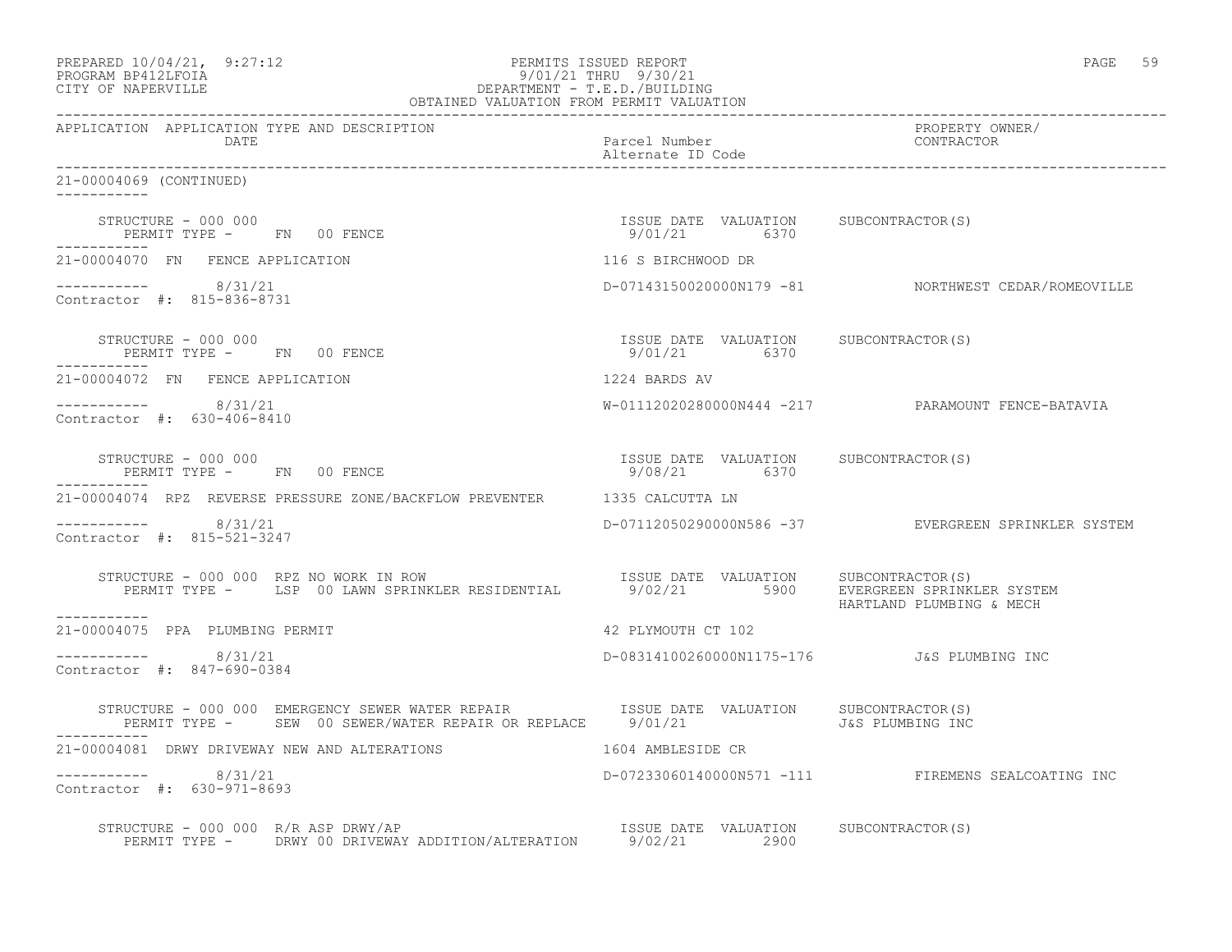PERMITS ISSUED REPORT
9/01/21 THRU 9/30/21
DEPARTMENT - T.E.D./BUILDING
OBTAINED VALUATION FROM PERMIT VALUATION

PREPARED 10/04/21, 9:27:12
PROGRAM BP412LFOIA
CITY OF NAPERVILLE

| APPLICATION | APPLICATION TYPE AND DESCRIPTION / DATE | Parcel Number / Alternate ID Code | PROPERTY OWNER/ CONTRACTOR |
|---|---|---|---|

21-00004069 (CONTINUED)

STRUCTURE - 000 000
PERMIT TYPE - FN 00 FENCE
ISSUE DATE 9/01/21 VALUATION 6370 SUBCONTRACTOR(S)

21-00004070 FN FENCE APPLICATION — 116 S BIRCHWOOD DR
8/31/21 — D-07143150020000N179 -81 — NORTHWEST CEDAR/ROMEOVILLE
Contractor #: 815-836-8731

STRUCTURE - 000 000
PERMIT TYPE - FN 00 FENCE
ISSUE DATE 9/01/21 VALUATION 6370 SUBCONTRACTOR(S)

21-00004072 FN FENCE APPLICATION — 1224 BARDS AV
8/31/21 — W-01112020280000N444 -217 — PARAMOUNT FENCE-BATAVIA
Contractor #: 630-406-8410

STRUCTURE - 000 000
PERMIT TYPE - FN 00 FENCE
ISSUE DATE 9/08/21 VALUATION 6370 SUBCONTRACTOR(S)

21-00004074 RPZ REVERSE PRESSURE ZONE/BACKFLOW PREVENTER — 1335 CALCUTTA LN
8/31/21 — D-07112050290000N586 -37 — EVERGREEN SPRINKLER SYSTEM
Contractor #: 815-521-3247

STRUCTURE - 000 000 RPZ NO WORK IN ROW
PERMIT TYPE - LSP 00 LAWN SPRINKLER RESIDENTIAL
ISSUE DATE 9/02/21 VALUATION 5900 SUBCONTRACTOR(S) EVERGREEN SPRINKLER SYSTEM, HARTLAND PLUMBING & MECH

21-00004075 PPA PLUMBING PERMIT — 42 PLYMOUTH CT 102
8/31/21 — D-08314100260000N1175-176 — J&S PLUMBING INC
Contractor #: 847-690-0384

STRUCTURE - 000 000 EMERGENCY SEWER WATER REPAIR
PERMIT TYPE - SEW 00 SEWER/WATER REPAIR OR REPLACE
ISSUE DATE 9/01/21 VALUATION SUBCONTRACTOR(S) J&S PLUMBING INC

21-00004081 DRWY DRIVEWAY NEW AND ALTERATIONS — 1604 AMBLESIDE CR
8/31/21 — D-07233060140000N571 -111 — FIREMENS SEALCOATING INC
Contractor #: 630-971-8693

STRUCTURE - 000 000 R/R ASP DRWY/AP
PERMIT TYPE - DRWY 00 DRIVEWAY ADDITION/ALTERATION
ISSUE DATE 9/02/21 VALUATION 2900 SUBCONTRACTOR(S)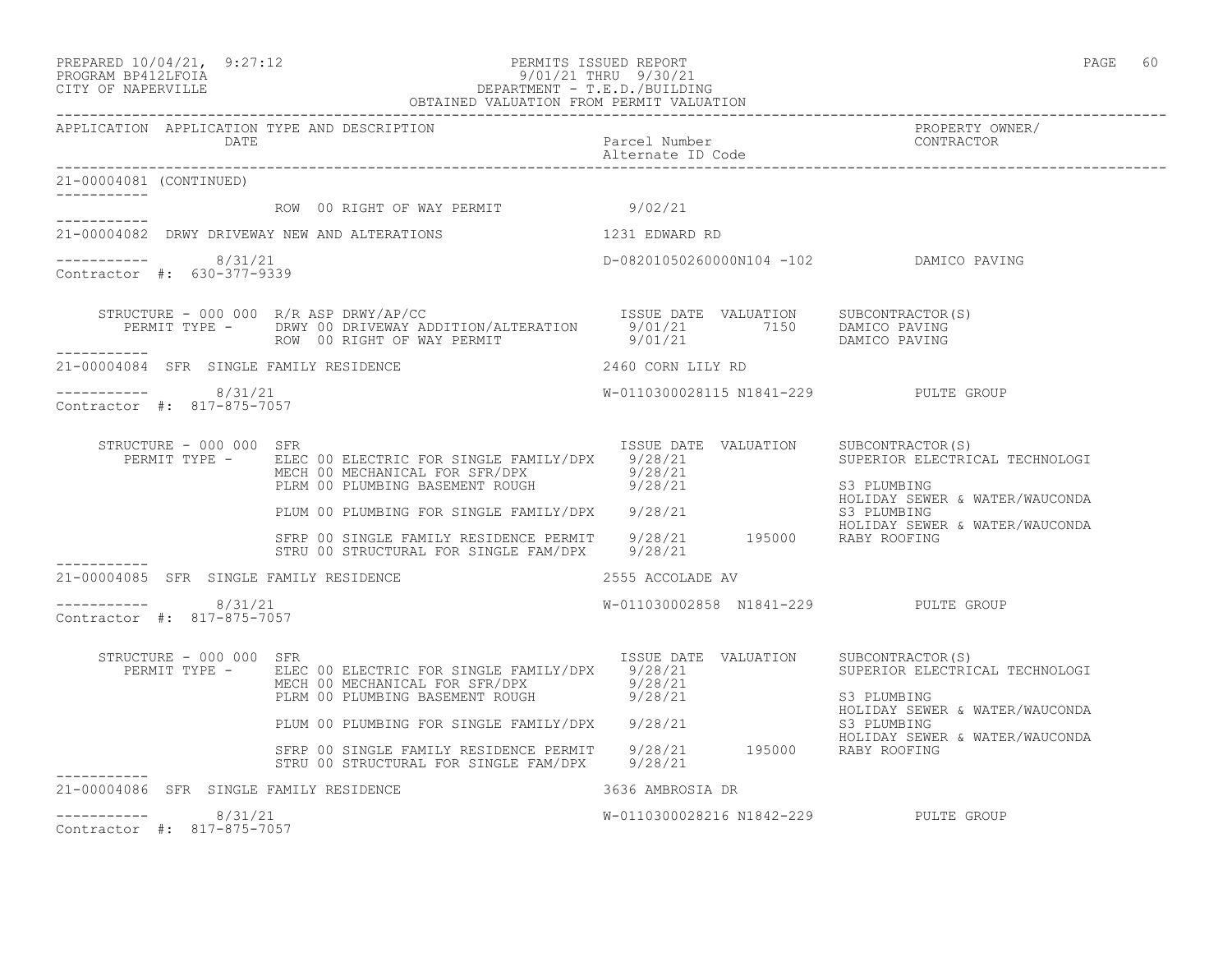PREPARED 10/04/21, 9:27:12 PERMITS ISSUED REPORT
PROGRAM BP412LFOIA 9/01/21 THRU 9/30/21
CITY OF NAPERVILLE DEPARTMENT - T.E.D./BUILDING
OBTAINED VALUATION FROM PERMIT VALUATION

| APPLICATION | APPLICATION TYPE AND DESCRIPTION / DATE | Parcel Number / Alternate ID Code | PROPERTY OWNER/ CONTRACTOR |
|---|---|---|---|

21-00004081 (CONTINUED)

ROW 00 RIGHT OF WAY PERMIT 9/02/21

---

**21-00004082** DRWY DRIVEWAY NEW AND ALTERATIONS — 1231 EDWARD RD

8/31/21 — D-08201050260000N104 -102 — DAMICO PAVING

Contractor #: 630-377-9339

STRUCTURE - 000 000 R/R ASP DRWY/AP/CC

| PERMIT TYPE | ISSUE DATE | VALUATION | SUBCONTRACTOR(S) |
|---|---|---|---|
| DRWY 00 DRIVEWAY ADDITION/ALTERATION | 9/01/21 | 7150 | DAMICO PAVING |
| ROW 00 RIGHT OF WAY PERMIT | 9/01/21 | | DAMICO PAVING |

---

**21-00004084** SFR SINGLE FAMILY RESIDENCE — 2460 CORN LILY RD

8/31/21 — W-0110300028115 N1841-229 — PULTE GROUP

Contractor #: 817-875-7057

STRUCTURE - 000 000 SFR

| PERMIT TYPE | ISSUE DATE | VALUATION | SUBCONTRACTOR(S) |
|---|---|---|---|
| ELEC 00 ELECTRIC FOR SINGLE FAMILY/DPX | 9/28/21 | | SUPERIOR ELECTRICAL TECHNOLOGI |
| MECH 00 MECHANICAL FOR SFR/DPX | 9/28/21 | | |
| PLRM 00 PLUMBING BASEMENT ROUGH | 9/28/21 | | S3 PLUMBING<br>HOLIDAY SEWER & WATER/WAUCONDA |
| PLUM 00 PLUMBING FOR SINGLE FAMILY/DPX | 9/28/21 | | S3 PLUMBING<br>HOLIDAY SEWER & WATER/WAUCONDA |
| SFRP 00 SINGLE FAMILY RESIDENCE PERMIT | 9/28/21 | 195000 | RABY ROOFING |
| STRU 00 STRUCTURAL FOR SINGLE FAM/DPX | 9/28/21 | | |

---

**21-00004085** SFR SINGLE FAMILY RESIDENCE — 2555 ACCOLADE AV

8/31/21 — W-011030002858 N1841-229 — PULTE GROUP

Contractor #: 817-875-7057

STRUCTURE - 000 000 SFR

| PERMIT TYPE | ISSUE DATE | VALUATION | SUBCONTRACTOR(S) |
|---|---|---|---|
| ELEC 00 ELECTRIC FOR SINGLE FAMILY/DPX | 9/28/21 | | SUPERIOR ELECTRICAL TECHNOLOGI |
| MECH 00 MECHANICAL FOR SFR/DPX | 9/28/21 | | |
| PLRM 00 PLUMBING BASEMENT ROUGH | 9/28/21 | | S3 PLUMBING<br>HOLIDAY SEWER & WATER/WAUCONDA |
| PLUM 00 PLUMBING FOR SINGLE FAMILY/DPX | 9/28/21 | | S3 PLUMBING<br>HOLIDAY SEWER & WATER/WAUCONDA |
| SFRP 00 SINGLE FAMILY RESIDENCE PERMIT | 9/28/21 | 195000 | RABY ROOFING |
| STRU 00 STRUCTURAL FOR SINGLE FAM/DPX | 9/28/21 | | |

---

**21-00004086** SFR SINGLE FAMILY RESIDENCE — 3636 AMBROSIA DR

8/31/21 — W-0110300028216 N1842-229 — PULTE GROUP

Contractor #: 817-875-7057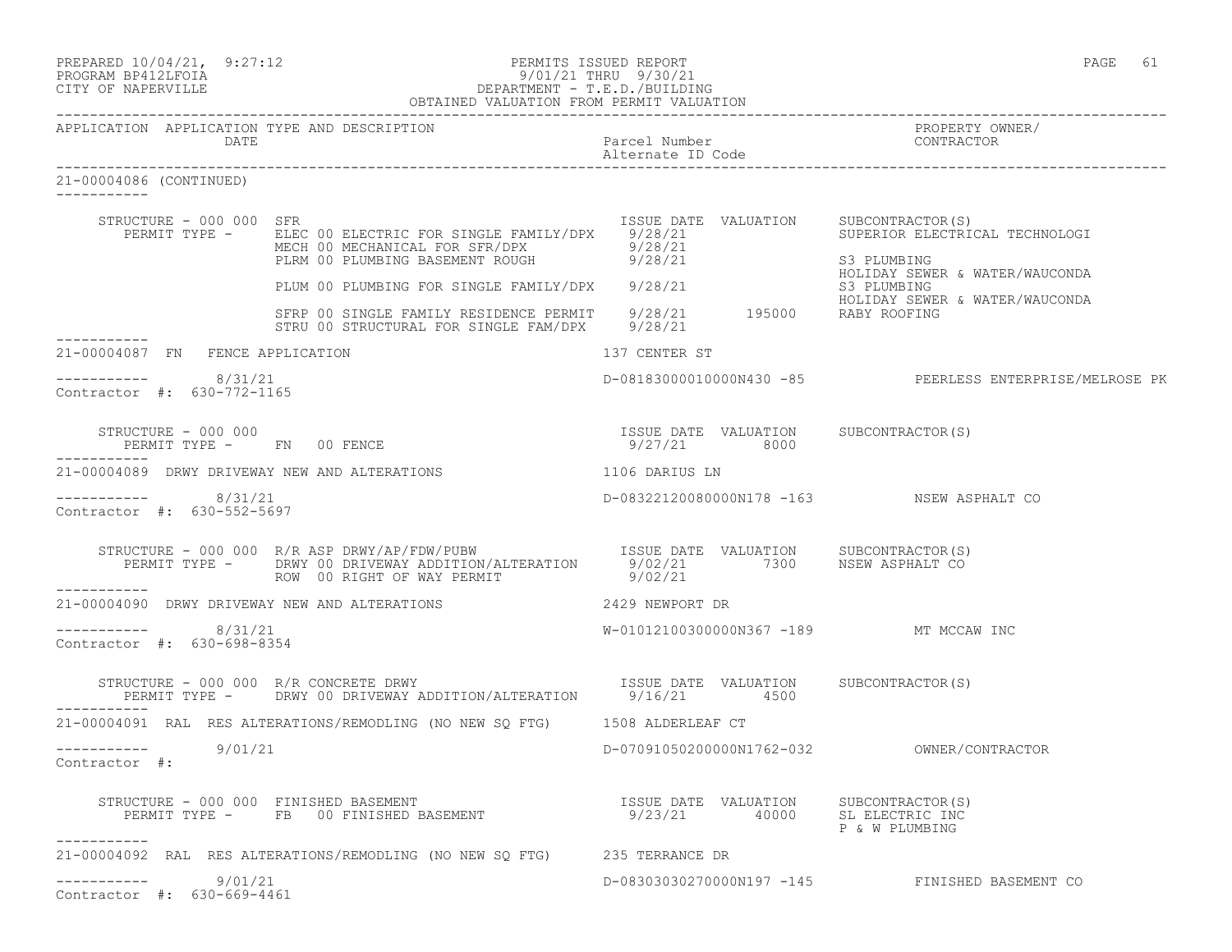PREPARED 10/04/21, 9:27:12
PROGRAM BP412LFOIA
CITY OF NAPERVILLE

PERMITS ISSUED REPORT
9/01/21 THRU 9/30/21
DEPARTMENT - T.E.D./BUILDING
OBTAINED VALUATION FROM PERMIT VALUATION

| APPLICATION | APPLICATION TYPE AND DESCRIPTION DATE | Parcel Number / Alternate ID Code | PROPERTY OWNER/ CONTRACTOR |
|---|---|---|---|

21-00004086 (CONTINUED)

STRUCTURE - 000 000 SFR

| PERMIT TYPE | ISSUE DATE | VALUATION | SUBCONTRACTOR(S) |
|---|---|---|---|
| ELEC 00 ELECTRIC FOR SINGLE FAMILY/DPX | 9/28/21 | | SUPERIOR ELECTRICAL TECHNOLOGI |
| MECH 00 MECHANICAL FOR SFR/DPX | 9/28/21 | | |
| PLRM 00 PLUMBING BASEMENT ROUGH | 9/28/21 | | S3 PLUMBING; HOLIDAY SEWER & WATER/WAUCONDA |
| PLUM 00 PLUMBING FOR SINGLE FAMILY/DPX | 9/28/21 | | S3 PLUMBING; HOLIDAY SEWER & WATER/WAUCONDA |
| SFRP 00 SINGLE FAMILY RESIDENCE PERMIT | 9/28/21 | 195000 | RABY ROOFING |
| STRU 00 STRUCTURAL FOR SINGLE FAM/DPX | 9/28/21 | | |

---

21-00004087 FN FENCE APPLICATION — 137 CENTER ST

8/31/21 — D-08183000010000N430 -85 — PEERLESS ENTERPRISE/MELROSE PK

Contractor #: 630-772-1165

STRUCTURE - 000 000

| PERMIT TYPE | ISSUE DATE | VALUATION | SUBCONTRACTOR(S) |
|---|---|---|---|
| FN 00 FENCE | 9/27/21 | 8000 | |

---

21-00004089 DRWY DRIVEWAY NEW AND ALTERATIONS — 1106 DARIUS LN

8/31/21 — D-08322120080000N178 -163 — NSEW ASPHALT CO

Contractor #: 630-552-5697

STRUCTURE - 000 000 R/R ASP DRWY/AP/FDW/PUBW

| PERMIT TYPE | ISSUE DATE | VALUATION | SUBCONTRACTOR(S) |
|---|---|---|---|
| DRWY 00 DRIVEWAY ADDITION/ALTERATION | 9/02/21 | 7300 | NSEW ASPHALT CO |
| ROW 00 RIGHT OF WAY PERMIT | 9/02/21 | | |

---

21-00004090 DRWY DRIVEWAY NEW AND ALTERATIONS — 2429 NEWPORT DR

8/31/21 — W-01012100300000N367 -189 — MT MCCAW INC

Contractor #: 630-698-8354

STRUCTURE - 000 000 R/R CONCRETE DRWY

| PERMIT TYPE | ISSUE DATE | VALUATION | SUBCONTRACTOR(S) |
|---|---|---|---|
| DRWY 00 DRIVEWAY ADDITION/ALTERATION | 9/16/21 | 4500 | |

---

21-00004091 RAL RES ALTERATIONS/REMODLING (NO NEW SQ FTG) — 1508 ALDERLEAF CT

9/01/21 — D-07091050200000N1762-032 — OWNER/CONTRACTOR

Contractor #:

STRUCTURE - 000 000 FINISHED BASEMENT

| PERMIT TYPE | ISSUE DATE | VALUATION | SUBCONTRACTOR(S) |
|---|---|---|---|
| FB 00 FINISHED BASEMENT | 9/23/21 | 40000 | SL ELECTRIC INC; P & W PLUMBING |

---

21-00004092 RAL RES ALTERATIONS/REMODLING (NO NEW SQ FTG) — 235 TERRANCE DR

9/01/21 — D-08303030270000N197 -145 — FINISHED BASEMENT CO

Contractor #: 630-669-4461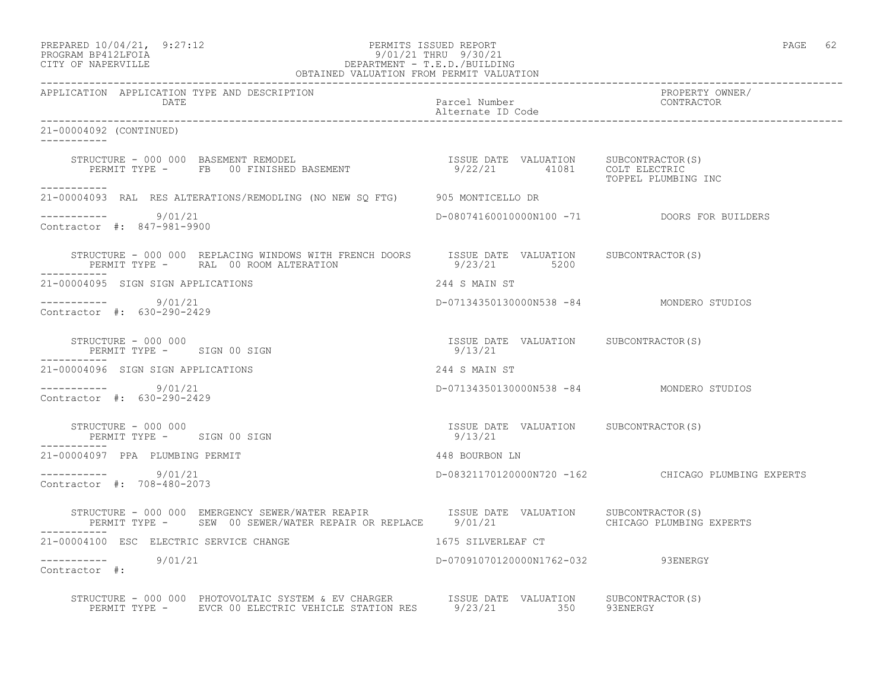PREPARED 10/04/21, 9:27:12 PERMITS ISSUED REPORT
PROGRAM BP412LFOIA 9/01/21 THRU 9/30/21
CITY OF NAPERVILLE DEPARTMENT - T.E.D./BUILDING
OBTAINED VALUATION FROM PERMIT VALUATION

| APPLICATION | APPLICATION TYPE AND DESCRIPTION DATE | Parcel Number Alternate ID Code | PROPERTY OWNER/ CONTRACTOR |
|---|---|---|---|

21-00004092 (CONTINUED)

STRUCTURE - 000 000 BASEMENT REMODEL — ISSUE DATE 9/22/21 — VALUATION 41081 — SUBCONTRACTOR(S): COLT ELECTRIC, TOPPEL PLUMBING INC
PERMIT TYPE - FB 00 FINISHED BASEMENT

---

21-00004093 RAL RES ALTERATIONS/REMODLING (NO NEW SQ FTG) — 905 MONTICELLO DR
9/01/21 — D-08074160010000N100 -71 — DOORS FOR BUILDERS
Contractor #: 847-981-9900

STRUCTURE - 000 000 REPLACING WINDOWS WITH FRENCH DOORS — ISSUE DATE 9/23/21 — VALUATION 5200 — SUBCONTRACTOR(S)
PERMIT TYPE - RAL 00 ROOM ALTERATION

---

21-00004095 SIGN SIGN APPLICATIONS — 244 S MAIN ST
9/01/21 — D-07134350130000N538 -84 — MONDERO STUDIOS
Contractor #: 630-290-2429

STRUCTURE - 000 000 — ISSUE DATE 9/13/21 — VALUATION — SUBCONTRACTOR(S)
PERMIT TYPE - SIGN 00 SIGN

---

21-00004096 SIGN SIGN APPLICATIONS — 244 S MAIN ST
9/01/21 — D-07134350130000N538 -84 — MONDERO STUDIOS
Contractor #: 630-290-2429

STRUCTURE - 000 000 — ISSUE DATE 9/13/21 — VALUATION — SUBCONTRACTOR(S)
PERMIT TYPE - SIGN 00 SIGN

---

21-00004097 PPA PLUMBING PERMIT — 448 BOURBON LN
9/01/21 — D-08321170120000N720 -162 — CHICAGO PLUMBING EXPERTS
Contractor #: 708-480-2073

STRUCTURE - 000 000 EMERGENCY SEWER/WATER REAPIR — ISSUE DATE 9/01/21 — VALUATION — SUBCONTRACTOR(S): CHICAGO PLUMBING EXPERTS
PERMIT TYPE - SEW 00 SEWER/WATER REPAIR OR REPLACE

---

21-00004100 ESC ELECTRIC SERVICE CHANGE — 1675 SILVERLEAF CT
9/01/21 — D-07091070120000N1762-032 — 93ENERGY
Contractor #:

STRUCTURE - 000 000 PHOTOVOLTAIC SYSTEM & EV CHARGER — ISSUE DATE 9/23/21 — VALUATION 350 — SUBCONTRACTOR(S): 93ENERGY
PERMIT TYPE - EVCR 00 ELECTRIC VEHICLE STATION RES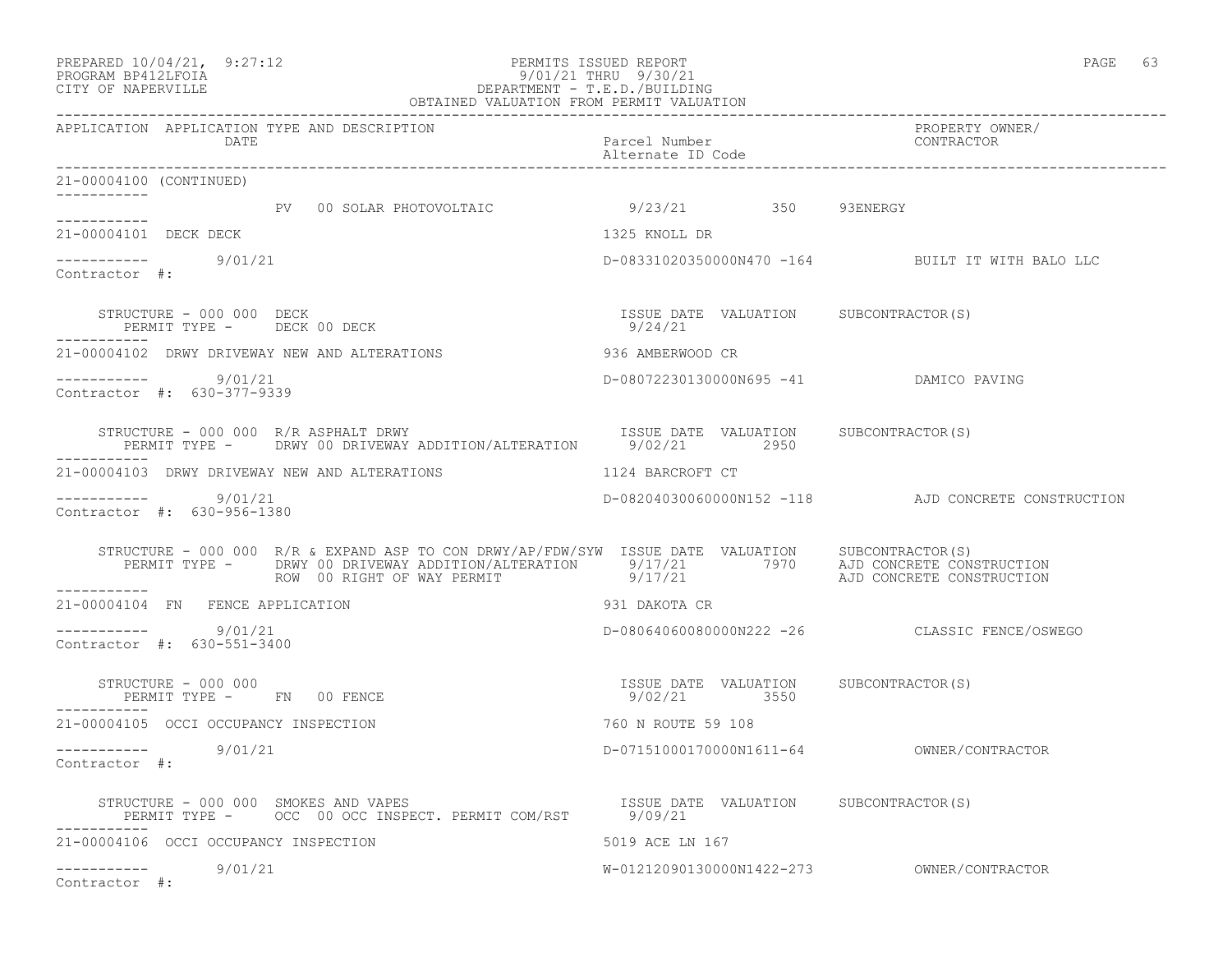PREPARED 10/04/21, 9:27:12 PERMITS ISSUED REPORT
PROGRAM BP412LFOIA 9/01/21 THRU 9/30/21
CITY OF NAPERVILLE DEPARTMENT - T.E.D./BUILDING
OBTAINED VALUATION FROM PERMIT VALUATION

| APPLICATION | APPLICATION TYPE AND DESCRIPTION / DATE | Parcel Number / Alternate ID Code | PROPERTY OWNER/ CONTRACTOR |
|---|---|---|---|

21-00004100 (CONTINUED)

PV 00 SOLAR PHOTOVOLTAIC — 9/23/21 — 350 — 93ENERGY

---

**21-00004101 DECK DECK** — 1325 KNOLL DR

9/01/21 — D-08331020350000N470 -164 — BUILT IT WITH BALO LLC

Contractor #:

| STRUCTURE - 000 000 DECK | ISSUE DATE | VALUATION | SUBCONTRACTOR(S) |
|---|---|---|---|
| PERMIT TYPE - DECK 00 DECK | 9/24/21 | | |

---

**21-00004102 DRWY DRIVEWAY NEW AND ALTERATIONS** — 936 AMBERWOOD CR

9/01/21 — D-08072230130000N695 -41 — DAMICO PAVING

Contractor #: 630-377-9339

| STRUCTURE - 000 000 R/R ASPHALT DRWY | ISSUE DATE | VALUATION | SUBCONTRACTOR(S) |
|---|---|---|---|
| PERMIT TYPE - DRWY 00 DRIVEWAY ADDITION/ALTERATION | 9/02/21 | 2950 | |

---

**21-00004103 DRWY DRIVEWAY NEW AND ALTERATIONS** — 1124 BARCROFT CT

9/01/21 — D-08204030060000N152 -118 — AJD CONCRETE CONSTRUCTION

Contractor #: 630-956-1380

| STRUCTURE - 000 000 R/R & EXPAND ASP TO CON DRWY/AP/FDW/SYW | ISSUE DATE | VALUATION | SUBCONTRACTOR(S) |
|---|---|---|---|
| PERMIT TYPE - DRWY 00 DRIVEWAY ADDITION/ALTERATION | 9/17/21 | 7970 | AJD CONCRETE CONSTRUCTION |
| ROW 00 RIGHT OF WAY PERMIT | 9/17/21 | | AJD CONCRETE CONSTRUCTION |

---

**21-00004104 FN FENCE APPLICATION** — 931 DAKOTA CR

9/01/21 — D-08064060080000N222 -26 — CLASSIC FENCE/OSWEGO

Contractor #: 630-551-3400

| STRUCTURE - 000 000 | ISSUE DATE | VALUATION | SUBCONTRACTOR(S) |
|---|---|---|---|
| PERMIT TYPE - FN 00 FENCE | 9/02/21 | 3550 | |

---

**21-00004105 OCCI OCCUPANCY INSPECTION** — 760 N ROUTE 59 108

9/01/21 — D-07151000170000N1611-64 — OWNER/CONTRACTOR

Contractor #:

| STRUCTURE - 000 000 SMOKES AND VAPES | ISSUE DATE | VALUATION | SUBCONTRACTOR(S) |
|---|---|---|---|
| PERMIT TYPE - OCC 00 OCC INSPECT. PERMIT COM/RST | 9/09/21 | | |

---

**21-00004106 OCCI OCCUPANCY INSPECTION** — 5019 ACE LN 167

9/01/21 — W-01212090130000N1422-273 — OWNER/CONTRACTOR

Contractor #: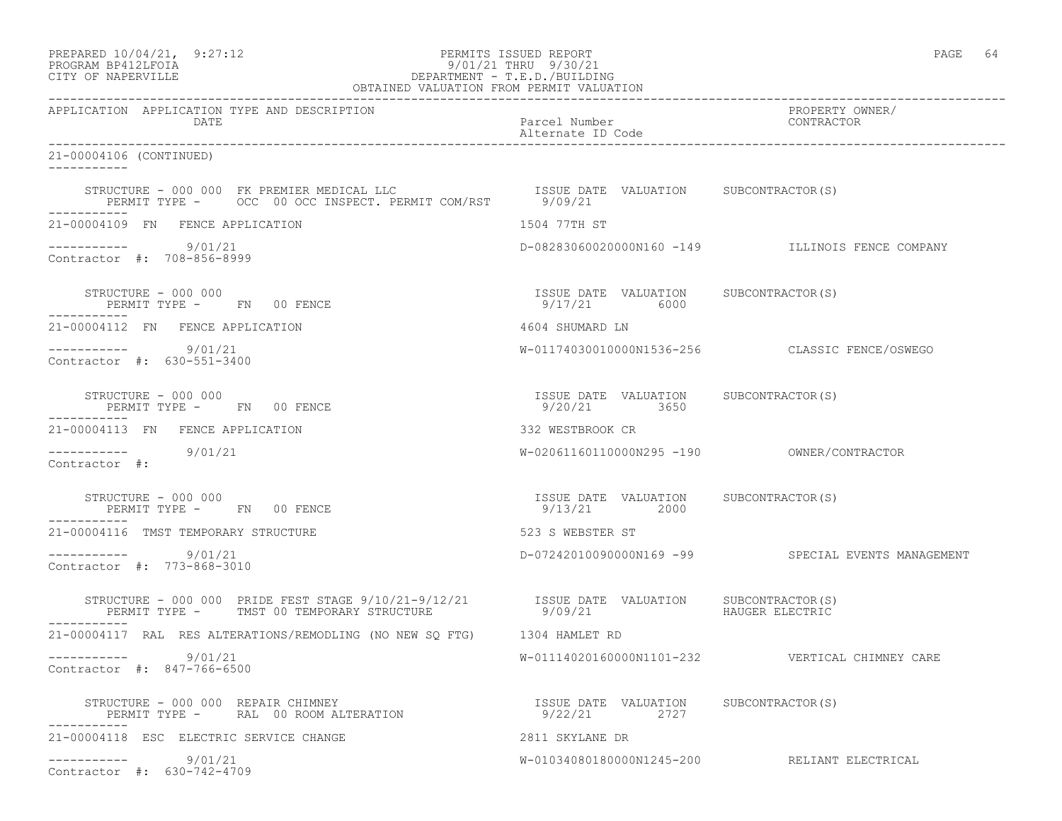PERMITS ISSUED REPORT
9/01/21 THRU 9/30/21
DEPARTMENT - T.E.D./BUILDING
OBTAINED VALUATION FROM PERMIT VALUATION

PREPARED 10/04/21, 9:27:12
PROGRAM BP412LFOIA
CITY OF NAPERVILLE

| APPLICATION | APPLICATION TYPE AND DESCRIPTION / DATE | Parcel Number / Alternate ID Code | PROPERTY OWNER/ CONTRACTOR |
|---|---|---|---|

**21-00004106 (CONTINUED)**

STRUCTURE - 000 000 FK PREMIER MEDICAL LLC
PERMIT TYPE - OCC 00 OCC INSPECT. PERMIT COM/RST
ISSUE DATE 9/09/21 VALUATION SUBCONTRACTOR(S)

---

**21-00004109 FN FENCE APPLICATION** — 1504 77TH ST
9/01/21 — D-08283060020000N160 -149 — ILLINOIS FENCE COMPANY
Contractor #: 708-856-8999

STRUCTURE - 000 000
PERMIT TYPE - FN 00 FENCE
ISSUE DATE 9/17/21 VALUATION 6000 SUBCONTRACTOR(S)

---

**21-00004112 FN FENCE APPLICATION** — 4604 SHUMARD LN
9/01/21 — W-01174030010000N1536-256 — CLASSIC FENCE/OSWEGO
Contractor #: 630-551-3400

STRUCTURE - 000 000
PERMIT TYPE - FN 00 FENCE
ISSUE DATE 9/20/21 VALUATION 3650 SUBCONTRACTOR(S)

---

**21-00004113 FN FENCE APPLICATION** — 332 WESTBROOK CR
9/01/21 — W-02061160110000N295 -190 — OWNER/CONTRACTOR
Contractor #:

STRUCTURE - 000 000
PERMIT TYPE - FN 00 FENCE
ISSUE DATE 9/13/21 VALUATION 2000 SUBCONTRACTOR(S)

---

**21-00004116 TMST TEMPORARY STRUCTURE** — 523 S WEBSTER ST
9/01/21 — D-07242010090000N169 -99 — SPECIAL EVENTS MANAGEMENT
Contractor #: 773-868-3010

STRUCTURE - 000 000 PRIDE FEST STAGE 9/10/21-9/12/21
PERMIT TYPE - TMST 00 TEMPORARY STRUCTURE
ISSUE DATE 9/09/21 VALUATION SUBCONTRACTOR(S) HAUGER ELECTRIC

---

**21-00004117 RAL RES ALTERATIONS/REMODLING (NO NEW SQ FTG)** — 1304 HAMLET RD
9/01/21 — W-01114020160000N1101-232 — VERTICAL CHIMNEY CARE
Contractor #: 847-766-6500

STRUCTURE - 000 000 REPAIR CHIMNEY
PERMIT TYPE - RAL 00 ROOM ALTERATION
ISSUE DATE 9/22/21 VALUATION 2727 SUBCONTRACTOR(S)

---

**21-00004118 ESC ELECTRIC SERVICE CHANGE** — 2811 SKYLANE DR
9/01/21 — W-01034080180000N1245-200 — RELIANT ELECTRICAL
Contractor #: 630-742-4709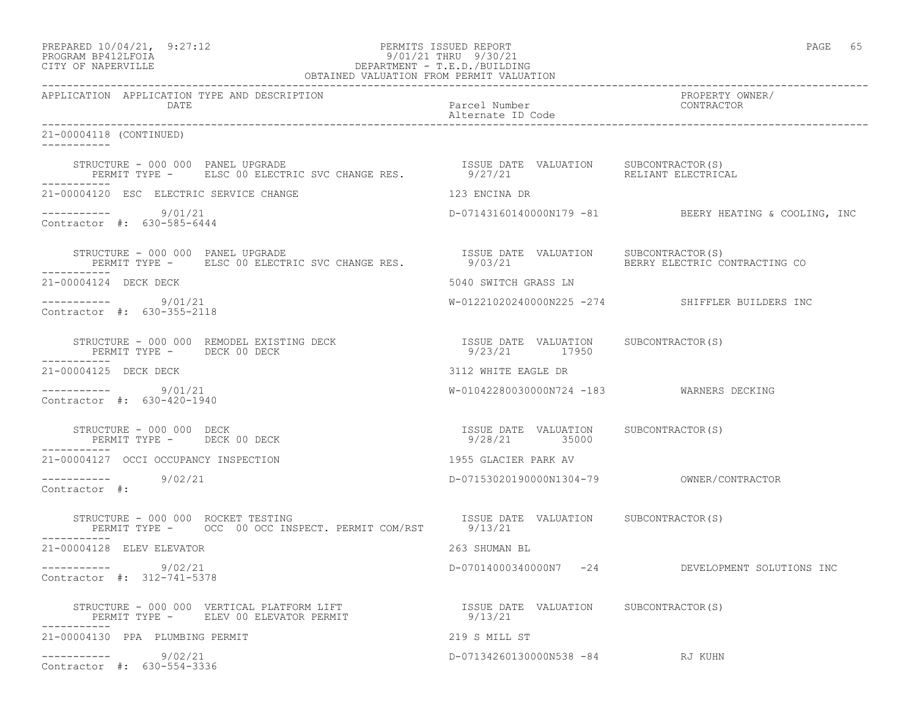PREPARED 10/04/21, 9:27:12 PERMITS ISSUED REPORT
PROGRAM BP412LFOIA 9/01/21 THRU 9/30/21
CITY OF NAPERVILLE DEPARTMENT - T.E.D./BUILDING
OBTAINED VALUATION FROM PERMIT VALUATION

| APPLICATION | APPLICATION TYPE AND DESCRIPTION / DATE | Parcel Number / Alternate ID Code | PROPERTY OWNER/ CONTRACTOR |
|---|---|---|---|

**21-00004118 (CONTINUED)**

STRUCTURE - 000 000 PANEL UPGRADE — ISSUE DATE 9/27/21 — VALUATION — SUBCONTRACTOR(S): RELIANT ELECTRICAL
PERMIT TYPE - ELSC 00 ELECTRIC SVC CHANGE RES.

---

**21-00004120 ESC ELECTRIC SERVICE CHANGE** — 123 ENCINA DR
9/01/21 — D-07143160140000N179 -81 — BEERY HEATING & COOLING, INC
Contractor #: 630-585-6444

STRUCTURE - 000 000 PANEL UPGRADE — ISSUE DATE 9/03/21 — VALUATION — SUBCONTRACTOR(S): BERRY ELECTRIC CONTRACTING CO
PERMIT TYPE - ELSC 00 ELECTRIC SVC CHANGE RES.

---

**21-00004124 DECK DECK** — 5040 SWITCH GRASS LN
9/01/21 — W-01221020240000N225 -274 — SHIFFLER BUILDERS INC
Contractor #: 630-355-2118

STRUCTURE - 000 000 REMODEL EXISTING DECK — ISSUE DATE 9/23/21 — VALUATION 17950 — SUBCONTRACTOR(S)
PERMIT TYPE - DECK 00 DECK

---

**21-00004125 DECK DECK** — 3112 WHITE EAGLE DR
9/01/21 — W-01042280030000N724 -183 — WARNERS DECKING
Contractor #: 630-420-1940

STRUCTURE - 000 000 DECK — ISSUE DATE 9/28/21 — VALUATION 35000 — SUBCONTRACTOR(S)
PERMIT TYPE - DECK 00 DECK

---

**21-00004127 OCCI OCCUPANCY INSPECTION** — 1955 GLACIER PARK AV
9/02/21 — D-07153020190000N1304-79 — OWNER/CONTRACTOR
Contractor #:

STRUCTURE - 000 000 ROCKET TESTING — ISSUE DATE 9/13/21 — VALUATION — SUBCONTRACTOR(S)
PERMIT TYPE - OCC 00 OCC INSPECT. PERMIT COM/RST

---

**21-00004128 ELEV ELEVATOR** — 263 SHUMAN BL
9/02/21 — D-07014000340000N7 -24 — DEVELOPMENT SOLUTIONS INC
Contractor #: 312-741-5378

STRUCTURE - 000 000 VERTICAL PLATFORM LIFT — ISSUE DATE 9/13/21 — VALUATION — SUBCONTRACTOR(S)
PERMIT TYPE - ELEV 00 ELEVATOR PERMIT

---

**21-00004130 PPA PLUMBING PERMIT** — 219 S MILL ST
9/02/21 — D-07134260130000N538 -84 — RJ KUHN
Contractor #: 630-554-3336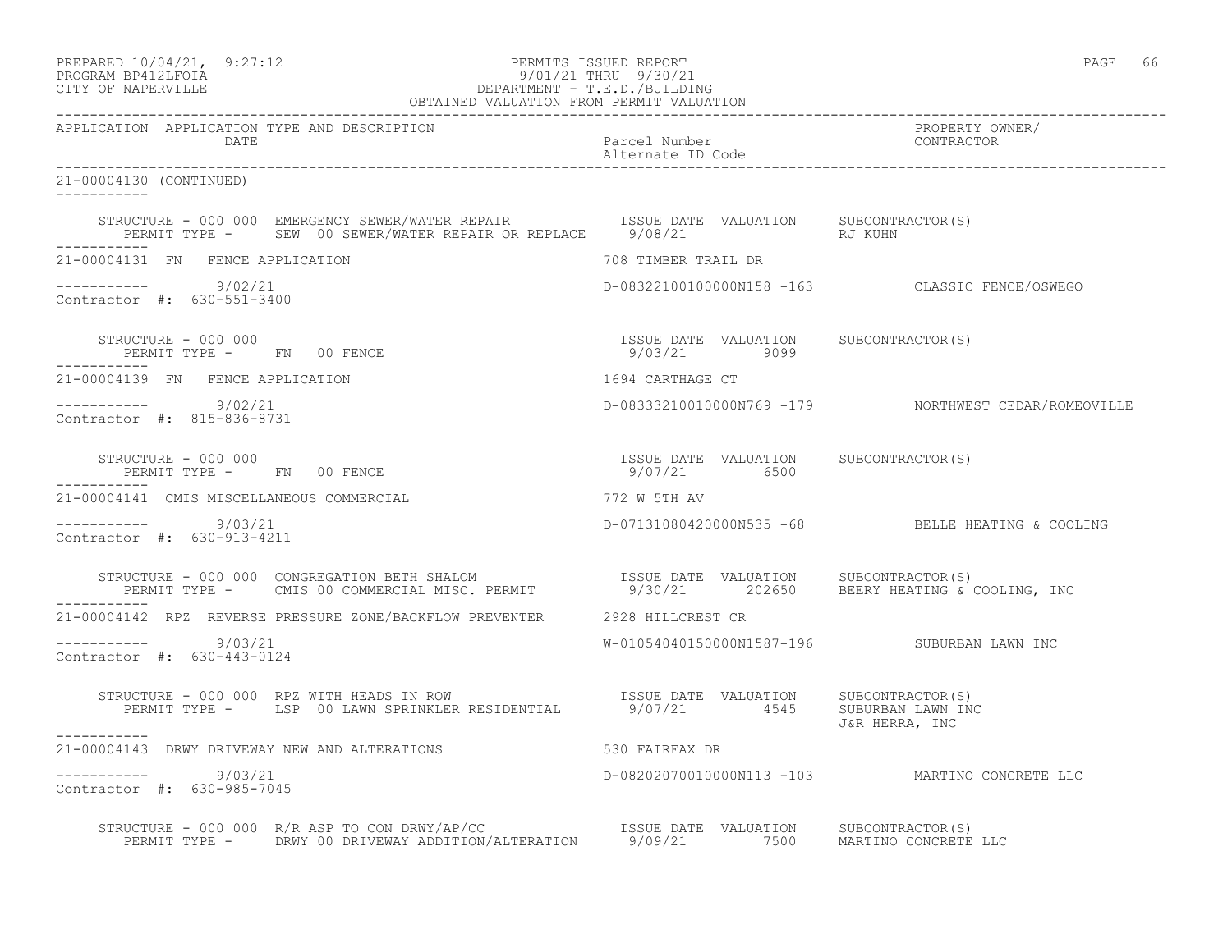PREPARED 10/04/21, 9:27:12 PERMITS ISSUED REPORT
PROGRAM BP412LFOIA 9/01/21 THRU 9/30/21
CITY OF NAPERVILLE DEPARTMENT - T.E.D./BUILDING
OBTAINED VALUATION FROM PERMIT VALUATION

APPLICATION APPLICATION TYPE AND DESCRIPTION | DATE | Parcel Number | Alternate ID Code | PROPERTY OWNER/ CONTRACTOR

---

**21-00004130 (CONTINUED)**

STRUCTURE - 000 000 EMERGENCY SEWER/WATER REPAIR — ISSUE DATE 9/08/21 — VALUATION — SUBCONTRACTOR(S): RJ KUHN
PERMIT TYPE - SEW 00 SEWER/WATER REPAIR OR REPLACE

---

**21-00004131 FN FENCE APPLICATION** — 708 TIMBER TRAIL DR
9/02/21 — D-08322100100000N158 -163 — CLASSIC FENCE/OSWEGO
Contractor #: 630-551-3400

STRUCTURE - 000 000 — ISSUE DATE 9/03/21 — VALUATION 9099 — SUBCONTRACTOR(S)
PERMIT TYPE - FN 00 FENCE

---

**21-00004139 FN FENCE APPLICATION** — 1694 CARTHAGE CT
9/02/21 — D-08333210010000N769 -179 — NORTHWEST CEDAR/ROMEOVILLE
Contractor #: 815-836-8731

STRUCTURE - 000 000 — ISSUE DATE 9/07/21 — VALUATION 6500 — SUBCONTRACTOR(S)
PERMIT TYPE - FN 00 FENCE

---

**21-00004141 CMIS MISCELLANEOUS COMMERCIAL** — 772 W 5TH AV
9/03/21 — D-07131080420000N535 -68 — BELLE HEATING & COOLING
Contractor #: 630-913-4211

STRUCTURE - 000 000 CONGREGATION BETH SHALOM — ISSUE DATE 9/30/21 — VALUATION 202650 — SUBCONTRACTOR(S): BEERY HEATING & COOLING, INC
PERMIT TYPE - CMIS 00 COMMERCIAL MISC. PERMIT

---

**21-00004142 RPZ REVERSE PRESSURE ZONE/BACKFLOW PREVENTER** — 2928 HILLCREST CR
9/03/21 — W-01054040150000N1587-196 — SUBURBAN LAWN INC
Contractor #: 630-443-0124

STRUCTURE - 000 000 RPZ WITH HEADS IN ROW — ISSUE DATE 9/07/21 — VALUATION 4545 — SUBCONTRACTOR(S): SUBURBAN LAWN INC, J&R HERRA, INC
PERMIT TYPE - LSP 00 LAWN SPRINKLER RESIDENTIAL

---

**21-00004143 DRWY DRIVEWAY NEW AND ALTERATIONS** — 530 FAIRFAX DR
9/03/21 — D-08202070010000N113 -103 — MARTINO CONCRETE LLC
Contractor #: 630-985-7045

STRUCTURE - 000 000 R/R ASP TO CON DRWY/AP/CC — ISSUE DATE 9/09/21 — VALUATION 7500 — SUBCONTRACTOR(S): MARTINO CONCRETE LLC
PERMIT TYPE - DRWY 00 DRIVEWAY ADDITION/ALTERATION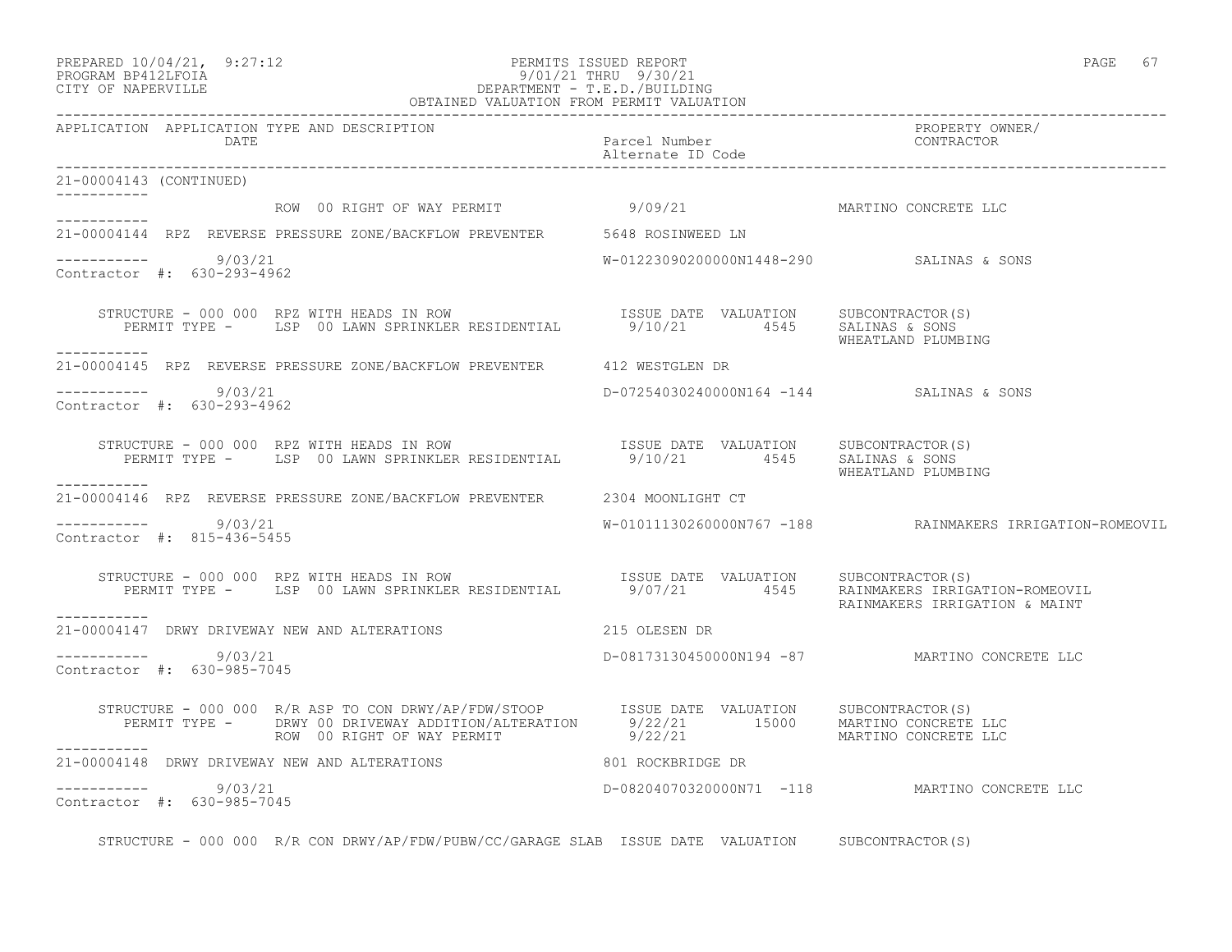21-00004143 (CONTINUED)

ROW 00 RIGHT OF WAY PERMIT 9/09/21 MARTINO CONCRETE LLC

---

21-00004144 RPZ REVERSE PRESSURE ZONE/BACKFLOW PREVENTER 5648 ROSINWEED LN

9/03/21 W-01223090200000N1448-290 SALINAS & SONS
Contractor #: 630-293-4962

STRUCTURE - 000 000 RPZ WITH HEADS IN ROW ISSUE DATE VALUATION SUBCONTRACTOR(S)
PERMIT TYPE - LSP 00 LAWN SPRINKLER RESIDENTIAL 9/10/21 4545 SALINAS & SONS
WHEATLAND PLUMBING

---

21-00004145 RPZ REVERSE PRESSURE ZONE/BACKFLOW PREVENTER 412 WESTGLEN DR

9/03/21 D-07254030240000N164 -144 SALINAS & SONS
Contractor #: 630-293-4962

STRUCTURE - 000 000 RPZ WITH HEADS IN ROW ISSUE DATE VALUATION SUBCONTRACTOR(S)
PERMIT TYPE - LSP 00 LAWN SPRINKLER RESIDENTIAL 9/10/21 4545 SALINAS & SONS
WHEATLAND PLUMBING

---

21-00004146 RPZ REVERSE PRESSURE ZONE/BACKFLOW PREVENTER 2304 MOONLIGHT CT

9/03/21 W-01011130260000N767 -188 RAINMAKERS IRRIGATION-ROMEOVIL
Contractor #: 815-436-5455

STRUCTURE - 000 000 RPZ WITH HEADS IN ROW ISSUE DATE VALUATION SUBCONTRACTOR(S)
PERMIT TYPE - LSP 00 LAWN SPRINKLER RESIDENTIAL 9/07/21 4545 RAINMAKERS IRRIGATION-ROMEOVIL
RAINMAKERS IRRIGATION & MAINT

---

21-00004147 DRWY DRIVEWAY NEW AND ALTERATIONS 215 OLESEN DR

9/03/21 D-08173130450000N194 -87 MARTINO CONCRETE LLC
Contractor #: 630-985-7045

STRUCTURE - 000 000 R/R ASP TO CON DRWY/AP/FDW/STOOP ISSUE DATE VALUATION SUBCONTRACTOR(S)
PERMIT TYPE - DRWY 00 DRIVEWAY ADDITION/ALTERATION 9/22/21 15000 MARTINO CONCRETE LLC
ROW 00 RIGHT OF WAY PERMIT 9/22/21 MARTINO CONCRETE LLC

---

21-00004148 DRWY DRIVEWAY NEW AND ALTERATIONS 801 ROCKBRIDGE DR

9/03/21 D-08204070320000N71 -118 MARTINO CONCRETE LLC
Contractor #: 630-985-7045

STRUCTURE - 000 000 R/R CON DRWY/AP/FDW/PUBW/CC/GARAGE SLAB ISSUE DATE VALUATION SUBCONTRACTOR(S)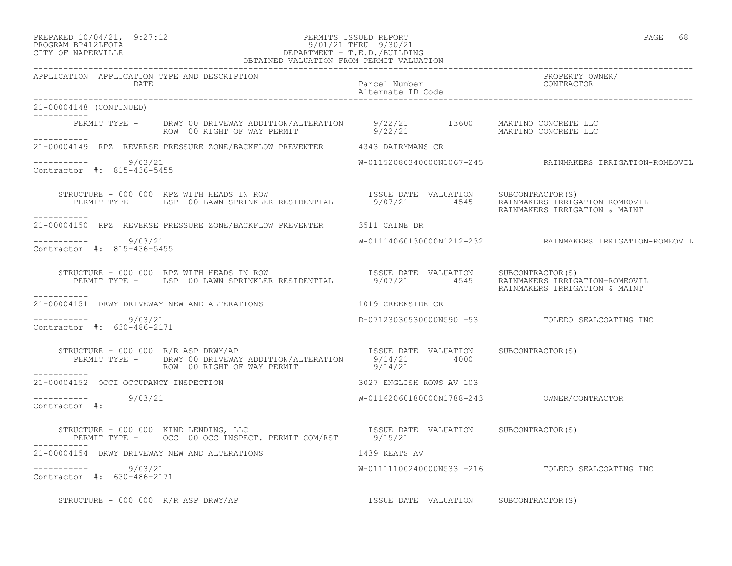OBTAINED VALUATION FROM PERMIT VALUATION

APPLICATION APPLICATION TYPE AND DESCRIPTION | Parcel Number / Alternate ID Code | PROPERTY OWNER/ CONTRACTOR
DATE

21-00004148 (CONTINUED)

```
        PERMIT TYPE -     DRWY 00 DRIVEWAY ADDITION/ALTERATION      9/22/21        13600    MARTINO CONCRETE LLC
                          ROW  00 RIGHT OF WAY PERMIT               9/22/21                 MARTINO CONCRETE LLC
-----------
21-00004149  RPZ  REVERSE PRESSURE ZONE/BACKFLOW PREVENTER      4343 DAIRYMANS CR

-----------        9/03/21                                      W-01152080340000N1067-245          RAINMAKERS IRRIGATION-ROMEOVIL
Contractor #:  815-436-5455

     STRUCTURE - 000 000  RPZ WITH HEADS IN ROW                  ISSUE DATE  VALUATION     SUBCONTRACTOR(S)
        PERMIT TYPE -     LSP  00 LAWN SPRINKLER RESIDENTIAL       9/07/21        4545     RAINMAKERS IRRIGATION-ROMEOVIL
                                                                                           RAINMAKERS IRRIGATION & MAINT
-----------
21-00004150  RPZ  REVERSE PRESSURE ZONE/BACKFLOW PREVENTER      3511 CAINE DR

-----------        9/03/21                                      W-01114060130000N1212-232          RAINMAKERS IRRIGATION-ROMEOVIL
Contractor #:  815-436-5455

     STRUCTURE - 000 000  RPZ WITH HEADS IN ROW                  ISSUE DATE  VALUATION     SUBCONTRACTOR(S)
        PERMIT TYPE -     LSP  00 LAWN SPRINKLER RESIDENTIAL       9/07/21        4545     RAINMAKERS IRRIGATION-ROMEOVIL
                                                                                           RAINMAKERS IRRIGATION & MAINT
-----------
21-00004151  DRWY DRIVEWAY NEW AND ALTERATIONS                  1019 CREEKSIDE CR

-----------        9/03/21                                      D-07123030530000N590 -53           TOLEDO SEALCOATING INC
Contractor #:  630-486-2171

     STRUCTURE - 000 000  R/R ASP DRWY/AP                        ISSUE DATE  VALUATION     SUBCONTRACTOR(S)
        PERMIT TYPE -     DRWY 00 DRIVEWAY ADDITION/ALTERATION      9/14/21        4000
                          ROW  00 RIGHT OF WAY PERMIT               9/14/21
-----------
21-00004152  OCCI OCCUPANCY INSPECTION                          3027 ENGLISH ROWS AV 103

-----------        9/03/21                                      W-01162060180000N1788-243          OWNER/CONTRACTOR
Contractor #:

     STRUCTURE - 000 000  KIND LENDING, LLC                      ISSUE DATE  VALUATION     SUBCONTRACTOR(S)
        PERMIT TYPE -     OCC  00 OCC INSPECT. PERMIT COM/RST       9/15/21
-----------
21-00004154  DRWY DRIVEWAY NEW AND ALTERATIONS                  1439 KEATS AV

-----------        9/03/21                                      W-01111100240000N533 -216          TOLEDO SEALCOATING INC
Contractor #:  630-486-2171

     STRUCTURE - 000 000  R/R ASP DRWY/AP                        ISSUE DATE  VALUATION     SUBCONTRACTOR(S)
```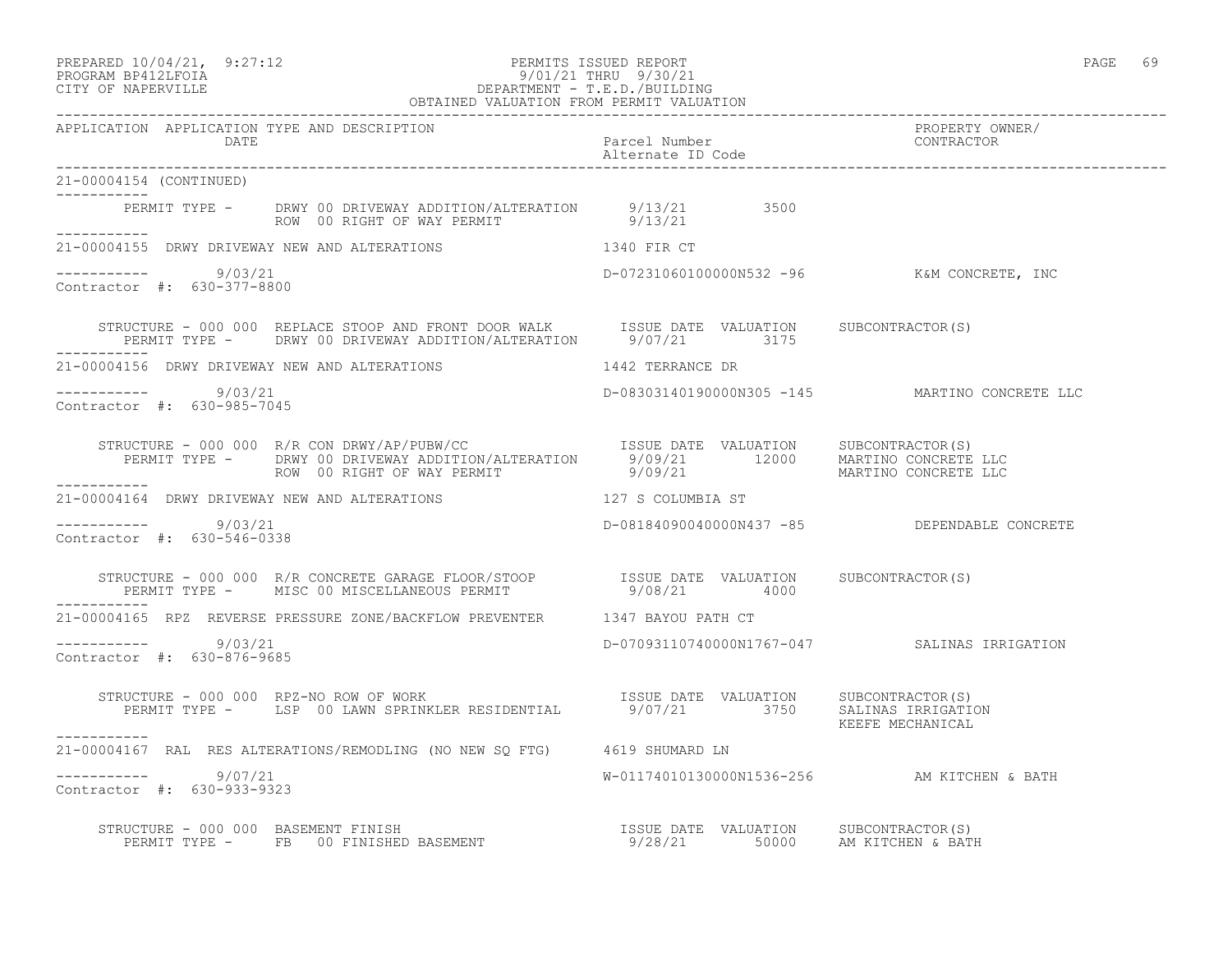APPLICATION APPLICATION TYPE AND DESCRIPTION | Parcel Number / Alternate ID Code | PROPERTY OWNER/ CONTRACTOR
DATE

21-00004154 (CONTINUED)

PERMIT TYPE - DRWY 00 DRIVEWAY ADDITION/ALTERATION 9/13/21 3500
ROW 00 RIGHT OF WAY PERMIT 9/13/21

---

21-00004155 DRWY DRIVEWAY NEW AND ALTERATIONS 1340 FIR CT

9/03/21 D-07231060100000N532 -96 K&M CONCRETE, INC
Contractor #: 630-377-8800

STRUCTURE - 000 000 REPLACE STOOP AND FRONT DOOR WALK ISSUE DATE VALUATION SUBCONTRACTOR(S)
PERMIT TYPE - DRWY 00 DRIVEWAY ADDITION/ALTERATION 9/07/21 3175

---

21-00004156 DRWY DRIVEWAY NEW AND ALTERATIONS 1442 TERRANCE DR

9/03/21 D-08303140190000N305 -145 MARTINO CONCRETE LLC
Contractor #: 630-985-7045

STRUCTURE - 000 000 R/R CON DRWY/AP/PUBW/CC ISSUE DATE VALUATION SUBCONTRACTOR(S)
PERMIT TYPE - DRWY 00 DRIVEWAY ADDITION/ALTERATION 9/09/21 12000 MARTINO CONCRETE LLC
ROW 00 RIGHT OF WAY PERMIT 9/09/21 MARTINO CONCRETE LLC

---

21-00004164 DRWY DRIVEWAY NEW AND ALTERATIONS 127 S COLUMBIA ST

9/03/21 D-08184090040000N437 -85 DEPENDABLE CONCRETE
Contractor #: 630-546-0338

STRUCTURE - 000 000 R/R CONCRETE GARAGE FLOOR/STOOP ISSUE DATE VALUATION SUBCONTRACTOR(S)
PERMIT TYPE - MISC 00 MISCELLANEOUS PERMIT 9/08/21 4000

---

21-00004165 RPZ REVERSE PRESSURE ZONE/BACKFLOW PREVENTER 1347 BAYOU PATH CT

9/03/21 D-07093110740000N1767-047 SALINAS IRRIGATION
Contractor #: 630-876-9685

STRUCTURE - 000 000 RPZ-NO ROW OF WORK ISSUE DATE VALUATION SUBCONTRACTOR(S)
PERMIT TYPE - LSP 00 LAWN SPRINKLER RESIDENTIAL 9/07/21 3750 SALINAS IRRIGATION
KEEFE MECHANICAL

---

21-00004167 RAL RES ALTERATIONS/REMODLING (NO NEW SQ FTG) 4619 SHUMARD LN

9/07/21 W-01174010130000N1536-256 AM KITCHEN & BATH
Contractor #: 630-933-9323

STRUCTURE - 000 000 BASEMENT FINISH ISSUE DATE VALUATION SUBCONTRACTOR(S)
PERMIT TYPE - FB 00 FINISHED BASEMENT 9/28/21 50000 AM KITCHEN & BATH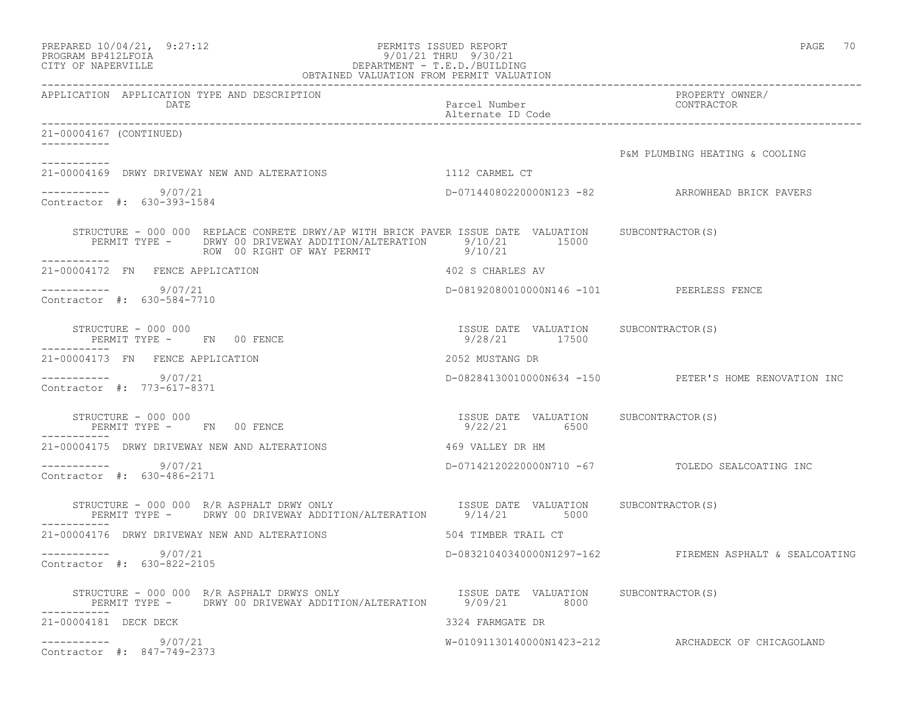PREPARED 10/04/21, 9:27:12 PERMITS ISSUED REPORT
PROGRAM BP412LFOIA 9/01/21 THRU 9/30/21
CITY OF NAPERVILLE DEPARTMENT - T.E.D./BUILDING
OBTAINED VALUATION FROM PERMIT VALUATION

| APPLICATION | APPLICATION TYPE AND DESCRIPTION / DATE | Parcel Number / Alternate ID Code | PROPERTY OWNER/ CONTRACTOR |
|---|---|---|---|

21-00004167 (CONTINUED)

P&M PLUMBING HEATING & COOLING

---

21-00004169 DRWY DRIVEWAY NEW AND ALTERATIONS — 1112 CARMEL CT

9/07/21 — D-07144080220000N123 -82 — ARROWHEAD BRICK PAVERS

Contractor #: 630-393-1584

STRUCTURE - 000 000 REPLACE CONRETE DRWY/AP WITH BRICK PAVER

| PERMIT TYPE | ISSUE DATE | VALUATION | SUBCONTRACTOR(S) |
|---|---|---|---|
| DRWY 00 DRIVEWAY ADDITION/ALTERATION | 9/10/21 | 15000 | |
| ROW 00 RIGHT OF WAY PERMIT | 9/10/21 | | |

---

21-00004172 FN FENCE APPLICATION — 402 S CHARLES AV

9/07/21 — D-08192080010000N146 -101 — PEERLESS FENCE

Contractor #: 630-584-7710

STRUCTURE - 000 000

| PERMIT TYPE | ISSUE DATE | VALUATION | SUBCONTRACTOR(S) |
|---|---|---|---|
| FN 00 FENCE | 9/28/21 | 17500 | |

---

21-00004173 FN FENCE APPLICATION — 2052 MUSTANG DR

9/07/21 — D-08284130010000N634 -150 — PETER'S HOME RENOVATION INC

Contractor #: 773-617-8371

STRUCTURE - 000 000

| PERMIT TYPE | ISSUE DATE | VALUATION | SUBCONTRACTOR(S) |
|---|---|---|---|
| FN 00 FENCE | 9/22/21 | 6500 | |

---

21-00004175 DRWY DRIVEWAY NEW AND ALTERATIONS — 469 VALLEY DR HM

9/07/21 — D-07142120220000N710 -67 — TOLEDO SEALCOATING INC

Contractor #: 630-486-2171

STRUCTURE - 000 000 R/R ASPHALT DRWY ONLY

| PERMIT TYPE | ISSUE DATE | VALUATION | SUBCONTRACTOR(S) |
|---|---|---|---|
| DRWY 00 DRIVEWAY ADDITION/ALTERATION | 9/14/21 | 5000 | |

---

21-00004176 DRWY DRIVEWAY NEW AND ALTERATIONS — 504 TIMBER TRAIL CT

9/07/21 — D-08321040340000N1297-162 — FIREMEN ASPHALT & SEALCOATING

Contractor #: 630-822-2105

STRUCTURE - 000 000 R/R ASPHALT DRWYS ONLY

| PERMIT TYPE | ISSUE DATE | VALUATION | SUBCONTRACTOR(S) |
|---|---|---|---|
| DRWY 00 DRIVEWAY ADDITION/ALTERATION | 9/09/21 | 8000 | |

---

21-00004181 DECK DECK — 3324 FARMGATE DR

9/07/21 — W-01091130140000N1423-212 — ARCHADECK OF CHICAGOLAND

Contractor #: 847-749-2373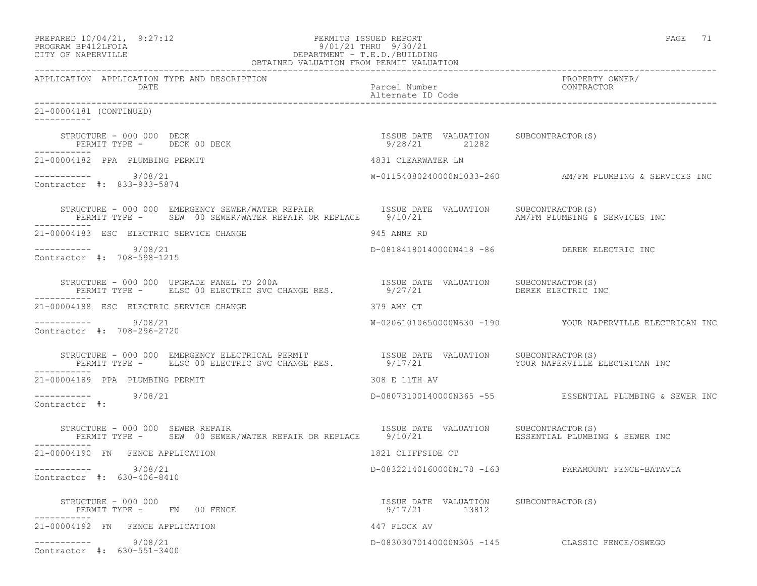PREPARED 10/04/21, 9:27:12 PERMITS ISSUED REPORT
PROGRAM BP412LFOIA 9/01/21 THRU 9/30/21
CITY OF NAPERVILLE DEPARTMENT - T.E.D./BUILDING
OBTAINED VALUATION FROM PERMIT VALUATION

| APPLICATION | APPLICATION TYPE AND DESCRIPTION / DATE | Parcel Number / Alternate ID Code | PROPERTY OWNER/ CONTRACTOR |
|---|---|---|---|

21-00004181 (CONTINUED)

STRUCTURE - 000 000 DECK — ISSUE DATE 9/28/21 — VALUATION 21282 — SUBCONTRACTOR(S)
PERMIT TYPE - DECK 00 DECK

21-00004182 PPA PLUMBING PERMIT — 4831 CLEARWATER LN
9/08/21 — W-01154080240000N1033-260 — AM/FM PLUMBING & SERVICES INC
Contractor #: 833-933-5874

STRUCTURE - 000 000 EMERGENCY SEWER/WATER REPAIR — ISSUE DATE 9/10/21 — VALUATION — SUBCONTRACTOR(S) AM/FM PLUMBING & SERVICES INC
PERMIT TYPE - SEW 00 SEWER/WATER REPAIR OR REPLACE

21-00004183 ESC ELECTRIC SERVICE CHANGE — 945 ANNE RD
9/08/21 — D-08184180140000N418 -86 — DEREK ELECTRIC INC
Contractor #: 708-598-1215

STRUCTURE - 000 000 UPGRADE PANEL TO 200A — ISSUE DATE 9/27/21 — VALUATION — SUBCONTRACTOR(S) DEREK ELECTRIC INC
PERMIT TYPE - ELSC 00 ELECTRIC SVC CHANGE RES.

21-00004188 ESC ELECTRIC SERVICE CHANGE — 379 AMY CT
9/08/21 — W-02061010650000N630 -190 — YOUR NAPERVILLE ELECTRICAN INC
Contractor #: 708-296-2720

STRUCTURE - 000 000 EMERGENCY ELECTRICAL PERMIT — ISSUE DATE 9/17/21 — VALUATION — SUBCONTRACTOR(S) YOUR NAPERVILLE ELECTRICAN INC
PERMIT TYPE - ELSC 00 ELECTRIC SVC CHANGE RES.

21-00004189 PPA PLUMBING PERMIT — 308 E 11TH AV
9/08/21 — D-08073100140000N365 -55 — ESSENTIAL PLUMBING & SEWER INC
Contractor #:

STRUCTURE - 000 000 SEWER REPAIR — ISSUE DATE 9/10/21 — VALUATION — SUBCONTRACTOR(S) ESSENTIAL PLUMBING & SEWER INC
PERMIT TYPE - SEW 00 SEWER/WATER REPAIR OR REPLACE

21-00004190 FN FENCE APPLICATION — 1821 CLIFFSIDE CT
9/08/21 — D-08322140160000N178 -163 — PARAMOUNT FENCE-BATAVIA
Contractor #: 630-406-8410

STRUCTURE - 000 000 — ISSUE DATE 9/17/21 — VALUATION 13812 — SUBCONTRACTOR(S)
PERMIT TYPE - FN 00 FENCE

21-00004192 FN FENCE APPLICATION — 447 FLOCK AV
9/08/21 — D-08303070140000N305 -145 — CLASSIC FENCE/OSWEGO
Contractor #: 630-551-3400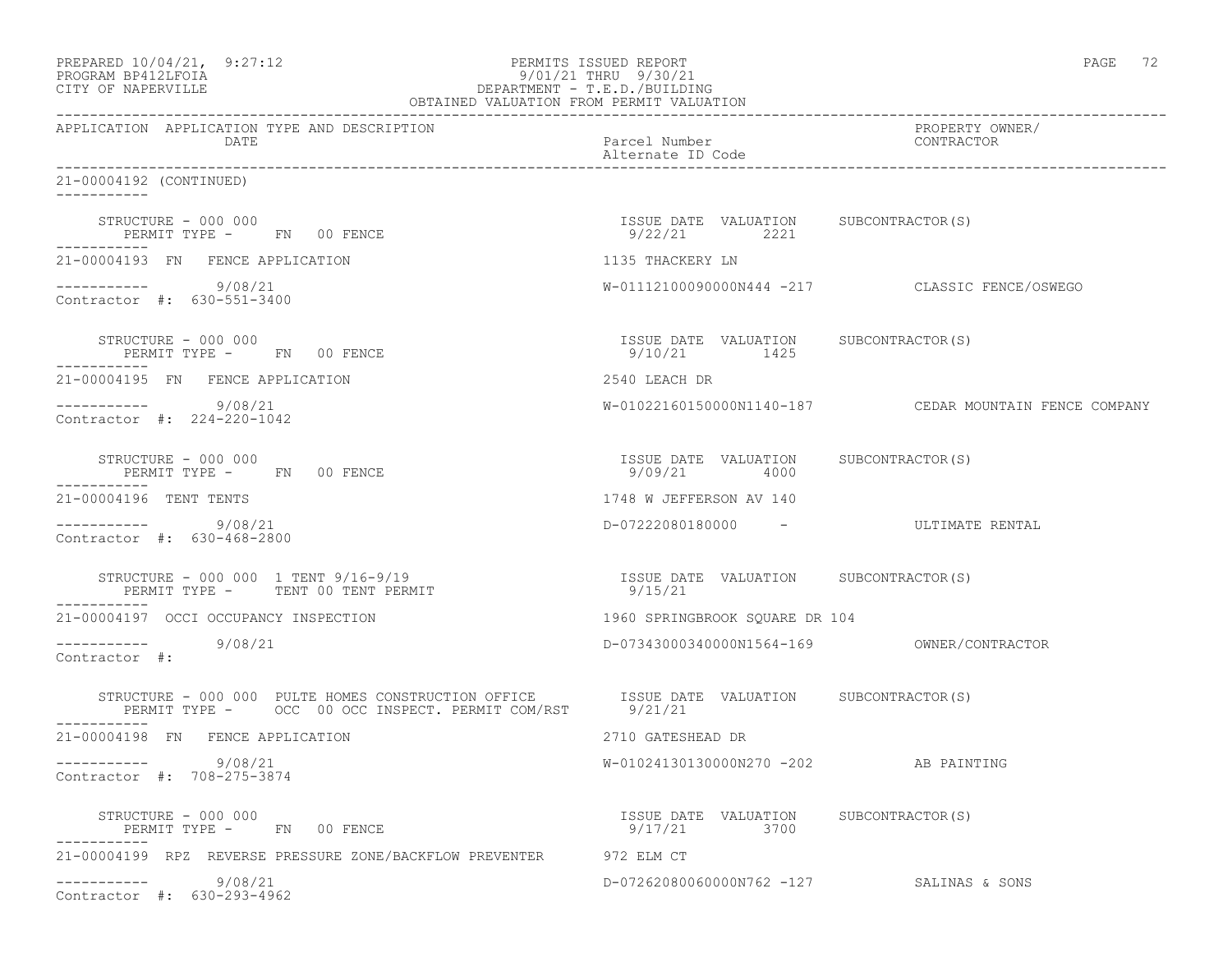PREPARED 10/04/21, 9:27:12
PROGRAM BP412LFOIA
CITY OF NAPERVILLE

PERMITS ISSUED REPORT
9/01/21 THRU 9/30/21
DEPARTMENT - T.E.D./BUILDING
OBTAINED VALUATION FROM PERMIT VALUATION

| APPLICATION | APPLICATION TYPE AND DESCRIPTION / DATE | Parcel Number / Alternate ID Code | PROPERTY OWNER/ CONTRACTOR |
|---|---|---|---|

21-00004192 (CONTINUED)

STRUCTURE - 000 000
PERMIT TYPE - FN 00 FENCE
ISSUE DATE 9/22/21 VALUATION 2221 SUBCONTRACTOR(S)

---

21-00004193 FN FENCE APPLICATION — 1135 THACKERY LN
9/08/21 — W-01112100090000N444 -217 — CLASSIC FENCE/OSWEGO
Contractor #: 630-551-3400

STRUCTURE - 000 000
PERMIT TYPE - FN 00 FENCE
ISSUE DATE 9/10/21 VALUATION 1425 SUBCONTRACTOR(S)

---

21-00004195 FN FENCE APPLICATION — 2540 LEACH DR
9/08/21 — W-01022160150000N1140-187 — CEDAR MOUNTAIN FENCE COMPANY
Contractor #: 224-220-1042

STRUCTURE - 000 000
PERMIT TYPE - FN 00 FENCE
ISSUE DATE 9/09/21 VALUATION 4000 SUBCONTRACTOR(S)

---

21-00004196 TENT TENTS — 1748 W JEFFERSON AV 140
9/08/21 — D-07222080180000 - — ULTIMATE RENTAL
Contractor #: 630-468-2800

STRUCTURE - 000 000 1 TENT 9/16-9/19
PERMIT TYPE - TENT 00 TENT PERMIT
ISSUE DATE 9/15/21 VALUATION SUBCONTRACTOR(S)

---

21-00004197 OCCI OCCUPANCY INSPECTION — 1960 SPRINGBROOK SQUARE DR 104
9/08/21 — D-07343000340000N1564-169 — OWNER/CONTRACTOR
Contractor #:

STRUCTURE - 000 000 PULTE HOMES CONSTRUCTION OFFICE
PERMIT TYPE - OCC 00 OCC INSPECT. PERMIT COM/RST
ISSUE DATE 9/21/21 VALUATION SUBCONTRACTOR(S)

---

21-00004198 FN FENCE APPLICATION — 2710 GATESHEAD DR
9/08/21 — W-01024130130000N270 -202 — AB PAINTING
Contractor #: 708-275-3874

STRUCTURE - 000 000
PERMIT TYPE - FN 00 FENCE
ISSUE DATE 9/17/21 VALUATION 3700 SUBCONTRACTOR(S)

---

21-00004199 RPZ REVERSE PRESSURE ZONE/BACKFLOW PREVENTER — 972 ELM CT
9/08/21 — D-07262080060000N762 -127 — SALINAS & SONS
Contractor #: 630-293-4962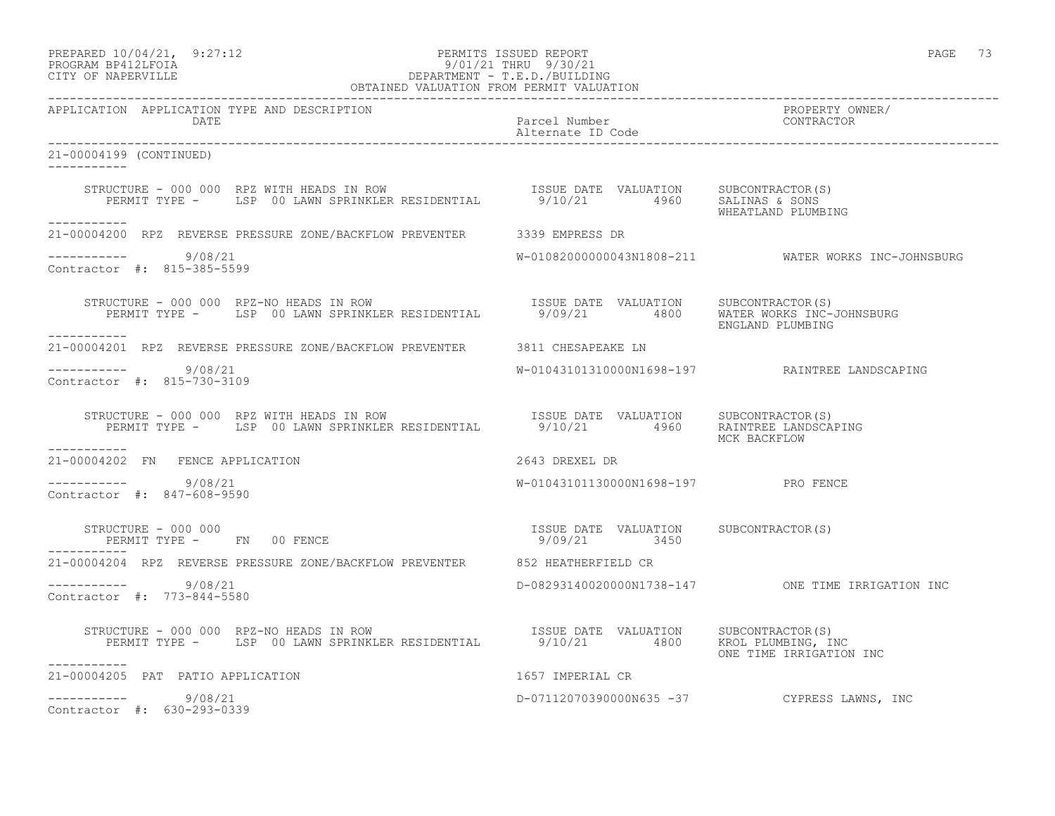PREPARED 10/04/21, 9:27:12 PERMITS ISSUED REPORT
PROGRAM BP412LFOIA 9/01/21 THRU 9/30/21
CITY OF NAPERVILLE DEPARTMENT - T.E.D./BUILDING
OBTAINED VALUATION FROM PERMIT VALUATION

| APPLICATION | APPLICATION TYPE AND DESCRIPTION / DATE | Parcel Number / Alternate ID Code | PROPERTY OWNER/ CONTRACTOR |
|---|---|---|---|

21-00004199 (CONTINUED)

STRUCTURE - 000 000 RPZ WITH HEADS IN ROW — ISSUE DATE 9/10/21, VALUATION 4960
PERMIT TYPE - LSP 00 LAWN SPRINKLER RESIDENTIAL
SUBCONTRACTOR(S): SALINAS & SONS; WHEATLAND PLUMBING

---

21-00004200 RPZ REVERSE PRESSURE ZONE/BACKFLOW PREVENTER — 3339 EMPRESS DR
9/08/21 — W-01082000000043N1808-211 — WATER WORKS INC-JOHNSBURG
Contractor #: 815-385-5599

STRUCTURE - 000 000 RPZ-NO HEADS IN ROW — ISSUE DATE 9/09/21, VALUATION 4800
PERMIT TYPE - LSP 00 LAWN SPRINKLER RESIDENTIAL
SUBCONTRACTOR(S): WATER WORKS INC-JOHNSBURG; ENGLAND PLUMBING

---

21-00004201 RPZ REVERSE PRESSURE ZONE/BACKFLOW PREVENTER — 3811 CHESAPEAKE LN
9/08/21 — W-01043101310000N1698-197 — RAINTREE LANDSCAPING
Contractor #: 815-730-3109

STRUCTURE - 000 000 RPZ WITH HEADS IN ROW — ISSUE DATE 9/10/21, VALUATION 4960
PERMIT TYPE - LSP 00 LAWN SPRINKLER RESIDENTIAL
SUBCONTRACTOR(S): RAINTREE LANDSCAPING; MCK BACKFLOW

---

21-00004202 FN FENCE APPLICATION — 2643 DREXEL DR
9/08/21 — W-01043101130000N1698-197 — PRO FENCE
Contractor #: 847-608-9590

STRUCTURE - 000 000 — ISSUE DATE 9/09/21, VALUATION 3450
PERMIT TYPE - FN 00 FENCE
SUBCONTRACTOR(S):

---

21-00004204 RPZ REVERSE PRESSURE ZONE/BACKFLOW PREVENTER — 852 HEATHERFIELD CR
9/08/21 — D-08293140020000N1738-147 — ONE TIME IRRIGATION INC
Contractor #: 773-844-5580

STRUCTURE - 000 000 RPZ-NO HEADS IN ROW — ISSUE DATE 9/10/21, VALUATION 4800
PERMIT TYPE - LSP 00 LAWN SPRINKLER RESIDENTIAL
SUBCONTRACTOR(S): KROL PLUMBING, INC; ONE TIME IRRIGATION INC

---

21-00004205 PAT PATIO APPLICATION — 1657 IMPERIAL CR
9/08/21 — D-07112070390000N635 -37 — CYPRESS LAWNS, INC
Contractor #: 630-293-0339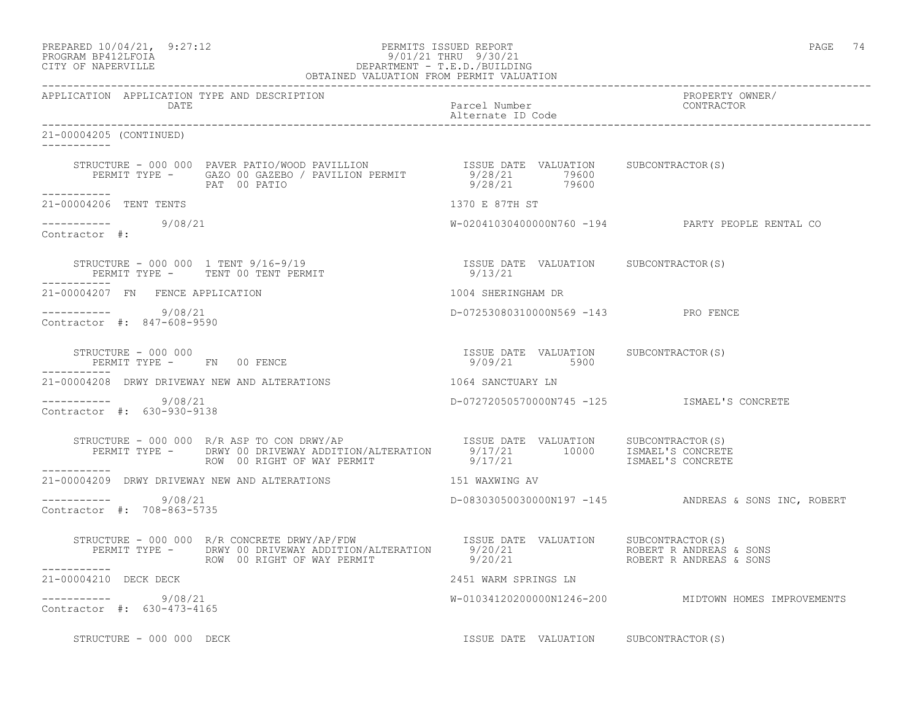PREPARED 10/04/21, 9:27:12
PROGRAM BP412LFOIA
CITY OF NAPERVILLE

PERMITS ISSUED REPORT
9/01/21 THRU 9/30/21
DEPARTMENT - T.E.D./BUILDING
OBTAINED VALUATION FROM PERMIT VALUATION

| APPLICATION | APPLICATION TYPE AND DESCRIPTION / DATE | Parcel Number / Alternate ID Code | PROPERTY OWNER/ CONTRACTOR |
|---|---|---|---|

21-00004205 (CONTINUED)

STRUCTURE - 000 000 PAVER PATIO/WOOD PAVILLION

| PERMIT TYPE | ISSUE DATE | VALUATION | SUBCONTRACTOR(S) |
|---|---|---|---|
| GAZO 00 GAZEBO / PAVILION PERMIT | 9/28/21 | 79600 | |
| PAT 00 PATIO | 9/28/21 | 79600 | |

---

21-00004206 TENT TENTS — 1370 E 87TH ST

9/08/21 — W-02041030400000N760 -194 — PARTY PEOPLE RENTAL CO

Contractor #:

STRUCTURE - 000 000 1 TENT 9/16-9/19

| PERMIT TYPE | ISSUE DATE | VALUATION | SUBCONTRACTOR(S) |
|---|---|---|---|
| TENT 00 TENT PERMIT | 9/13/21 | | |

---

21-00004207 FN FENCE APPLICATION — 1004 SHERINGHAM DR

9/08/21 — D-07253080310000N569 -143 — PRO FENCE

Contractor #: 847-608-9590

STRUCTURE - 000 000

| PERMIT TYPE | ISSUE DATE | VALUATION | SUBCONTRACTOR(S) |
|---|---|---|---|
| FN 00 FENCE | 9/09/21 | 5900 | |

---

21-00004208 DRWY DRIVEWAY NEW AND ALTERATIONS — 1064 SANCTUARY LN

9/08/21 — D-07272050570000N745 -125 — ISMAEL'S CONCRETE

Contractor #: 630-930-9138

STRUCTURE - 000 000 R/R ASP TO CON DRWY/AP

| PERMIT TYPE | ISSUE DATE | VALUATION | SUBCONTRACTOR(S) |
|---|---|---|---|
| DRWY 00 DRIVEWAY ADDITION/ALTERATION | 9/17/21 | 10000 | ISMAEL'S CONCRETE |
| ROW 00 RIGHT OF WAY PERMIT | 9/17/21 | | ISMAEL'S CONCRETE |

---

21-00004209 DRWY DRIVEWAY NEW AND ALTERATIONS — 151 WAXWING AV

9/08/21 — D-08303050030000N197 -145 — ANDREAS & SONS INC, ROBERT

Contractor #: 708-863-5735

STRUCTURE - 000 000 R/R CONCRETE DRWY/AP/FDW

| PERMIT TYPE | ISSUE DATE | VALUATION | SUBCONTRACTOR(S) |
|---|---|---|---|
| DRWY 00 DRIVEWAY ADDITION/ALTERATION | 9/20/21 | | ROBERT R ANDREAS & SONS |
| ROW 00 RIGHT OF WAY PERMIT | 9/20/21 | | ROBERT R ANDREAS & SONS |

---

21-00004210 DECK DECK — 2451 WARM SPRINGS LN

9/08/21 — W-01034120200000N1246-200 — MIDTOWN HOMES IMPROVEMENTS

Contractor #: 630-473-4165

STRUCTURE - 000 000 DECK — ISSUE DATE VALUATION SUBCONTRACTOR(S)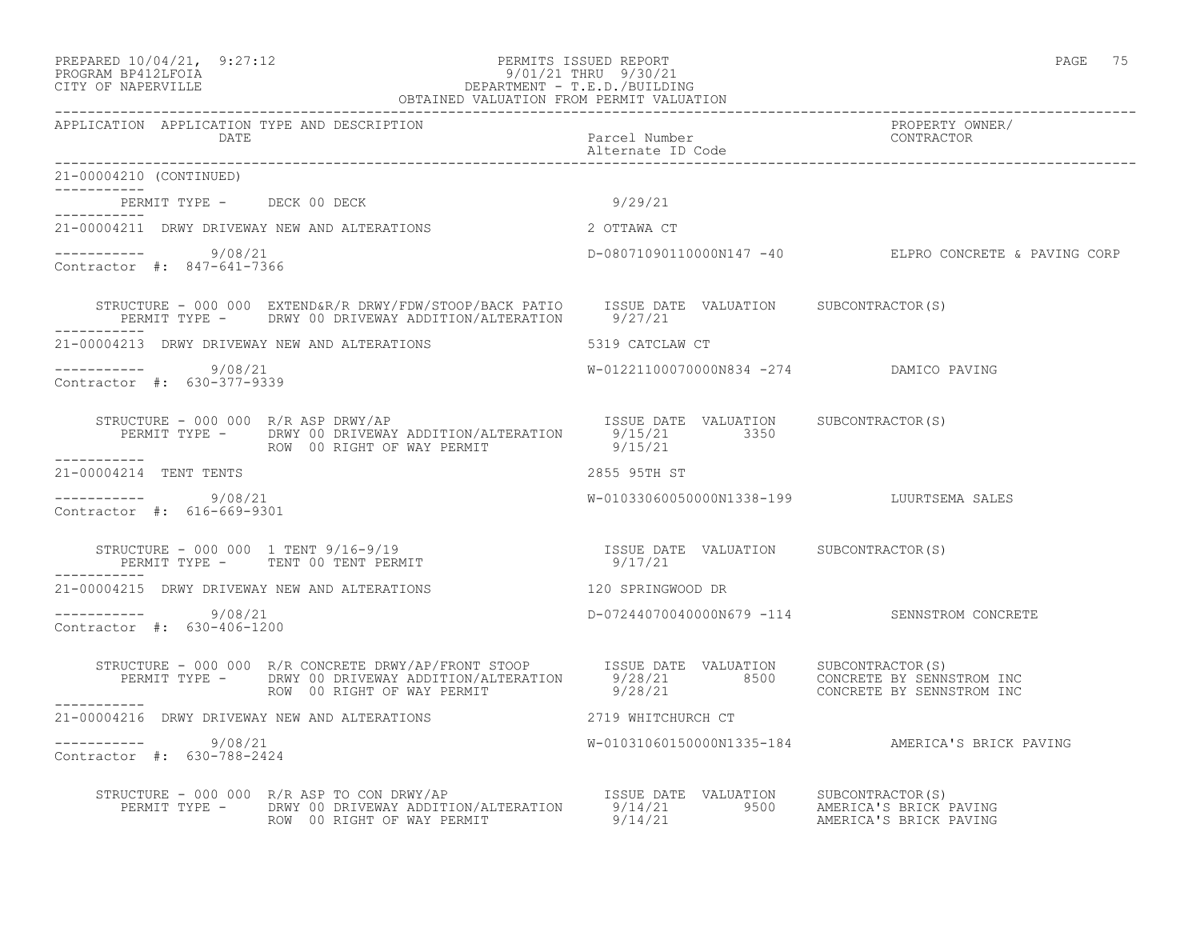PREPARED 10/04/21, 9:27:12 PERMITS ISSUED REPORT
PROGRAM BP412LFOIA 9/01/21 THRU 9/30/21
CITY OF NAPERVILLE DEPARTMENT - T.E.D./BUILDING
OBTAINED VALUATION FROM PERMIT VALUATION

| APPLICATION | APPLICATION TYPE AND DESCRIPTION / DATE | Parcel Number / Alternate ID Code | PROPERTY OWNER/ CONTRACTOR |
|---|---|---|---|

21-00004210 (CONTINUED)

PERMIT TYPE - DECK 00 DECK 9/29/21

---

**21-00004211** DRWY DRIVEWAY NEW AND ALTERATIONS — 2 OTTAWA CT

9/08/21 — D-08071090110000N147 -40 — ELPRO CONCRETE & PAVING CORP

Contractor #: 847-641-7366

| STRUCTURE - 000 000 EXTEND&R/R DRWY/FDW/STOOP/BACK PATIO | ISSUE DATE | VALUATION | SUBCONTRACTOR(S) |
|---|---|---|---|
| PERMIT TYPE - DRWY 00 DRIVEWAY ADDITION/ALTERATION | 9/27/21 | | |

---

**21-00004213** DRWY DRIVEWAY NEW AND ALTERATIONS — 5319 CATCLAW CT

9/08/21 — W-01221100070000N834 -274 — DAMICO PAVING

Contractor #: 630-377-9339

| STRUCTURE - 000 000 R/R ASP DRWY/AP | ISSUE DATE | VALUATION | SUBCONTRACTOR(S) |
|---|---|---|---|
| PERMIT TYPE - DRWY 00 DRIVEWAY ADDITION/ALTERATION | 9/15/21 | 3350 | |
| ROW 00 RIGHT OF WAY PERMIT | 9/15/21 | | |

---

**21-00004214** TENT TENTS — 2855 95TH ST

9/08/21 — W-01033060050000N1338-199 — LUURTSEMA SALES

Contractor #: 616-669-9301

| STRUCTURE - 000 000 1 TENT 9/16-9/19 | ISSUE DATE | VALUATION | SUBCONTRACTOR(S) |
|---|---|---|---|
| PERMIT TYPE - TENT 00 TENT PERMIT | 9/17/21 | | |

---

**21-00004215** DRWY DRIVEWAY NEW AND ALTERATIONS — 120 SPRINGWOOD DR

9/08/21 — D-07244070040000N679 -114 — SENNSTROM CONCRETE

Contractor #: 630-406-1200

| STRUCTURE - 000 000 R/R CONCRETE DRWY/AP/FRONT STOOP | ISSUE DATE | VALUATION | SUBCONTRACTOR(S) |
|---|---|---|---|
| PERMIT TYPE - DRWY 00 DRIVEWAY ADDITION/ALTERATION | 9/28/21 | 8500 | CONCRETE BY SENNSTROM INC |
| ROW 00 RIGHT OF WAY PERMIT | 9/28/21 | | CONCRETE BY SENNSTROM INC |

---

**21-00004216** DRWY DRIVEWAY NEW AND ALTERATIONS — 2719 WHITCHURCH CT

9/08/21 — W-01031060150000N1335-184 — AMERICA'S BRICK PAVING

Contractor #: 630-788-2424

| STRUCTURE - 000 000 R/R ASP TO CON DRWY/AP | ISSUE DATE | VALUATION | SUBCONTRACTOR(S) |
|---|---|---|---|
| PERMIT TYPE - DRWY 00 DRIVEWAY ADDITION/ALTERATION | 9/14/21 | 9500 | AMERICA'S BRICK PAVING |
| ROW 00 RIGHT OF WAY PERMIT | 9/14/21 | | AMERICA'S BRICK PAVING |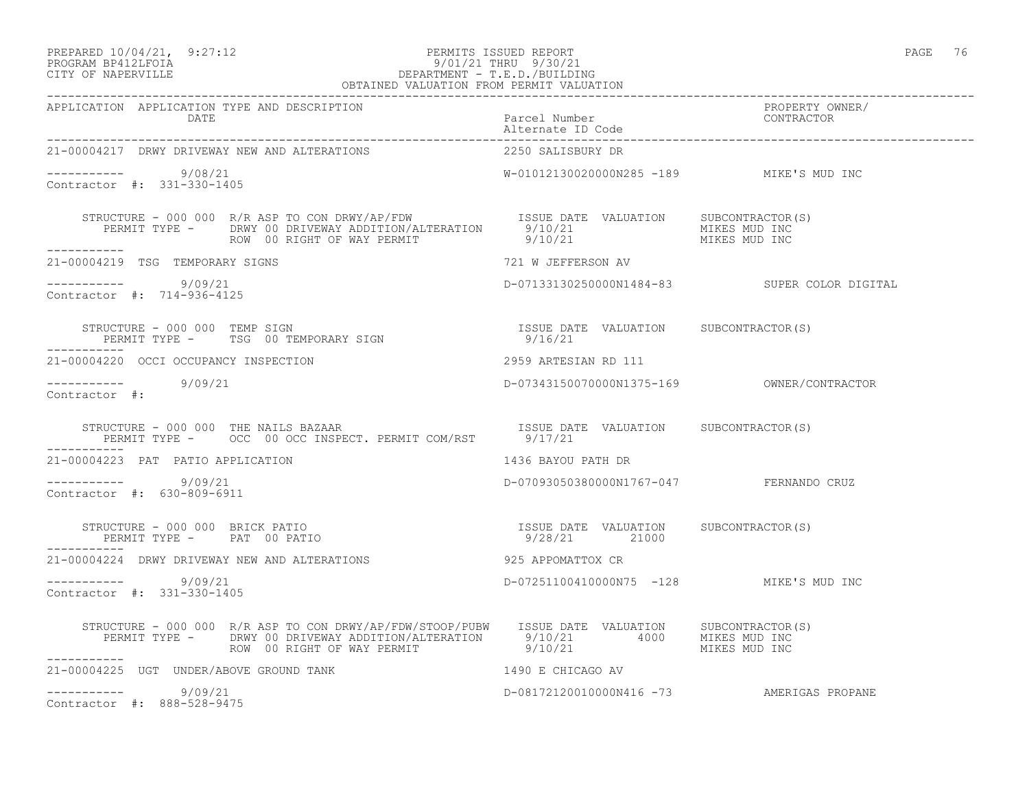PREPARED 10/04/21, 9:27:12 PERMITS ISSUED REPORT
PROGRAM BP412LFOIA 9/01/21 THRU 9/30/21
CITY OF NAPERVILLE DEPARTMENT - T.E.D./BUILDING
OBTAINED VALUATION FROM PERMIT VALUATION

| APPLICATION | APPLICATION TYPE AND DESCRIPTION DATE | Parcel Number Alternate ID Code | PROPERTY OWNER/ CONTRACTOR |
|---|---|---|---|
| 21-00004217 | DRWY DRIVEWAY NEW AND ALTERATIONS | 2250 SALISBURY DR | |
| ----------- | 9/08/21 | W-01012130020000N285 -189 | MIKE'S MUD INC |
| Contractor #: 331-330-1405 | | | |

STRUCTURE - 000 000 R/R ASP TO CON DRWY/AP/FDW — ISSUE DATE VALUATION SUBCONTRACTOR(S)
PERMIT TYPE - DRWY 00 DRIVEWAY ADDITION/ALTERATION 9/10/21 MIKES MUD INC
ROW 00 RIGHT OF WAY PERMIT 9/10/21 MIKES MUD INC

| APPLICATION | APPLICATION TYPE AND DESCRIPTION DATE | Parcel Number Alternate ID Code | PROPERTY OWNER/ CONTRACTOR |
|---|---|---|---|
| 21-00004219 | TSG TEMPORARY SIGNS | 721 W JEFFERSON AV | |
| ----------- | 9/09/21 | D-07133130250000N1484-83 | SUPER COLOR DIGITAL |
| Contractor #: 714-936-4125 | | | |

STRUCTURE - 000 000 TEMP SIGN — ISSUE DATE VALUATION SUBCONTRACTOR(S)
PERMIT TYPE - TSG 00 TEMPORARY SIGN 9/16/21

| APPLICATION | APPLICATION TYPE AND DESCRIPTION DATE | Parcel Number Alternate ID Code | PROPERTY OWNER/ CONTRACTOR |
|---|---|---|---|
| 21-00004220 | OCCI OCCUPANCY INSPECTION | 2959 ARTESIAN RD 111 | |
| ----------- | 9/09/21 | D-07343150070000N1375-169 | OWNER/CONTRACTOR |
| Contractor #: | | | |

STRUCTURE - 000 000 THE NAILS BAZAAR — ISSUE DATE VALUATION SUBCONTRACTOR(S)
PERMIT TYPE - OCC 00 OCC INSPECT. PERMIT COM/RST 9/17/21

| APPLICATION | APPLICATION TYPE AND DESCRIPTION DATE | Parcel Number Alternate ID Code | PROPERTY OWNER/ CONTRACTOR |
|---|---|---|---|
| 21-00004223 | PAT PATIO APPLICATION | 1436 BAYOU PATH DR | |
| ----------- | 9/09/21 | D-07093050380000N1767-047 | FERNANDO CRUZ |
| Contractor #: 630-809-6911 | | | |

STRUCTURE - 000 000 BRICK PATIO — ISSUE DATE VALUATION SUBCONTRACTOR(S)
PERMIT TYPE - PAT 00 PATIO 9/28/21 21000

| APPLICATION | APPLICATION TYPE AND DESCRIPTION DATE | Parcel Number Alternate ID Code | PROPERTY OWNER/ CONTRACTOR |
|---|---|---|---|
| 21-00004224 | DRWY DRIVEWAY NEW AND ALTERATIONS | 925 APPOMATTOX CR | |
| ----------- | 9/09/21 | D-07251100410000N75 -128 | MIKE'S MUD INC |
| Contractor #: 331-330-1405 | | | |

STRUCTURE - 000 000 R/R ASP TO CON DRWY/AP/FDW/STOOP/PUBW — ISSUE DATE VALUATION SUBCONTRACTOR(S)
PERMIT TYPE - DRWY 00 DRIVEWAY ADDITION/ALTERATION 9/10/21 4000 MIKES MUD INC
ROW 00 RIGHT OF WAY PERMIT 9/10/21 MIKES MUD INC

| APPLICATION | APPLICATION TYPE AND DESCRIPTION DATE | Parcel Number Alternate ID Code | PROPERTY OWNER/ CONTRACTOR |
|---|---|---|---|
| 21-00004225 | UGT UNDER/ABOVE GROUND TANK | 1490 E CHICAGO AV | |
| ----------- | 9/09/21 | D-08172120010000N416 -73 | AMERIGAS PROPANE |
| Contractor #: 888-528-9475 | | | |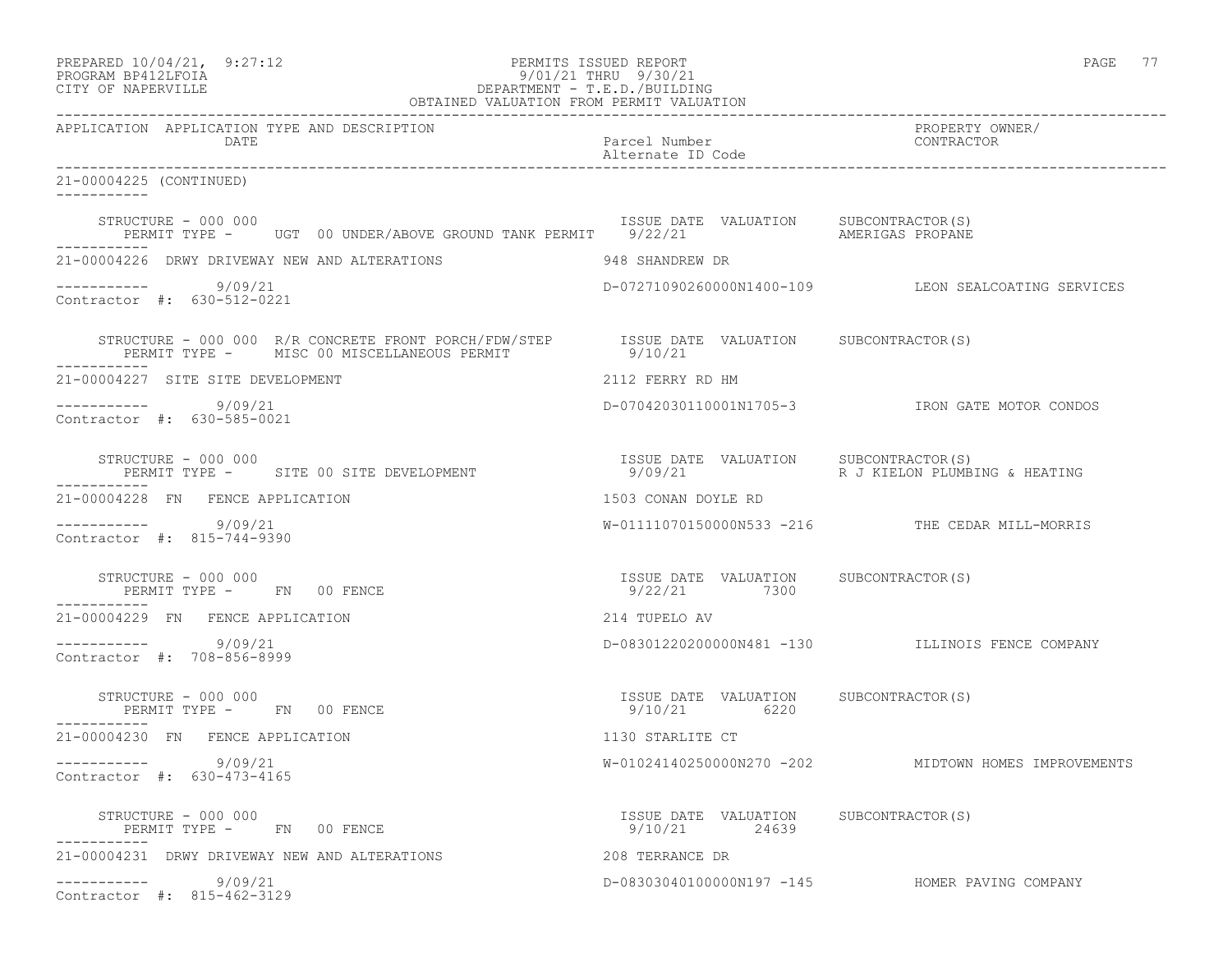PREPARED 10/04/21, 9:27:12
PROGRAM BP412LFOIA
CITY OF NAPERVILLE

PERMITS ISSUED REPORT
9/01/21 THRU 9/30/21
DEPARTMENT - T.E.D./BUILDING
OBTAINED VALUATION FROM PERMIT VALUATION

| APPLICATION | APPLICATION TYPE AND DESCRIPTION DATE | Parcel Number Alternate ID Code | PROPERTY OWNER/ CONTRACTOR |
|---|---|---|---|

21-00004225 (CONTINUED)

STRUCTURE - 000 000 | PERMIT TYPE - UGT 00 UNDER/ABOVE GROUND TANK PERMIT | ISSUE DATE 9/22/21 | VALUATION | SUBCONTRACTOR(S) AMERIGAS PROPANE

---

21-00004226 DRWY DRIVEWAY NEW AND ALTERATIONS — 948 SHANDREW DR
9/09/21 — D-07271090260000N1400-109 — LEON SEALCOATING SERVICES
Contractor #: 630-512-0221

STRUCTURE - 000 000 R/R CONCRETE FRONT PORCH/FDW/STEP | PERMIT TYPE - MISC 00 MISCELLANEOUS PERMIT | ISSUE DATE 9/10/21 | VALUATION | SUBCONTRACTOR(S)

---

21-00004227 SITE SITE DEVELOPMENT — 2112 FERRY RD HM
9/09/21 — D-07042030110001N1705-3 — IRON GATE MOTOR CONDOS
Contractor #: 630-585-0021

STRUCTURE - 000 000 | PERMIT TYPE - SITE 00 SITE DEVELOPMENT | ISSUE DATE 9/09/21 | VALUATION | SUBCONTRACTOR(S) R J KIELON PLUMBING & HEATING

---

21-00004228 FN FENCE APPLICATION — 1503 CONAN DOYLE RD
9/09/21 — W-01111070150000N533 -216 — THE CEDAR MILL-MORRIS
Contractor #: 815-744-9390

STRUCTURE - 000 000 | PERMIT TYPE - FN 00 FENCE | ISSUE DATE 9/22/21 | VALUATION 7300 | SUBCONTRACTOR(S)

---

21-00004229 FN FENCE APPLICATION — 214 TUPELO AV
9/09/21 — D-08301220200000N481 -130 — ILLINOIS FENCE COMPANY
Contractor #: 708-856-8999

STRUCTURE - 000 000 | PERMIT TYPE - FN 00 FENCE | ISSUE DATE 9/10/21 | VALUATION 6220 | SUBCONTRACTOR(S)

---

21-00004230 FN FENCE APPLICATION — 1130 STARLITE CT
9/09/21 — W-01024140250000N270 -202 — MIDTOWN HOMES IMPROVEMENTS
Contractor #: 630-473-4165

STRUCTURE - 000 000 | PERMIT TYPE - FN 00 FENCE | ISSUE DATE 9/10/21 | VALUATION 24639 | SUBCONTRACTOR(S)

---

21-00004231 DRWY DRIVEWAY NEW AND ALTERATIONS — 208 TERRANCE DR
9/09/21 — D-08303040100000N197 -145 — HOMER PAVING COMPANY
Contractor #: 815-462-3129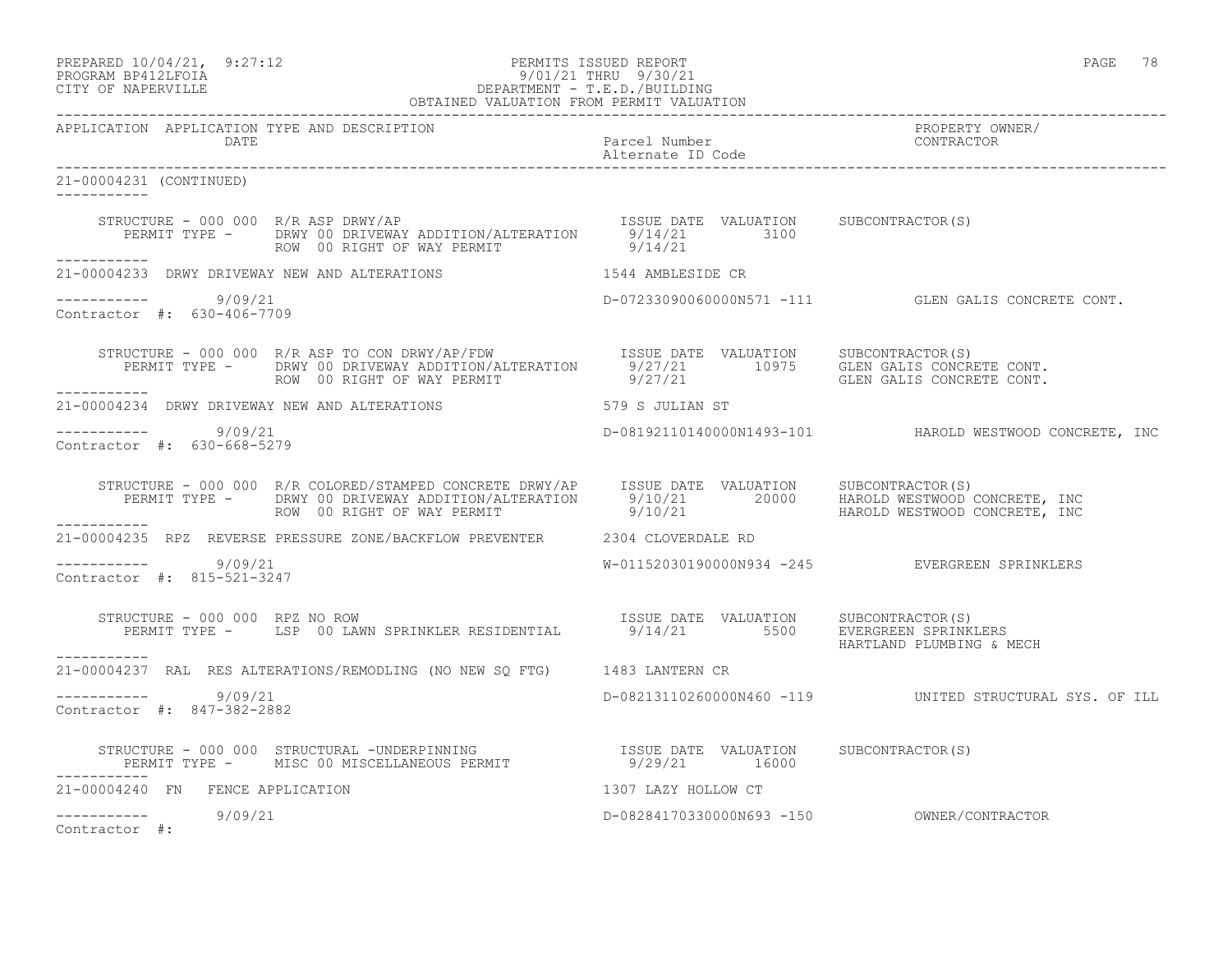PREPARED 10/04/21, 9:27:12
PROGRAM BP412LFOIA
CITY OF NAPERVILLE

PERMITS ISSUED REPORT
9/01/21 THRU 9/30/21
DEPARTMENT - T.E.D./BUILDING
OBTAINED VALUATION FROM PERMIT VALUATION

| APPLICATION | APPLICATION TYPE AND DESCRIPTION / DATE | Parcel Number / Alternate ID Code | PROPERTY OWNER/ CONTRACTOR |
|---|---|---|---|

**21-00004231 (CONTINUED)**

STRUCTURE - 000 000 R/R ASP DRWY/AP

| PERMIT TYPE | ISSUE DATE | VALUATION | SUBCONTRACTOR(S) |
|---|---|---|---|
| DRWY 00 DRIVEWAY ADDITION/ALTERATION | 9/14/21 | 3100 | |
| ROW 00 RIGHT OF WAY PERMIT | 9/14/21 | | |

**21-00004233** DRWY DRIVEWAY NEW AND ALTERATIONS — 1544 AMBLESIDE CR

9/09/21 — D-07233090060000N571 -111 — GLEN GALIS CONCRETE CONT.

Contractor #: 630-406-7709

STRUCTURE - 000 000 R/R ASP TO CON DRWY/AP/FDW

| PERMIT TYPE | ISSUE DATE | VALUATION | SUBCONTRACTOR(S) |
|---|---|---|---|
| DRWY 00 DRIVEWAY ADDITION/ALTERATION | 9/27/21 | 10975 | GLEN GALIS CONCRETE CONT. |
| ROW 00 RIGHT OF WAY PERMIT | 9/27/21 | | GLEN GALIS CONCRETE CONT. |

**21-00004234** DRWY DRIVEWAY NEW AND ALTERATIONS — 579 S JULIAN ST

9/09/21 — D-08192110140000N1493-101 — HAROLD WESTWOOD CONCRETE, INC

Contractor #: 630-668-5279

STRUCTURE - 000 000 R/R COLORED/STAMPED CONCRETE DRWY/AP

| PERMIT TYPE | ISSUE DATE | VALUATION | SUBCONTRACTOR(S) |
|---|---|---|---|
| DRWY 00 DRIVEWAY ADDITION/ALTERATION | 9/10/21 | 20000 | HAROLD WESTWOOD CONCRETE, INC |
| ROW 00 RIGHT OF WAY PERMIT | 9/10/21 | | HAROLD WESTWOOD CONCRETE, INC |

**21-00004235** RPZ REVERSE PRESSURE ZONE/BACKFLOW PREVENTER — 2304 CLOVERDALE RD

9/09/21 — W-01152030190000N934 -245 — EVERGREEN SPRINKLERS

Contractor #: 815-521-3247

STRUCTURE - 000 000 RPZ NO ROW

| PERMIT TYPE | ISSUE DATE | VALUATION | SUBCONTRACTOR(S) |
|---|---|---|---|
| LSP 00 LAWN SPRINKLER RESIDENTIAL | 9/14/21 | 5500 | EVERGREEN SPRINKLERS |
| | | | HARTLAND PLUMBING & MECH |

**21-00004237** RAL RES ALTERATIONS/REMODLING (NO NEW SQ FTG) — 1483 LANTERN CR

9/09/21 — D-08213110260000N460 -119 — UNITED STRUCTURAL SYS. OF ILL

Contractor #: 847-382-2882

STRUCTURE - 000 000 STRUCTURAL -UNDERPINNING

| PERMIT TYPE | ISSUE DATE | VALUATION | SUBCONTRACTOR(S) |
|---|---|---|---|
| MISC 00 MISCELLANEOUS PERMIT | 9/29/21 | 16000 | |

**21-00004240** FN FENCE APPLICATION — 1307 LAZY HOLLOW CT

9/09/21 — D-08284170330000N693 -150 — OWNER/CONTRACTOR

Contractor #: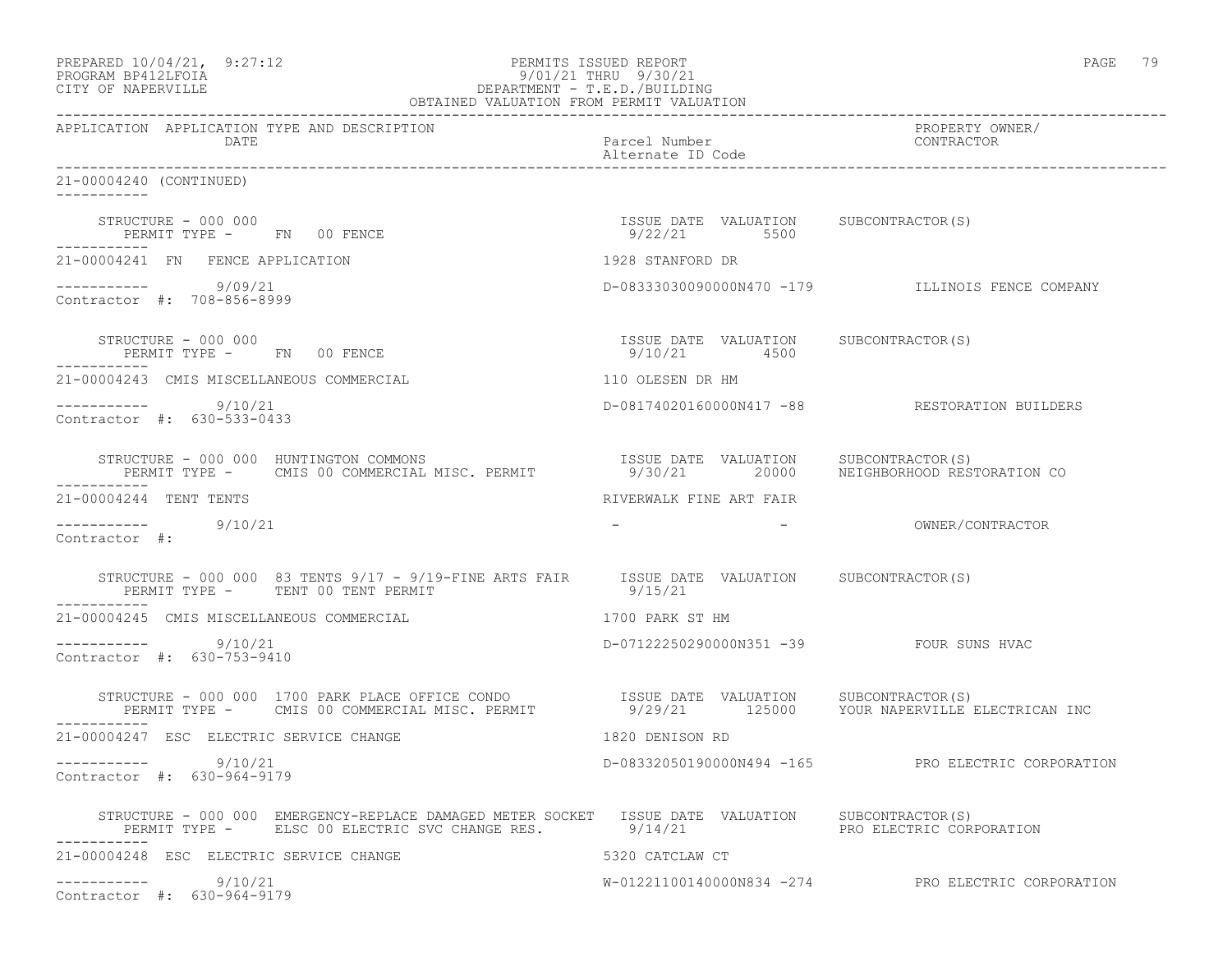PREPARED 10/04/21, 9:27:12 PERMITS ISSUED REPORT
PROGRAM BP412LFOIA 9/01/21 THRU 9/30/21
CITY OF NAPERVILLE DEPARTMENT - T.E.D./BUILDING
OBTAINED VALUATION FROM PERMIT VALUATION

| APPLICATION | APPLICATION TYPE AND DESCRIPTION / DATE | Parcel Number / Alternate ID Code | PROPERTY OWNER/ CONTRACTOR |
|---|---|---|---|

**21-00004240 (CONTINUED)**

STRUCTURE - 000 000
PERMIT TYPE - FN 00 FENCE
ISSUE DATE 9/22/21 VALUATION 5500 SUBCONTRACTOR(S)

---

**21-00004241 FN FENCE APPLICATION** — 1928 STANFORD DR
9/09/21 — D-08333030090000N470 -179 — ILLINOIS FENCE COMPANY
Contractor #: 708-856-8999

STRUCTURE - 000 000
PERMIT TYPE - FN 00 FENCE
ISSUE DATE 9/10/21 VALUATION 4500 SUBCONTRACTOR(S)

---

**21-00004243 CMIS MISCELLANEOUS COMMERCIAL** — 110 OLESEN DR HM
9/10/21 — D-08174020160000N417 -88 — RESTORATION BUILDERS
Contractor #: 630-533-0433

STRUCTURE - 000 000 HUNTINGTON COMMONS
PERMIT TYPE - CMIS 00 COMMERCIAL MISC. PERMIT
ISSUE DATE 9/30/21 VALUATION 20000 SUBCONTRACTOR(S) NEIGHBORHOOD RESTORATION CO

---

**21-00004244 TENT TENTS** — RIVERWALK FINE ART FAIR
9/10/21 — - - — OWNER/CONTRACTOR
Contractor #:

STRUCTURE - 000 000 83 TENTS 9/17 - 9/19-FINE ARTS FAIR
PERMIT TYPE - TENT 00 TENT PERMIT
ISSUE DATE 9/15/21 VALUATION SUBCONTRACTOR(S)

---

**21-00004245 CMIS MISCELLANEOUS COMMERCIAL** — 1700 PARK ST HM
9/10/21 — D-07122250290000N351 -39 — FOUR SUNS HVAC
Contractor #: 630-753-9410

STRUCTURE - 000 000 1700 PARK PLACE OFFICE CONDO
PERMIT TYPE - CMIS 00 COMMERCIAL MISC. PERMIT
ISSUE DATE 9/29/21 VALUATION 125000 SUBCONTRACTOR(S) YOUR NAPERVILLE ELECTRICAN INC

---

**21-00004247 ESC ELECTRIC SERVICE CHANGE** — 1820 DENISON RD
9/10/21 — D-08332050190000N494 -165 — PRO ELECTRIC CORPORATION
Contractor #: 630-964-9179

STRUCTURE - 000 000 EMERGENCY-REPLACE DAMAGED METER SOCKET
PERMIT TYPE - ELSC 00 ELECTRIC SVC CHANGE RES.
ISSUE DATE 9/14/21 VALUATION SUBCONTRACTOR(S) PRO ELECTRIC CORPORATION

---

**21-00004248 ESC ELECTRIC SERVICE CHANGE** — 5320 CATCLAW CT
9/10/21 — W-01221100140000N834 -274 — PRO ELECTRIC CORPORATION
Contractor #: 630-964-9179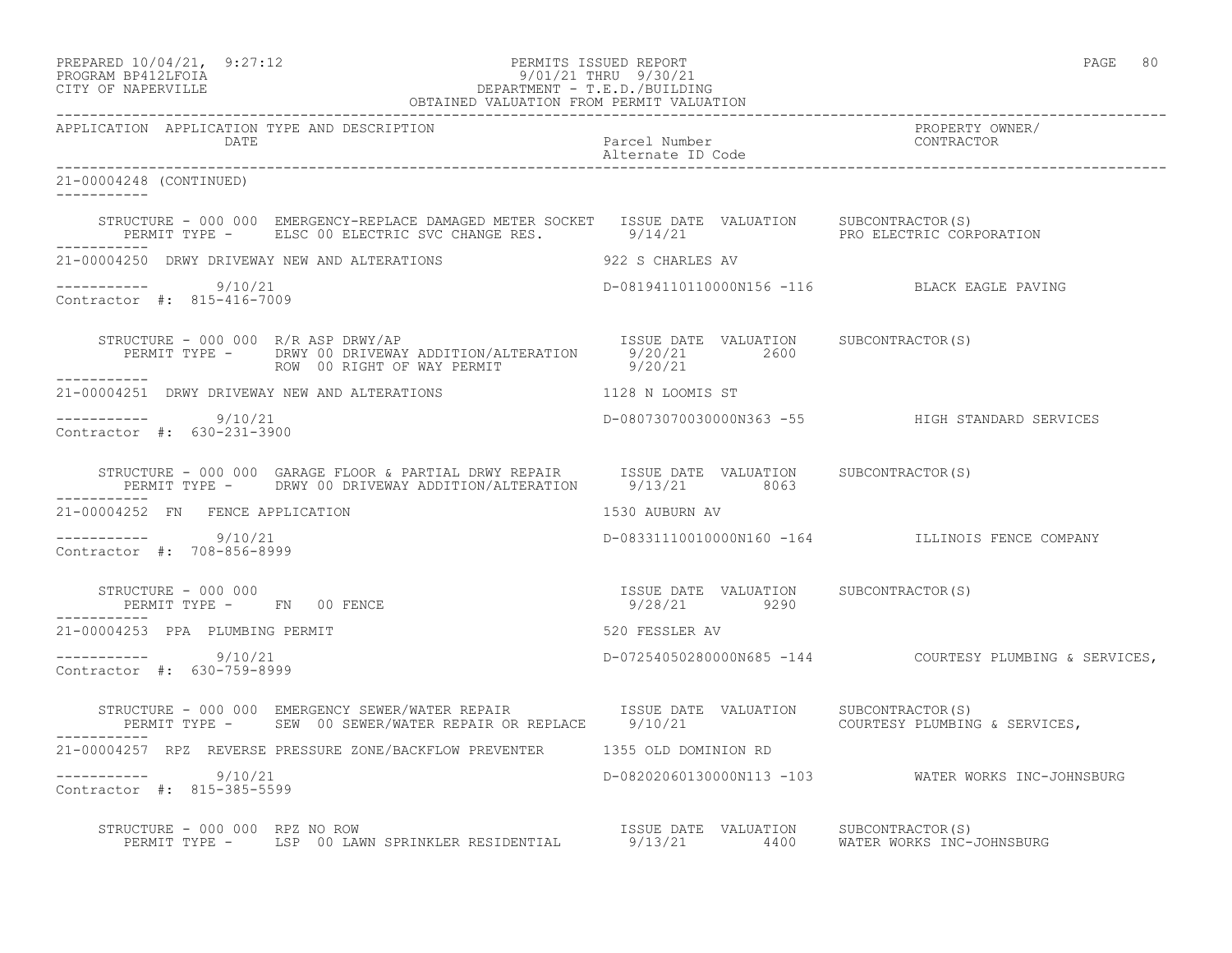PREPARED 10/04/21, 9:27:12
PROGRAM BP412LFOIA
CITY OF NAPERVILLE

PERMITS ISSUED REPORT
9/01/21 THRU 9/30/21
DEPARTMENT - T.E.D./BUILDING
OBTAINED VALUATION FROM PERMIT VALUATION

| APPLICATION | APPLICATION TYPE AND DESCRIPTION / DATE | Parcel Number / Alternate ID Code | PROPERTY OWNER/ CONTRACTOR |
|---|---|---|---|

21-00004248 (CONTINUED)

STRUCTURE - 000 000 EMERGENCY-REPLACE DAMAGED METER SOCKET — ISSUE DATE 9/14/21 — VALUATION — SUBCONTRACTOR(S): PRO ELECTRIC CORPORATION
PERMIT TYPE - ELSC 00 ELECTRIC SVC CHANGE RES.

---

21-00004250 DRWY DRIVEWAY NEW AND ALTERATIONS — 922 S CHARLES AV
9/10/21 — D-08194110110000N156 -116 — BLACK EAGLE PAVING
Contractor #: 815-416-7009

STRUCTURE - 000 000 R/R ASP DRWY/AP — SUBCONTRACTOR(S)

| PERMIT TYPE | ISSUE DATE | VALUATION |
|---|---|---|
| DRWY 00 DRIVEWAY ADDITION/ALTERATION | 9/20/21 | 2600 |
| ROW 00 RIGHT OF WAY PERMIT | 9/20/21 | |

---

21-00004251 DRWY DRIVEWAY NEW AND ALTERATIONS — 1128 N LOOMIS ST
9/10/21 — D-08073070030000N363 -55 — HIGH STANDARD SERVICES
Contractor #: 630-231-3900

STRUCTURE - 000 000 GARAGE FLOOR & PARTIAL DRWY REPAIR — SUBCONTRACTOR(S)
PERMIT TYPE - DRWY 00 DRIVEWAY ADDITION/ALTERATION — ISSUE DATE 9/13/21 — VALUATION 8063

---

21-00004252 FN FENCE APPLICATION — 1530 AUBURN AV
9/10/21 — D-08331110010000N160 -164 — ILLINOIS FENCE COMPANY
Contractor #: 708-856-8999

STRUCTURE - 000 000 — SUBCONTRACTOR(S)
PERMIT TYPE - FN 00 FENCE — ISSUE DATE 9/28/21 — VALUATION 9290

---

21-00004253 PPA PLUMBING PERMIT — 520 FESSLER AV
9/10/21 — D-07254050280000N685 -144 — COURTESY PLUMBING & SERVICES,
Contractor #: 630-759-8999

STRUCTURE - 000 000 EMERGENCY SEWER/WATER REPAIR — SUBCONTRACTOR(S): COURTESY PLUMBING & SERVICES,
PERMIT TYPE - SEW 00 SEWER/WATER REPAIR OR REPLACE — ISSUE DATE 9/10/21 — VALUATION

---

21-00004257 RPZ REVERSE PRESSURE ZONE/BACKFLOW PREVENTER — 1355 OLD DOMINION RD
9/10/21 — D-08202060130000N113 -103 — WATER WORKS INC-JOHNSBURG
Contractor #: 815-385-5599

STRUCTURE - 000 000 RPZ NO ROW — SUBCONTRACTOR(S): WATER WORKS INC-JOHNSBURG
PERMIT TYPE - LSP 00 LAWN SPRINKLER RESIDENTIAL — ISSUE DATE 9/13/21 — VALUATION 4400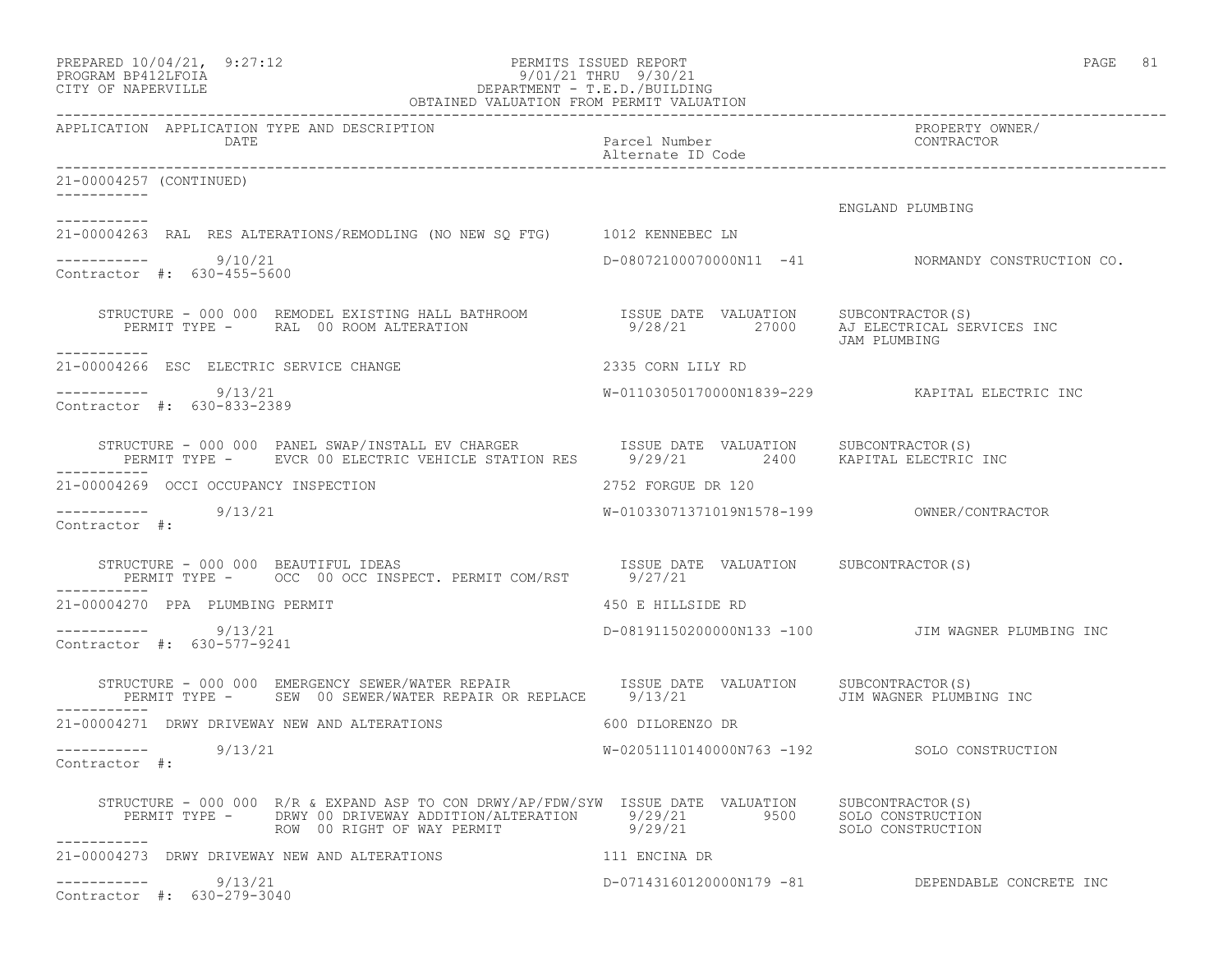PREPARED 10/04/21, 9:27:12
PROGRAM BP412LFOIA
CITY OF NAPERVILLE

PERMITS ISSUED REPORT
9/01/21 THRU 9/30/21
DEPARTMENT - T.E.D./BUILDING
OBTAINED VALUATION FROM PERMIT VALUATION

| APPLICATION | APPLICATION TYPE AND DESCRIPTION / DATE | Parcel Number / Alternate ID Code | PROPERTY OWNER/ CONTRACTOR |
|---|---|---|---|

21-00004257 (CONTINUED)

ENGLAND PLUMBING

---

21-00004263 RAL RES ALTERATIONS/REMODLING (NO NEW SQ FTG) 1012 KENNEBEC LN

9/10/21 D-08072100070000N11 -41 NORMANDY CONSTRUCTION CO.
Contractor #: 630-455-5600

STRUCTURE - 000 000 REMODEL EXISTING HALL BATHROOM
PERMIT TYPE - RAL 00 ROOM ALTERATION

| ISSUE DATE | VALUATION | SUBCONTRACTOR(S) |
|---|---|---|
| 9/28/21 | 27000 | AJ ELECTRICAL SERVICES INC |
| | | JAM PLUMBING |

---

21-00004266 ESC ELECTRIC SERVICE CHANGE 2335 CORN LILY RD

9/13/21 W-01103050170000N1839-229 KAPITAL ELECTRIC INC
Contractor #: 630-833-2389

STRUCTURE - 000 000 PANEL SWAP/INSTALL EV CHARGER
PERMIT TYPE - EVCR 00 ELECTRIC VEHICLE STATION RES

| ISSUE DATE | VALUATION | SUBCONTRACTOR(S) |
|---|---|---|
| 9/29/21 | 2400 | KAPITAL ELECTRIC INC |

---

21-00004269 OCCI OCCUPANCY INSPECTION 2752 FORGUE DR 120

9/13/21 W-01033071371019N1578-199 OWNER/CONTRACTOR
Contractor #:

STRUCTURE - 000 000 BEAUTIFUL IDEAS
PERMIT TYPE - OCC 00 OCC INSPECT. PERMIT COM/RST

| ISSUE DATE | VALUATION | SUBCONTRACTOR(S) |
|---|---|---|
| 9/27/21 | | |

---

21-00004270 PPA PLUMBING PERMIT 450 E HILLSIDE RD

9/13/21 D-08191150200000N133 -100 JIM WAGNER PLUMBING INC
Contractor #: 630-577-9241

STRUCTURE - 000 000 EMERGENCY SEWER/WATER REPAIR
PERMIT TYPE - SEW 00 SEWER/WATER REPAIR OR REPLACE

| ISSUE DATE | VALUATION | SUBCONTRACTOR(S) |
|---|---|---|
| 9/13/21 | | JIM WAGNER PLUMBING INC |

---

21-00004271 DRWY DRIVEWAY NEW AND ALTERATIONS 600 DILORENZO DR

9/13/21 W-02051110140000N763 -192 SOLO CONSTRUCTION
Contractor #:

STRUCTURE - 000 000 R/R & EXPAND ASP TO CON DRWY/AP/FDW/SYW
PERMIT TYPE - DRWY 00 DRIVEWAY ADDITION/ALTERATION
ROW 00 RIGHT OF WAY PERMIT

| ISSUE DATE | VALUATION | SUBCONTRACTOR(S) |
|---|---|---|
| 9/29/21 | 9500 | SOLO CONSTRUCTION |
| 9/29/21 | | SOLO CONSTRUCTION |

---

21-00004273 DRWY DRIVEWAY NEW AND ALTERATIONS 111 ENCINA DR

9/13/21 D-07143160120000N179 -81 DEPENDABLE CONCRETE INC
Contractor #: 630-279-3040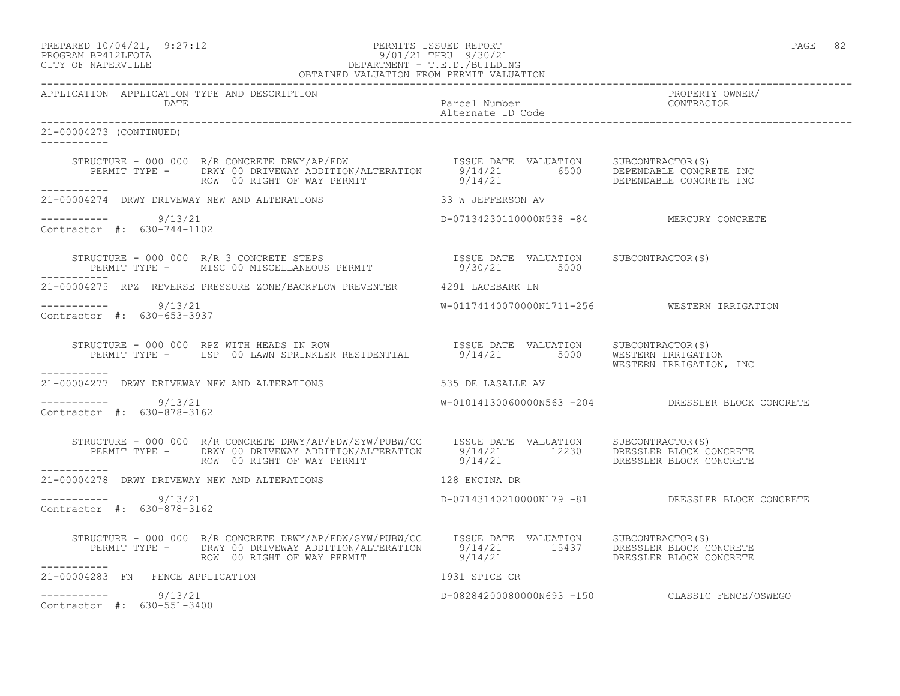PREPARED 10/04/21, 9:27:12 PERMITS ISSUED REPORT
PROGRAM BP412LFOIA 9/01/21 THRU 9/30/21
CITY OF NAPERVILLE DEPARTMENT - T.E.D./BUILDING
OBTAINED VALUATION FROM PERMIT VALUATION

| APPLICATION | APPLICATION TYPE AND DESCRIPTION DATE | Parcel Number Alternate ID Code | PROPERTY OWNER/ CONTRACTOR |
|---|---|---|---|

21-00004273 (CONTINUED)

STRUCTURE - 000 000 R/R CONCRETE DRWY/AP/FDW — ISSUE DATE / VALUATION / SUBCONTRACTOR(S)
PERMIT TYPE - DRWY 00 DRIVEWAY ADDITION/ALTERATION 9/14/21 6500 DEPENDABLE CONCRETE INC
ROW 00 RIGHT OF WAY PERMIT 9/14/21 DEPENDABLE CONCRETE INC

21-00004274 DRWY DRIVEWAY NEW AND ALTERATIONS 33 W JEFFERSON AV
9/13/21 D-07134230110000N538 -84 MERCURY CONCRETE
Contractor #: 630-744-1102

STRUCTURE - 000 000 R/R 3 CONCRETE STEPS — ISSUE DATE / VALUATION / SUBCONTRACTOR(S)
PERMIT TYPE - MISC 00 MISCELLANEOUS PERMIT 9/30/21 5000

21-00004275 RPZ REVERSE PRESSURE ZONE/BACKFLOW PREVENTER 4291 LACEBARK LN
9/13/21 W-01174140070000N1711-256 WESTERN IRRIGATION
Contractor #: 630-653-3937

STRUCTURE - 000 000 RPZ WITH HEADS IN ROW — ISSUE DATE / VALUATION / SUBCONTRACTOR(S)
PERMIT TYPE - LSP 00 LAWN SPRINKLER RESIDENTIAL 9/14/21 5000 WESTERN IRRIGATION
WESTERN IRRIGATION, INC

21-00004277 DRWY DRIVEWAY NEW AND ALTERATIONS 535 DE LASALLE AV
9/13/21 W-01014130060000N563 -204 DRESSLER BLOCK CONCRETE
Contractor #: 630-878-3162

STRUCTURE - 000 000 R/R CONCRETE DRWY/AP/FDW/SYW/PUBW/CC — ISSUE DATE / VALUATION / SUBCONTRACTOR(S)
PERMIT TYPE - DRWY 00 DRIVEWAY ADDITION/ALTERATION 9/14/21 12230 DRESSLER BLOCK CONCRETE
ROW 00 RIGHT OF WAY PERMIT 9/14/21 DRESSLER BLOCK CONCRETE

21-00004278 DRWY DRIVEWAY NEW AND ALTERATIONS 128 ENCINA DR
9/13/21 D-07143140210000N179 -81 DRESSLER BLOCK CONCRETE
Contractor #: 630-878-3162

STRUCTURE - 000 000 R/R CONCRETE DRWY/AP/FDW/SYW/PUBW/CC — ISSUE DATE / VALUATION / SUBCONTRACTOR(S)
PERMIT TYPE - DRWY 00 DRIVEWAY ADDITION/ALTERATION 9/14/21 15437 DRESSLER BLOCK CONCRETE
ROW 00 RIGHT OF WAY PERMIT 9/14/21 DRESSLER BLOCK CONCRETE

21-00004283 FN FENCE APPLICATION 1931 SPICE CR
9/13/21 D-08284200080000N693 -150 CLASSIC FENCE/OSWEGO
Contractor #: 630-551-3400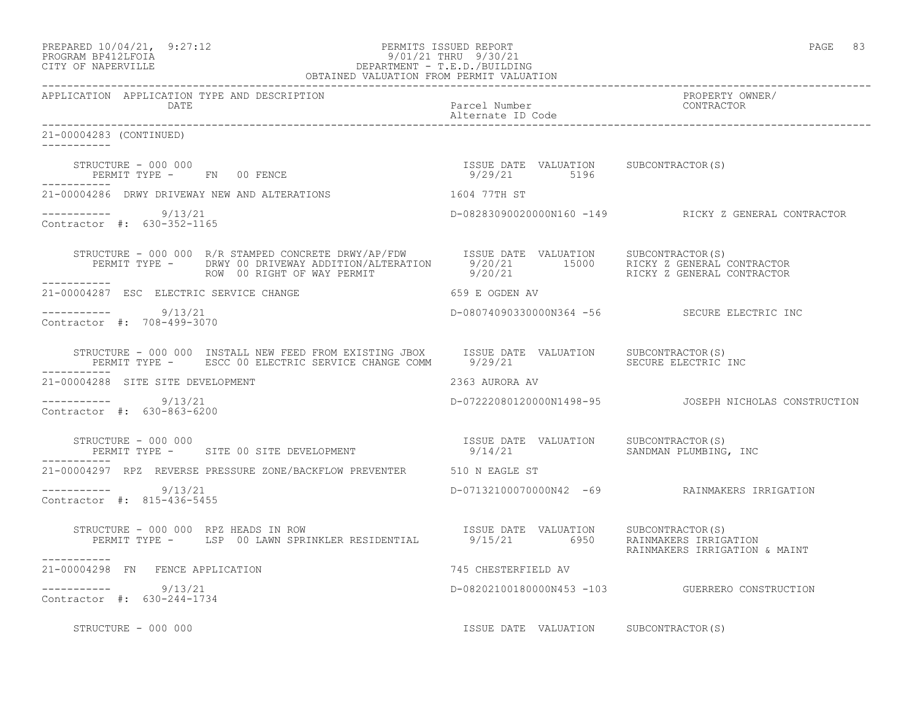PREPARED 10/04/21, 9:27:12 PERMITS ISSUED REPORT
PROGRAM BP412LFOIA 9/01/21 THRU 9/30/21
CITY OF NAPERVILLE DEPARTMENT - T.E.D./BUILDING
OBTAINED VALUATION FROM PERMIT VALUATION

APPLICATION APPLICATION TYPE AND DESCRIPTION | DATE | Parcel Number / Alternate ID Code | PROPERTY OWNER/ CONTRACTOR

---

**21-00004283 (CONTINUED)**

STRUCTURE - 000 000 | ISSUE DATE VALUATION SUBCONTRACTOR(S)
PERMIT TYPE - FN 00 FENCE | 9/29/21 5196

---

**21-00004286 DRWY DRIVEWAY NEW AND ALTERATIONS** — 1604 77TH ST

9/13/21 — D-08283090020000N160 -149 — RICKY Z GENERAL CONTRACTOR
Contractor #: 630-352-1165

STRUCTURE - 000 000 R/R STAMPED CONCRETE DRWY/AP/FDW | ISSUE DATE VALUATION SUBCONTRACTOR(S)
PERMIT TYPE - DRWY 00 DRIVEWAY ADDITION/ALTERATION | 9/20/21 15000 | RICKY Z GENERAL CONTRACTOR
ROW 00 RIGHT OF WAY PERMIT | 9/20/21 | RICKY Z GENERAL CONTRACTOR

---

**21-00004287 ESC ELECTRIC SERVICE CHANGE** — 659 E OGDEN AV

9/13/21 — D-08074090330000N364 -56 — SECURE ELECTRIC INC
Contractor #: 708-499-3070

STRUCTURE - 000 000 INSTALL NEW FEED FROM EXISTING JBOX | ISSUE DATE VALUATION SUBCONTRACTOR(S)
PERMIT TYPE - ESCC 00 ELECTRIC SERVICE CHANGE COMM | 9/29/21 | SECURE ELECTRIC INC

---

**21-00004288 SITE SITE DEVELOPMENT** — 2363 AURORA AV

9/13/21 — D-07222080120000N1498-95 — JOSEPH NICHOLAS CONSTRUCTION
Contractor #: 630-863-6200

STRUCTURE - 000 000 | ISSUE DATE VALUATION SUBCONTRACTOR(S)
PERMIT TYPE - SITE 00 SITE DEVELOPMENT | 9/14/21 | SANDMAN PLUMBING, INC

---

**21-00004297 RPZ REVERSE PRESSURE ZONE/BACKFLOW PREVENTER** — 510 N EAGLE ST

9/13/21 — D-07132100070000N42 -69 — RAINMAKERS IRRIGATION
Contractor #: 815-436-5455

STRUCTURE - 000 000 RPZ HEADS IN ROW | ISSUE DATE VALUATION SUBCONTRACTOR(S)
PERMIT TYPE - LSP 00 LAWN SPRINKLER RESIDENTIAL | 9/15/21 6950 | RAINMAKERS IRRIGATION
RAINMAKERS IRRIGATION & MAINT

---

**21-00004298 FN FENCE APPLICATION** — 745 CHESTERFIELD AV

9/13/21 — D-08202100180000N453 -103 — GUERRERO CONSTRUCTION
Contractor #: 630-244-1734

STRUCTURE - 000 000 | ISSUE DATE VALUATION SUBCONTRACTOR(S)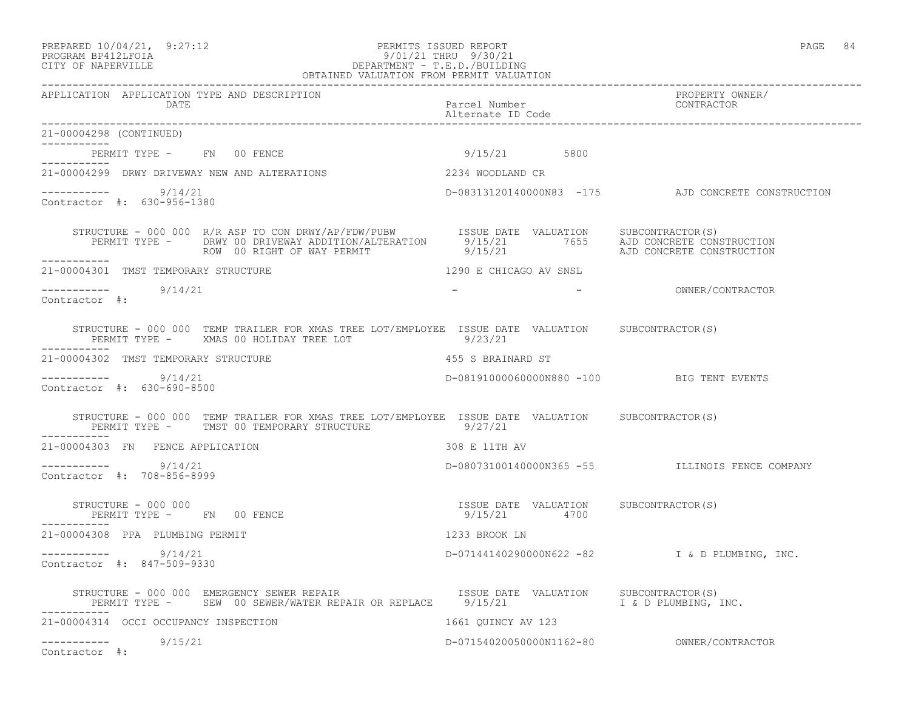PREPARED 10/04/21, 9:27:12 PERMITS ISSUED REPORT
PROGRAM BP412LFOIA 9/01/21 THRU 9/30/21
CITY OF NAPERVILLE DEPARTMENT - T.E.D./BUILDING
OBTAINED VALUATION FROM PERMIT VALUATION

| APPLICATION | APPLICATION TYPE AND DESCRIPTION / DATE | Parcel Number / Alternate ID Code | PROPERTY OWNER/ CONTRACTOR |
|---|---|---|---|

21-00004298 (CONTINUED)

PERMIT TYPE - FN 00 FENCE 9/15/21 5800

---

21-00004299 DRWY DRIVEWAY NEW AND ALTERATIONS — 2234 WOODLAND CR

9/14/21 — D-08313120140000N83 -175 — AJD CONCRETE CONSTRUCTION
Contractor #: 630-956-1380

STRUCTURE - 000 000 R/R ASP TO CON DRWY/AP/FDW/PUBW — ISSUE DATE VALUATION SUBCONTRACTOR(S)
PERMIT TYPE - DRWY 00 DRIVEWAY ADDITION/ALTERATION 9/15/21 7655 AJD CONCRETE CONSTRUCTION
ROW 00 RIGHT OF WAY PERMIT 9/15/21 AJD CONCRETE CONSTRUCTION

---

21-00004301 TMST TEMPORARY STRUCTURE — 1290 E CHICAGO AV SNSL

9/14/21 — - - — OWNER/CONTRACTOR
Contractor #:

STRUCTURE - 000 000 TEMP TRAILER FOR XMAS TREE LOT/EMPLOYEE ISSUE DATE VALUATION SUBCONTRACTOR(S)
PERMIT TYPE - XMAS 00 HOLIDAY TREE LOT 9/23/21

---

21-00004302 TMST TEMPORARY STRUCTURE — 455 S BRAINARD ST

9/14/21 — D-08191000060000N880 -100 — BIG TENT EVENTS
Contractor #: 630-690-8500

STRUCTURE - 000 000 TEMP TRAILER FOR XMAS TREE LOT/EMPLOYEE ISSUE DATE VALUATION SUBCONTRACTOR(S)
PERMIT TYPE - TMST 00 TEMPORARY STRUCTURE 9/27/21

---

21-00004303 FN FENCE APPLICATION — 308 E 11TH AV

9/14/21 — D-08073100140000N365 -55 — ILLINOIS FENCE COMPANY
Contractor #: 708-856-8999

STRUCTURE - 000 000 ISSUE DATE VALUATION SUBCONTRACTOR(S)
PERMIT TYPE - FN 00 FENCE 9/15/21 4700

---

21-00004308 PPA PLUMBING PERMIT — 1233 BROOK LN

9/14/21 — D-07144140290000N622 -82 — I & D PLUMBING, INC.
Contractor #: 847-509-9330

STRUCTURE - 000 000 EMERGENCY SEWER REPAIR ISSUE DATE VALUATION SUBCONTRACTOR(S)
PERMIT TYPE - SEW 00 SEWER/WATER REPAIR OR REPLACE 9/15/21 I & D PLUMBING, INC.

---

21-00004314 OCCI OCCUPANCY INSPECTION — 1661 QUINCY AV 123

9/15/21 — D-07154020050000N1162-80 — OWNER/CONTRACTOR
Contractor #: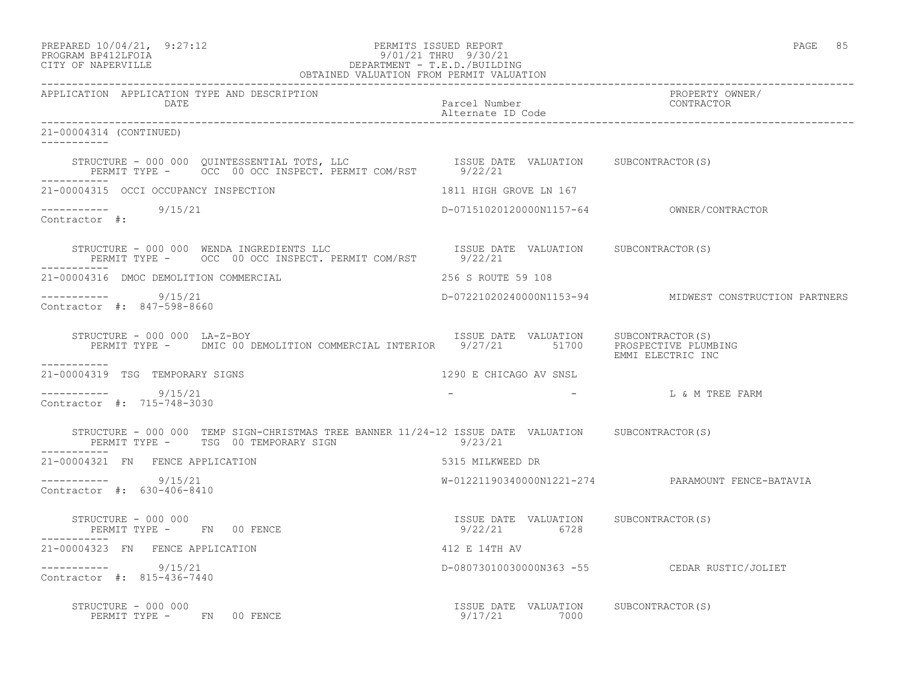PERMITS ISSUED REPORT
9/01/21 THRU 9/30/21
DEPARTMENT - T.E.D./BUILDING
OBTAINED VALUATION FROM PERMIT VALUATION

PREPARED 10/04/21, 9:27:12
PROGRAM BP412LFOIA
CITY OF NAPERVILLE

| APPLICATION | APPLICATION TYPE AND DESCRIPTION / DATE | Parcel Number / Alternate ID Code | PROPERTY OWNER/ CONTRACTOR |
|---|---|---|---|

**21-00004314 (CONTINUED)**

STRUCTURE - 000 000 QUINTESSENTIAL TOTS, LLC — ISSUE DATE 9/22/21 — VALUATION — SUBCONTRACTOR(S)
PERMIT TYPE - OCC 00 OCC INSPECT. PERMIT COM/RST

**21-00004315 OCCI OCCUPANCY INSPECTION** — 1811 HIGH GROVE LN 167
9/15/21 — D-07151020120000N1157-64 — OWNER/CONTRACTOR
Contractor #:

STRUCTURE - 000 000 WENDA INGREDIENTS LLC — ISSUE DATE 9/22/21 — VALUATION — SUBCONTRACTOR(S)
PERMIT TYPE - OCC 00 OCC INSPECT. PERMIT COM/RST

**21-00004316 DMOC DEMOLITION COMMERCIAL** — 256 S ROUTE 59 108
9/15/21 — D-07221020240000N1153-94 — MIDWEST CONSTRUCTION PARTNERS
Contractor #: 847-598-8660

STRUCTURE - 000 000 LA-Z-BOY — ISSUE DATE 9/27/21 — VALUATION 51700 — SUBCONTRACTOR(S) PROSPECTIVE PLUMBING, EMMI ELECTRIC INC
PERMIT TYPE - DMIC 00 DEMOLITION COMMERCIAL INTERIOR

**21-00004319 TSG TEMPORARY SIGNS** — 1290 E CHICAGO AV SNSL
9/15/21 — - - — L & M TREE FARM
Contractor #: 715-748-3030

STRUCTURE - 000 000 TEMP SIGN-CHRISTMAS TREE BANNER 11/24-12 — ISSUE DATE 9/23/21 — VALUATION — SUBCONTRACTOR(S)
PERMIT TYPE - TSG 00 TEMPORARY SIGN

**21-00004321 FN FENCE APPLICATION** — 5315 MILKWEED DR
9/15/21 — W-01221190340000N1221-274 — PARAMOUNT FENCE-BATAVIA
Contractor #: 630-406-8410

STRUCTURE - 000 000 — ISSUE DATE 9/22/21 — VALUATION 6728 — SUBCONTRACTOR(S)
PERMIT TYPE - FN 00 FENCE

**21-00004323 FN FENCE APPLICATION** — 412 E 14TH AV
9/15/21 — D-08073010030000N363 -55 — CEDAR RUSTIC/JOLIET
Contractor #: 815-436-7440

STRUCTURE - 000 000 — ISSUE DATE 9/17/21 — VALUATION 7000 — SUBCONTRACTOR(S)
PERMIT TYPE - FN 00 FENCE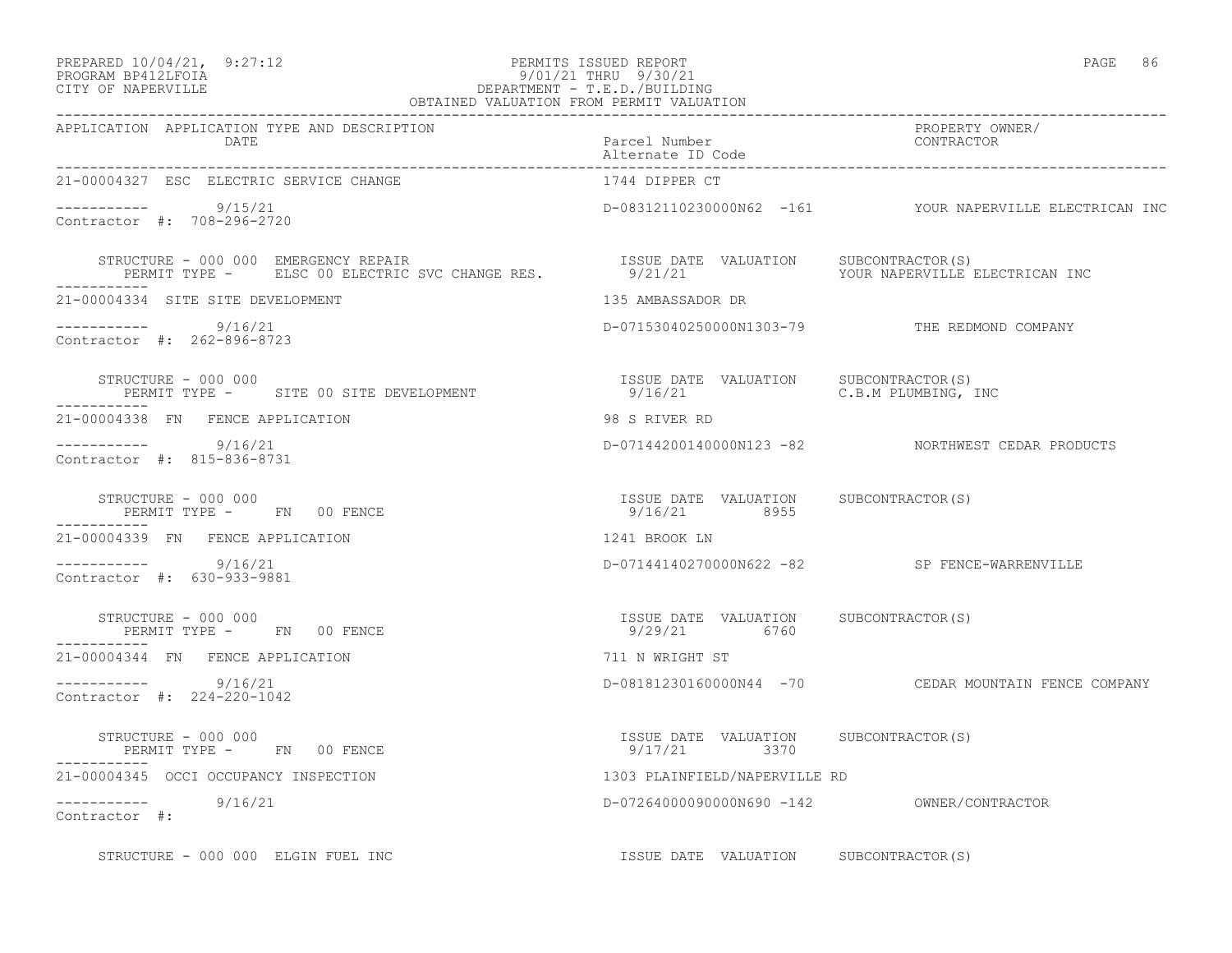PREPARED 10/04/21, 9:27:12 PERMITS ISSUED REPORT PAGE 86
PROGRAM BP412LFOIA 9/01/21 THRU 9/30/21
CITY OF NAPERVILLE DEPARTMENT - T.E.D./BUILDING
OBTAINED VALUATION FROM PERMIT VALUATION

| APPLICATION | APPLICATION TYPE AND DESCRIPTION DATE | Parcel Number Alternate ID Code | PROPERTY OWNER/ CONTRACTOR |
|---|---|---|---|

**21-00004327 ESC ELECTRIC SERVICE CHANGE** — 1744 DIPPER CT

----------- 9/15/21 — D-08312110230000N62 -161 — YOUR NAPERVILLE ELECTRICAN INC
Contractor #: 708-296-2720

STRUCTURE - 000 000 EMERGENCY REPAIR
PERMIT TYPE - ELSC 00 ELECTRIC SVC CHANGE RES.
ISSUE DATE 9/21/21 VALUATION SUBCONTRACTOR(S) YOUR NAPERVILLE ELECTRICAN INC

**21-00004334 SITE SITE DEVELOPMENT** — 135 AMBASSADOR DR

----------- 9/16/21 — D-07153040250000N1303-79 — THE REDMOND COMPANY
Contractor #: 262-896-8723

STRUCTURE - 000 000
PERMIT TYPE - SITE 00 SITE DEVELOPMENT
ISSUE DATE 9/16/21 VALUATION SUBCONTRACTOR(S) C.B.M PLUMBING, INC

**21-00004338 FN FENCE APPLICATION** — 98 S RIVER RD

----------- 9/16/21 — D-07144200140000N123 -82 — NORTHWEST CEDAR PRODUCTS
Contractor #: 815-836-8731

STRUCTURE - 000 000
PERMIT TYPE - FN 00 FENCE
ISSUE DATE 9/16/21 VALUATION 8955 SUBCONTRACTOR(S)

**21-00004339 FN FENCE APPLICATION** — 1241 BROOK LN

----------- 9/16/21 — D-07144140270000N622 -82 — SP FENCE-WARRENVILLE
Contractor #: 630-933-9881

STRUCTURE - 000 000
PERMIT TYPE - FN 00 FENCE
ISSUE DATE 9/29/21 VALUATION 6760 SUBCONTRACTOR(S)

**21-00004344 FN FENCE APPLICATION** — 711 N WRIGHT ST

----------- 9/16/21 — D-08181230160000N44 -70 — CEDAR MOUNTAIN FENCE COMPANY
Contractor #: 224-220-1042

STRUCTURE - 000 000
PERMIT TYPE - FN 00 FENCE
ISSUE DATE 9/17/21 VALUATION 3370 SUBCONTRACTOR(S)

**21-00004345 OCCI OCCUPANCY INSPECTION** — 1303 PLAINFIELD/NAPERVILLE RD

----------- 9/16/21 — D-07264000090000N690 -142 — OWNER/CONTRACTOR
Contractor #:

STRUCTURE - 000 000 ELGIN FUEL INC
ISSUE DATE VALUATION SUBCONTRACTOR(S)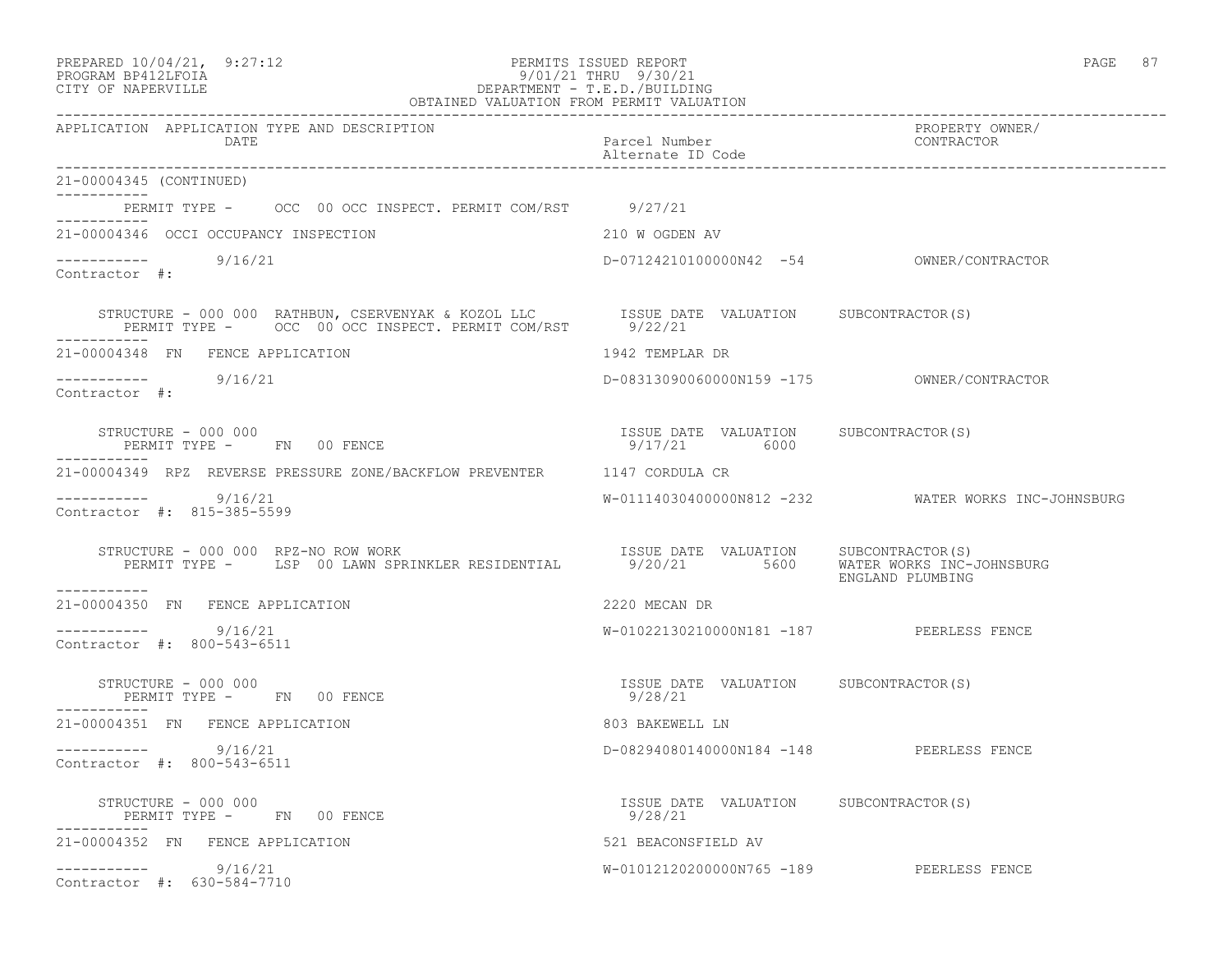PREPARED 10/04/21, 9:27:12 PERMITS ISSUED REPORT
PROGRAM BP412LFOIA 9/01/21 THRU 9/30/21
CITY OF NAPERVILLE DEPARTMENT - T.E.D./BUILDING
OBTAINED VALUATION FROM PERMIT VALUATION

| APPLICATION | APPLICATION TYPE AND DESCRIPTION DATE | Parcel Number Alternate ID Code | PROPERTY OWNER/ CONTRACTOR |
|---|---|---|---|

21-00004345 (CONTINUED)

PERMIT TYPE - OCC 00 OCC INSPECT. PERMIT COM/RST 9/27/21

---

21-00004346 OCCI OCCUPANCY INSPECTION — 210 W OGDEN AV

9/16/21 — D-07124210100000N42 -54 — OWNER/CONTRACTOR
Contractor #:

STRUCTURE - 000 000 RATHBUN, CSERVENYAK & KOZOL LLC — ISSUE DATE VALUATION SUBCONTRACTOR(S)
PERMIT TYPE - OCC 00 OCC INSPECT. PERMIT COM/RST — 9/22/21

---

21-00004348 FN FENCE APPLICATION — 1942 TEMPLAR DR

9/16/21 — D-08313090060000N159 -175 — OWNER/CONTRACTOR
Contractor #:

STRUCTURE - 000 000 — ISSUE DATE VALUATION SUBCONTRACTOR(S)
PERMIT TYPE - FN 00 FENCE — 9/17/21 6000

---

21-00004349 RPZ REVERSE PRESSURE ZONE/BACKFLOW PREVENTER — 1147 CORDULA CR

9/16/21 — W-01114030400000N812 -232 — WATER WORKS INC-JOHNSBURG
Contractor #: 815-385-5599

STRUCTURE - 000 000 RPZ-NO ROW WORK — ISSUE DATE VALUATION SUBCONTRACTOR(S)
PERMIT TYPE - LSP 00 LAWN SPRINKLER RESIDENTIAL — 9/20/21 5600 — WATER WORKS INC-JOHNSBURG, ENGLAND PLUMBING

---

21-00004350 FN FENCE APPLICATION — 2220 MECAN DR

9/16/21 — W-01022130210000N181 -187 — PEERLESS FENCE
Contractor #: 800-543-6511

STRUCTURE - 000 000 — ISSUE DATE VALUATION SUBCONTRACTOR(S)
PERMIT TYPE - FN 00 FENCE — 9/28/21

---

21-00004351 FN FENCE APPLICATION — 803 BAKEWELL LN

9/16/21 — D-08294080140000N184 -148 — PEERLESS FENCE
Contractor #: 800-543-6511

STRUCTURE - 000 000 — ISSUE DATE VALUATION SUBCONTRACTOR(S)
PERMIT TYPE - FN 00 FENCE — 9/28/21

---

21-00004352 FN FENCE APPLICATION — 521 BEACONSFIELD AV

9/16/21 — W-01012120200000N765 -189 — PEERLESS FENCE
Contractor #: 630-584-7710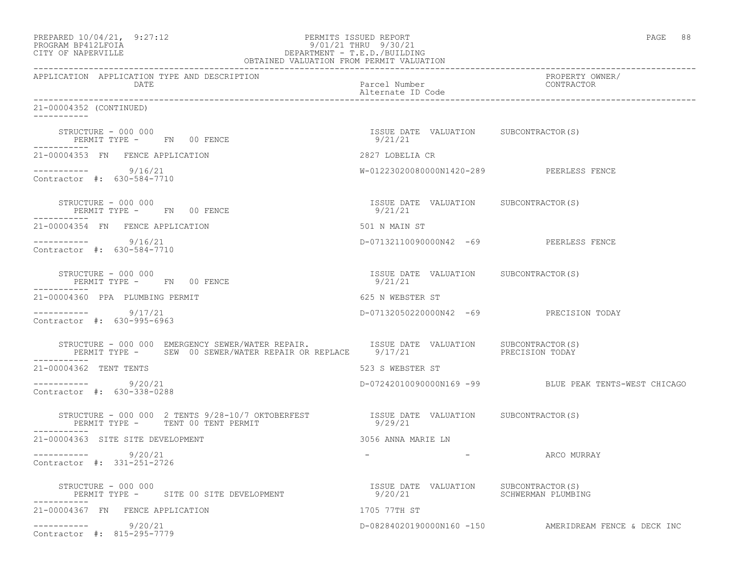PREPARED 10/04/21, 9:27:12
PROGRAM BP412LFOIA
CITY OF NAPERVILLE

PERMITS ISSUED REPORT
9/01/21 THRU 9/30/21
DEPARTMENT - T.E.D./BUILDING
OBTAINED VALUATION FROM PERMIT VALUATION

| APPLICATION | APPLICATION TYPE AND DESCRIPTION DATE | Parcel Number / Alternate ID Code | PROPERTY OWNER/ CONTRACTOR |
|---|---|---|---|

21-00004352 (CONTINUED)

STRUCTURE - 000 000
PERMIT TYPE - FN 00 FENCE
ISSUE DATE 9/21/21 VALUATION SUBCONTRACTOR(S)

21-00004353 FN FENCE APPLICATION — 2827 LOBELIA CR
9/16/21 — W-01223020080000N1420-289 — PEERLESS FENCE
Contractor #: 630-584-7710

STRUCTURE - 000 000
PERMIT TYPE - FN 00 FENCE
ISSUE DATE 9/21/21 VALUATION SUBCONTRACTOR(S)

21-00004354 FN FENCE APPLICATION — 501 N MAIN ST
9/16/21 — D-07132110090000N42 -69 — PEERLESS FENCE
Contractor #: 630-584-7710

STRUCTURE - 000 000
PERMIT TYPE - FN 00 FENCE
ISSUE DATE 9/21/21 VALUATION SUBCONTRACTOR(S)

21-00004360 PPA PLUMBING PERMIT — 625 N WEBSTER ST
9/17/21 — D-07132050220000N42 -69 — PRECISION TODAY
Contractor #: 630-995-6963

STRUCTURE - 000 000 EMERGENCY SEWER/WATER REPAIR.
PERMIT TYPE - SEW 00 SEWER/WATER REPAIR OR REPLACE
ISSUE DATE 9/17/21 VALUATION SUBCONTRACTOR(S) PRECISION TODAY

21-00004362 TENT TENTS — 523 S WEBSTER ST
9/20/21 — D-07242010090000N169 -99 — BLUE PEAK TENTS-WEST CHICAGO
Contractor #: 630-338-0288

STRUCTURE - 000 000 2 TENTS 9/28-10/7 OKTOBERFEST
PERMIT TYPE - TENT 00 TENT PERMIT
ISSUE DATE 9/29/21 VALUATION SUBCONTRACTOR(S)

21-00004363 SITE SITE DEVELOPMENT — 3056 ANNA MARIE LN
9/20/21 — - - — ARCO MURRAY
Contractor #: 331-251-2726

STRUCTURE - 000 000
PERMIT TYPE - SITE 00 SITE DEVELOPMENT
ISSUE DATE 9/20/21 VALUATION SUBCONTRACTOR(S) SCHWERMAN PLUMBING

21-00004367 FN FENCE APPLICATION — 1705 77TH ST
9/20/21 — D-08284020190000N160 -150 — AMERIDREAM FENCE & DECK INC
Contractor #: 815-295-7779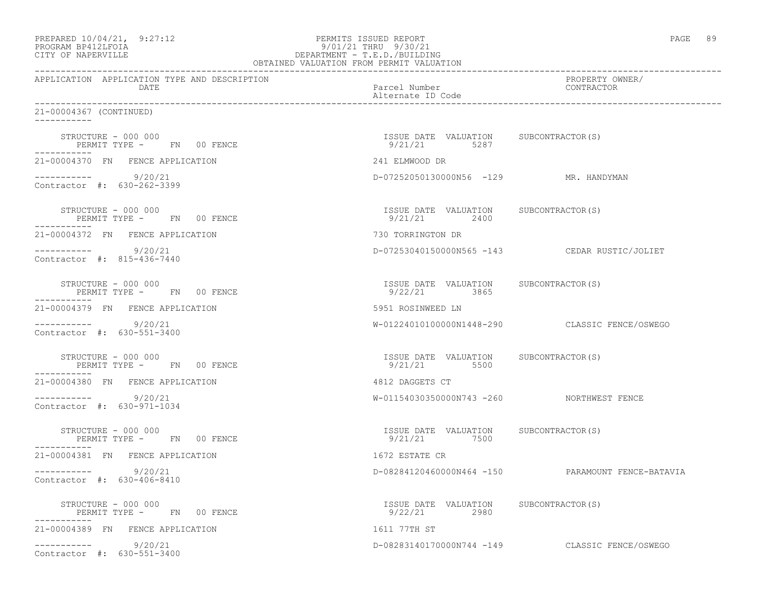PREPARED 10/04/21, 9:27:12 PERMITS ISSUED REPORT
PROGRAM BP412LFOIA 9/01/21 THRU 9/30/21
CITY OF NAPERVILLE DEPARTMENT - T.E.D./BUILDING
OBTAINED VALUATION FROM PERMIT VALUATION

| APPLICATION | APPLICATION TYPE AND DESCRIPTION / DATE | Parcel Number / Alternate ID Code | PROPERTY OWNER/ CONTRACTOR |
|---|---|---|---|

21-00004367 (CONTINUED)

STRUCTURE - 000 000 — PERMIT TYPE - FN 00 FENCE — ISSUE DATE 9/21/21 — VALUATION 5287 — SUBCONTRACTOR(S)

21-00004370 FN FENCE APPLICATION — 241 ELMWOOD DR
9/20/21 — D-07252050130000N56 -129 — MR. HANDYMAN
Contractor #: 630-262-3399

STRUCTURE - 000 000 — PERMIT TYPE - FN 00 FENCE — ISSUE DATE 9/21/21 — VALUATION 2400 — SUBCONTRACTOR(S)

21-00004372 FN FENCE APPLICATION — 730 TORRINGTON DR
9/20/21 — D-07253040150000N565 -143 — CEDAR RUSTIC/JOLIET
Contractor #: 815-436-7440

STRUCTURE - 000 000 — PERMIT TYPE - FN 00 FENCE — ISSUE DATE 9/22/21 — VALUATION 3865 — SUBCONTRACTOR(S)

21-00004379 FN FENCE APPLICATION — 5951 ROSINWEED LN
9/20/21 — W-01224010100000N1448-290 — CLASSIC FENCE/OSWEGO
Contractor #: 630-551-3400

STRUCTURE - 000 000 — PERMIT TYPE - FN 00 FENCE — ISSUE DATE 9/21/21 — VALUATION 5500 — SUBCONTRACTOR(S)

21-00004380 FN FENCE APPLICATION — 4812 DAGGETS CT
9/20/21 — W-01154030350000N743 -260 — NORTHWEST FENCE
Contractor #: 630-971-1034

STRUCTURE - 000 000 — PERMIT TYPE - FN 00 FENCE — ISSUE DATE 9/21/21 — VALUATION 7500 — SUBCONTRACTOR(S)

21-00004381 FN FENCE APPLICATION — 1672 ESTATE CR
9/20/21 — D-08284120460000N464 -150 — PARAMOUNT FENCE-BATAVIA
Contractor #: 630-406-8410

STRUCTURE - 000 000 — PERMIT TYPE - FN 00 FENCE — ISSUE DATE 9/22/21 — VALUATION 2980 — SUBCONTRACTOR(S)

21-00004389 FN FENCE APPLICATION — 1611 77TH ST
9/20/21 — D-08283140170000N744 -149 — CLASSIC FENCE/OSWEGO
Contractor #: 630-551-3400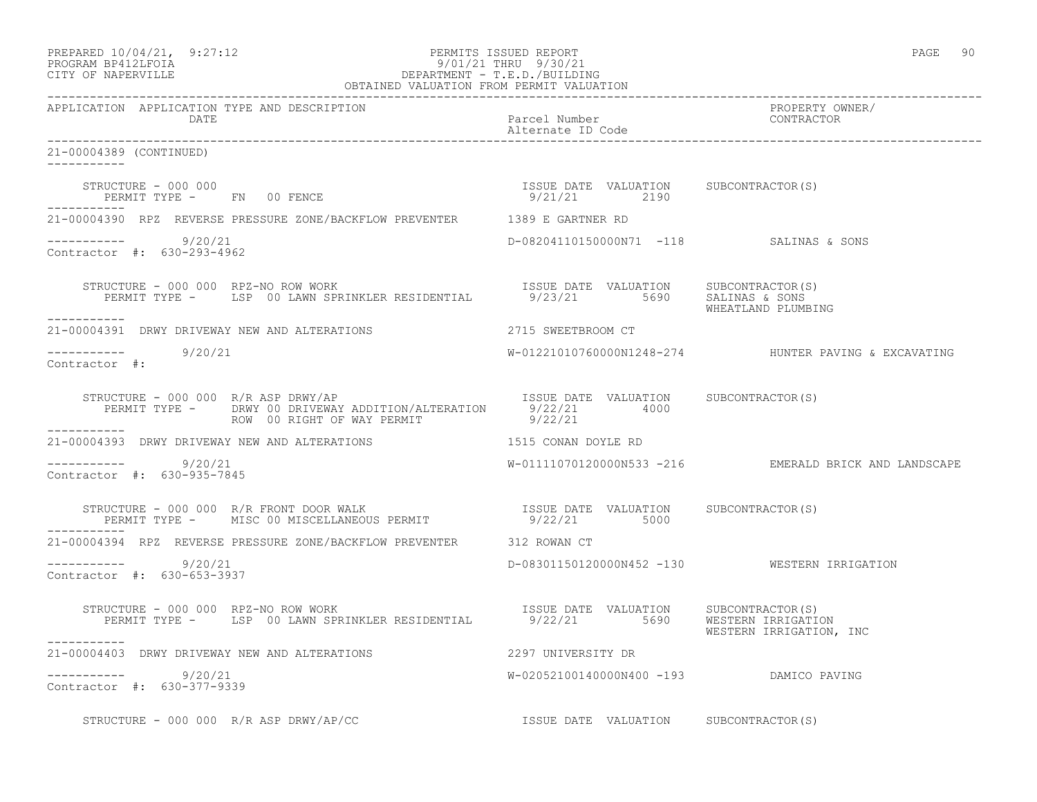PERMITS ISSUED REPORT
9/01/21 THRU 9/30/21
DEPARTMENT - T.E.D./BUILDING
OBTAINED VALUATION FROM PERMIT VALUATION

| APPLICATION | APPLICATION TYPE AND DESCRIPTION / DATE | Parcel Number / Alternate ID Code | PROPERTY OWNER/ CONTRACTOR |
|---|---|---|---|

21-00004389 (CONTINUED)

STRUCTURE - 000 000
PERMIT TYPE - FN 00 FENCE — ISSUE DATE 9/21/21, VALUATION 2190, SUBCONTRACTOR(S)

21-00004390 RPZ REVERSE PRESSURE ZONE/BACKFLOW PREVENTER — 1389 E GARTNER RD
9/20/21 — D-08204110150000N71 -118 — SALINAS & SONS
Contractor #: 630-293-4962

STRUCTURE - 000 000 RPZ-NO ROW WORK
PERMIT TYPE - LSP 00 LAWN SPRINKLER RESIDENTIAL — ISSUE DATE 9/23/21, VALUATION 5690, SUBCONTRACTOR(S) SALINAS & SONS, WHEATLAND PLUMBING

21-00004391 DRWY DRIVEWAY NEW AND ALTERATIONS — 2715 SWEETBROOM CT
9/20/21 — W-01221010760000N1248-274 — HUNTER PAVING & EXCAVATING
Contractor #:

STRUCTURE - 000 000 R/R ASP DRWY/AP
PERMIT TYPE - DRWY 00 DRIVEWAY ADDITION/ALTERATION — ISSUE DATE 9/22/21, VALUATION 4000, SUBCONTRACTOR(S)
ROW 00 RIGHT OF WAY PERMIT — 9/22/21

21-00004393 DRWY DRIVEWAY NEW AND ALTERATIONS — 1515 CONAN DOYLE RD
9/20/21 — W-01111070120000N533 -216 — EMERALD BRICK AND LANDSCAPE
Contractor #: 630-935-7845

STRUCTURE - 000 000 R/R FRONT DOOR WALK
PERMIT TYPE - MISC 00 MISCELLANEOUS PERMIT — ISSUE DATE 9/22/21, VALUATION 5000, SUBCONTRACTOR(S)

21-00004394 RPZ REVERSE PRESSURE ZONE/BACKFLOW PREVENTER — 312 ROWAN CT
9/20/21 — D-08301150120000N452 -130 — WESTERN IRRIGATION
Contractor #: 630-653-3937

STRUCTURE - 000 000 RPZ-NO ROW WORK
PERMIT TYPE - LSP 00 LAWN SPRINKLER RESIDENTIAL — ISSUE DATE 9/22/21, VALUATION 5690, SUBCONTRACTOR(S) WESTERN IRRIGATION, WESTERN IRRIGATION, INC

21-00004403 DRWY DRIVEWAY NEW AND ALTERATIONS — 2297 UNIVERSITY DR
9/20/21 — W-02052100140000N400 -193 — DAMICO PAVING
Contractor #: 630-377-9339

STRUCTURE - 000 000 R/R ASP DRWY/AP/CC — ISSUE DATE VALUATION SUBCONTRACTOR(S)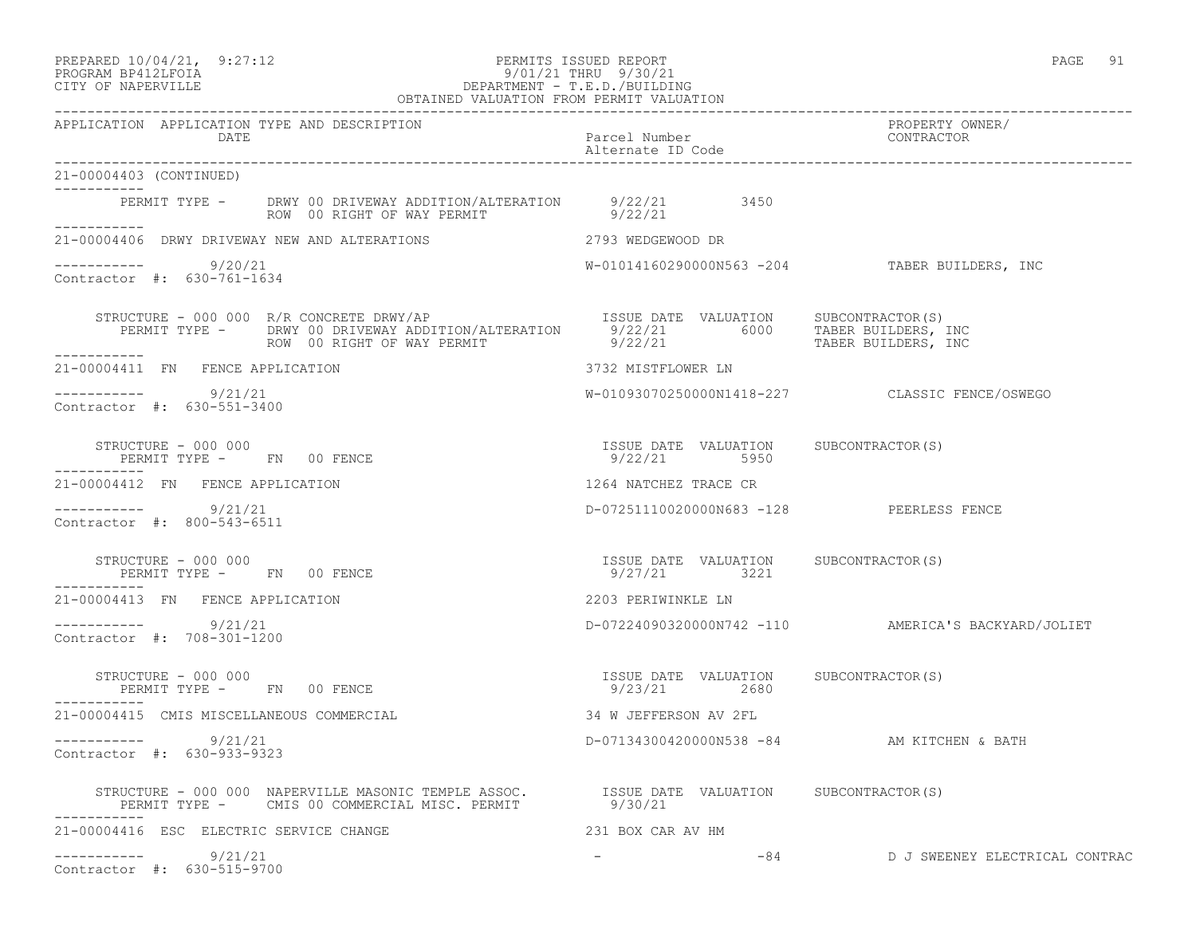PREPARED 10/04/21, 9:27:12 PERMITS ISSUED REPORT
PROGRAM BP412LFOIA 9/01/21 THRU 9/30/21
CITY OF NAPERVILLE DEPARTMENT - T.E.D./BUILDING
OBTAINED VALUATION FROM PERMIT VALUATION

| APPLICATION | APPLICATION TYPE AND DESCRIPTION DATE | Parcel Number Alternate ID Code | PROPERTY OWNER/ CONTRACTOR |
|---|---|---|---|

21-00004403 (CONTINUED)

PERMIT TYPE - DRWY 00 DRIVEWAY ADDITION/ALTERATION 9/22/21 3450
ROW 00 RIGHT OF WAY PERMIT 9/22/21

21-00004406 DRWY DRIVEWAY NEW AND ALTERATIONS 2793 WEDGEWOOD DR

9/20/21 W-01014160290000N563 -204 TABER BUILDERS, INC
Contractor #: 630-761-1634

STRUCTURE - 000 000 R/R CONCRETE DRWY/AP ISSUE DATE VALUATION SUBCONTRACTOR(S)
PERMIT TYPE - DRWY 00 DRIVEWAY ADDITION/ALTERATION 9/22/21 6000 TABER BUILDERS, INC
ROW 00 RIGHT OF WAY PERMIT 9/22/21 TABER BUILDERS, INC

21-00004411 FN FENCE APPLICATION 3732 MISTFLOWER LN

9/21/21 W-01093070250000N1418-227 CLASSIC FENCE/OSWEGO
Contractor #: 630-551-3400

STRUCTURE - 000 000 ISSUE DATE VALUATION SUBCONTRACTOR(S)
PERMIT TYPE - FN 00 FENCE 9/22/21 5950

21-00004412 FN FENCE APPLICATION 1264 NATCHEZ TRACE CR

9/21/21 D-07251110020000N683 -128 PEERLESS FENCE
Contractor #: 800-543-6511

STRUCTURE - 000 000 ISSUE DATE VALUATION SUBCONTRACTOR(S)
PERMIT TYPE - FN 00 FENCE 9/27/21 3221

21-00004413 FN FENCE APPLICATION 2203 PERIWINKLE LN

9/21/21 D-07224090320000N742 -110 AMERICA'S BACKYARD/JOLIET
Contractor #: 708-301-1200

STRUCTURE - 000 000 ISSUE DATE VALUATION SUBCONTRACTOR(S)
PERMIT TYPE - FN 00 FENCE 9/23/21 2680

21-00004415 CMIS MISCELLANEOUS COMMERCIAL 34 W JEFFERSON AV 2FL

9/21/21 D-07134300420000N538 -84 AM KITCHEN & BATH
Contractor #: 630-933-9323

STRUCTURE - 000 000 NAPERVILLE MASONIC TEMPLE ASSOC. ISSUE DATE VALUATION SUBCONTRACTOR(S)
PERMIT TYPE - CMIS 00 COMMERCIAL MISC. PERMIT 9/30/21

21-00004416 ESC ELECTRIC SERVICE CHANGE 231 BOX CAR AV HM

9/21/21 - -84 D J SWEENEY ELECTRICAL CONTRAC
Contractor #: 630-515-9700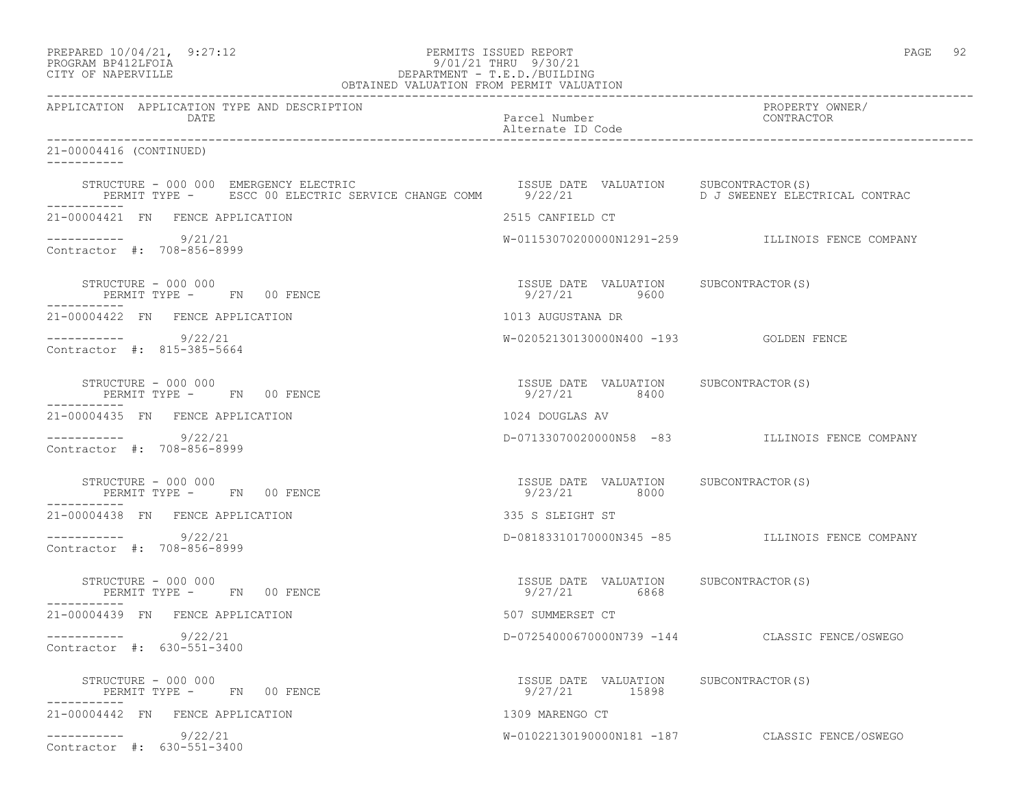PREPARED 10/04/21, 9:27:12
PROGRAM BP412LFOIA
CITY OF NAPERVILLE

PERMITS ISSUED REPORT
9/01/21 THRU 9/30/21
DEPARTMENT - T.E.D./BUILDING
OBTAINED VALUATION FROM PERMIT VALUATION

| APPLICATION | APPLICATION TYPE AND DESCRIPTION / DATE | Parcel Number / Alternate ID Code | PROPERTY OWNER/ CONTRACTOR |
|---|---|---|---|

21-00004416 (CONTINUED)

STRUCTURE - 000 000 EMERGENCY ELECTRIC
PERMIT TYPE - ESCC 00 ELECTRIC SERVICE CHANGE COMM — ISSUE DATE 9/22/21 — VALUATION — SUBCONTRACTOR(S): D J SWEENEY ELECTRICAL CONTRAC

21-00004421 FN FENCE APPLICATION — 2515 CANFIELD CT
9/21/21 — W-01153070200000N1291-259 — ILLINOIS FENCE COMPANY
Contractor #: 708-856-8999

STRUCTURE - 000 000
PERMIT TYPE - FN 00 FENCE — ISSUE DATE 9/27/21 — VALUATION 9600 — SUBCONTRACTOR(S)

21-00004422 FN FENCE APPLICATION — 1013 AUGUSTANA DR
9/22/21 — W-02052130130000N400 -193 — GOLDEN FENCE
Contractor #: 815-385-5664

STRUCTURE - 000 000
PERMIT TYPE - FN 00 FENCE — ISSUE DATE 9/27/21 — VALUATION 8400 — SUBCONTRACTOR(S)

21-00004435 FN FENCE APPLICATION — 1024 DOUGLAS AV
9/22/21 — D-07133070020000N58 -83 — ILLINOIS FENCE COMPANY
Contractor #: 708-856-8999

STRUCTURE - 000 000
PERMIT TYPE - FN 00 FENCE — ISSUE DATE 9/23/21 — VALUATION 8000 — SUBCONTRACTOR(S)

21-00004438 FN FENCE APPLICATION — 335 S SLEIGHT ST
9/22/21 — D-08183310170000N345 -85 — ILLINOIS FENCE COMPANY
Contractor #: 708-856-8999

STRUCTURE - 000 000
PERMIT TYPE - FN 00 FENCE — ISSUE DATE 9/27/21 — VALUATION 6868 — SUBCONTRACTOR(S)

21-00004439 FN FENCE APPLICATION — 507 SUMMERSET CT
9/22/21 — D-07254000670000N739 -144 — CLASSIC FENCE/OSWEGO
Contractor #: 630-551-3400

STRUCTURE - 000 000
PERMIT TYPE - FN 00 FENCE — ISSUE DATE 9/27/21 — VALUATION 15898 — SUBCONTRACTOR(S)

21-00004442 FN FENCE APPLICATION — 1309 MARENGO CT
9/22/21 — W-01022130190000N181 -187 — CLASSIC FENCE/OSWEGO
Contractor #: 630-551-3400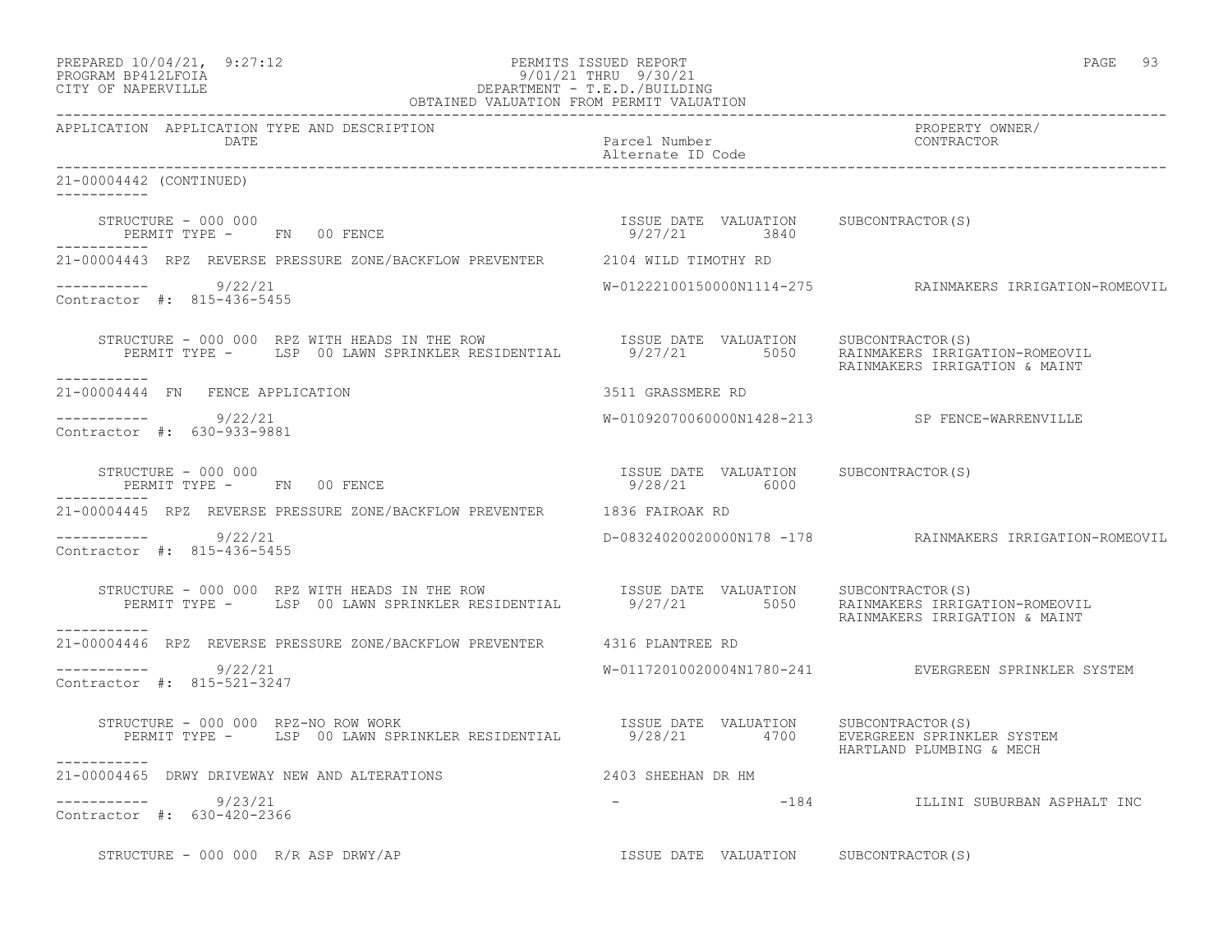PREPARED 10/04/21, 9:27:12
PROGRAM BP412LFOIA
CITY OF NAPERVILLE

PERMITS ISSUED REPORT
9/01/21 THRU 9/30/21
DEPARTMENT - T.E.D./BUILDING
OBTAINED VALUATION FROM PERMIT VALUATION

| APPLICATION | APPLICATION TYPE AND DESCRIPTION DATE | Parcel Number Alternate ID Code | PROPERTY OWNER/ CONTRACTOR |
|---|---|---|---|

21-00004442 (CONTINUED)

STRUCTURE - 000 000
PERMIT TYPE - FN 00 FENCE
ISSUE DATE 9/27/21 VALUATION 3840 SUBCONTRACTOR(S)

21-00004443 RPZ REVERSE PRESSURE ZONE/BACKFLOW PREVENTER 2104 WILD TIMOTHY RD
9/22/21 W-01222100150000N1114-275 RAINMAKERS IRRIGATION-ROMEOVIL
Contractor #: 815-436-5455

STRUCTURE - 000 000 RPZ WITH HEADS IN THE ROW
PERMIT TYPE - LSP 00 LAWN SPRINKLER RESIDENTIAL
ISSUE DATE 9/27/21 VALUATION 5050 SUBCONTRACTOR(S) RAINMAKERS IRRIGATION-ROMEOVIL, RAINMAKERS IRRIGATION & MAINT

21-00004444 FN FENCE APPLICATION 3511 GRASSMERE RD
9/22/21 W-01092070060000N1428-213 SP FENCE-WARRENVILLE
Contractor #: 630-933-9881

STRUCTURE - 000 000
PERMIT TYPE - FN 00 FENCE
ISSUE DATE 9/28/21 VALUATION 6000 SUBCONTRACTOR(S)

21-00004445 RPZ REVERSE PRESSURE ZONE/BACKFLOW PREVENTER 1836 FAIROAK RD
9/22/21 D-08324020020000N178 -178 RAINMAKERS IRRIGATION-ROMEOVIL
Contractor #: 815-436-5455

STRUCTURE - 000 000 RPZ WITH HEADS IN THE ROW
PERMIT TYPE - LSP 00 LAWN SPRINKLER RESIDENTIAL
ISSUE DATE 9/27/21 VALUATION 5050 SUBCONTRACTOR(S) RAINMAKERS IRRIGATION-ROMEOVIL, RAINMAKERS IRRIGATION & MAINT

21-00004446 RPZ REVERSE PRESSURE ZONE/BACKFLOW PREVENTER 4316 PLANTREE RD
9/22/21 W-01172010020004N1780-241 EVERGREEN SPRINKLER SYSTEM
Contractor #: 815-521-3247

STRUCTURE - 000 000 RPZ-NO ROW WORK
PERMIT TYPE - LSP 00 LAWN SPRINKLER RESIDENTIAL
ISSUE DATE 9/28/21 VALUATION 4700 SUBCONTRACTOR(S) EVERGREEN SPRINKLER SYSTEM, HARTLAND PLUMBING & MECH

21-00004465 DRWY DRIVEWAY NEW AND ALTERATIONS 2403 SHEEHAN DR HM
9/23/21 - -184 ILLINI SUBURBAN ASPHALT INC
Contractor #: 630-420-2366

STRUCTURE - 000 000 R/R ASP DRWY/AP
ISSUE DATE VALUATION SUBCONTRACTOR(S)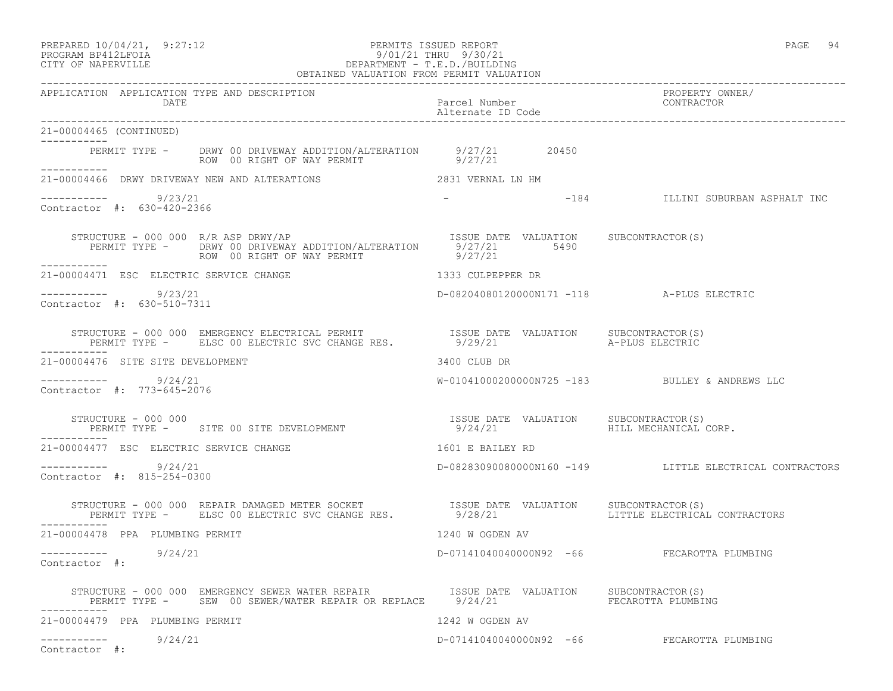PREPARED 10/04/21, 9:27:12 PERMITS ISSUED REPORT
PROGRAM BP412LFOIA 9/01/21 THRU 9/30/21
CITY OF NAPERVILLE DEPARTMENT - T.E.D./BUILDING
OBTAINED VALUATION FROM PERMIT VALUATION

| APPLICATION | APPLICATION TYPE AND DESCRIPTION / DATE | Parcel Number / Alternate ID Code | PROPERTY OWNER/ CONTRACTOR |
|---|---|---|---|

21-00004465 (CONTINUED)

PERMIT TYPE - DRWY 00 DRIVEWAY ADDITION/ALTERATION 9/27/21 20450
ROW 00 RIGHT OF WAY PERMIT 9/27/21

---

21-00004466 DRWY DRIVEWAY NEW AND ALTERATIONS 2831 VERNAL LN HM

9/23/21 - -184 ILLINI SUBURBAN ASPHALT INC
Contractor #: 630-420-2366

STRUCTURE - 000 000 R/R ASP DRWY/AP ISSUE DATE VALUATION SUBCONTRACTOR(S)
PERMIT TYPE - DRWY 00 DRIVEWAY ADDITION/ALTERATION 9/27/21 5490
ROW 00 RIGHT OF WAY PERMIT 9/27/21

---

21-00004471 ESC ELECTRIC SERVICE CHANGE 1333 CULPEPPER DR

9/23/21 D-08204080120000N171 -118 A-PLUS ELECTRIC
Contractor #: 630-510-7311

STRUCTURE - 000 000 EMERGENCY ELECTRICAL PERMIT ISSUE DATE VALUATION SUBCONTRACTOR(S)
PERMIT TYPE - ELSC 00 ELECTRIC SVC CHANGE RES. 9/29/21 A-PLUS ELECTRIC

---

21-00004476 SITE SITE DEVELOPMENT 3400 CLUB DR

9/24/21 W-01041000200000N725 -183 BULLEY & ANDREWS LLC
Contractor #: 773-645-2076

STRUCTURE - 000 000 ISSUE DATE VALUATION SUBCONTRACTOR(S)
PERMIT TYPE - SITE 00 SITE DEVELOPMENT 9/24/21 HILL MECHANICAL CORP.

---

21-00004477 ESC ELECTRIC SERVICE CHANGE 1601 E BAILEY RD

9/24/21 D-08283090080000N160 -149 LITTLE ELECTRICAL CONTRACTORS
Contractor #: 815-254-0300

STRUCTURE - 000 000 REPAIR DAMAGED METER SOCKET ISSUE DATE VALUATION SUBCONTRACTOR(S)
PERMIT TYPE - ELSC 00 ELECTRIC SVC CHANGE RES. 9/28/21 LITTLE ELECTRICAL CONTRACTORS

---

21-00004478 PPA PLUMBING PERMIT 1240 W OGDEN AV

9/24/21 D-07141040040000N92 -66 FECAROTTA PLUMBING
Contractor #:

STRUCTURE - 000 000 EMERGENCY SEWER WATER REPAIR ISSUE DATE VALUATION SUBCONTRACTOR(S)
PERMIT TYPE - SEW 00 SEWER/WATER REPAIR OR REPLACE 9/24/21 FECAROTTA PLUMBING

---

21-00004479 PPA PLUMBING PERMIT 1242 W OGDEN AV

9/24/21 D-07141040040000N92 -66 FECAROTTA PLUMBING
Contractor #: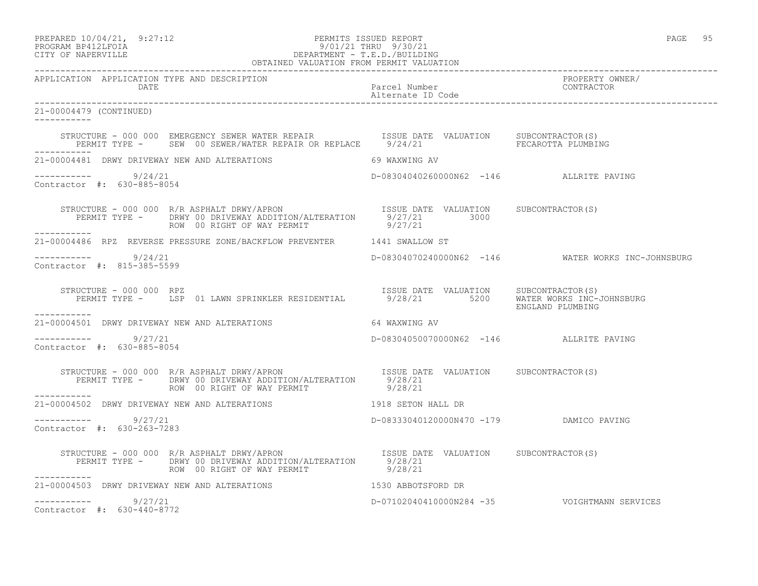PREPARED 10/04/21, 9:27:12
PROGRAM BP412LFOIA
CITY OF NAPERVILLE

PERMITS ISSUED REPORT
9/01/21 THRU 9/30/21
DEPARTMENT - T.E.D./BUILDING
OBTAINED VALUATION FROM PERMIT VALUATION

| APPLICATION | APPLICATION TYPE AND DESCRIPTION DATE | Parcel Number / Alternate ID Code | PROPERTY OWNER/ CONTRACTOR |
|---|---|---|---|

21-00004479 (CONTINUED)

STRUCTURE - 000 000 EMERGENCY SEWER WATER REPAIR — ISSUE DATE / VALUATION / SUBCONTRACTOR(S)
PERMIT TYPE - SEW 00 SEWER/WATER REPAIR OR REPLACE — 9/24/21 — FECAROTTA PLUMBING

---

21-00004481 DRWY DRIVEWAY NEW AND ALTERATIONS — 69 WAXWING AV

9/24/21 — D-08304040260000N62 -146 — ALLRITE PAVING
Contractor #: 630-885-8054

STRUCTURE - 000 000 R/R ASPHALT DRWY/APRON — ISSUE DATE / VALUATION / SUBCONTRACTOR(S)
PERMIT TYPE - DRWY 00 DRIVEWAY ADDITION/ALTERATION — 9/27/21 — 3000
ROW 00 RIGHT OF WAY PERMIT — 9/27/21

---

21-00004486 RPZ REVERSE PRESSURE ZONE/BACKFLOW PREVENTER — 1441 SWALLOW ST

9/24/21 — D-08304070240000N62 -146 — WATER WORKS INC-JOHNSBURG
Contractor #: 815-385-5599

STRUCTURE - 000 000 RPZ — ISSUE DATE / VALUATION / SUBCONTRACTOR(S)
PERMIT TYPE - LSP 01 LAWN SPRINKLER RESIDENTIAL — 9/28/21 — 5200 — WATER WORKS INC-JOHNSBURG, ENGLAND PLUMBING

---

21-00004501 DRWY DRIVEWAY NEW AND ALTERATIONS — 64 WAXWING AV

9/27/21 — D-08304050070000N62 -146 — ALLRITE PAVING
Contractor #: 630-885-8054

STRUCTURE - 000 000 R/R ASPHALT DRWY/APRON — ISSUE DATE / VALUATION / SUBCONTRACTOR(S)
PERMIT TYPE - DRWY 00 DRIVEWAY ADDITION/ALTERATION — 9/28/21
ROW 00 RIGHT OF WAY PERMIT — 9/28/21

---

21-00004502 DRWY DRIVEWAY NEW AND ALTERATIONS — 1918 SETON HALL DR

9/27/21 — D-08333040120000N470 -179 — DAMICO PAVING
Contractor #: 630-263-7283

STRUCTURE - 000 000 R/R ASPHALT DRWY/APRON — ISSUE DATE / VALUATION / SUBCONTRACTOR(S)
PERMIT TYPE - DRWY 00 DRIVEWAY ADDITION/ALTERATION — 9/28/21
ROW 00 RIGHT OF WAY PERMIT — 9/28/21

---

21-00004503 DRWY DRIVEWAY NEW AND ALTERATIONS — 1530 ABBOTSFORD DR

9/27/21 — D-07102040410000N284 -35 — VOIGHTMANN SERVICES
Contractor #: 630-440-8772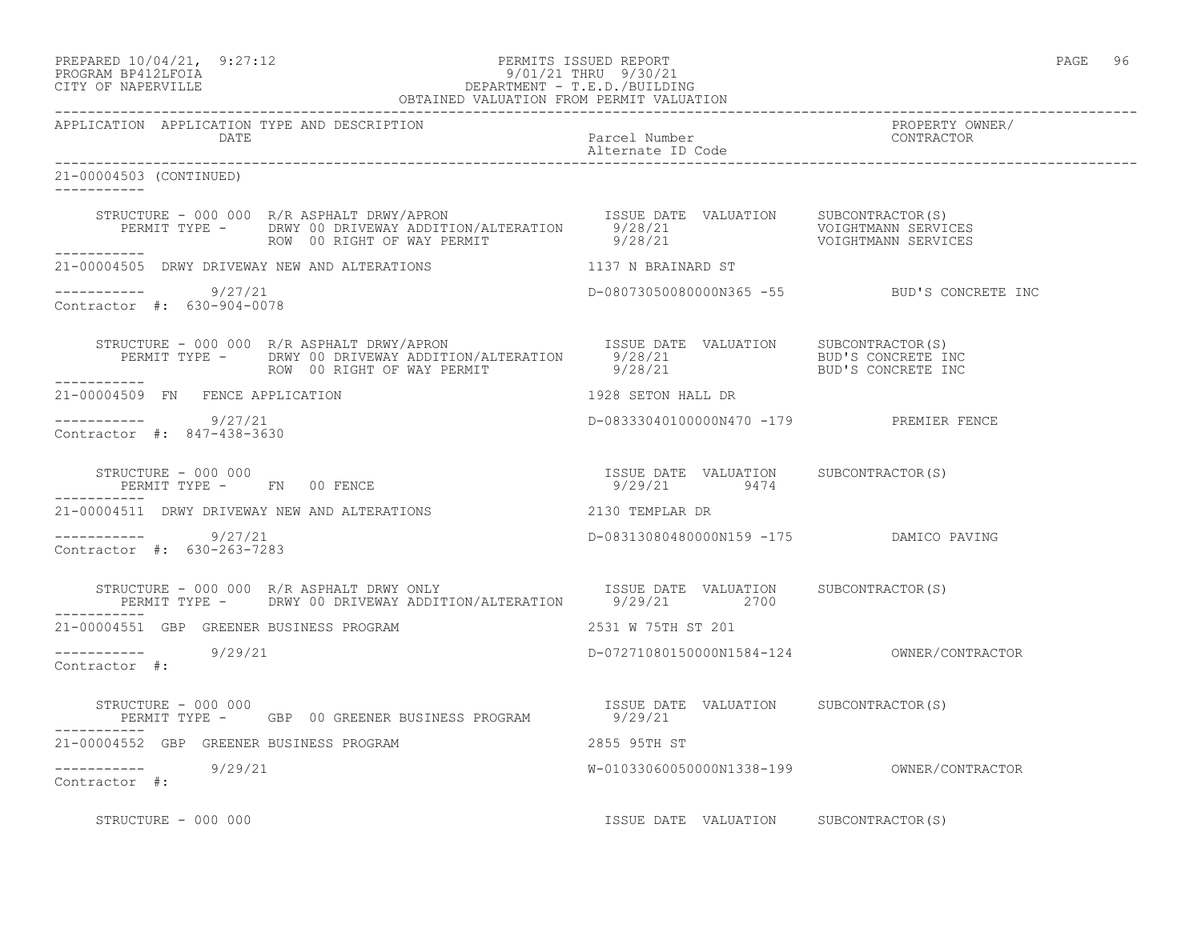APPLICATION APPLICATION TYPE AND DESCRIPTION | Parcel Number / Alternate ID Code | PROPERTY OWNER/ CONTRACTOR

DATE

21-00004503 (CONTINUED)

```
STRUCTURE - 000 000  R/R ASPHALT DRWY/APRON                  ISSUE DATE  VALUATION     SUBCONTRACTOR(S)
   PERMIT TYPE -     DRWY 00 DRIVEWAY ADDITION/ALTERATION    9/28/21                   VOIGHTMANN SERVICES
                     ROW  00 RIGHT OF WAY PERMIT             9/28/21                   VOIGHTMANN SERVICES
-----------
21-00004505  DRWY DRIVEWAY NEW AND ALTERATIONS               1137 N BRAINARD ST

-----------        9/27/21                                   D-08073050080000N365 -55          BUD'S CONCRETE INC
Contractor #:  630-904-0078

STRUCTURE - 000 000  R/R ASPHALT DRWY/APRON                  ISSUE DATE  VALUATION     SUBCONTRACTOR(S)
   PERMIT TYPE -     DRWY 00 DRIVEWAY ADDITION/ALTERATION    9/28/21                   BUD'S CONCRETE INC
                     ROW  00 RIGHT OF WAY PERMIT             9/28/21                   BUD'S CONCRETE INC
-----------
21-00004509  FN   FENCE APPLICATION                          1928 SETON HALL DR

-----------        9/27/21                                   D-08333040100000N470 -179         PREMIER FENCE
Contractor #:  847-438-3630

STRUCTURE - 000 000                                          ISSUE DATE  VALUATION     SUBCONTRACTOR(S)
   PERMIT TYPE -     FN   00 FENCE                           9/29/21        9474
-----------
21-00004511  DRWY DRIVEWAY NEW AND ALTERATIONS               2130 TEMPLAR DR

-----------        9/27/21                                   D-08313080480000N159 -175         DAMICO PAVING
Contractor #:  630-263-7283

STRUCTURE - 000 000  R/R ASPHALT DRWY ONLY                   ISSUE DATE  VALUATION     SUBCONTRACTOR(S)
   PERMIT TYPE -     DRWY 00 DRIVEWAY ADDITION/ALTERATION    9/29/21        2700
-----------
21-00004551  GBP  GREENER BUSINESS PROGRAM                   2531 W 75TH ST 201

-----------        9/29/21                                   D-07271080150000N1584-124         OWNER/CONTRACTOR
Contractor #:

STRUCTURE - 000 000                                          ISSUE DATE  VALUATION     SUBCONTRACTOR(S)
   PERMIT TYPE -     GBP  00 GREENER BUSINESS PROGRAM        9/29/21
-----------
21-00004552  GBP  GREENER BUSINESS PROGRAM                   2855 95TH ST

-----------        9/29/21                                   W-01033060050000N1338-199         OWNER/CONTRACTOR
Contractor #:

STRUCTURE - 000 000                                          ISSUE DATE  VALUATION     SUBCONTRACTOR(S)
```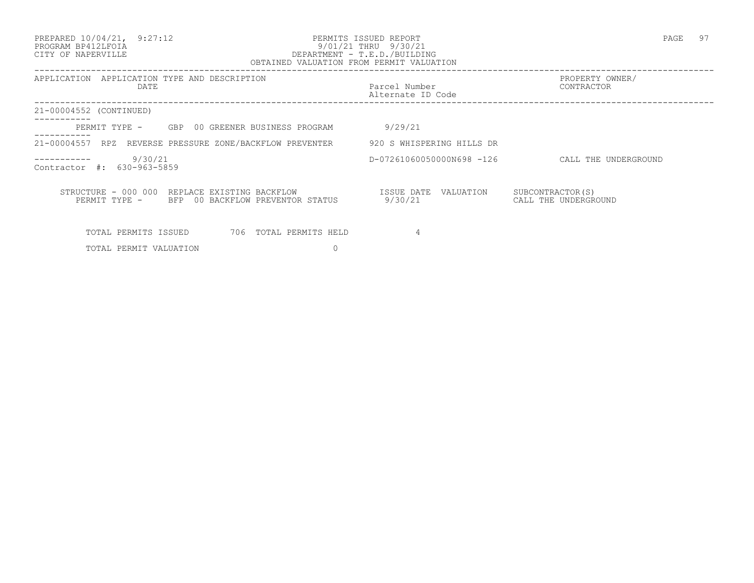PERMITS ISSUED REPORT
9/01/21 THRU 9/30/21
DEPARTMENT - T.E.D./BUILDING
OBTAINED VALUATION FROM PERMIT VALUATION

| APPLICATION | APPLICATION TYPE AND DESCRIPTION DATE | Parcel Number Alternate ID Code | PROPERTY OWNER/ CONTRACTOR |
|---|---|---|---|

21-00004552 (CONTINUED)

PERMIT TYPE - GBP 00 GREENER BUSINESS PROGRAM 9/29/21

21-00004557 RPZ REVERSE PRESSURE ZONE/BACKFLOW PREVENTER 920 S WHISPERING HILLS DR

9/30/21 D-07261060050000N698 -126 CALL THE UNDERGROUND

Contractor #: 630-963-5859

STRUCTURE - 000 000 REPLACE EXISTING BACKFLOW ISSUE DATE VALUATION SUBCONTRACTOR(S)
PERMIT TYPE - BFP 00 BACKFLOW PREVENTOR STATUS 9/30/21 CALL THE UNDERGROUND

TOTAL PERMITS ISSUED 706 TOTAL PERMITS HELD 4

TOTAL PERMIT VALUATION 0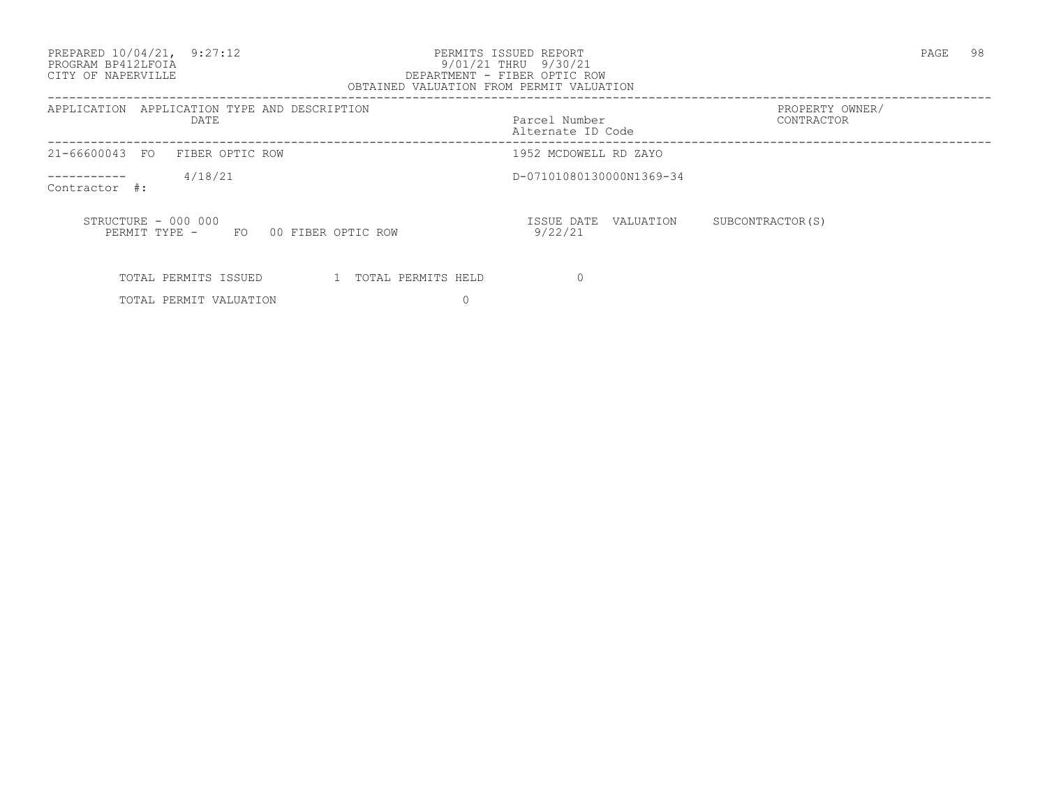PREPARED 10/04/21, 9:27:12
PROGRAM BP412LFOIA
CITY OF NAPERVILLE

PERMITS ISSUED REPORT
9/01/21 THRU 9/30/21
DEPARTMENT - FIBER OPTIC ROW
OBTAINED VALUATION FROM PERMIT VALUATION

| APPLICATION | APPLICATION TYPE AND DESCRIPTION / DATE | Parcel Number / Alternate ID Code | PROPERTY OWNER/ CONTRACTOR |
|---|---|---|---|
| 21-66600043 | FO FIBER OPTIC ROW | 1952 MCDOWELL RD ZAYO | |
| ----------- | 4/18/21 | D-07101080130000N1369-34 | |

Contractor #:

STRUCTURE - 000 000
PERMIT TYPE - FO 00 FIBER OPTIC ROW

| ISSUE DATE | VALUATION | SUBCONTRACTOR(S) |
|---|---|---|
| 9/22/21 | | |

TOTAL PERMITS ISSUED 1 TOTAL PERMITS HELD 0

TOTAL PERMIT VALUATION 0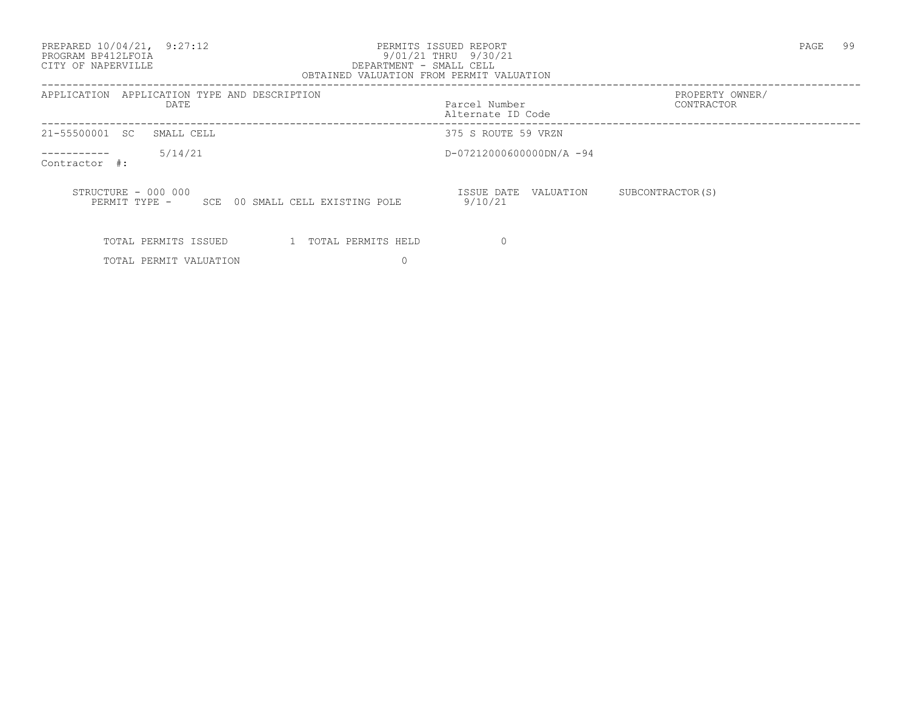PREPARED 10/04/21, 9:27:12
PROGRAM BP412LFOIA
CITY OF NAPERVILLE

PERMITS ISSUED REPORT
9/01/21 THRU 9/30/21
DEPARTMENT - SMALL CELL
OBTAINED VALUATION FROM PERMIT VALUATION

| APPLICATION | APPLICATION TYPE AND DESCRIPTION DATE | Parcel Number Alternate ID Code | PROPERTY OWNER/ CONTRACTOR |
|---|---|---|---|
| 21-55500001 | SC SMALL CELL | 375 S ROUTE 59 VRZN | |
| ----------- | 5/14/21 | D-07212000600000DN/A -94 | |
| Contractor #: | | | |

STRUCTURE - 000 000
PERMIT TYPE - SCE 00 SMALL CELL EXISTING POLE

| ISSUE DATE | VALUATION | SUBCONTRACTOR(S) |
|---|---|---|
| 9/10/21 | | |

TOTAL PERMITS ISSUED 1 TOTAL PERMITS HELD 0

TOTAL PERMIT VALUATION 0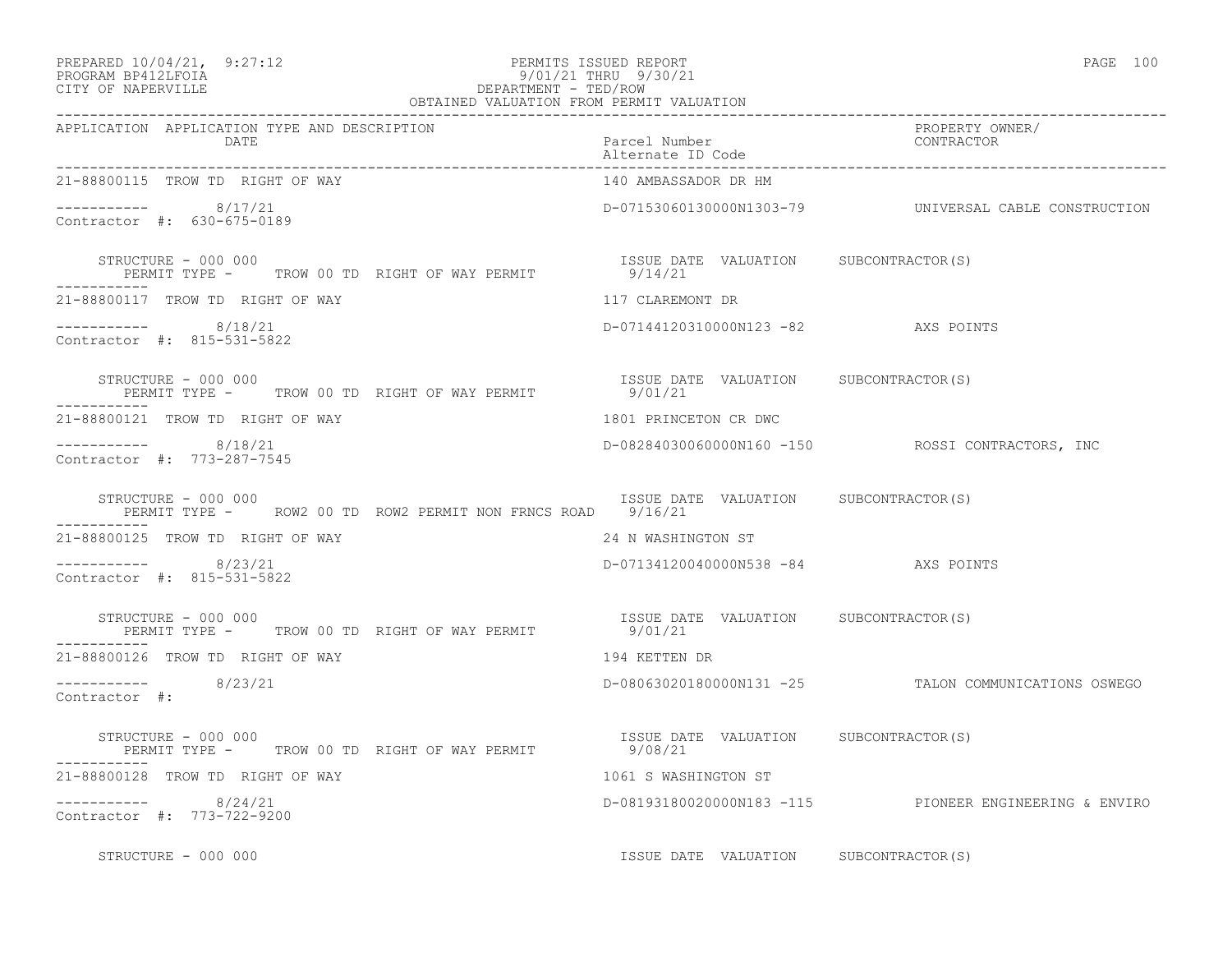PERMITS ISSUED REPORT
9/01/21 THRU 9/30/21
DEPARTMENT - TED/ROW
OBTAINED VALUATION FROM PERMIT VALUATION

PREPARED 10/04/21, 9:27:12
PROGRAM BP412LFOIA
CITY OF NAPERVILLE

| APPLICATION | APPLICATION TYPE AND DESCRIPTION / DATE | Parcel Number / Alternate ID Code | PROPERTY OWNER/ CONTRACTOR |
|---|---|---|---|
| 21-88800115 | TROW TD RIGHT OF WAY | 140 AMBASSADOR DR HM | |
| ----------- | 8/17/21 | D-07153060130000N1303-79 | UNIVERSAL CABLE CONSTRUCTION |
| Contractor #: 630-675-0189 | | | |
| STRUCTURE - 000 000 | PERMIT TYPE - TROW 00 TD RIGHT OF WAY PERMIT | ISSUE DATE 9/14/21 VALUATION | SUBCONTRACTOR(S) |
| 21-88800117 | TROW TD RIGHT OF WAY | 117 CLAREMONT DR | |
| ----------- | 8/18/21 | D-07144120310000N123 -82 | AXS POINTS |
| Contractor #: 815-531-5822 | | | |
| STRUCTURE - 000 000 | PERMIT TYPE - TROW 00 TD RIGHT OF WAY PERMIT | ISSUE DATE 9/01/21 VALUATION | SUBCONTRACTOR(S) |
| 21-88800121 | TROW TD RIGHT OF WAY | 1801 PRINCETON CR DWC | |
| ----------- | 8/18/21 | D-08284030060000N160 -150 | ROSSI CONTRACTORS, INC |
| Contractor #: 773-287-7545 | | | |
| STRUCTURE - 000 000 | PERMIT TYPE - ROW2 00 TD ROW2 PERMIT NON FRNCS ROAD | ISSUE DATE 9/16/21 VALUATION | SUBCONTRACTOR(S) |
| 21-88800125 | TROW TD RIGHT OF WAY | 24 N WASHINGTON ST | |
| ----------- | 8/23/21 | D-07134120040000N538 -84 | AXS POINTS |
| Contractor #: 815-531-5822 | | | |
| STRUCTURE - 000 000 | PERMIT TYPE - TROW 00 TD RIGHT OF WAY PERMIT | ISSUE DATE 9/01/21 VALUATION | SUBCONTRACTOR(S) |
| 21-88800126 | TROW TD RIGHT OF WAY | 194 KETTEN DR | |
| ----------- | 8/23/21 | D-08063020180000N131 -25 | TALON COMMUNICATIONS OSWEGO |
| Contractor #: | | | |
| STRUCTURE - 000 000 | PERMIT TYPE - TROW 00 TD RIGHT OF WAY PERMIT | ISSUE DATE 9/08/21 VALUATION | SUBCONTRACTOR(S) |
| 21-88800128 | TROW TD RIGHT OF WAY | 1061 S WASHINGTON ST | |
| ----------- | 8/24/21 | D-08193180020000N183 -115 | PIONEER ENGINEERING & ENVIRO |
| Contractor #: 773-722-9200 | | | |
| STRUCTURE - 000 000 | | ISSUE DATE VALUATION | SUBCONTRACTOR(S) |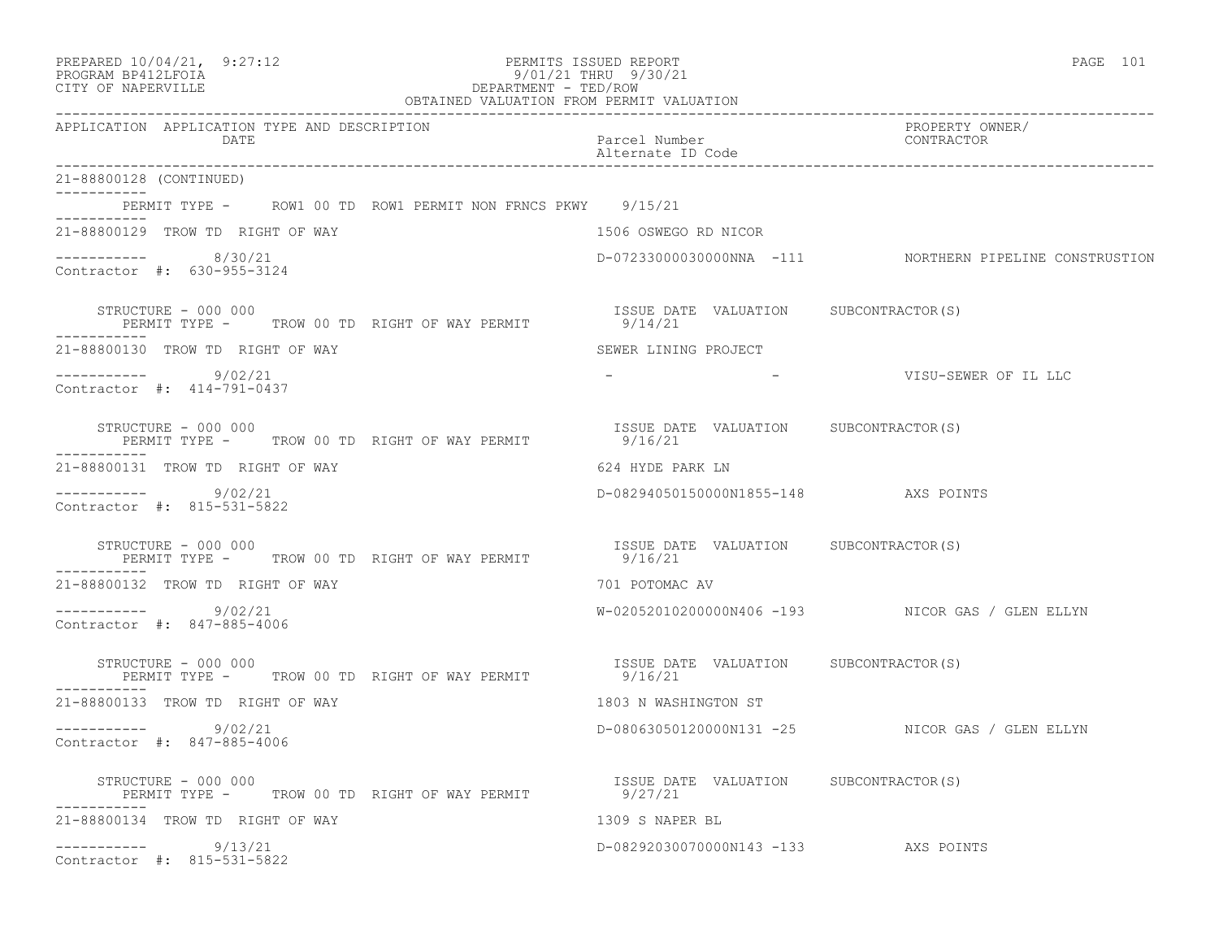PREPARED 10/04/21, 9:27:12 PERMITS ISSUED REPORT
PROGRAM BP412LFOIA 9/01/21 THRU 9/30/21
CITY OF NAPERVILLE DEPARTMENT - TED/ROW
OBTAINED VALUATION FROM PERMIT VALUATION

| APPLICATION | APPLICATION TYPE AND DESCRIPTION DATE | Parcel Number Alternate ID Code | PROPERTY OWNER/ CONTRACTOR |
|---|---|---|---|

21-88800128 (CONTINUED)

PERMIT TYPE - ROW1 00 TD ROW1 PERMIT NON FRNCS PKWY 9/15/21

---

21-88800129 TROW TD RIGHT OF WAY — 1506 OSWEGO RD NICOR

8/30/21 — D-07233000030000NNA -111 — NORTHERN PIPELINE CONSTRUSTION

Contractor #: 630-955-3124

STRUCTURE - 000 000 — ISSUE DATE VALUATION SUBCONTRACTOR(S)
PERMIT TYPE - TROW 00 TD RIGHT OF WAY PERMIT — 9/14/21

---

21-88800130 TROW TD RIGHT OF WAY — SEWER LINING PROJECT

9/02/21 — - - — VISU-SEWER OF IL LLC

Contractor #: 414-791-0437

STRUCTURE - 000 000 — ISSUE DATE VALUATION SUBCONTRACTOR(S)
PERMIT TYPE - TROW 00 TD RIGHT OF WAY PERMIT — 9/16/21

---

21-88800131 TROW TD RIGHT OF WAY — 624 HYDE PARK LN

9/02/21 — D-08294050150000N1855-148 — AXS POINTS

Contractor #: 815-531-5822

STRUCTURE - 000 000 — ISSUE DATE VALUATION SUBCONTRACTOR(S)
PERMIT TYPE - TROW 00 TD RIGHT OF WAY PERMIT — 9/16/21

---

21-88800132 TROW TD RIGHT OF WAY — 701 POTOMAC AV

9/02/21 — W-02052010200000N406 -193 — NICOR GAS / GLEN ELLYN

Contractor #: 847-885-4006

STRUCTURE - 000 000 — ISSUE DATE VALUATION SUBCONTRACTOR(S)
PERMIT TYPE - TROW 00 TD RIGHT OF WAY PERMIT — 9/16/21

---

21-88800133 TROW TD RIGHT OF WAY — 1803 N WASHINGTON ST

9/02/21 — D-08063050120000N131 -25 — NICOR GAS / GLEN ELLYN

Contractor #: 847-885-4006

STRUCTURE - 000 000 — ISSUE DATE VALUATION SUBCONTRACTOR(S)
PERMIT TYPE - TROW 00 TD RIGHT OF WAY PERMIT — 9/27/21

---

21-88800134 TROW TD RIGHT OF WAY — 1309 S NAPER BL

9/13/21 — D-08292030070000N143 -133 — AXS POINTS

Contractor #: 815-531-5822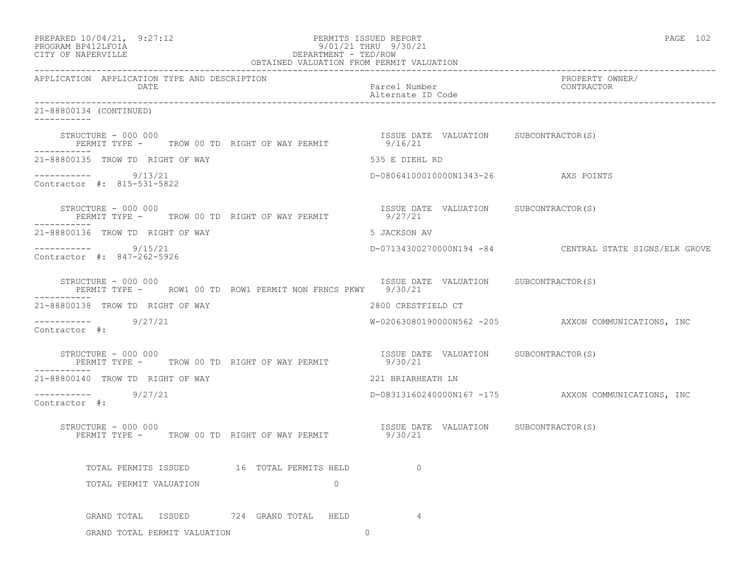PREPARED 10/04/21, 9:27:12 PERMITS ISSUED REPORT
PROGRAM BP412LFOIA 9/01/21 THRU 9/30/21
CITY OF NAPERVILLE DEPARTMENT - TED/ROW
OBTAINED VALUATION FROM PERMIT VALUATION

| APPLICATION | APPLICATION TYPE AND DESCRIPTION / DATE | Parcel Number / Alternate ID Code | PROPERTY OWNER/ CONTRACTOR |
|---|---|---|---|

21-88800134 (CONTINUED)

STRUCTURE - 000 000 — ISSUE DATE VALUATION SUBCONTRACTOR(S)
PERMIT TYPE - TROW 00 TD RIGHT OF WAY PERMIT — 9/16/21

21-88800135 TROW TD RIGHT OF WAY — 535 E DIEHL RD
9/13/21 — D-08064100010000N1343-26 — AXS POINTS
Contractor #: 815-531-5822

STRUCTURE - 000 000 — ISSUE DATE VALUATION SUBCONTRACTOR(S)
PERMIT TYPE - TROW 00 TD RIGHT OF WAY PERMIT — 9/27/21

21-88800136 TROW TD RIGHT OF WAY — 5 JACKSON AV
9/15/21 — D-07134300270000N194 -84 — CENTRAL STATE SIGNS/ELK GROVE
Contractor #: 847-262-5926

STRUCTURE - 000 000 — ISSUE DATE VALUATION SUBCONTRACTOR(S)
PERMIT TYPE - ROW1 00 TD ROW1 PERMIT NON FRNCS PKWY — 9/30/21

21-88800138 TROW TD RIGHT OF WAY — 2800 CRESTFIELD CT
9/27/21 — W-02063080190000N562 -205 — AXXON COMMUNICATIONS, INC
Contractor #:

STRUCTURE - 000 000 — ISSUE DATE VALUATION SUBCONTRACTOR(S)
PERMIT TYPE - TROW 00 TD RIGHT OF WAY PERMIT — 9/30/21

21-88800140 TROW TD RIGHT OF WAY — 221 BRIARHEATH LN
9/27/21 — D-08313160240000N167 -175 — AXXON COMMUNICATIONS, INC
Contractor #:

STRUCTURE - 000 000 — ISSUE DATE VALUATION SUBCONTRACTOR(S)
PERMIT TYPE - TROW 00 TD RIGHT OF WAY PERMIT — 9/30/21

TOTAL PERMITS ISSUED 16 TOTAL PERMITS HELD 0

TOTAL PERMIT VALUATION 0

GRAND TOTAL ISSUED 724 GRAND TOTAL HELD 4

GRAND TOTAL PERMIT VALUATION 0